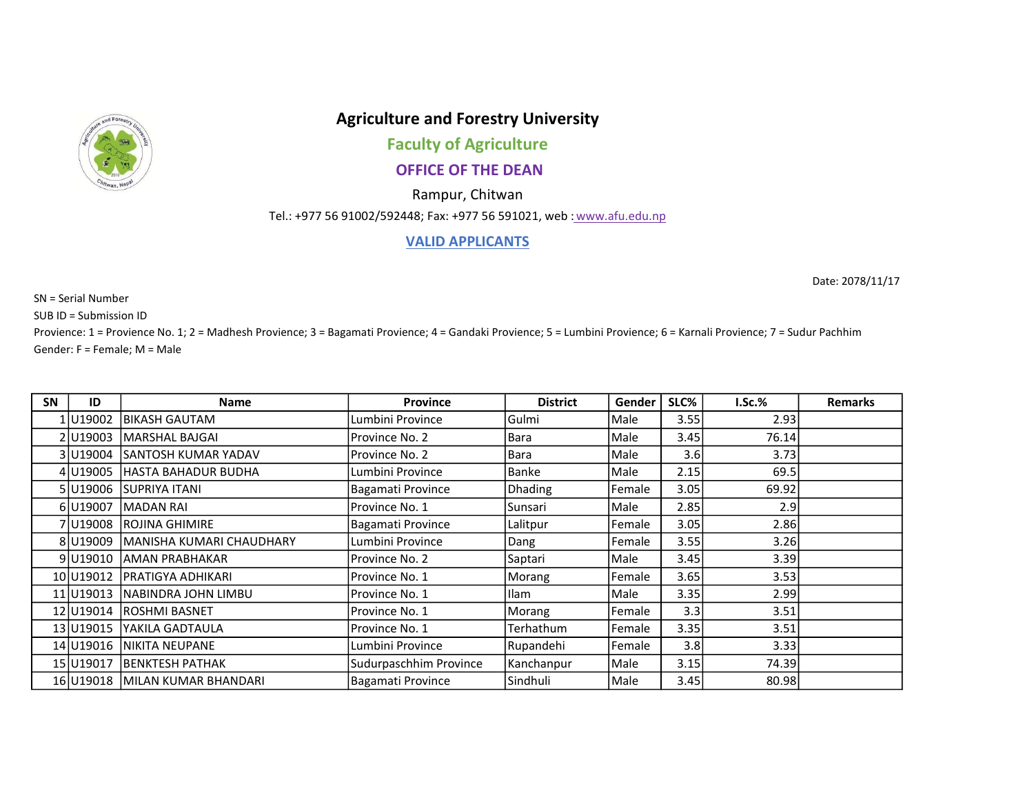# Agriculture and Forestry University

## Faculty of Agriculture

## OFFICE OF THE DEAN

Rampur, Chitwan

Tel.: +977 56 91002/592448; Fax: +977 56 591021, web : www.afu.edu.np

### VALID APPLICANTS

Date: 2078/11/17

SN = Serial Number

SUB ID = Submission ID

Provience: 1 = Provience No. 1; 2 = Madhesh Provience; 3 = Bagamati Provience; 4 = Gandaki Provience; 5 = Lumbini Provience; 6 = Karnali Provience; 7 = Sudur Pachhim

Gender: F = Female; M = Male

| SN | ID | Name | Province | District | Gender | SLC% | I.Sc.% | Remarks |
|---|---|---|---|---|---|---|---|---|
| 1 | U19002 | BIKASH GAUTAM | Lumbini Province | Gulmi | Male | 3.55 | 2.93 | |
| 2 | U19003 | MARSHAL BAJGAI | Province No. 2 | Bara | Male | 3.45 | 76.14 | |
| 3 | U19004 | SANTOSH KUMAR YADAV | Province No. 2 | Bara | Male | 3.6 | 3.73 | |
| 4 | U19005 | HASTA BAHADUR BUDHA | Lumbini Province | Banke | Male | 2.15 | 69.5 | |
| 5 | U19006 | SUPRIYA ITANI | Bagamati Province | Dhading | Female | 3.05 | 69.92 | |
| 6 | U19007 | MADAN RAI | Province No. 1 | Sunsari | Male | 2.85 | 2.9 | |
| 7 | U19008 | ROJINA GHIMIRE | Bagamati Province | Lalitpur | Female | 3.05 | 2.86 | |
| 8 | U19009 | MANISHA KUMARI CHAUDHARY | Lumbini Province | Dang | Female | 3.55 | 3.26 | |
| 9 | U19010 | AMAN PRABHAKAR | Province No. 2 | Saptari | Male | 3.45 | 3.39 | |
| 10 | U19012 | PRATIGYA ADHIKARI | Province No. 1 | Morang | Female | 3.65 | 3.53 | |
| 11 | U19013 | NABINDRA JOHN LIMBU | Province No. 1 | Ilam | Male | 3.35 | 2.99 | |
| 12 | U19014 | ROSHMI BASNET | Province No. 1 | Morang | Female | 3.3 | 3.51 | |
| 13 | U19015 | YAKILA GADTAULA | Province No. 1 | Terhathum | Female | 3.35 | 3.51 | |
| 14 | U19016 | NIKITA NEUPANE | Lumbini Province | Rupandehi | Female | 3.8 | 3.33 | |
| 15 | U19017 | BENKTESH PATHAK | Sudurpaschhim Province | Kanchanpur | Male | 3.15 | 74.39 | |
| 16 | U19018 | MILAN KUMAR BHANDARI | Bagamati Province | Sindhuli | Male | 3.45 | 80.98 | |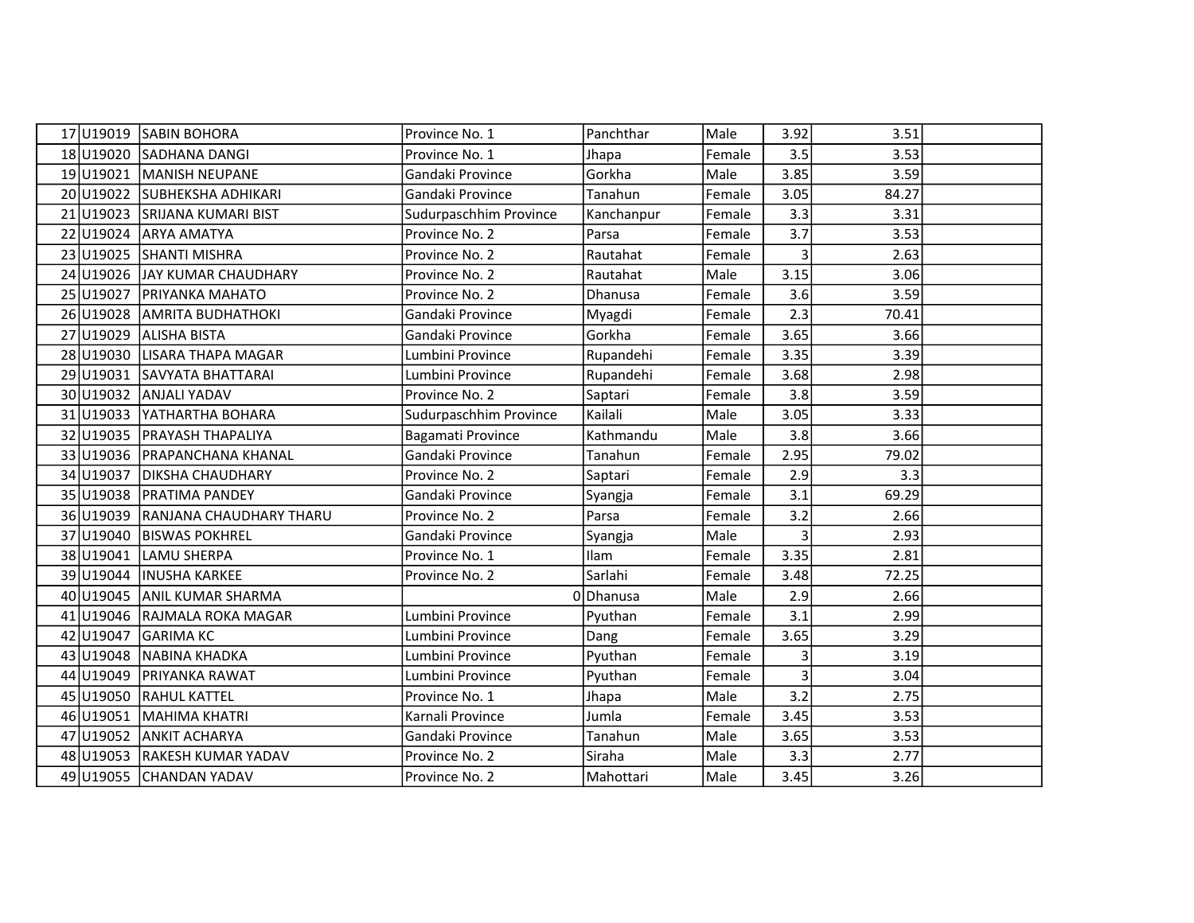| | | | | | | | | |
|---|---|---|---|---|---|---|---|---|
| 17 | U19019 | SABIN BOHORA | Province No. 1 | Panchthar | Male | 3.92 | 3.51 | |
| 18 | U19020 | SADHANA DANGI | Province No. 1 | Jhapa | Female | 3.5 | 3.53 | |
| 19 | U19021 | MANISH NEUPANE | Gandaki Province | Gorkha | Male | 3.85 | 3.59 | |
| 20 | U19022 | SUBHEKSHA ADHIKARI | Gandaki Province | Tanahun | Female | 3.05 | 84.27 | |
| 21 | U19023 | SRIJANA KUMARI BIST | Sudurpaschhim Province | Kanchanpur | Female | 3.3 | 3.31 | |
| 22 | U19024 | ARYA AMATYA | Province No. 2 | Parsa | Female | 3.7 | 3.53 | |
| 23 | U19025 | SHANTI MISHRA | Province No. 2 | Rautahat | Female | 3 | 2.63 | |
| 24 | U19026 | JAY KUMAR CHAUDHARY | Province No. 2 | Rautahat | Male | 3.15 | 3.06 | |
| 25 | U19027 | PRIYANKA MAHATO | Province No. 2 | Dhanusa | Female | 3.6 | 3.59 | |
| 26 | U19028 | AMRITA BUDHATHOKI | Gandaki Province | Myagdi | Female | 2.3 | 70.41 | |
| 27 | U19029 | ALISHA BISTA | Gandaki Province | Gorkha | Female | 3.65 | 3.66 | |
| 28 | U19030 | LISARA THAPA MAGAR | Lumbini Province | Rupandehi | Female | 3.35 | 3.39 | |
| 29 | U19031 | SAVYATA BHATTARAI | Lumbini Province | Rupandehi | Female | 3.68 | 2.98 | |
| 30 | U19032 | ANJALI YADAV | Province No. 2 | Saptari | Female | 3.8 | 3.59 | |
| 31 | U19033 | YATHARTHA BOHARA | Sudurpaschhim Province | Kailali | Male | 3.05 | 3.33 | |
| 32 | U19035 | PRAYASH THAPALIYA | Bagamati Province | Kathmandu | Male | 3.8 | 3.66 | |
| 33 | U19036 | PRAPANCHANA KHANAL | Gandaki Province | Tanahun | Female | 2.95 | 79.02 | |
| 34 | U19037 | DIKSHA CHAUDHARY | Province No. 2 | Saptari | Female | 2.9 | 3.3 | |
| 35 | U19038 | PRATIMA PANDEY | Gandaki Province | Syangja | Female | 3.1 | 69.29 | |
| 36 | U19039 | RANJANA CHAUDHARY THARU | Province No. 2 | Parsa | Female | 3.2 | 2.66 | |
| 37 | U19040 | BISWAS POKHREL | Gandaki Province | Syangja | Male | 3 | 2.93 | |
| 38 | U19041 | LAMU SHERPA | Province No. 1 | Ilam | Female | 3.35 | 2.81 | |
| 39 | U19044 | INUSHA KARKEE | Province No. 2 | Sarlahi | Female | 3.48 | 72.25 | |
| 40 | U19045 | ANIL KUMAR SHARMA | 0 | Dhanusa | Male | 2.9 | 2.66 | |
| 41 | U19046 | RAJMALA ROKA MAGAR | Lumbini Province | Pyuthan | Female | 3.1 | 2.99 | |
| 42 | U19047 | GARIMA KC | Lumbini Province | Dang | Female | 3.65 | 3.29 | |
| 43 | U19048 | NABINA KHADKA | Lumbini Province | Pyuthan | Female | 3 | 3.19 | |
| 44 | U19049 | PRIYANKA RAWAT | Lumbini Province | Pyuthan | Female | 3 | 3.04 | |
| 45 | U19050 | RAHUL KATTEL | Province No. 1 | Jhapa | Male | 3.2 | 2.75 | |
| 46 | U19051 | MAHIMA KHATRI | Karnali Province | Jumla | Female | 3.45 | 3.53 | |
| 47 | U19052 | ANKIT ACHARYA | Gandaki Province | Tanahun | Male | 3.65 | 3.53 | |
| 48 | U19053 | RAKESH KUMAR YADAV | Province No. 2 | Siraha | Male | 3.3 | 2.77 | |
| 49 | U19055 | CHANDAN YADAV | Province No. 2 | Mahottari | Male | 3.45 | 3.26 | |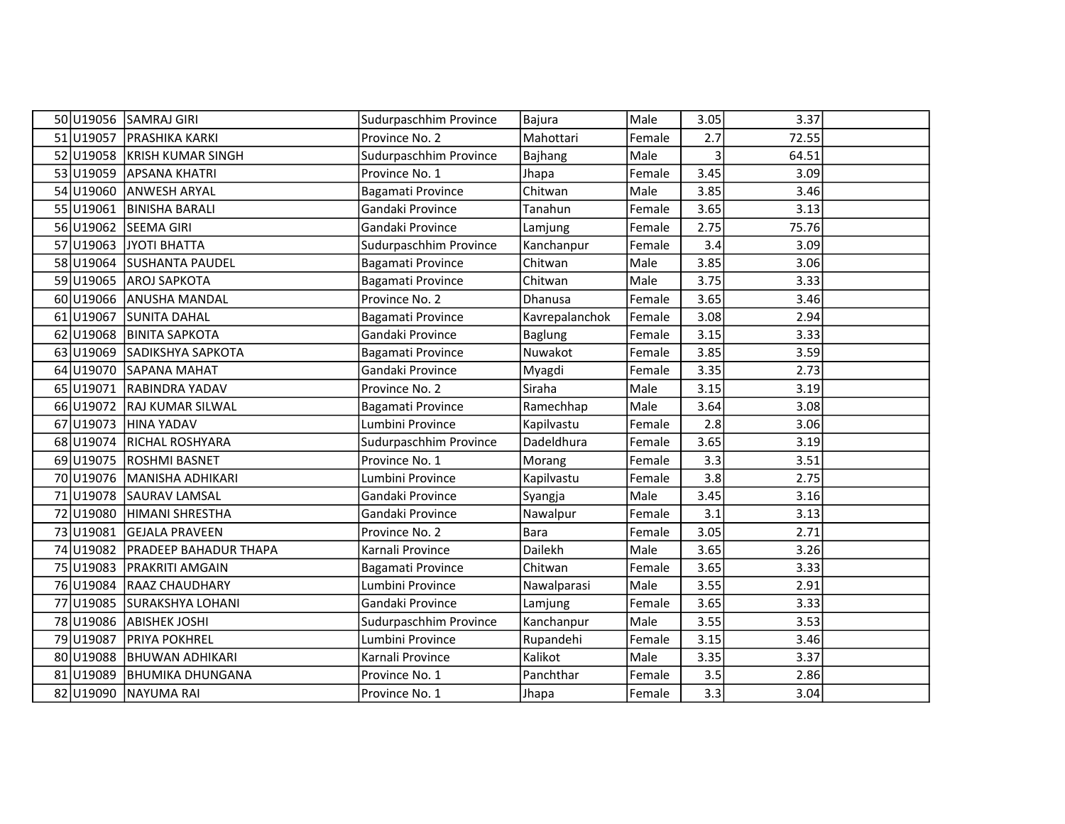| | | | | | | | | |
|---|---|---|---|---|---|---|---|---|
| 50 | U19056 | SAMRAJ GIRI | Sudurpaschhim Province | Bajura | Male | 3.05 | 3.37 | |
| 51 | U19057 | PRASHIKA KARKI | Province No. 2 | Mahottari | Female | 2.7 | 72.55 | |
| 52 | U19058 | KRISH KUMAR SINGH | Sudurpaschhim Province | Bajhang | Male | 3 | 64.51 | |
| 53 | U19059 | APSANA KHATRI | Province No. 1 | Jhapa | Female | 3.45 | 3.09 | |
| 54 | U19060 | ANWESH ARYAL | Bagamati Province | Chitwan | Male | 3.85 | 3.46 | |
| 55 | U19061 | BINISHA BARALI | Gandaki Province | Tanahun | Female | 3.65 | 3.13 | |
| 56 | U19062 | SEEMA GIRI | Gandaki Province | Lamjung | Female | 2.75 | 75.76 | |
| 57 | U19063 | JYOTI BHATTA | Sudurpaschhim Province | Kanchanpur | Female | 3.4 | 3.09 | |
| 58 | U19064 | SUSHANTA PAUDEL | Bagamati Province | Chitwan | Male | 3.85 | 3.06 | |
| 59 | U19065 | AROJ SAPKOTA | Bagamati Province | Chitwan | Male | 3.75 | 3.33 | |
| 60 | U19066 | ANUSHA MANDAL | Province No. 2 | Dhanusa | Female | 3.65 | 3.46 | |
| 61 | U19067 | SUNITA DAHAL | Bagamati Province | Kavrepalanchok | Female | 3.08 | 2.94 | |
| 62 | U19068 | BINITA SAPKOTA | Gandaki Province | Baglung | Female | 3.15 | 3.33 | |
| 63 | U19069 | SADIKSHYA SAPKOTA | Bagamati Province | Nuwakot | Female | 3.85 | 3.59 | |
| 64 | U19070 | SAPANA MAHAT | Gandaki Province | Myagdi | Female | 3.35 | 2.73 | |
| 65 | U19071 | RABINDRA YADAV | Province No. 2 | Siraha | Male | 3.15 | 3.19 | |
| 66 | U19072 | RAJ KUMAR SILWAL | Bagamati Province | Ramechhap | Male | 3.64 | 3.08 | |
| 67 | U19073 | HINA YADAV | Lumbini Province | Kapilvastu | Female | 2.8 | 3.06 | |
| 68 | U19074 | RICHAL ROSHYARA | Sudurpaschhim Province | Dadeldhura | Female | 3.65 | 3.19 | |
| 69 | U19075 | ROSHMI BASNET | Province No. 1 | Morang | Female | 3.3 | 3.51 | |
| 70 | U19076 | MANISHA ADHIKARI | Lumbini Province | Kapilvastu | Female | 3.8 | 2.75 | |
| 71 | U19078 | SAURAV LAMSAL | Gandaki Province | Syangja | Male | 3.45 | 3.16 | |
| 72 | U19080 | HIMANI SHRESTHA | Gandaki Province | Nawalpur | Female | 3.1 | 3.13 | |
| 73 | U19081 | GEJALA PRAVEEN | Province No. 2 | Bara | Female | 3.05 | 2.71 | |
| 74 | U19082 | PRADEEP BAHADUR THAPA | Karnali Province | Dailekh | Male | 3.65 | 3.26 | |
| 75 | U19083 | PRAKRITI AMGAIN | Bagamati Province | Chitwan | Female | 3.65 | 3.33 | |
| 76 | U19084 | RAAZ CHAUDHARY | Lumbini Province | Nawalparasi | Male | 3.55 | 2.91 | |
| 77 | U19085 | SURAKSHYA LOHANI | Gandaki Province | Lamjung | Female | 3.65 | 3.33 | |
| 78 | U19086 | ABISHEK JOSHI | Sudurpaschhim Province | Kanchanpur | Male | 3.55 | 3.53 | |
| 79 | U19087 | PRIYA POKHREL | Lumbini Province | Rupandehi | Female | 3.15 | 3.46 | |
| 80 | U19088 | BHUWAN ADHIKARI | Karnali Province | Kalikot | Male | 3.35 | 3.37 | |
| 81 | U19089 | BHUMIKA DHUNGANA | Province No. 1 | Panchthar | Female | 3.5 | 2.86 | |
| 82 | U19090 | NAYUMA RAI | Province No. 1 | Jhapa | Female | 3.3 | 3.04 | |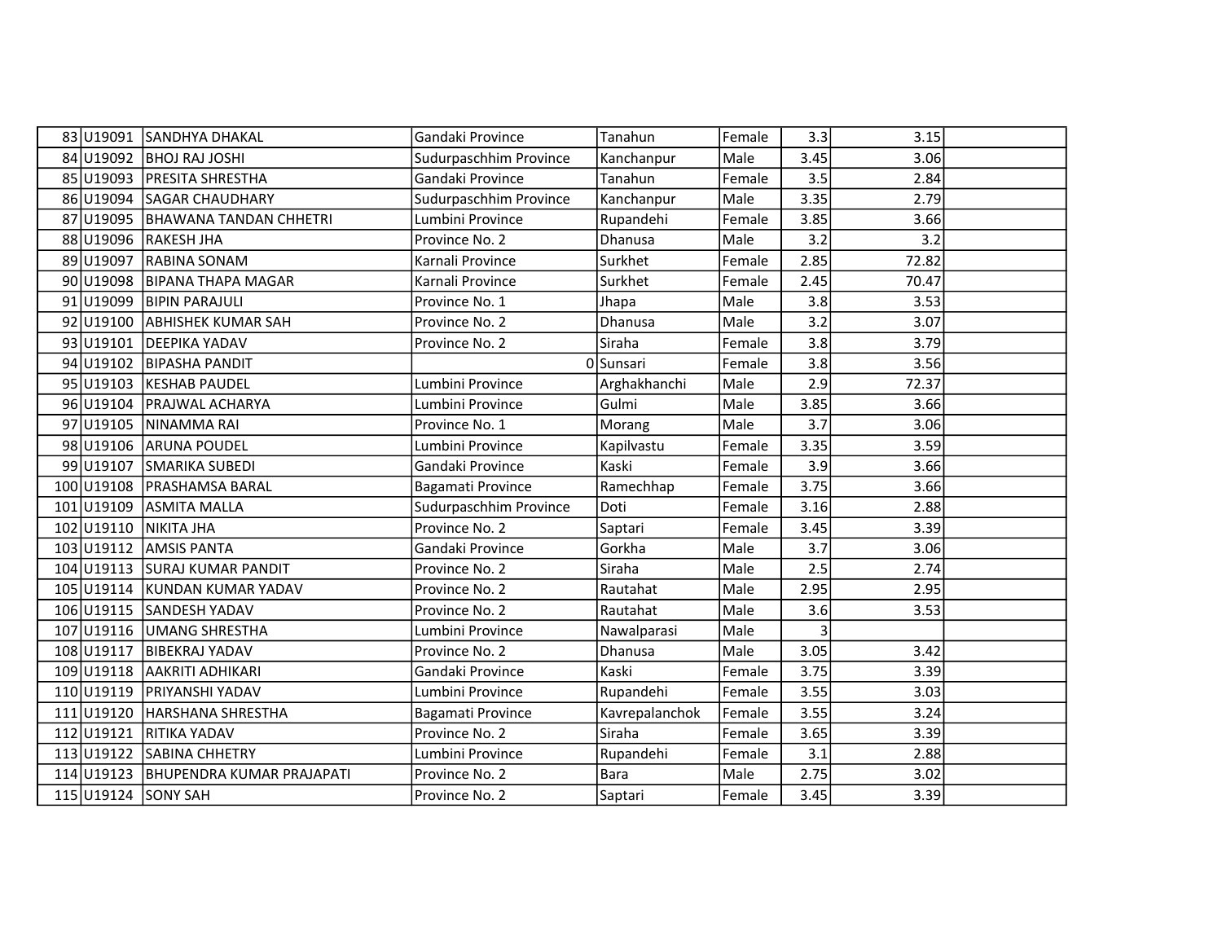| | | | | | | | | |
|---|---|---|---|---|---|---|---|---|
| 83 | U19091 | SANDHYA DHAKAL | Gandaki Province | Tanahun | Female | 3.3 | 3.15 | |
| 84 | U19092 | BHOJ RAJ JOSHI | Sudurpaschhim Province | Kanchanpur | Male | 3.45 | 3.06 | |
| 85 | U19093 | PRESITA SHRESTHA | Gandaki Province | Tanahun | Female | 3.5 | 2.84 | |
| 86 | U19094 | SAGAR CHAUDHARY | Sudurpaschhim Province | Kanchanpur | Male | 3.35 | 2.79 | |
| 87 | U19095 | BHAWANA TANDAN CHHETRI | Lumbini Province | Rupandehi | Female | 3.85 | 3.66 | |
| 88 | U19096 | RAKESH JHA | Province No. 2 | Dhanusa | Male | 3.2 | 3.2 | |
| 89 | U19097 | RABINA SONAM | Karnali Province | Surkhet | Female | 2.85 | 72.82 | |
| 90 | U19098 | BIPANA THAPA MAGAR | Karnali Province | Surkhet | Female | 2.45 | 70.47 | |
| 91 | U19099 | BIPIN PARAJULI | Province No. 1 | Jhapa | Male | 3.8 | 3.53 | |
| 92 | U19100 | ABHISHEK KUMAR SAH | Province No. 2 | Dhanusa | Male | 3.2 | 3.07 | |
| 93 | U19101 | DEEPIKA YADAV | Province No. 2 | Siraha | Female | 3.8 | 3.79 | |
| 94 | U19102 | BIPASHA PANDIT | 0 | Sunsari | Female | 3.8 | 3.56 | |
| 95 | U19103 | KESHAB PAUDEL | Lumbini Province | Arghakhanchi | Male | 2.9 | 72.37 | |
| 96 | U19104 | PRAJWAL ACHARYA | Lumbini Province | Gulmi | Male | 3.85 | 3.66 | |
| 97 | U19105 | NINAMMA RAI | Province No. 1 | Morang | Male | 3.7 | 3.06 | |
| 98 | U19106 | ARUNA POUDEL | Lumbini Province | Kapilvastu | Female | 3.35 | 3.59 | |
| 99 | U19107 | SMARIKA SUBEDI | Gandaki Province | Kaski | Female | 3.9 | 3.66 | |
| 100 | U19108 | PRASHAMSA BARAL | Bagamati Province | Ramechhap | Female | 3.75 | 3.66 | |
| 101 | U19109 | ASMITA MALLA | Sudurpaschhim Province | Doti | Female | 3.16 | 2.88 | |
| 102 | U19110 | NIKITA JHA | Province No. 2 | Saptari | Female | 3.45 | 3.39 | |
| 103 | U19112 | AMSIS PANTA | Gandaki Province | Gorkha | Male | 3.7 | 3.06 | |
| 104 | U19113 | SURAJ KUMAR PANDIT | Province No. 2 | Siraha | Male | 2.5 | 2.74 | |
| 105 | U19114 | KUNDAN KUMAR YADAV | Province No. 2 | Rautahat | Male | 2.95 | 2.95 | |
| 106 | U19115 | SANDESH YADAV | Province No. 2 | Rautahat | Male | 3.6 | 3.53 | |
| 107 | U19116 | UMANG SHRESTHA | Lumbini Province | Nawalparasi | Male | 3 | | |
| 108 | U19117 | BIBEKRAJ YADAV | Province No. 2 | Dhanusa | Male | 3.05 | 3.42 | |
| 109 | U19118 | AAKRITI ADHIKARI | Gandaki Province | Kaski | Female | 3.75 | 3.39 | |
| 110 | U19119 | PRIYANSHI YADAV | Lumbini Province | Rupandehi | Female | 3.55 | 3.03 | |
| 111 | U19120 | HARSHANA SHRESTHA | Bagamati Province | Kavrepalanchok | Female | 3.55 | 3.24 | |
| 112 | U19121 | RITIKA YADAV | Province No. 2 | Siraha | Female | 3.65 | 3.39 | |
| 113 | U19122 | SABINA CHHETRY | Lumbini Province | Rupandehi | Female | 3.1 | 2.88 | |
| 114 | U19123 | BHUPENDRA KUMAR PRAJAPATI | Province No. 2 | Bara | Male | 2.75 | 3.02 | |
| 115 | U19124 | SONY SAH | Province No. 2 | Saptari | Female | 3.45 | 3.39 | |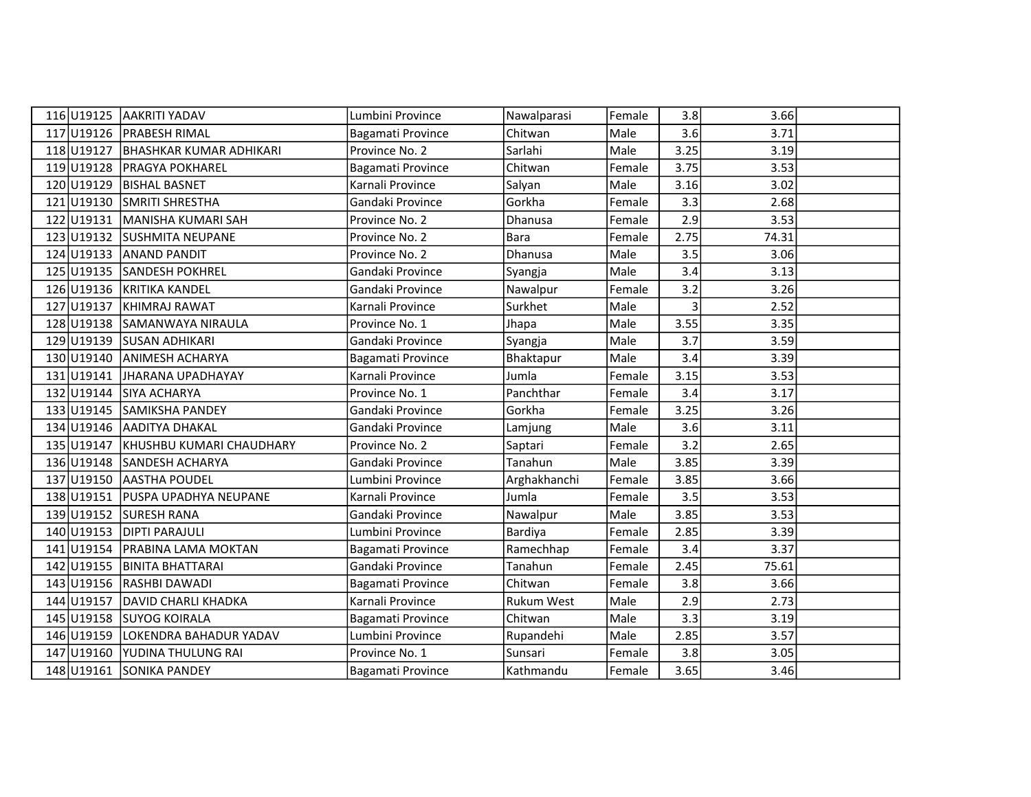| | | | | | | | | |
|---|---|---|---|---|---|---|---|---|
| 116 | U19125 | AAKRITI YADAV | Lumbini Province | Nawalparasi | Female | 3.8 | 3.66 | |
| 117 | U19126 | PRABESH RIMAL | Bagamati Province | Chitwan | Male | 3.6 | 3.71 | |
| 118 | U19127 | BHASHKAR KUMAR ADHIKARI | Province No. 2 | Sarlahi | Male | 3.25 | 3.19 | |
| 119 | U19128 | PRAGYA POKHAREL | Bagamati Province | Chitwan | Female | 3.75 | 3.53 | |
| 120 | U19129 | BISHAL BASNET | Karnali Province | Salyan | Male | 3.16 | 3.02 | |
| 121 | U19130 | SMRITI SHRESTHA | Gandaki Province | Gorkha | Female | 3.3 | 2.68 | |
| 122 | U19131 | MANISHA KUMARI SAH | Province No. 2 | Dhanusa | Female | 2.9 | 3.53 | |
| 123 | U19132 | SUSHMITA NEUPANE | Province No. 2 | Bara | Female | 2.75 | 74.31 | |
| 124 | U19133 | ANAND PANDIT | Province No. 2 | Dhanusa | Male | 3.5 | 3.06 | |
| 125 | U19135 | SANDESH POKHREL | Gandaki Province | Syangja | Male | 3.4 | 3.13 | |
| 126 | U19136 | KRITIKA KANDEL | Gandaki Province | Nawalpur | Female | 3.2 | 3.26 | |
| 127 | U19137 | KHIMRAJ RAWAT | Karnali Province | Surkhet | Male | 3 | 2.52 | |
| 128 | U19138 | SAMANWAYA NIRAULA | Province No. 1 | Jhapa | Male | 3.55 | 3.35 | |
| 129 | U19139 | SUSAN ADHIKARI | Gandaki Province | Syangja | Male | 3.7 | 3.59 | |
| 130 | U19140 | ANIMESH ACHARYA | Bagamati Province | Bhaktapur | Male | 3.4 | 3.39 | |
| 131 | U19141 | JHARANA UPADHAYAY | Karnali Province | Jumla | Female | 3.15 | 3.53 | |
| 132 | U19144 | SIYA ACHARYA | Province No. 1 | Panchthar | Female | 3.4 | 3.17 | |
| 133 | U19145 | SAMIKSHA PANDEY | Gandaki Province | Gorkha | Female | 3.25 | 3.26 | |
| 134 | U19146 | AADITYA DHAKAL | Gandaki Province | Lamjung | Male | 3.6 | 3.11 | |
| 135 | U19147 | KHUSHBU KUMARI CHAUDHARY | Province No. 2 | Saptari | Female | 3.2 | 2.65 | |
| 136 | U19148 | SANDESH ACHARYA | Gandaki Province | Tanahun | Male | 3.85 | 3.39 | |
| 137 | U19150 | AASTHA POUDEL | Lumbini Province | Arghakhanchi | Female | 3.85 | 3.66 | |
| 138 | U19151 | PUSPA UPADHYA NEUPANE | Karnali Province | Jumla | Female | 3.5 | 3.53 | |
| 139 | U19152 | SURESH RANA | Gandaki Province | Nawalpur | Male | 3.85 | 3.53 | |
| 140 | U19153 | DIPTI PARAJULI | Lumbini Province | Bardiya | Female | 2.85 | 3.39 | |
| 141 | U19154 | PRABINA LAMA MOKTAN | Bagamati Province | Ramechhap | Female | 3.4 | 3.37 | |
| 142 | U19155 | BINITA BHATTARAI | Gandaki Province | Tanahun | Female | 2.45 | 75.61 | |
| 143 | U19156 | RASHBI DAWADI | Bagamati Province | Chitwan | Female | 3.8 | 3.66 | |
| 144 | U19157 | DAVID CHARLI KHADKA | Karnali Province | Rukum West | Male | 2.9 | 2.73 | |
| 145 | U19158 | SUYOG KOIRALA | Bagamati Province | Chitwan | Male | 3.3 | 3.19 | |
| 146 | U19159 | LOKENDRA BAHADUR YADAV | Lumbini Province | Rupandehi | Male | 2.85 | 3.57 | |
| 147 | U19160 | YUDINA THULUNG RAI | Province No. 1 | Sunsari | Female | 3.8 | 3.05 | |
| 148 | U19161 | SONIKA PANDEY | Bagamati Province | Kathmandu | Female | 3.65 | 3.46 | |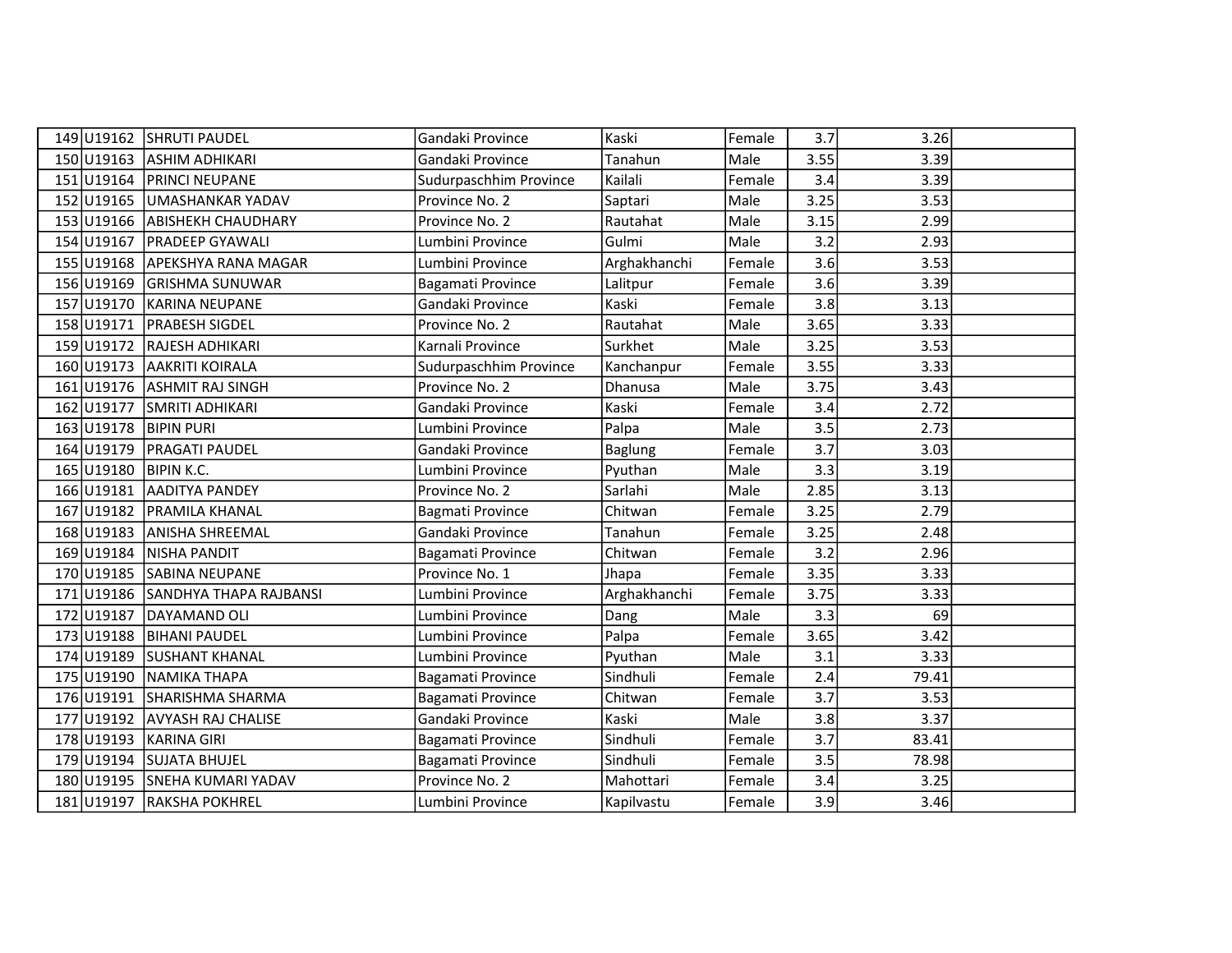| | | | | | | | | |
|---|---|---|---|---|---|---|---|---|
| 149 | U19162 | SHRUTI PAUDEL | Gandaki Province | Kaski | Female | 3.7 | 3.26 | |
| 150 | U19163 | ASHIM ADHIKARI | Gandaki Province | Tanahun | Male | 3.55 | 3.39 | |
| 151 | U19164 | PRINCI NEUPANE | Sudurpaschhim Province | Kailali | Female | 3.4 | 3.39 | |
| 152 | U19165 | UMASHANKAR YADAV | Province No. 2 | Saptari | Male | 3.25 | 3.53 | |
| 153 | U19166 | ABISHEKH CHAUDHARY | Province No. 2 | Rautahat | Male | 3.15 | 2.99 | |
| 154 | U19167 | PRADEEP GYAWALI | Lumbini Province | Gulmi | Male | 3.2 | 2.93 | |
| 155 | U19168 | APEKSHYA RANA MAGAR | Lumbini Province | Arghakhanchi | Female | 3.6 | 3.53 | |
| 156 | U19169 | GRISHMA SUNUWAR | Bagamati Province | Lalitpur | Female | 3.6 | 3.39 | |
| 157 | U19170 | KARINA NEUPANE | Gandaki Province | Kaski | Female | 3.8 | 3.13 | |
| 158 | U19171 | PRABESH SIGDEL | Province No. 2 | Rautahat | Male | 3.65 | 3.33 | |
| 159 | U19172 | RAJESH ADHIKARI | Karnali Province | Surkhet | Male | 3.25 | 3.53 | |
| 160 | U19173 | AAKRITI KOIRALA | Sudurpaschhim Province | Kanchanpur | Female | 3.55 | 3.33 | |
| 161 | U19176 | ASHMIT RAJ SINGH | Province No. 2 | Dhanusa | Male | 3.75 | 3.43 | |
| 162 | U19177 | SMRITI ADHIKARI | Gandaki Province | Kaski | Female | 3.4 | 2.72 | |
| 163 | U19178 | BIPIN PURI | Lumbini Province | Palpa | Male | 3.5 | 2.73 | |
| 164 | U19179 | PRAGATI PAUDEL | Gandaki Province | Baglung | Female | 3.7 | 3.03 | |
| 165 | U19180 | BIPIN K.C. | Lumbini Province | Pyuthan | Male | 3.3 | 3.19 | |
| 166 | U19181 | AADITYA PANDEY | Province No. 2 | Sarlahi | Male | 2.85 | 3.13 | |
| 167 | U19182 | PRAMILA KHANAL | Bagmati Province | Chitwan | Female | 3.25 | 2.79 | |
| 168 | U19183 | ANISHA SHREEMAL | Gandaki Province | Tanahun | Female | 3.25 | 2.48 | |
| 169 | U19184 | NISHA PANDIT | Bagamati Province | Chitwan | Female | 3.2 | 2.96 | |
| 170 | U19185 | SABINA NEUPANE | Province No. 1 | Jhapa | Female | 3.35 | 3.33 | |
| 171 | U19186 | SANDHYA THAPA RAJBANSI | Lumbini Province | Arghakhanchi | Female | 3.75 | 3.33 | |
| 172 | U19187 | DAYAMAND OLI | Lumbini Province | Dang | Male | 3.3 | 69 | |
| 173 | U19188 | BIHANI PAUDEL | Lumbini Province | Palpa | Female | 3.65 | 3.42 | |
| 174 | U19189 | SUSHANT KHANAL | Lumbini Province | Pyuthan | Male | 3.1 | 3.33 | |
| 175 | U19190 | NAMIKA THAPA | Bagamati Province | Sindhuli | Female | 2.4 | 79.41 | |
| 176 | U19191 | SHARISHMA SHARMA | Bagamati Province | Chitwan | Female | 3.7 | 3.53 | |
| 177 | U19192 | AVYASH RAJ CHALISE | Gandaki Province | Kaski | Male | 3.8 | 3.37 | |
| 178 | U19193 | KARINA GIRI | Bagamati Province | Sindhuli | Female | 3.7 | 83.41 | |
| 179 | U19194 | SUJATA BHUJEL | Bagamati Province | Sindhuli | Female | 3.5 | 78.98 | |
| 180 | U19195 | SNEHA KUMARI YADAV | Province No. 2 | Mahottari | Female | 3.4 | 3.25 | |
| 181 | U19197 | RAKSHA POKHREL | Lumbini Province | Kapilvastu | Female | 3.9 | 3.46 | |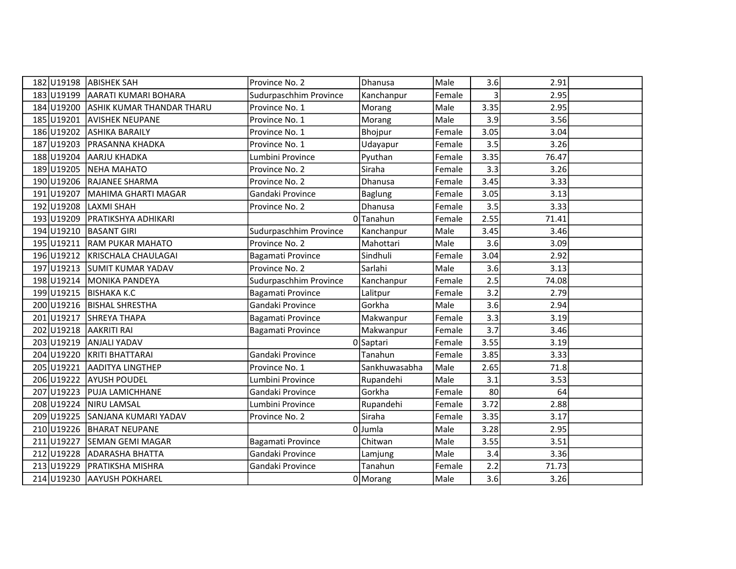| | | | | | | | | |
|---|---|---|---|---|---|---|---|---|
| 182 | U19198 | ABISHEK SAH | Province No. 2 | Dhanusa | Male | 3.6 | 2.91 | |
| 183 | U19199 | AARATI KUMARI BOHARA | Sudurpaschhim Province | Kanchanpur | Female | 3 | 2.95 | |
| 184 | U19200 | ASHIK KUMAR THANDAR THARU | Province No. 1 | Morang | Male | 3.35 | 2.95 | |
| 185 | U19201 | AVISHEK NEUPANE | Province No. 1 | Morang | Male | 3.9 | 3.56 | |
| 186 | U19202 | ASHIKA BARAILY | Province No. 1 | Bhojpur | Female | 3.05 | 3.04 | |
| 187 | U19203 | PRASANNA KHADKA | Province No. 1 | Udayapur | Female | 3.5 | 3.26 | |
| 188 | U19204 | AARJU KHADKA | Lumbini Province | Pyuthan | Female | 3.35 | 76.47 | |
| 189 | U19205 | NEHA MAHATO | Province No. 2 | Siraha | Female | 3.3 | 3.26 | |
| 190 | U19206 | RAJANEE SHARMA | Province No. 2 | Dhanusa | Female | 3.45 | 3.33 | |
| 191 | U19207 | MAHIMA GHARTI MAGAR | Gandaki Province | Baglung | Female | 3.05 | 3.13 | |
| 192 | U19208 | LAXMI SHAH | Province No. 2 | Dhanusa | Female | 3.5 | 3.33 | |
| 193 | U19209 | PRATIKSHYA ADHIKARI | 0 | Tanahun | Female | 2.55 | 71.41 | |
| 194 | U19210 | BASANT GIRI | Sudurpaschhim Province | Kanchanpur | Male | 3.45 | 3.46 | |
| 195 | U19211 | RAM PUKAR MAHATO | Province No. 2 | Mahottari | Male | 3.6 | 3.09 | |
| 196 | U19212 | KRISCHALA CHAULAGAI | Bagamati Province | Sindhuli | Female | 3.04 | 2.92 | |
| 197 | U19213 | SUMIT KUMAR YADAV | Province No. 2 | Sarlahi | Male | 3.6 | 3.13 | |
| 198 | U19214 | MONIKA PANDEYA | Sudurpaschhim Province | Kanchanpur | Female | 2.5 | 74.08 | |
| 199 | U19215 | BISHAKA K.C | Bagamati Province | Lalitpur | Female | 3.2 | 2.79 | |
| 200 | U19216 | BISHAL SHRESTHA | Gandaki Province | Gorkha | Male | 3.6 | 2.94 | |
| 201 | U19217 | SHREYA THAPA | Bagamati Province | Makwanpur | Female | 3.3 | 3.19 | |
| 202 | U19218 | AAKRITI RAI | Bagamati Province | Makwanpur | Female | 3.7 | 3.46 | |
| 203 | U19219 | ANJALI YADAV | 0 | Saptari | Female | 3.55 | 3.19 | |
| 204 | U19220 | KRITI BHATTARAI | Gandaki Province | Tanahun | Female | 3.85 | 3.33 | |
| 205 | U19221 | AADITYA LINGTHEP | Province No. 1 | Sankhuwasabha | Male | 2.65 | 71.8 | |
| 206 | U19222 | AYUSH POUDEL | Lumbini Province | Rupandehi | Male | 3.1 | 3.53 | |
| 207 | U19223 | PUJA LAMICHHANE | Gandaki Province | Gorkha | Female | 80 | 64 | |
| 208 | U19224 | NIRU LAMSAL | Lumbini Province | Rupandehi | Female | 3.72 | 2.88 | |
| 209 | U19225 | SANJANA KUMARI YADAV | Province No. 2 | Siraha | Female | 3.35 | 3.17 | |
| 210 | U19226 | BHARAT NEUPANE | 0 | Jumla | Male | 3.28 | 2.95 | |
| 211 | U19227 | SEMAN GEMI MAGAR | Bagamati Province | Chitwan | Male | 3.55 | 3.51 | |
| 212 | U19228 | ADARASHA BHATTA | Gandaki Province | Lamjung | Male | 3.4 | 3.36 | |
| 213 | U19229 | PRATIKSHA MISHRA | Gandaki Province | Tanahun | Female | 2.2 | 71.73 | |
| 214 | U19230 | AAYUSH POKHAREL | 0 | Morang | Male | 3.6 | 3.26 | |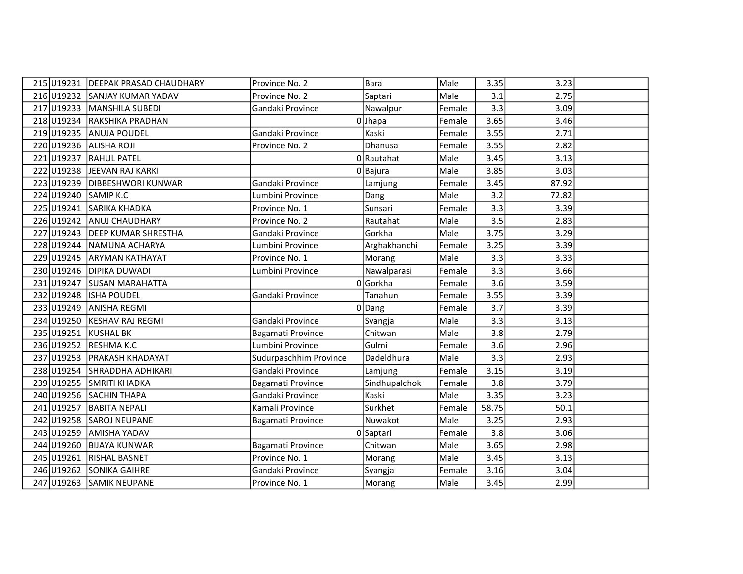| | | | | | | | | |
|---|---|---|---|---|---|---|---|---|
| 215 | U19231 | DEEPAK PRASAD CHAUDHARY | Province No. 2 | Bara | Male | 3.35 | 3.23 | |
| 216 | U19232 | SANJAY KUMAR YADAV | Province No. 2 | Saptari | Male | 3.1 | 2.75 | |
| 217 | U19233 | MANSHILA SUBEDI | Gandaki Province | Nawalpur | Female | 3.3 | 3.09 | |
| 218 | U19234 | RAKSHIKA PRADHAN | 0 | Jhapa | Female | 3.65 | 3.46 | |
| 219 | U19235 | ANUJA POUDEL | Gandaki Province | Kaski | Female | 3.55 | 2.71 | |
| 220 | U19236 | ALISHA ROJI | Province No. 2 | Dhanusa | Female | 3.55 | 2.82 | |
| 221 | U19237 | RAHUL PATEL | 0 | Rautahat | Male | 3.45 | 3.13 | |
| 222 | U19238 | JEEVAN RAJ KARKI | 0 | Bajura | Male | 3.85 | 3.03 | |
| 223 | U19239 | DIBBESHWORI KUNWAR | Gandaki Province | Lamjung | Female | 3.45 | 87.92 | |
| 224 | U19240 | SAMIP K.C | Lumbini Province | Dang | Male | 3.2 | 72.82 | |
| 225 | U19241 | SARIKA KHADKA | Province No. 1 | Sunsari | Female | 3.3 | 3.39 | |
| 226 | U19242 | ANUJ CHAUDHARY | Province No. 2 | Rautahat | Male | 3.5 | 2.83 | |
| 227 | U19243 | DEEP KUMAR SHRESTHA | Gandaki Province | Gorkha | Male | 3.75 | 3.29 | |
| 228 | U19244 | NAMUNA ACHARYA | Lumbini Province | Arghakhanchi | Female | 3.25 | 3.39 | |
| 229 | U19245 | ARYMAN KATHAYAT | Province No. 1 | Morang | Male | 3.3 | 3.33 | |
| 230 | U19246 | DIPIKA DUWADI | Lumbini Province | Nawalparasi | Female | 3.3 | 3.66 | |
| 231 | U19247 | SUSAN MARAHATTA | 0 | Gorkha | Female | 3.6 | 3.59 | |
| 232 | U19248 | ISHA POUDEL | Gandaki Province | Tanahun | Female | 3.55 | 3.39 | |
| 233 | U19249 | ANISHA REGMI | 0 | Dang | Female | 3.7 | 3.39 | |
| 234 | U19250 | KESHAV RAJ REGMI | Gandaki Province | Syangja | Male | 3.3 | 3.13 | |
| 235 | U19251 | KUSHAL BK | Bagamati Province | Chitwan | Male | 3.8 | 2.79 | |
| 236 | U19252 | RESHMA K.C | Lumbini Province | Gulmi | Female | 3.6 | 2.96 | |
| 237 | U19253 | PRAKASH KHADAYAT | Sudurpaschhim Province | Dadeldhura | Male | 3.3 | 2.93 | |
| 238 | U19254 | SHRADDHA ADHIKARI | Gandaki Province | Lamjung | Female | 3.15 | 3.19 | |
| 239 | U19255 | SMRITI KHADKA | Bagamati Province | Sindhupalchok | Female | 3.8 | 3.79 | |
| 240 | U19256 | SACHIN THAPA | Gandaki Province | Kaski | Male | 3.35 | 3.23 | |
| 241 | U19257 | BABITA NEPALI | Karnali Province | Surkhet | Female | 58.75 | 50.1 | |
| 242 | U19258 | SAROJ NEUPANE | Bagamati Province | Nuwakot | Male | 3.25 | 2.93 | |
| 243 | U19259 | AMISHA YADAV | 0 | Saptari | Female | 3.8 | 3.06 | |
| 244 | U19260 | BIJAYA KUNWAR | Bagamati Province | Chitwan | Male | 3.65 | 2.98 | |
| 245 | U19261 | RISHAL BASNET | Province No. 1 | Morang | Male | 3.45 | 3.13 | |
| 246 | U19262 | SONIKA GAIHRE | Gandaki Province | Syangja | Female | 3.16 | 3.04 | |
| 247 | U19263 | SAMIK NEUPANE | Province No. 1 | Morang | Male | 3.45 | 2.99 | |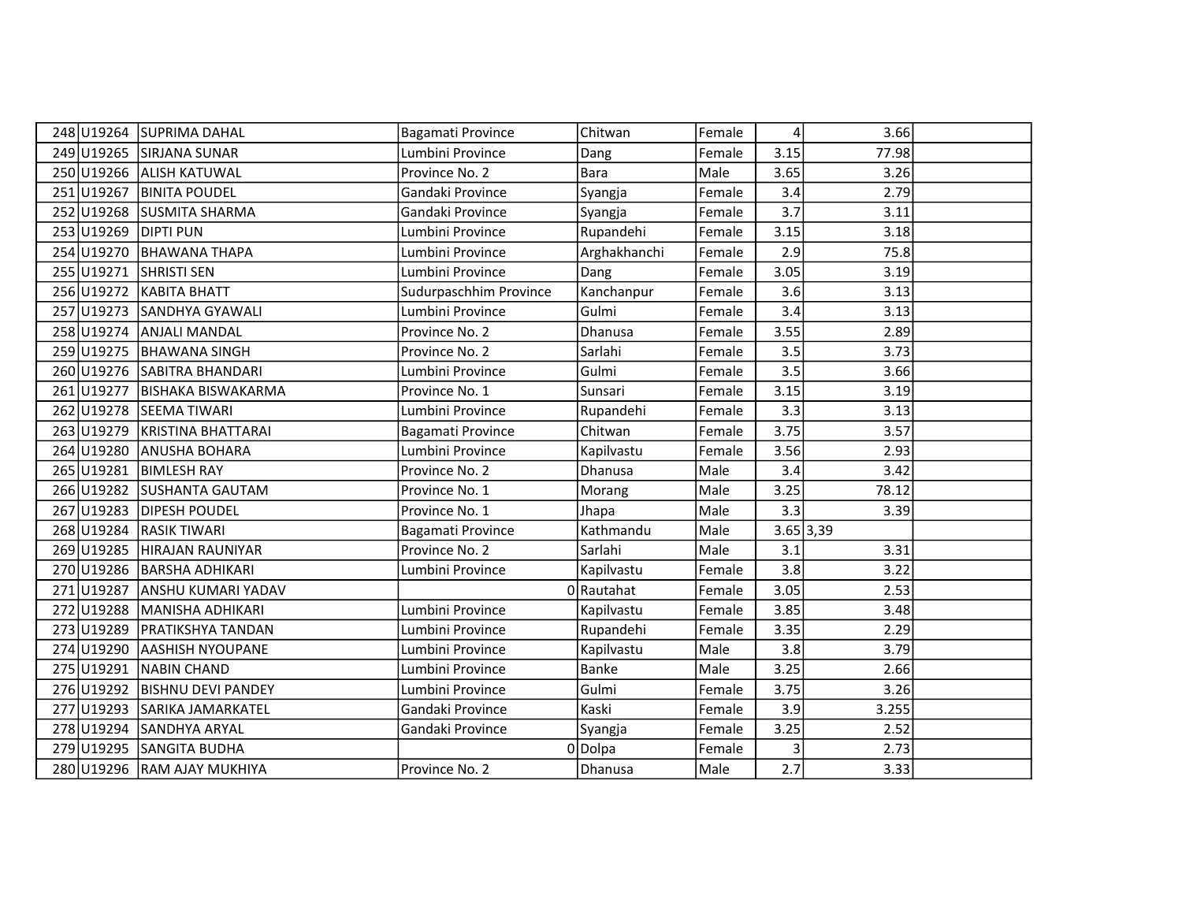| | | | | | | | | |
|---|---|---|---|---|---|---|---|---|
| 248 | U19264 | SUPRIMA DAHAL | Bagamati Province | Chitwan | Female | 4 | 3.66 | |
| 249 | U19265 | SIRJANA SUNAR | Lumbini Province | Dang | Female | 3.15 | 77.98 | |
| 250 | U19266 | ALISH KATUWAL | Province No. 2 | Bara | Male | 3.65 | 3.26 | |
| 251 | U19267 | BINITA POUDEL | Gandaki Province | Syangja | Female | 3.4 | 2.79 | |
| 252 | U19268 | SUSMITA SHARMA | Gandaki Province | Syangja | Female | 3.7 | 3.11 | |
| 253 | U19269 | DIPTI PUN | Lumbini Province | Rupandehi | Female | 3.15 | 3.18 | |
| 254 | U19270 | BHAWANA THAPA | Lumbini Province | Arghakhanchi | Female | 2.9 | 75.8 | |
| 255 | U19271 | SHRISTI SEN | Lumbini Province | Dang | Female | 3.05 | 3.19 | |
| 256 | U19272 | KABITA BHATT | Sudurpaschhim Province | Kanchanpur | Female | 3.6 | 3.13 | |
| 257 | U19273 | SANDHYA GYAWALI | Lumbini Province | Gulmi | Female | 3.4 | 3.13 | |
| 258 | U19274 | ANJALI MANDAL | Province No. 2 | Dhanusa | Female | 3.55 | 2.89 | |
| 259 | U19275 | BHAWANA SINGH | Province No. 2 | Sarlahi | Female | 3.5 | 3.73 | |
| 260 | U19276 | SABITRA BHANDARI | Lumbini Province | Gulmi | Female | 3.5 | 3.66 | |
| 261 | U19277 | BISHAKA BISWAKARMA | Province No. 1 | Sunsari | Female | 3.15 | 3.19 | |
| 262 | U19278 | SEEMA TIWARI | Lumbini Province | Rupandehi | Female | 3.3 | 3.13 | |
| 263 | U19279 | KRISTINA BHATTARAI | Bagamati Province | Chitwan | Female | 3.75 | 3.57 | |
| 264 | U19280 | ANUSHA BOHARA | Lumbini Province | Kapilvastu | Female | 3.56 | 2.93 | |
| 265 | U19281 | BIMLESH RAY | Province No. 2 | Dhanusa | Male | 3.4 | 3.42 | |
| 266 | U19282 | SUSHANTA GAUTAM | Province No. 1 | Morang | Male | 3.25 | 78.12 | |
| 267 | U19283 | DIPESH POUDEL | Province No. 1 | Jhapa | Male | 3.3 | 3.39 | |
| 268 | U19284 | RASIK TIWARI | Bagamati Province | Kathmandu | Male | 3.65 | 3,39 | |
| 269 | U19285 | HIRAJAN RAUNIYAR | Province No. 2 | Sarlahi | Male | 3.1 | 3.31 | |
| 270 | U19286 | BARSHA ADHIKARI | Lumbini Province | Kapilvastu | Female | 3.8 | 3.22 | |
| 271 | U19287 | ANSHU KUMARI YADAV | 0 | Rautahat | Female | 3.05 | 2.53 | |
| 272 | U19288 | MANISHA ADHIKARI | Lumbini Province | Kapilvastu | Female | 3.85 | 3.48 | |
| 273 | U19289 | PRATIKSHYA TANDAN | Lumbini Province | Rupandehi | Female | 3.35 | 2.29 | |
| 274 | U19290 | AASHISH NYOUPANE | Lumbini Province | Kapilvastu | Male | 3.8 | 3.79 | |
| 275 | U19291 | NABIN CHAND | Lumbini Province | Banke | Male | 3.25 | 2.66 | |
| 276 | U19292 | BISHNU DEVI PANDEY | Lumbini Province | Gulmi | Female | 3.75 | 3.26 | |
| 277 | U19293 | SARIKA JAMARKATEL | Gandaki Province | Kaski | Female | 3.9 | 3.255 | |
| 278 | U19294 | SANDHYA ARYAL | Gandaki Province | Syangja | Female | 3.25 | 2.52 | |
| 279 | U19295 | SANGITA BUDHA | 0 | Dolpa | Female | 3 | 2.73 | |
| 280 | U19296 | RAM AJAY MUKHIYA | Province No. 2 | Dhanusa | Male | 2.7 | 3.33 | |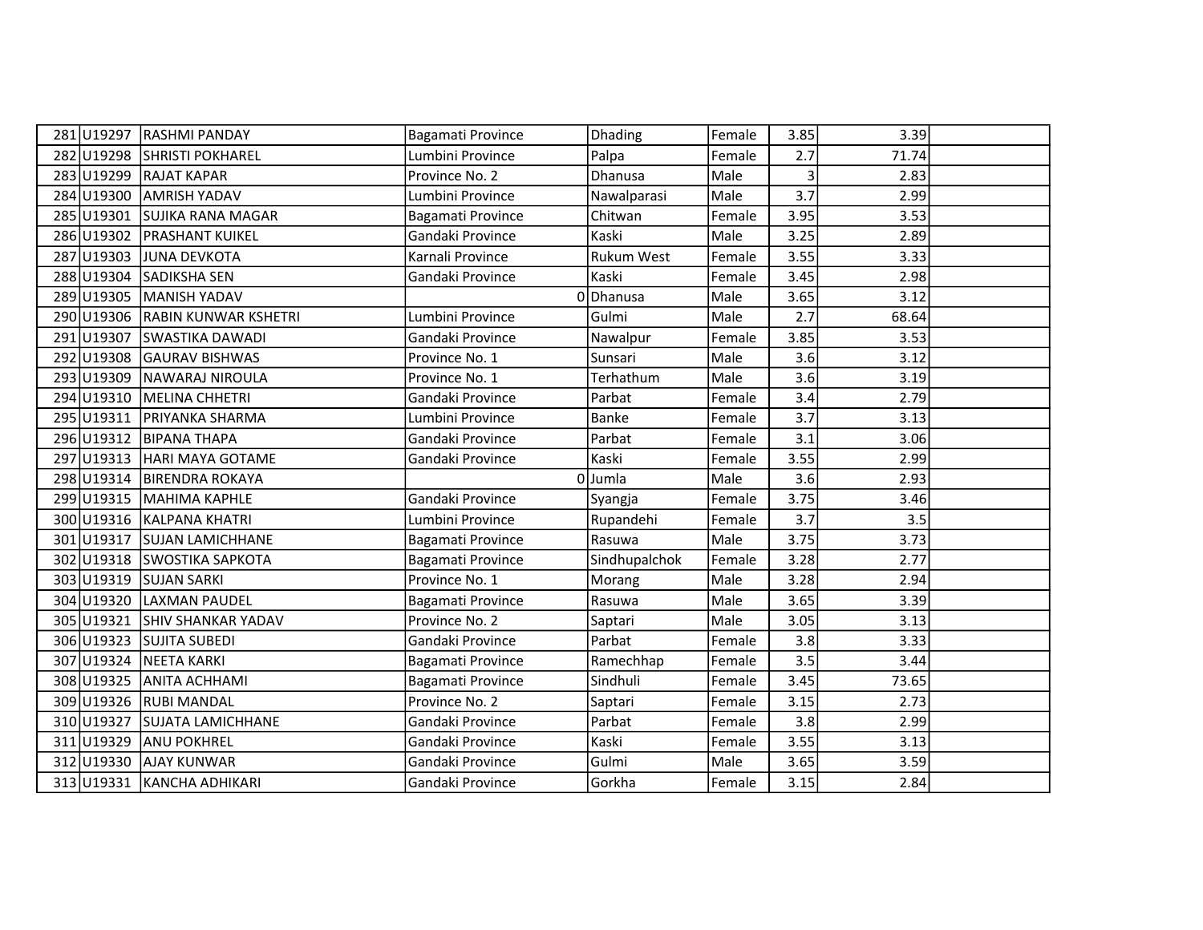| | | | | | | | | |
|---|---|---|---|---|---|---|---|---|
| 281 | U19297 | RASHMI PANDAY | Bagamati Province | Dhading | Female | 3.85 | 3.39 | |
| 282 | U19298 | SHRISTI POKHAREL | Lumbini Province | Palpa | Female | 2.7 | 71.74 | |
| 283 | U19299 | RAJAT KAPAR | Province No. 2 | Dhanusa | Male | 3 | 2.83 | |
| 284 | U19300 | AMRISH YADAV | Lumbini Province | Nawalparasi | Male | 3.7 | 2.99 | |
| 285 | U19301 | SUJIKA RANA MAGAR | Bagamati Province | Chitwan | Female | 3.95 | 3.53 | |
| 286 | U19302 | PRASHANT KUIKEL | Gandaki Province | Kaski | Male | 3.25 | 2.89 | |
| 287 | U19303 | JUNA DEVKOTA | Karnali Province | Rukum West | Female | 3.55 | 3.33 | |
| 288 | U19304 | SADIKSHA SEN | Gandaki Province | Kaski | Female | 3.45 | 2.98 | |
| 289 | U19305 | MANISH YADAV | 0 | Dhanusa | Male | 3.65 | 3.12 | |
| 290 | U19306 | RABIN KUNWAR KSHETRI | Lumbini Province | Gulmi | Male | 2.7 | 68.64 | |
| 291 | U19307 | SWASTIKA DAWADI | Gandaki Province | Nawalpur | Female | 3.85 | 3.53 | |
| 292 | U19308 | GAURAV BISHWAS | Province No. 1 | Sunsari | Male | 3.6 | 3.12 | |
| 293 | U19309 | NAWARAJ NIROULA | Province No. 1 | Terhathum | Male | 3.6 | 3.19 | |
| 294 | U19310 | MELINA CHHETRI | Gandaki Province | Parbat | Female | 3.4 | 2.79 | |
| 295 | U19311 | PRIYANKA SHARMA | Lumbini Province | Banke | Female | 3.7 | 3.13 | |
| 296 | U19312 | BIPANA THAPA | Gandaki Province | Parbat | Female | 3.1 | 3.06 | |
| 297 | U19313 | HARI MAYA GOTAME | Gandaki Province | Kaski | Female | 3.55 | 2.99 | |
| 298 | U19314 | BIRENDRA ROKAYA | 0 | Jumla | Male | 3.6 | 2.93 | |
| 299 | U19315 | MAHIMA KAPHLE | Gandaki Province | Syangja | Female | 3.75 | 3.46 | |
| 300 | U19316 | KALPANA KHATRI | Lumbini Province | Rupandehi | Female | 3.7 | 3.5 | |
| 301 | U19317 | SUJAN LAMICHHANE | Bagamati Province | Rasuwa | Male | 3.75 | 3.73 | |
| 302 | U19318 | SWOSTIKA SAPKOTA | Bagamati Province | Sindhupalchok | Female | 3.28 | 2.77 | |
| 303 | U19319 | SUJAN SARKI | Province No. 1 | Morang | Male | 3.28 | 2.94 | |
| 304 | U19320 | LAXMAN PAUDEL | Bagamati Province | Rasuwa | Male | 3.65 | 3.39 | |
| 305 | U19321 | SHIV SHANKAR YADAV | Province No. 2 | Saptari | Male | 3.05 | 3.13 | |
| 306 | U19323 | SUJITA SUBEDI | Gandaki Province | Parbat | Female | 3.8 | 3.33 | |
| 307 | U19324 | NEETA KARKI | Bagamati Province | Ramechhap | Female | 3.5 | 3.44 | |
| 308 | U19325 | ANITA ACHHAMI | Bagamati Province | Sindhuli | Female | 3.45 | 73.65 | |
| 309 | U19326 | RUBI MANDAL | Province No. 2 | Saptari | Female | 3.15 | 2.73 | |
| 310 | U19327 | SUJATA LAMICHHANE | Gandaki Province | Parbat | Female | 3.8 | 2.99 | |
| 311 | U19329 | ANU POKHREL | Gandaki Province | Kaski | Female | 3.55 | 3.13 | |
| 312 | U19330 | AJAY KUNWAR | Gandaki Province | Gulmi | Male | 3.65 | 3.59 | |
| 313 | U19331 | KANCHA ADHIKARI | Gandaki Province | Gorkha | Female | 3.15 | 2.84 | |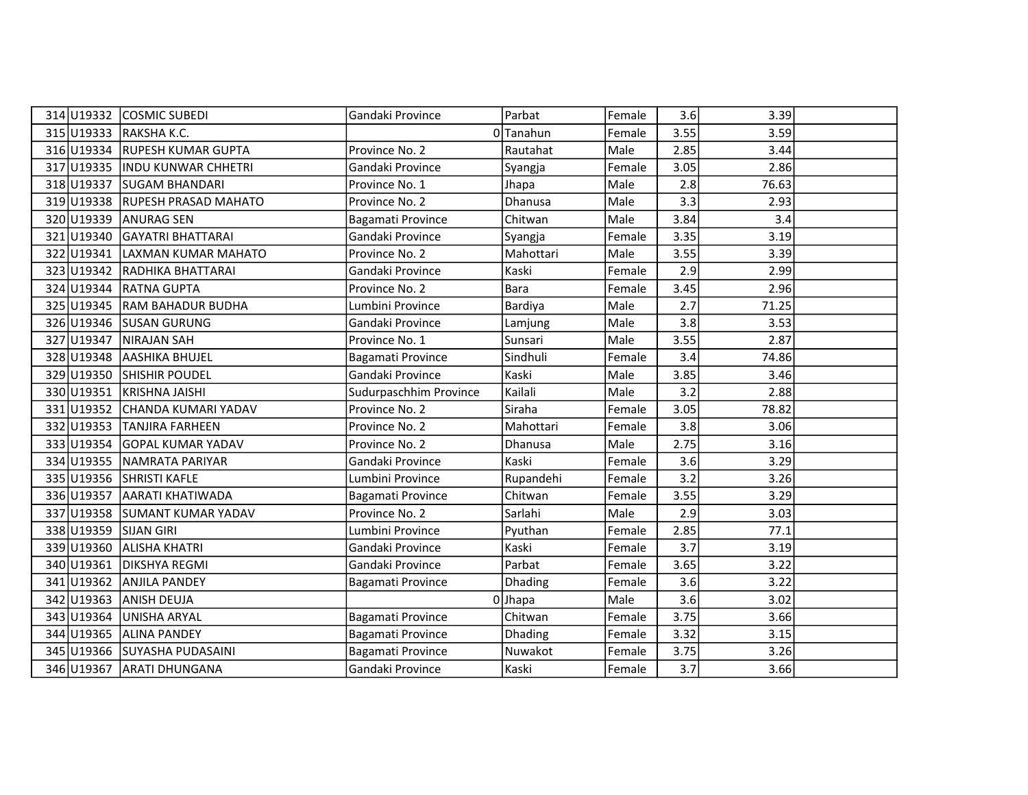| | | | | | | | | |
|---|---|---|---|---|---|---|---|---|
| 314 | U19332 | COSMIC SUBEDI | Gandaki Province | Parbat | Female | 3.6 | 3.39 | |
| 315 | U19333 | RAKSHA K.C. | 0 | Tanahun | Female | 3.55 | 3.59 | |
| 316 | U19334 | RUPESH KUMAR GUPTA | Province No. 2 | Rautahat | Male | 2.85 | 3.44 | |
| 317 | U19335 | INDU KUNWAR CHHETRI | Gandaki Province | Syangja | Female | 3.05 | 2.86 | |
| 318 | U19337 | SUGAM BHANDARI | Province No. 1 | Jhapa | Male | 2.8 | 76.63 | |
| 319 | U19338 | RUPESH PRASAD MAHATO | Province No. 2 | Dhanusa | Male | 3.3 | 2.93 | |
| 320 | U19339 | ANURAG SEN | Bagamati Province | Chitwan | Male | 3.84 | 3.4 | |
| 321 | U19340 | GAYATRI BHATTARAI | Gandaki Province | Syangja | Female | 3.35 | 3.19 | |
| 322 | U19341 | LAXMAN KUMAR MAHATO | Province No. 2 | Mahottari | Male | 3.55 | 3.39 | |
| 323 | U19342 | RADHIKA BHATTARAI | Gandaki Province | Kaski | Female | 2.9 | 2.99 | |
| 324 | U19344 | RATNA GUPTA | Province No. 2 | Bara | Female | 3.45 | 2.96 | |
| 325 | U19345 | RAM BAHADUR BUDHA | Lumbini Province | Bardiya | Male | 2.7 | 71.25 | |
| 326 | U19346 | SUSAN GURUNG | Gandaki Province | Lamjung | Male | 3.8 | 3.53 | |
| 327 | U19347 | NIRAJAN SAH | Province No. 1 | Sunsari | Male | 3.55 | 2.87 | |
| 328 | U19348 | AASHIKA BHUJEL | Bagamati Province | Sindhuli | Female | 3.4 | 74.86 | |
| 329 | U19350 | SHISHIR POUDEL | Gandaki Province | Kaski | Male | 3.85 | 3.46 | |
| 330 | U19351 | KRISHNA JAISHI | Sudurpaschhim Province | Kailali | Male | 3.2 | 2.88 | |
| 331 | U19352 | CHANDA KUMARI YADAV | Province No. 2 | Siraha | Female | 3.05 | 78.82 | |
| 332 | U19353 | TANJIRA FARHEEN | Province No. 2 | Mahottari | Female | 3.8 | 3.06 | |
| 333 | U19354 | GOPAL KUMAR YADAV | Province No. 2 | Dhanusa | Male | 2.75 | 3.16 | |
| 334 | U19355 | NAMRATA PARIYAR | Gandaki Province | Kaski | Female | 3.6 | 3.29 | |
| 335 | U19356 | SHRISTI KAFLE | Lumbini Province | Rupandehi | Female | 3.2 | 3.26 | |
| 336 | U19357 | AARATI KHATIWADA | Bagamati Province | Chitwan | Female | 3.55 | 3.29 | |
| 337 | U19358 | SUMANT KUMAR YADAV | Province No. 2 | Sarlahi | Male | 2.9 | 3.03 | |
| 338 | U19359 | SIJAN GIRI | Lumbini Province | Pyuthan | Female | 2.85 | 77.1 | |
| 339 | U19360 | ALISHA KHATRI | Gandaki Province | Kaski | Female | 3.7 | 3.19 | |
| 340 | U19361 | DIKSHYA REGMI | Gandaki Province | Parbat | Female | 3.65 | 3.22 | |
| 341 | U19362 | ANJILA PANDEY | Bagamati Province | Dhading | Female | 3.6 | 3.22 | |
| 342 | U19363 | ANISH DEUJA | 0 | Jhapa | Male | 3.6 | 3.02 | |
| 343 | U19364 | UNISHA ARYAL | Bagamati Province | Chitwan | Female | 3.75 | 3.66 | |
| 344 | U19365 | ALINA PANDEY | Bagamati Province | Dhading | Female | 3.32 | 3.15 | |
| 345 | U19366 | SUYASHA PUDASAINI | Bagamati Province | Nuwakot | Female | 3.75 | 3.26 | |
| 346 | U19367 | ARATI DHUNGANA | Gandaki Province | Kaski | Female | 3.7 | 3.66 | |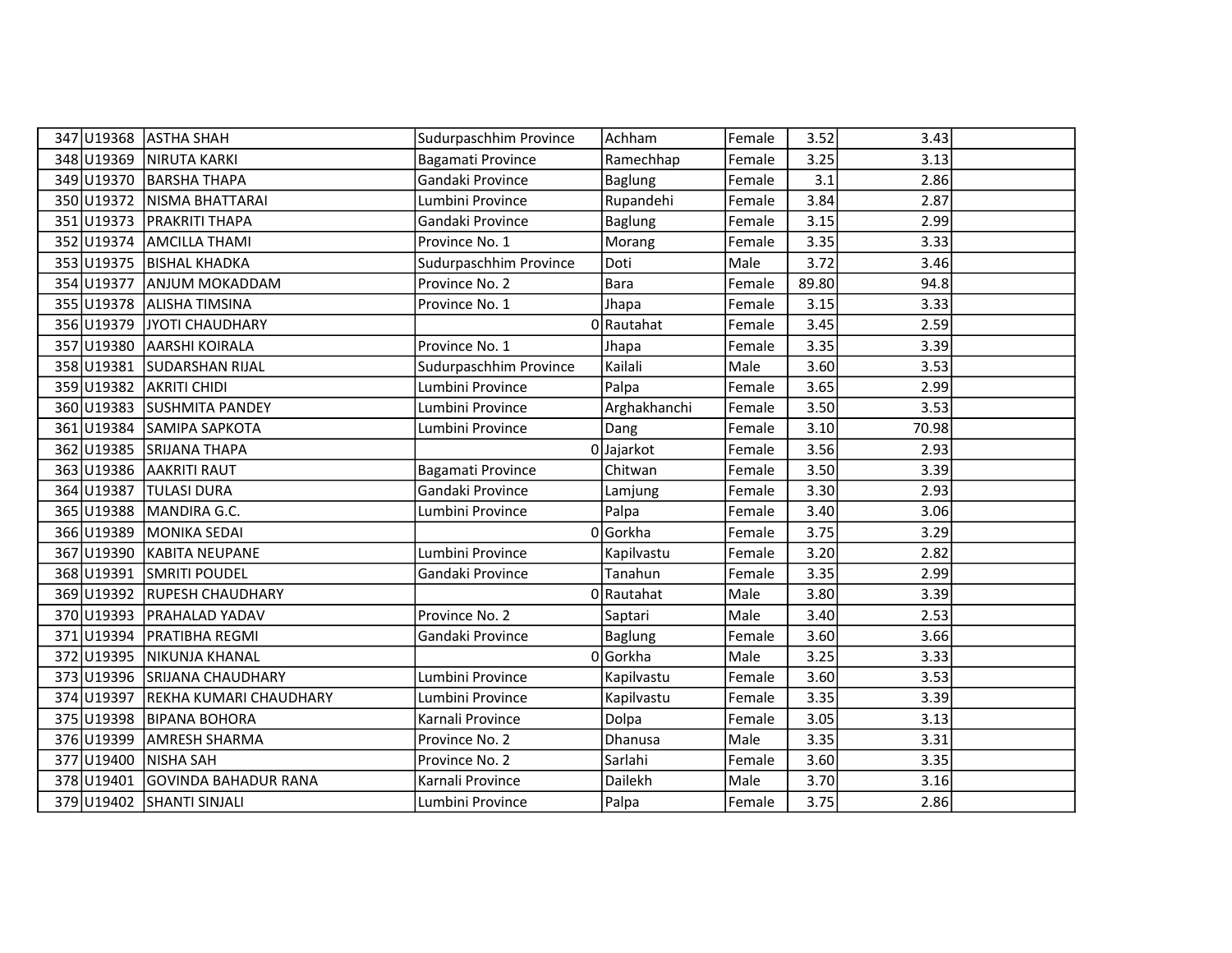| | | | | | | | | |
|---|---|---|---|---|---|---|---|---|
| 347 | U19368 | ASTHA SHAH | Sudurpaschhim Province | Achham | Female | 3.52 | 3.43 | |
| 348 | U19369 | NIRUTA KARKI | Bagamati Province | Ramechhap | Female | 3.25 | 3.13 | |
| 349 | U19370 | BARSHA THAPA | Gandaki Province | Baglung | Female | 3.1 | 2.86 | |
| 350 | U19372 | NISMA BHATTARAI | Lumbini Province | Rupandehi | Female | 3.84 | 2.87 | |
| 351 | U19373 | PRAKRITI THAPA | Gandaki Province | Baglung | Female | 3.15 | 2.99 | |
| 352 | U19374 | AMCILLA THAMI | Province No. 1 | Morang | Female | 3.35 | 3.33 | |
| 353 | U19375 | BISHAL KHADKA | Sudurpaschhim Province | Doti | Male | 3.72 | 3.46 | |
| 354 | U19377 | ANJUM MOKADDAM | Province No. 2 | Bara | Female | 89.80 | 94.8 | |
| 355 | U19378 | ALISHA TIMSINA | Province No. 1 | Jhapa | Female | 3.15 | 3.33 | |
| 356 | U19379 | JYOTI CHAUDHARY | 0 | Rautahat | Female | 3.45 | 2.59 | |
| 357 | U19380 | AARSHI KOIRALA | Province No. 1 | Jhapa | Female | 3.35 | 3.39 | |
| 358 | U19381 | SUDARSHAN RIJAL | Sudurpaschhim Province | Kailali | Male | 3.60 | 3.53 | |
| 359 | U19382 | AKRITI CHIDI | Lumbini Province | Palpa | Female | 3.65 | 2.99 | |
| 360 | U19383 | SUSHMITA PANDEY | Lumbini Province | Arghakhanchi | Female | 3.50 | 3.53 | |
| 361 | U19384 | SAMIPA SAPKOTA | Lumbini Province | Dang | Female | 3.10 | 70.98 | |
| 362 | U19385 | SRIJANA THAPA | 0 | Jajarkot | Female | 3.56 | 2.93 | |
| 363 | U19386 | AAKRITI RAUT | Bagamati Province | Chitwan | Female | 3.50 | 3.39 | |
| 364 | U19387 | TULASI DURA | Gandaki Province | Lamjung | Female | 3.30 | 2.93 | |
| 365 | U19388 | MANDIRA G.C. | Lumbini Province | Palpa | Female | 3.40 | 3.06 | |
| 366 | U19389 | MONIKA SEDAI | 0 | Gorkha | Female | 3.75 | 3.29 | |
| 367 | U19390 | KABITA NEUPANE | Lumbini Province | Kapilvastu | Female | 3.20 | 2.82 | |
| 368 | U19391 | SMRITI POUDEL | Gandaki Province | Tanahun | Female | 3.35 | 2.99 | |
| 369 | U19392 | RUPESH CHAUDHARY | 0 | Rautahat | Male | 3.80 | 3.39 | |
| 370 | U19393 | PRAHALAD YADAV | Province No. 2 | Saptari | Male | 3.40 | 2.53 | |
| 371 | U19394 | PRATIBHA REGMI | Gandaki Province | Baglung | Female | 3.60 | 3.66 | |
| 372 | U19395 | NIKUNJA KHANAL | 0 | Gorkha | Male | 3.25 | 3.33 | |
| 373 | U19396 | SRIJANA CHAUDHARY | Lumbini Province | Kapilvastu | Female | 3.60 | 3.53 | |
| 374 | U19397 | REKHA KUMARI CHAUDHARY | Lumbini Province | Kapilvastu | Female | 3.35 | 3.39 | |
| 375 | U19398 | BIPANA BOHORA | Karnali Province | Dolpa | Female | 3.05 | 3.13 | |
| 376 | U19399 | AMRESH SHARMA | Province No. 2 | Dhanusa | Male | 3.35 | 3.31 | |
| 377 | U19400 | NISHA SAH | Province No. 2 | Sarlahi | Female | 3.60 | 3.35 | |
| 378 | U19401 | GOVINDA BAHADUR RANA | Karnali Province | Dailekh | Male | 3.70 | 3.16 | |
| 379 | U19402 | SHANTI SINJALI | Lumbini Province | Palpa | Female | 3.75 | 2.86 | |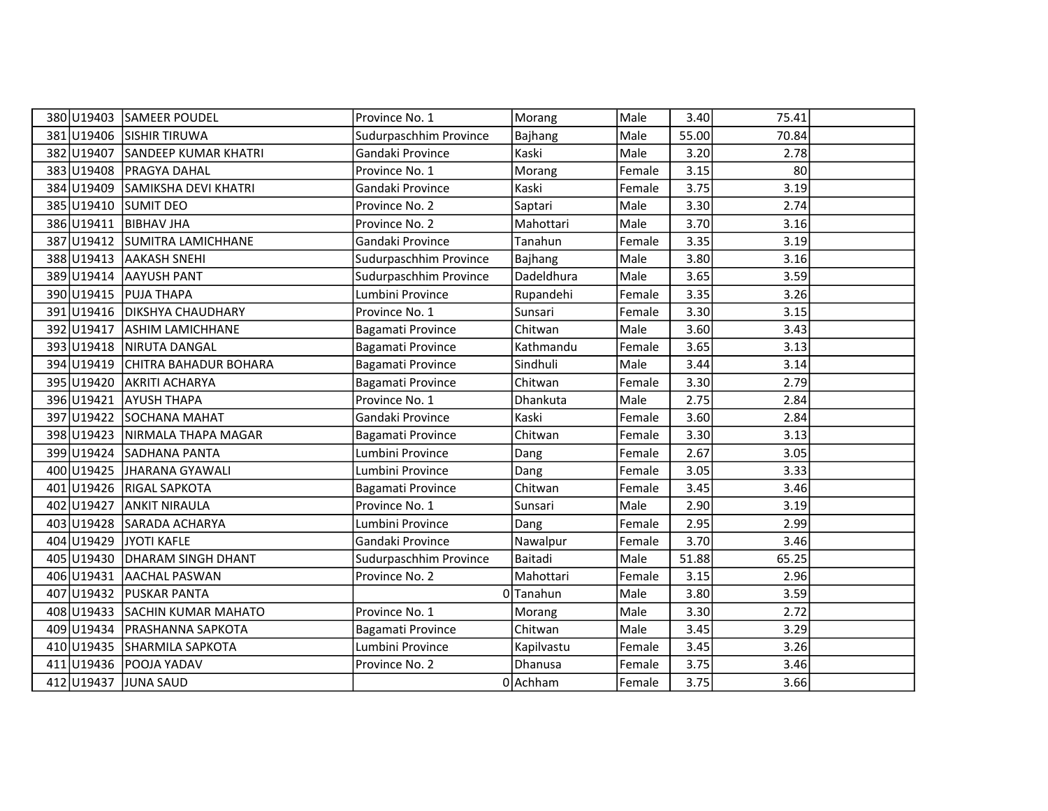| | | | | | | | | |
|---|---|---|---|---|---|---|---|---|
| 380 | U19403 | SAMEER POUDEL | Province No. 1 | Morang | Male | 3.40 | 75.41 | |
| 381 | U19406 | SISHIR TIRUWA | Sudurpaschhim Province | Bajhang | Male | 55.00 | 70.84 | |
| 382 | U19407 | SANDEEP KUMAR KHATRI | Gandaki Province | Kaski | Male | 3.20 | 2.78 | |
| 383 | U19408 | PRAGYA DAHAL | Province No. 1 | Morang | Female | 3.15 | 80 | |
| 384 | U19409 | SAMIKSHA DEVI KHATRI | Gandaki Province | Kaski | Female | 3.75 | 3.19 | |
| 385 | U19410 | SUMIT DEO | Province No. 2 | Saptari | Male | 3.30 | 2.74 | |
| 386 | U19411 | BIBHAV JHA | Province No. 2 | Mahottari | Male | 3.70 | 3.16 | |
| 387 | U19412 | SUMITRA LAMICHHANE | Gandaki Province | Tanahun | Female | 3.35 | 3.19 | |
| 388 | U19413 | AAKASH SNEHI | Sudurpaschhim Province | Bajhang | Male | 3.80 | 3.16 | |
| 389 | U19414 | AAYUSH PANT | Sudurpaschhim Province | Dadeldhura | Male | 3.65 | 3.59 | |
| 390 | U19415 | PUJA THAPA | Lumbini Province | Rupandehi | Female | 3.35 | 3.26 | |
| 391 | U19416 | DIKSHYA CHAUDHARY | Province No. 1 | Sunsari | Female | 3.30 | 3.15 | |
| 392 | U19417 | ASHIM LAMICHHANE | Bagamati Province | Chitwan | Male | 3.60 | 3.43 | |
| 393 | U19418 | NIRUTA DANGAL | Bagamati Province | Kathmandu | Female | 3.65 | 3.13 | |
| 394 | U19419 | CHITRA BAHADUR BOHARA | Bagamati Province | Sindhuli | Male | 3.44 | 3.14 | |
| 395 | U19420 | AKRITI ACHARYA | Bagamati Province | Chitwan | Female | 3.30 | 2.79 | |
| 396 | U19421 | AYUSH THAPA | Province No. 1 | Dhankuta | Male | 2.75 | 2.84 | |
| 397 | U19422 | SOCHANA MAHAT | Gandaki Province | Kaski | Female | 3.60 | 2.84 | |
| 398 | U19423 | NIRMALA THAPA MAGAR | Bagamati Province | Chitwan | Female | 3.30 | 3.13 | |
| 399 | U19424 | SADHANA PANTA | Lumbini Province | Dang | Female | 2.67 | 3.05 | |
| 400 | U19425 | JHARANA GYAWALI | Lumbini Province | Dang | Female | 3.05 | 3.33 | |
| 401 | U19426 | RIGAL SAPKOTA | Bagamati Province | Chitwan | Female | 3.45 | 3.46 | |
| 402 | U19427 | ANKIT NIRAULA | Province No. 1 | Sunsari | Male | 2.90 | 3.19 | |
| 403 | U19428 | SARADA ACHARYA | Lumbini Province | Dang | Female | 2.95 | 2.99 | |
| 404 | U19429 | JYOTI KAFLE | Gandaki Province | Nawalpur | Female | 3.70 | 3.46 | |
| 405 | U19430 | DHARAM SINGH DHANT | Sudurpaschhim Province | Baitadi | Male | 51.88 | 65.25 | |
| 406 | U19431 | AACHAL PASWAN | Province No. 2 | Mahottari | Female | 3.15 | 2.96 | |
| 407 | U19432 | PUSKAR PANTA | 0 | Tanahun | Male | 3.80 | 3.59 | |
| 408 | U19433 | SACHIN KUMAR MAHATO | Province No. 1 | Morang | Male | 3.30 | 2.72 | |
| 409 | U19434 | PRASHANNA SAPKOTA | Bagamati Province | Chitwan | Male | 3.45 | 3.29 | |
| 410 | U19435 | SHARMILA SAPKOTA | Lumbini Province | Kapilvastu | Female | 3.45 | 3.26 | |
| 411 | U19436 | POOJA YADAV | Province No. 2 | Dhanusa | Female | 3.75 | 3.46 | |
| 412 | U19437 | JUNA SAUD | 0 | Achham | Female | 3.75 | 3.66 | |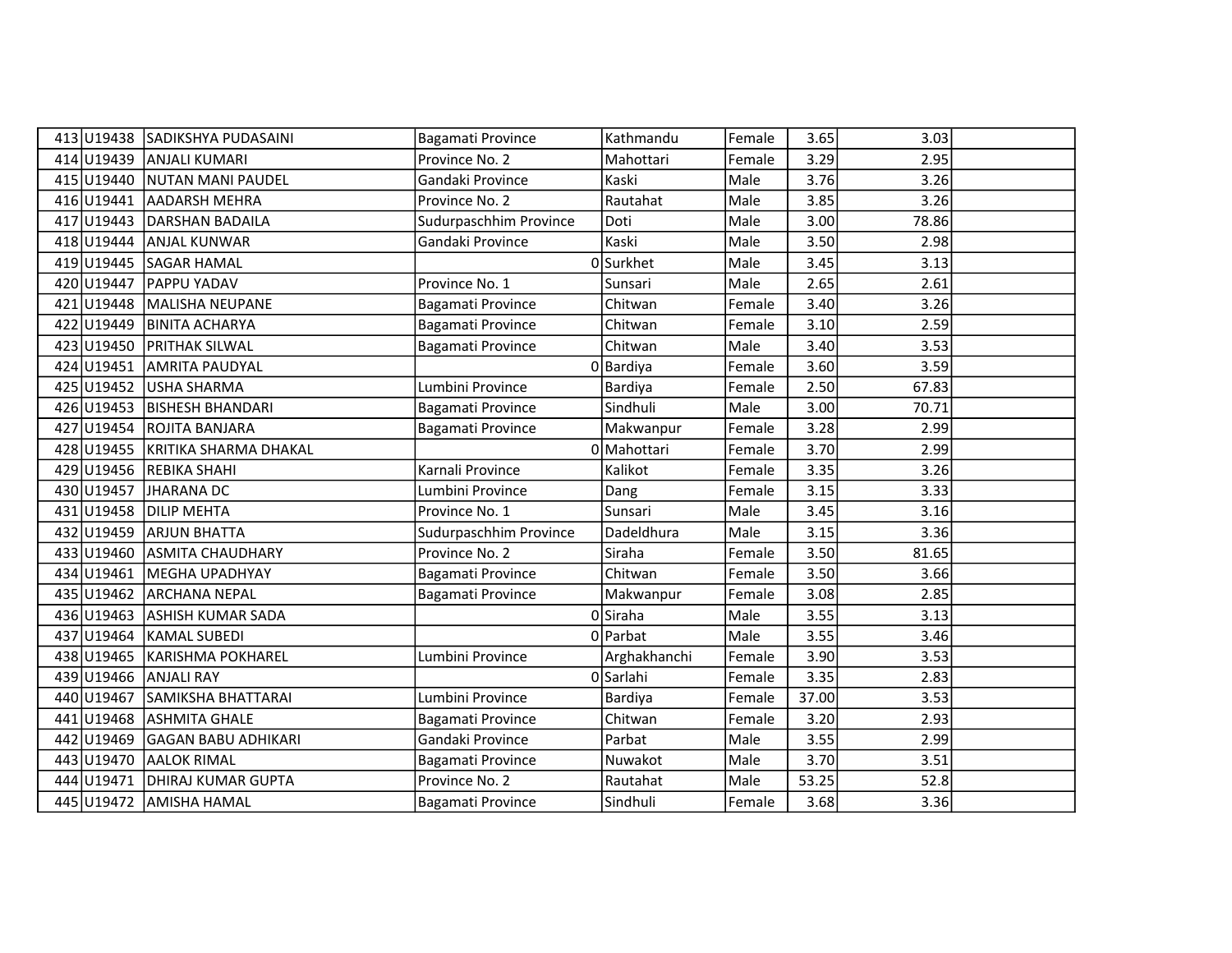| | | | | | | | | |
|---|---|---|---|---|---|---|---|---|
| 413 | U19438 | SADIKSHYA PUDASAINI | Bagamati Province | Kathmandu | Female | 3.65 | 3.03 | |
| 414 | U19439 | ANJALI KUMARI | Province No. 2 | Mahottari | Female | 3.29 | 2.95 | |
| 415 | U19440 | NUTAN MANI PAUDEL | Gandaki Province | Kaski | Male | 3.76 | 3.26 | |
| 416 | U19441 | AADARSH MEHRA | Province No. 2 | Rautahat | Male | 3.85 | 3.26 | |
| 417 | U19443 | DARSHAN BADAILA | Sudurpaschhim Province | Doti | Male | 3.00 | 78.86 | |
| 418 | U19444 | ANJAL KUNWAR | Gandaki Province | Kaski | Male | 3.50 | 2.98 | |
| 419 | U19445 | SAGAR HAMAL | 0 | Surkhet | Male | 3.45 | 3.13 | |
| 420 | U19447 | PAPPU YADAV | Province No. 1 | Sunsari | Male | 2.65 | 2.61 | |
| 421 | U19448 | MALISHA NEUPANE | Bagamati Province | Chitwan | Female | 3.40 | 3.26 | |
| 422 | U19449 | BINITA ACHARYA | Bagamati Province | Chitwan | Female | 3.10 | 2.59 | |
| 423 | U19450 | PRITHAK SILWAL | Bagamati Province | Chitwan | Male | 3.40 | 3.53 | |
| 424 | U19451 | AMRITA PAUDYAL | 0 | Bardiya | Female | 3.60 | 3.59 | |
| 425 | U19452 | USHA SHARMA | Lumbini Province | Bardiya | Female | 2.50 | 67.83 | |
| 426 | U19453 | BISHESH BHANDARI | Bagamati Province | Sindhuli | Male | 3.00 | 70.71 | |
| 427 | U19454 | ROJITA BANJARA | Bagamati Province | Makwanpur | Female | 3.28 | 2.99 | |
| 428 | U19455 | KRITIKA SHARMA DHAKAL | 0 | Mahottari | Female | 3.70 | 2.99 | |
| 429 | U19456 | REBIKA SHAHI | Karnali Province | Kalikot | Female | 3.35 | 3.26 | |
| 430 | U19457 | JHARANA DC | Lumbini Province | Dang | Female | 3.15 | 3.33 | |
| 431 | U19458 | DILIP MEHTA | Province No. 1 | Sunsari | Male | 3.45 | 3.16 | |
| 432 | U19459 | ARJUN BHATTA | Sudurpaschhim Province | Dadeldhura | Male | 3.15 | 3.36 | |
| 433 | U19460 | ASMITA CHAUDHARY | Province No. 2 | Siraha | Female | 3.50 | 81.65 | |
| 434 | U19461 | MEGHA UPADHYAY | Bagamati Province | Chitwan | Female | 3.50 | 3.66 | |
| 435 | U19462 | ARCHANA NEPAL | Bagamati Province | Makwanpur | Female | 3.08 | 2.85 | |
| 436 | U19463 | ASHISH KUMAR SADA | 0 | Siraha | Male | 3.55 | 3.13 | |
| 437 | U19464 | KAMAL SUBEDI | 0 | Parbat | Male | 3.55 | 3.46 | |
| 438 | U19465 | KARISHMA POKHAREL | Lumbini Province | Arghakhanchi | Female | 3.90 | 3.53 | |
| 439 | U19466 | ANJALI RAY | 0 | Sarlahi | Female | 3.35 | 2.83 | |
| 440 | U19467 | SAMIKSHA BHATTARAI | Lumbini Province | Bardiya | Female | 37.00 | 3.53 | |
| 441 | U19468 | ASHMITA GHALE | Bagamati Province | Chitwan | Female | 3.20 | 2.93 | |
| 442 | U19469 | GAGAN BABU ADHIKARI | Gandaki Province | Parbat | Male | 3.55 | 2.99 | |
| 443 | U19470 | AALOK RIMAL | Bagamati Province | Nuwakot | Male | 3.70 | 3.51 | |
| 444 | U19471 | DHIRAJ KUMAR GUPTA | Province No. 2 | Rautahat | Male | 53.25 | 52.8 | |
| 445 | U19472 | AMISHA HAMAL | Bagamati Province | Sindhuli | Female | 3.68 | 3.36 | |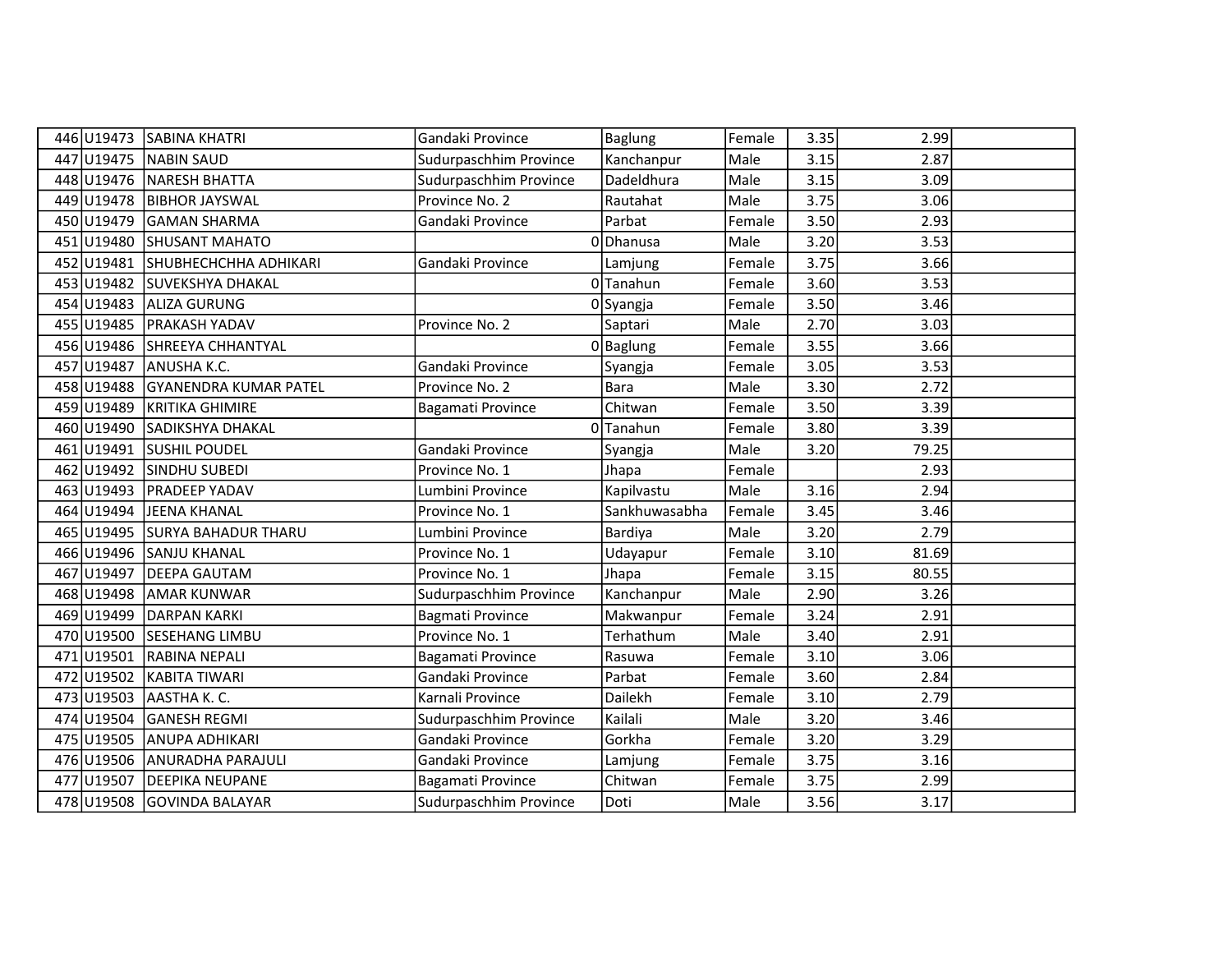| | | | | | | | | |
|---|---|---|---|---|---|---|---|---|
| 446 | U19473 | SABINA KHATRI | Gandaki Province | Baglung | Female | 3.35 | 2.99 | |
| 447 | U19475 | NABIN SAUD | Sudurpaschhim Province | Kanchanpur | Male | 3.15 | 2.87 | |
| 448 | U19476 | NARESH BHATTA | Sudurpaschhim Province | Dadeldhura | Male | 3.15 | 3.09 | |
| 449 | U19478 | BIBHOR JAYSWAL | Province No. 2 | Rautahat | Male | 3.75 | 3.06 | |
| 450 | U19479 | GAMAN SHARMA | Gandaki Province | Parbat | Female | 3.50 | 2.93 | |
| 451 | U19480 | SHUSANT MAHATO | 0 | Dhanusa | Male | 3.20 | 3.53 | |
| 452 | U19481 | SHUBHECHCHHA ADHIKARI | Gandaki Province | Lamjung | Female | 3.75 | 3.66 | |
| 453 | U19482 | SUVEKSHYA DHAKAL | 0 | Tanahun | Female | 3.60 | 3.53 | |
| 454 | U19483 | ALIZA GURUNG | 0 | Syangja | Female | 3.50 | 3.46 | |
| 455 | U19485 | PRAKASH YADAV | Province No. 2 | Saptari | Male | 2.70 | 3.03 | |
| 456 | U19486 | SHREEYA CHHANTYAL | 0 | Baglung | Female | 3.55 | 3.66 | |
| 457 | U19487 | ANUSHA K.C. | Gandaki Province | Syangja | Female | 3.05 | 3.53 | |
| 458 | U19488 | GYANENDRA KUMAR PATEL | Province No. 2 | Bara | Male | 3.30 | 2.72 | |
| 459 | U19489 | KRITIKA GHIMIRE | Bagamati Province | Chitwan | Female | 3.50 | 3.39 | |
| 460 | U19490 | SADIKSHYA DHAKAL | 0 | Tanahun | Female | 3.80 | 3.39 | |
| 461 | U19491 | SUSHIL POUDEL | Gandaki Province | Syangja | Male | 3.20 | 79.25 | |
| 462 | U19492 | SINDHU SUBEDI | Province No. 1 | Jhapa | Female | | 2.93 | |
| 463 | U19493 | PRADEEP YADAV | Lumbini Province | Kapilvastu | Male | 3.16 | 2.94 | |
| 464 | U19494 | JEENA KHANAL | Province No. 1 | Sankhuwasabha | Female | 3.45 | 3.46 | |
| 465 | U19495 | SURYA BAHADUR THARU | Lumbini Province | Bardiya | Male | 3.20 | 2.79 | |
| 466 | U19496 | SANJU KHANAL | Province No. 1 | Udayapur | Female | 3.10 | 81.69 | |
| 467 | U19497 | DEEPA GAUTAM | Province No. 1 | Jhapa | Female | 3.15 | 80.55 | |
| 468 | U19498 | AMAR KUNWAR | Sudurpaschhim Province | Kanchanpur | Male | 2.90 | 3.26 | |
| 469 | U19499 | DARPAN KARKI | Bagmati Province | Makwanpur | Female | 3.24 | 2.91 | |
| 470 | U19500 | SESEHANG LIMBU | Province No. 1 | Terhathum | Male | 3.40 | 2.91 | |
| 471 | U19501 | RABINA NEPALI | Bagamati Province | Rasuwa | Female | 3.10 | 3.06 | |
| 472 | U19502 | KABITA TIWARI | Gandaki Province | Parbat | Female | 3.60 | 2.84 | |
| 473 | U19503 | AASTHA K. C. | Karnali Province | Dailekh | Female | 3.10 | 2.79 | |
| 474 | U19504 | GANESH REGMI | Sudurpaschhim Province | Kailali | Male | 3.20 | 3.46 | |
| 475 | U19505 | ANUPA ADHIKARI | Gandaki Province | Gorkha | Female | 3.20 | 3.29 | |
| 476 | U19506 | ANURADHA PARAJULI | Gandaki Province | Lamjung | Female | 3.75 | 3.16 | |
| 477 | U19507 | DEEPIKA NEUPANE | Bagamati Province | Chitwan | Female | 3.75 | 2.99 | |
| 478 | U19508 | GOVINDA BALAYAR | Sudurpaschhim Province | Doti | Male | 3.56 | 3.17 | |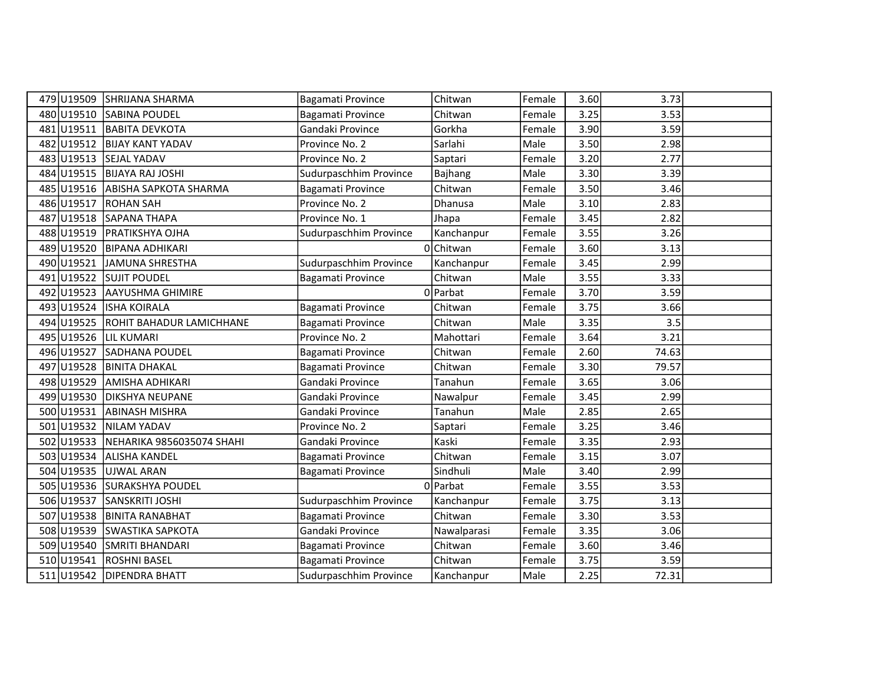| | | | | | | | | |
|---|---|---|---|---|---|---|---|---|
| 479 | U19509 | SHRIJANA SHARMA | Bagamati Province | Chitwan | Female | 3.60 | 3.73 | |
| 480 | U19510 | SABINA POUDEL | Bagamati Province | Chitwan | Female | 3.25 | 3.53 | |
| 481 | U19511 | BABITA DEVKOTA | Gandaki Province | Gorkha | Female | 3.90 | 3.59 | |
| 482 | U19512 | BIJAY KANT YADAV | Province No. 2 | Sarlahi | Male | 3.50 | 2.98 | |
| 483 | U19513 | SEJAL YADAV | Province No. 2 | Saptari | Female | 3.20 | 2.77 | |
| 484 | U19515 | BIJAYA RAJ JOSHI | Sudurpaschhim Province | Bajhang | Male | 3.30 | 3.39 | |
| 485 | U19516 | ABISHA SAPKOTA SHARMA | Bagamati Province | Chitwan | Female | 3.50 | 3.46 | |
| 486 | U19517 | ROHAN SAH | Province No. 2 | Dhanusa | Male | 3.10 | 2.83 | |
| 487 | U19518 | SAPANA THAPA | Province No. 1 | Jhapa | Female | 3.45 | 2.82 | |
| 488 | U19519 | PRATIKSHYA OJHA | Sudurpaschhim Province | Kanchanpur | Female | 3.55 | 3.26 | |
| 489 | U19520 | BIPANA ADHIKARI | 0 | Chitwan | Female | 3.60 | 3.13 | |
| 490 | U19521 | JAMUNA SHRESTHA | Sudurpaschhim Province | Kanchanpur | Female | 3.45 | 2.99 | |
| 491 | U19522 | SUJIT POUDEL | Bagamati Province | Chitwan | Male | 3.55 | 3.33 | |
| 492 | U19523 | AAYUSHMA GHIMIRE | 0 | Parbat | Female | 3.70 | 3.59 | |
| 493 | U19524 | ISHA KOIRALA | Bagamati Province | Chitwan | Female | 3.75 | 3.66 | |
| 494 | U19525 | ROHIT BAHADUR LAMICHHANE | Bagamati Province | Chitwan | Male | 3.35 | 3.5 | |
| 495 | U19526 | LIL KUMARI | Province No. 2 | Mahottari | Female | 3.64 | 3.21 | |
| 496 | U19527 | SADHANA POUDEL | Bagamati Province | Chitwan | Female | 2.60 | 74.63 | |
| 497 | U19528 | BINITA DHAKAL | Bagamati Province | Chitwan | Female | 3.30 | 79.57 | |
| 498 | U19529 | AMISHA ADHIKARI | Gandaki Province | Tanahun | Female | 3.65 | 3.06 | |
| 499 | U19530 | DIKSHYA NEUPANE | Gandaki Province | Nawalpur | Female | 3.45 | 2.99 | |
| 500 | U19531 | ABINASH MISHRA | Gandaki Province | Tanahun | Male | 2.85 | 2.65 | |
| 501 | U19532 | NILAM YADAV | Province No. 2 | Saptari | Female | 3.25 | 3.46 | |
| 502 | U19533 | NEHARIKA 9856035074 SHAHI | Gandaki Province | Kaski | Female | 3.35 | 2.93 | |
| 503 | U19534 | ALISHA KANDEL | Bagamati Province | Chitwan | Female | 3.15 | 3.07 | |
| 504 | U19535 | UJWAL ARAN | Bagamati Province | Sindhuli | Male | 3.40 | 2.99 | |
| 505 | U19536 | SURAKSHYA POUDEL | 0 | Parbat | Female | 3.55 | 3.53 | |
| 506 | U19537 | SANSKRITI JOSHI | Sudurpaschhim Province | Kanchanpur | Female | 3.75 | 3.13 | |
| 507 | U19538 | BINITA RANABHAT | Bagamati Province | Chitwan | Female | 3.30 | 3.53 | |
| 508 | U19539 | SWASTIKA SAPKOTA | Gandaki Province | Nawalparasi | Female | 3.35 | 3.06 | |
| 509 | U19540 | SMRITI BHANDARI | Bagamati Province | Chitwan | Female | 3.60 | 3.46 | |
| 510 | U19541 | ROSHNI BASEL | Bagamati Province | Chitwan | Female | 3.75 | 3.59 | |
| 511 | U19542 | DIPENDRA BHATT | Sudurpaschhim Province | Kanchanpur | Male | 2.25 | 72.31 | |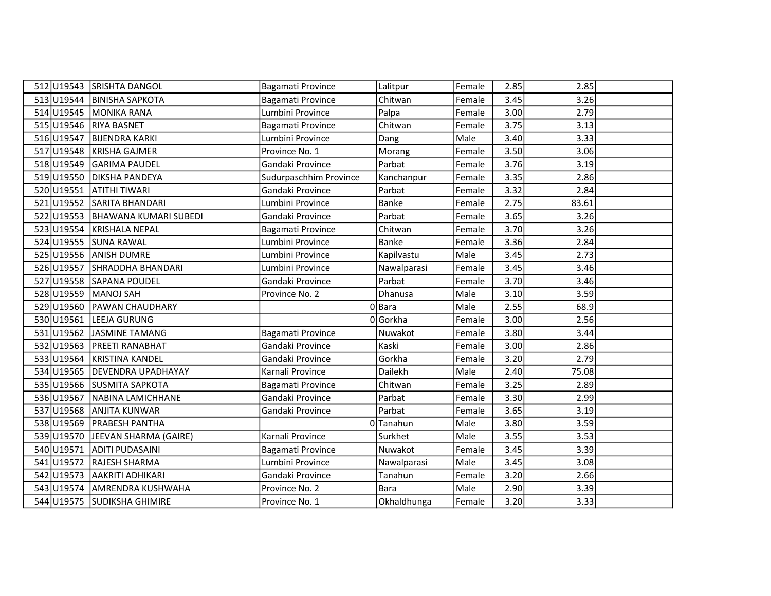| | | | | | | | | |
|---|---|---|---|---|---|---|---|---|
| 512 | U19543 | SRISHTA DANGOL | Bagamati Province | Lalitpur | Female | 2.85 | 2.85 | |
| 513 | U19544 | BINISHA SAPKOTA | Bagamati Province | Chitwan | Female | 3.45 | 3.26 | |
| 514 | U19545 | MONIKA RANA | Lumbini Province | Palpa | Female | 3.00 | 2.79 | |
| 515 | U19546 | RIYA BASNET | Bagamati Province | Chitwan | Female | 3.75 | 3.13 | |
| 516 | U19547 | BIJENDRA KARKI | Lumbini Province | Dang | Male | 3.40 | 3.33 | |
| 517 | U19548 | KRISHA GAJMER | Province No. 1 | Morang | Female | 3.50 | 3.06 | |
| 518 | U19549 | GARIMA PAUDEL | Gandaki Province | Parbat | Female | 3.76 | 3.19 | |
| 519 | U19550 | DIKSHA PANDEYA | Sudurpaschhim Province | Kanchanpur | Female | 3.35 | 2.86 | |
| 520 | U19551 | ATITHI TIWARI | Gandaki Province | Parbat | Female | 3.32 | 2.84 | |
| 521 | U19552 | SARITA BHANDARI | Lumbini Province | Banke | Female | 2.75 | 83.61 | |
| 522 | U19553 | BHAWANA KUMARI SUBEDI | Gandaki Province | Parbat | Female | 3.65 | 3.26 | |
| 523 | U19554 | KRISHALA NEPAL | Bagamati Province | Chitwan | Female | 3.70 | 3.26 | |
| 524 | U19555 | SUNA RAWAL | Lumbini Province | Banke | Female | 3.36 | 2.84 | |
| 525 | U19556 | ANISH DUMRE | Lumbini Province | Kapilvastu | Male | 3.45 | 2.73 | |
| 526 | U19557 | SHRADDHA BHANDARI | Lumbini Province | Nawalparasi | Female | 3.45 | 3.46 | |
| 527 | U19558 | SAPANA POUDEL | Gandaki Province | Parbat | Female | 3.70 | 3.46 | |
| 528 | U19559 | MANOJ SAH | Province No. 2 | Dhanusa | Male | 3.10 | 3.59 | |
| 529 | U19560 | PAWAN CHAUDHARY | 0 | Bara | Male | 2.55 | 68.9 | |
| 530 | U19561 | LEEJA GURUNG | 0 | Gorkha | Female | 3.00 | 2.56 | |
| 531 | U19562 | JASMINE TAMANG | Bagamati Province | Nuwakot | Female | 3.80 | 3.44 | |
| 532 | U19563 | PREETI RANABHAT | Gandaki Province | Kaski | Female | 3.00 | 2.86 | |
| 533 | U19564 | KRISTINA KANDEL | Gandaki Province | Gorkha | Female | 3.20 | 2.79 | |
| 534 | U19565 | DEVENDRA UPADHAYAY | Karnali Province | Dailekh | Male | 2.40 | 75.08 | |
| 535 | U19566 | SUSMITA SAPKOTA | Bagamati Province | Chitwan | Female | 3.25 | 2.89 | |
| 536 | U19567 | NABINA LAMICHHANE | Gandaki Province | Parbat | Female | 3.30 | 2.99 | |
| 537 | U19568 | ANJITA KUNWAR | Gandaki Province | Parbat | Female | 3.65 | 3.19 | |
| 538 | U19569 | PRABESH PANTHA | 0 | Tanahun | Male | 3.80 | 3.59 | |
| 539 | U19570 | JEEVAN SHARMA (GAIRE) | Karnali Province | Surkhet | Male | 3.55 | 3.53 | |
| 540 | U19571 | ADITI PUDASAINI | Bagamati Province | Nuwakot | Female | 3.45 | 3.39 | |
| 541 | U19572 | RAJESH SHARMA | Lumbini Province | Nawalparasi | Male | 3.45 | 3.08 | |
| 542 | U19573 | AAKRITI ADHIKARI | Gandaki Province | Tanahun | Female | 3.20 | 2.66 | |
| 543 | U19574 | AMRENDRA KUSHWAHA | Province No. 2 | Bara | Male | 2.90 | 3.39 | |
| 544 | U19575 | SUDIKSHA GHIMIRE | Province No. 1 | Okhaldhunga | Female | 3.20 | 3.33 | |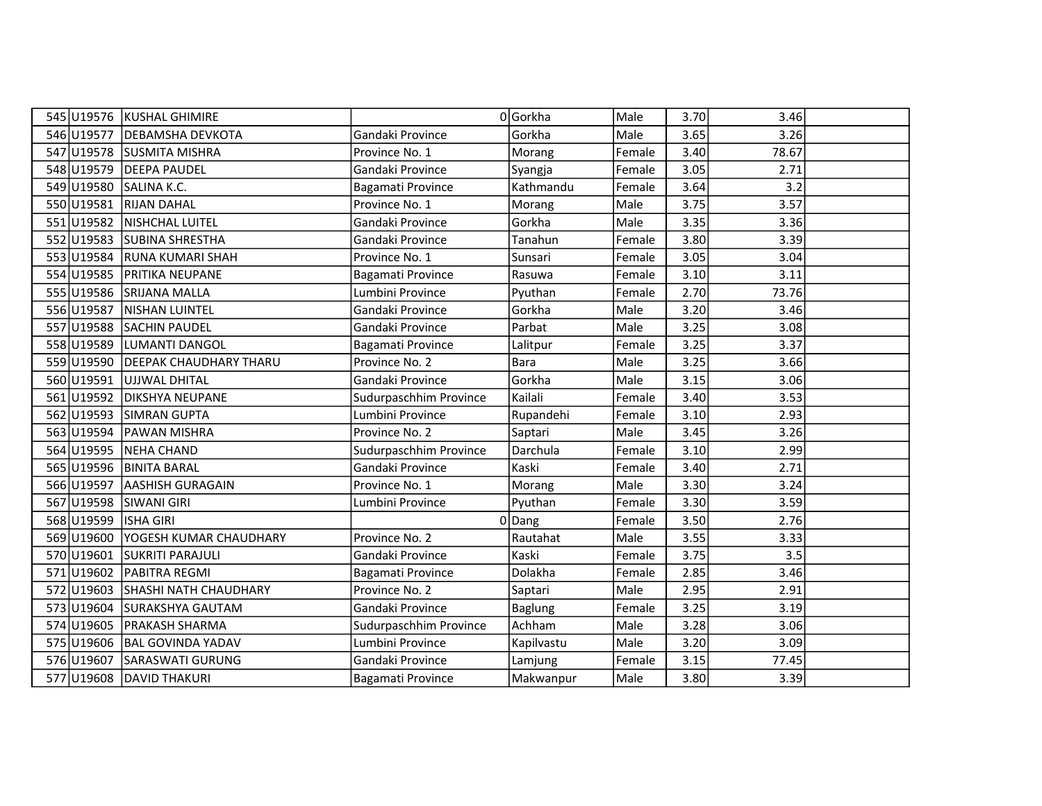| | | | | | | | | |
|---|---|---|---|---|---|---|---|---|
| 545 | U19576 | KUSHAL GHIMIRE | 0 | Gorkha | Male | 3.70 | 3.46 | |
| 546 | U19577 | DEBAMSHA DEVKOTA | Gandaki Province | Gorkha | Male | 3.65 | 3.26 | |
| 547 | U19578 | SUSMITA MISHRA | Province No. 1 | Morang | Female | 3.40 | 78.67 | |
| 548 | U19579 | DEEPA PAUDEL | Gandaki Province | Syangja | Female | 3.05 | 2.71 | |
| 549 | U19580 | SALINA K.C. | Bagamati Province | Kathmandu | Female | 3.64 | 3.2 | |
| 550 | U19581 | RIJAN DAHAL | Province No. 1 | Morang | Male | 3.75 | 3.57 | |
| 551 | U19582 | NISHCHAL LUITEL | Gandaki Province | Gorkha | Male | 3.35 | 3.36 | |
| 552 | U19583 | SUBINA SHRESTHA | Gandaki Province | Tanahun | Female | 3.80 | 3.39 | |
| 553 | U19584 | RUNA KUMARI SHAH | Province No. 1 | Sunsari | Female | 3.05 | 3.04 | |
| 554 | U19585 | PRITIKA NEUPANE | Bagamati Province | Rasuwa | Female | 3.10 | 3.11 | |
| 555 | U19586 | SRIJANA MALLA | Lumbini Province | Pyuthan | Female | 2.70 | 73.76 | |
| 556 | U19587 | NISHAN LUINTEL | Gandaki Province | Gorkha | Male | 3.20 | 3.46 | |
| 557 | U19588 | SACHIN PAUDEL | Gandaki Province | Parbat | Male | 3.25 | 3.08 | |
| 558 | U19589 | LUMANTI DANGOL | Bagamati Province | Lalitpur | Female | 3.25 | 3.37 | |
| 559 | U19590 | DEEPAK CHAUDHARY THARU | Province No. 2 | Bara | Male | 3.25 | 3.66 | |
| 560 | U19591 | UJJWAL DHITAL | Gandaki Province | Gorkha | Male | 3.15 | 3.06 | |
| 561 | U19592 | DIKSHYA NEUPANE | Sudurpaschhim Province | Kailali | Female | 3.40 | 3.53 | |
| 562 | U19593 | SIMRAN GUPTA | Lumbini Province | Rupandehi | Female | 3.10 | 2.93 | |
| 563 | U19594 | PAWAN MISHRA | Province No. 2 | Saptari | Male | 3.45 | 3.26 | |
| 564 | U19595 | NEHA CHAND | Sudurpaschhim Province | Darchula | Female | 3.10 | 2.99 | |
| 565 | U19596 | BINITA BARAL | Gandaki Province | Kaski | Female | 3.40 | 2.71 | |
| 566 | U19597 | AASHISH GURAGAIN | Province No. 1 | Morang | Male | 3.30 | 3.24 | |
| 567 | U19598 | SIWANI GIRI | Lumbini Province | Pyuthan | Female | 3.30 | 3.59 | |
| 568 | U19599 | ISHA GIRI | 0 | Dang | Female | 3.50 | 2.76 | |
| 569 | U19600 | YOGESH KUMAR CHAUDHARY | Province No. 2 | Rautahat | Male | 3.55 | 3.33 | |
| 570 | U19601 | SUKRITI PARAJULI | Gandaki Province | Kaski | Female | 3.75 | 3.5 | |
| 571 | U19602 | PABITRA REGMI | Bagamati Province | Dolakha | Female | 2.85 | 3.46 | |
| 572 | U19603 | SHASHI NATH CHAUDHARY | Province No. 2 | Saptari | Male | 2.95 | 2.91 | |
| 573 | U19604 | SURAKSHYA GAUTAM | Gandaki Province | Baglung | Female | 3.25 | 3.19 | |
| 574 | U19605 | PRAKASH SHARMA | Sudurpaschhim Province | Achham | Male | 3.28 | 3.06 | |
| 575 | U19606 | BAL GOVINDA YADAV | Lumbini Province | Kapilvastu | Male | 3.20 | 3.09 | |
| 576 | U19607 | SARASWATI GURUNG | Gandaki Province | Lamjung | Female | 3.15 | 77.45 | |
| 577 | U19608 | DAVID THAKURI | Bagamati Province | Makwanpur | Male | 3.80 | 3.39 | |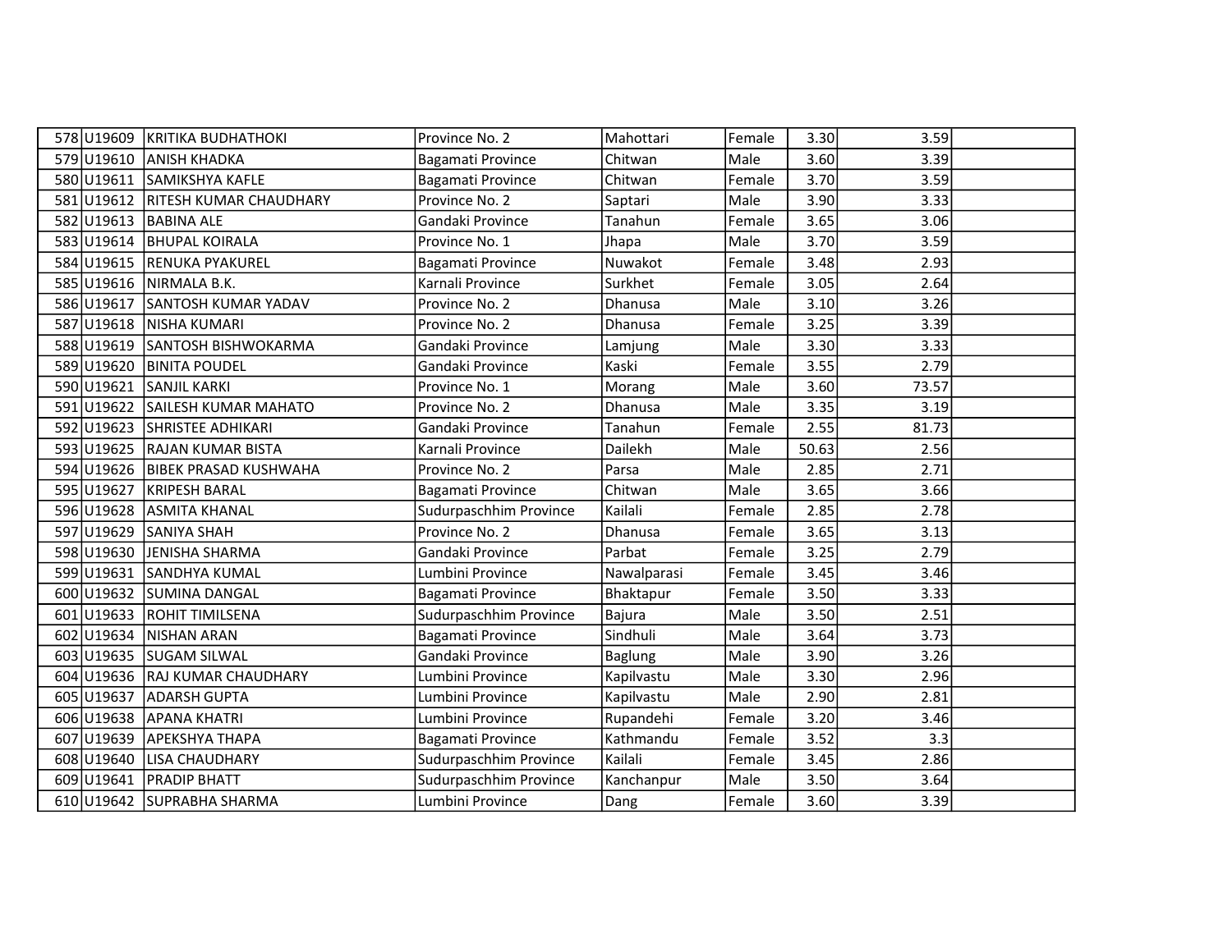| | | | | | | | | |
|---|---|---|---|---|---|---|---|---|
| 578 | U19609 | KRITIKA BUDHATHOKI | Province No. 2 | Mahottari | Female | 3.30 | 3.59 | |
| 579 | U19610 | ANISH KHADKA | Bagamati Province | Chitwan | Male | 3.60 | 3.39 | |
| 580 | U19611 | SAMIKSHYA KAFLE | Bagamati Province | Chitwan | Female | 3.70 | 3.59 | |
| 581 | U19612 | RITESH KUMAR CHAUDHARY | Province No. 2 | Saptari | Male | 3.90 | 3.33 | |
| 582 | U19613 | BABINA ALE | Gandaki Province | Tanahun | Female | 3.65 | 3.06 | |
| 583 | U19614 | BHUPAL KOIRALA | Province No. 1 | Jhapa | Male | 3.70 | 3.59 | |
| 584 | U19615 | RENUKA PYAKUREL | Bagamati Province | Nuwakot | Female | 3.48 | 2.93 | |
| 585 | U19616 | NIRMALA B.K. | Karnali Province | Surkhet | Female | 3.05 | 2.64 | |
| 586 | U19617 | SANTOSH KUMAR YADAV | Province No. 2 | Dhanusa | Male | 3.10 | 3.26 | |
| 587 | U19618 | NISHA KUMARI | Province No. 2 | Dhanusa | Female | 3.25 | 3.39 | |
| 588 | U19619 | SANTOSH BISHWOKARMA | Gandaki Province | Lamjung | Male | 3.30 | 3.33 | |
| 589 | U19620 | BINITA POUDEL | Gandaki Province | Kaski | Female | 3.55 | 2.79 | |
| 590 | U19621 | SANJIL KARKI | Province No. 1 | Morang | Male | 3.60 | 73.57 | |
| 591 | U19622 | SAILESH KUMAR MAHATO | Province No. 2 | Dhanusa | Male | 3.35 | 3.19 | |
| 592 | U19623 | SHRISTEE ADHIKARI | Gandaki Province | Tanahun | Female | 2.55 | 81.73 | |
| 593 | U19625 | RAJAN KUMAR BISTA | Karnali Province | Dailekh | Male | 50.63 | 2.56 | |
| 594 | U19626 | BIBEK PRASAD KUSHWAHA | Province No. 2 | Parsa | Male | 2.85 | 2.71 | |
| 595 | U19627 | KRIPESH BARAL | Bagamati Province | Chitwan | Male | 3.65 | 3.66 | |
| 596 | U19628 | ASMITA KHANAL | Sudurpaschhim Province | Kailali | Female | 2.85 | 2.78 | |
| 597 | U19629 | SANIYA SHAH | Province No. 2 | Dhanusa | Female | 3.65 | 3.13 | |
| 598 | U19630 | JENISHA SHARMA | Gandaki Province | Parbat | Female | 3.25 | 2.79 | |
| 599 | U19631 | SANDHYA KUMAL | Lumbini Province | Nawalparasi | Female | 3.45 | 3.46 | |
| 600 | U19632 | SUMINA DANGAL | Bagamati Province | Bhaktapur | Female | 3.50 | 3.33 | |
| 601 | U19633 | ROHIT TIMILSENA | Sudurpaschhim Province | Bajura | Male | 3.50 | 2.51 | |
| 602 | U19634 | NISHAN ARAN | Bagamati Province | Sindhuli | Male | 3.64 | 3.73 | |
| 603 | U19635 | SUGAM SILWAL | Gandaki Province | Baglung | Male | 3.90 | 3.26 | |
| 604 | U19636 | RAJ KUMAR CHAUDHARY | Lumbini Province | Kapilvastu | Male | 3.30 | 2.96 | |
| 605 | U19637 | ADARSH GUPTA | Lumbini Province | Kapilvastu | Male | 2.90 | 2.81 | |
| 606 | U19638 | APANA KHATRI | Lumbini Province | Rupandehi | Female | 3.20 | 3.46 | |
| 607 | U19639 | APEKSHYA THAPA | Bagamati Province | Kathmandu | Female | 3.52 | 3.3 | |
| 608 | U19640 | LISA CHAUDHARY | Sudurpaschhim Province | Kailali | Female | 3.45 | 2.86 | |
| 609 | U19641 | PRADIP BHATT | Sudurpaschhim Province | Kanchanpur | Male | 3.50 | 3.64 | |
| 610 | U19642 | SUPRABHA SHARMA | Lumbini Province | Dang | Female | 3.60 | 3.39 | |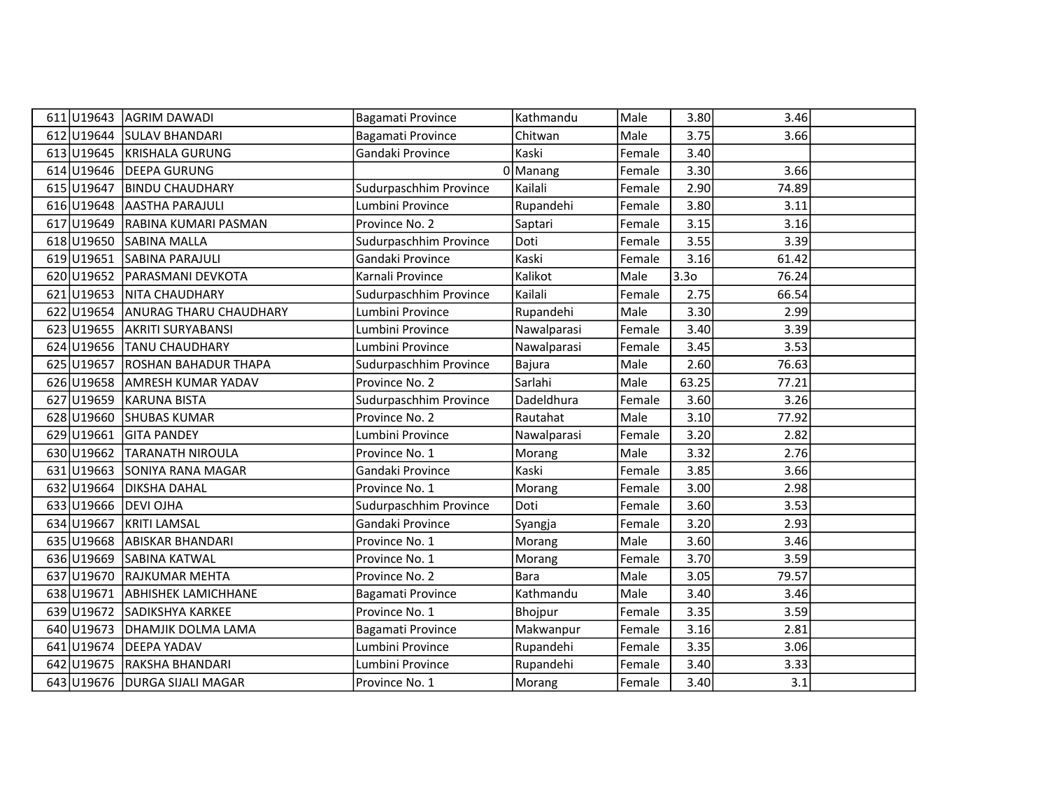| | | | | | | | | |
|---|---|---|---|---|---|---|---|---|
| 611 | U19643 | AGRIM DAWADI | Bagamati Province | Kathmandu | Male | 3.80 | 3.46 | |
| 612 | U19644 | SULAV BHANDARI | Bagamati Province | Chitwan | Male | 3.75 | 3.66 | |
| 613 | U19645 | KRISHALA GURUNG | Gandaki Province | Kaski | Female | 3.40 | | |
| 614 | U19646 | DEEPA GURUNG | 0 | Manang | Female | 3.30 | 3.66 | |
| 615 | U19647 | BINDU CHAUDHARY | Sudurpaschhim Province | Kailali | Female | 2.90 | 74.89 | |
| 616 | U19648 | AASTHA PARAJULI | Lumbini Province | Rupandehi | Female | 3.80 | 3.11 | |
| 617 | U19649 | RABINA KUMARI PASMAN | Province No. 2 | Saptari | Female | 3.15 | 3.16 | |
| 618 | U19650 | SABINA MALLA | Sudurpaschhim Province | Doti | Female | 3.55 | 3.39 | |
| 619 | U19651 | SABINA PARAJULI | Gandaki Province | Kaski | Female | 3.16 | 61.42 | |
| 620 | U19652 | PARASMANI DEVKOTA | Karnali Province | Kalikot | Male | 3.3o | 76.24 | |
| 621 | U19653 | NITA CHAUDHARY | Sudurpaschhim Province | Kailali | Female | 2.75 | 66.54 | |
| 622 | U19654 | ANURAG THARU CHAUDHARY | Lumbini Province | Rupandehi | Male | 3.30 | 2.99 | |
| 623 | U19655 | AKRITI SURYABANSI | Lumbini Province | Nawalparasi | Female | 3.40 | 3.39 | |
| 624 | U19656 | TANU CHAUDHARY | Lumbini Province | Nawalparasi | Female | 3.45 | 3.53 | |
| 625 | U19657 | ROSHAN BAHADUR THAPA | Sudurpaschhim Province | Bajura | Male | 2.60 | 76.63 | |
| 626 | U19658 | AMRESH KUMAR YADAV | Province No. 2 | Sarlahi | Male | 63.25 | 77.21 | |
| 627 | U19659 | KARUNA BISTA | Sudurpaschhim Province | Dadeldhura | Female | 3.60 | 3.26 | |
| 628 | U19660 | SHUBAS KUMAR | Province No. 2 | Rautahat | Male | 3.10 | 77.92 | |
| 629 | U19661 | GITA PANDEY | Lumbini Province | Nawalparasi | Female | 3.20 | 2.82 | |
| 630 | U19662 | TARANATH NIROULA | Province No. 1 | Morang | Male | 3.32 | 2.76 | |
| 631 | U19663 | SONIYA RANA MAGAR | Gandaki Province | Kaski | Female | 3.85 | 3.66 | |
| 632 | U19664 | DIKSHA DAHAL | Province No. 1 | Morang | Female | 3.00 | 2.98 | |
| 633 | U19666 | DEVI OJHA | Sudurpaschhim Province | Doti | Female | 3.60 | 3.53 | |
| 634 | U19667 | KRITI LAMSAL | Gandaki Province | Syangja | Female | 3.20 | 2.93 | |
| 635 | U19668 | ABISKAR BHANDARI | Province No. 1 | Morang | Male | 3.60 | 3.46 | |
| 636 | U19669 | SABINA KATWAL | Province No. 1 | Morang | Female | 3.70 | 3.59 | |
| 637 | U19670 | RAJKUMAR MEHTA | Province No. 2 | Bara | Male | 3.05 | 79.57 | |
| 638 | U19671 | ABHISHEK LAMICHHANE | Bagamati Province | Kathmandu | Male | 3.40 | 3.46 | |
| 639 | U19672 | SADIKSHYA KARKEE | Province No. 1 | Bhojpur | Female | 3.35 | 3.59 | |
| 640 | U19673 | DHAMJIK DOLMA LAMA | Bagamati Province | Makwanpur | Female | 3.16 | 2.81 | |
| 641 | U19674 | DEEPA YADAV | Lumbini Province | Rupandehi | Female | 3.35 | 3.06 | |
| 642 | U19675 | RAKSHA BHANDARI | Lumbini Province | Rupandehi | Female | 3.40 | 3.33 | |
| 643 | U19676 | DURGA SIJALI MAGAR | Province No. 1 | Morang | Female | 3.40 | 3.1 | |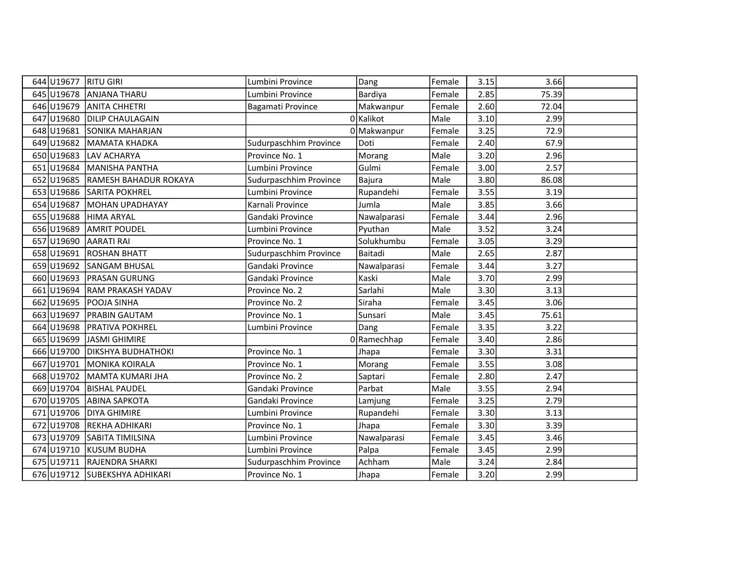| | | | | | | | | |
|---|---|---|---|---|---|---|---|---|
| 644 | U19677 | RITU GIRI | Lumbini Province | Dang | Female | 3.15 | 3.66 | |
| 645 | U19678 | ANJANA THARU | Lumbini Province | Bardiya | Female | 2.85 | 75.39 | |
| 646 | U19679 | ANITA CHHETRI | Bagamati Province | Makwanpur | Female | 2.60 | 72.04 | |
| 647 | U19680 | DILIP CHAULAGAIN | 0 | Kalikot | Male | 3.10 | 2.99 | |
| 648 | U19681 | SONIKA MAHARJAN | 0 | Makwanpur | Female | 3.25 | 72.9 | |
| 649 | U19682 | MAMATA KHADKA | Sudurpaschhim Province | Doti | Female | 2.40 | 67.9 | |
| 650 | U19683 | LAV ACHARYA | Province No. 1 | Morang | Male | 3.20 | 2.96 | |
| 651 | U19684 | MANISHA PANTHA | Lumbini Province | Gulmi | Female | 3.00 | 2.57 | |
| 652 | U19685 | RAMESH BAHADUR ROKAYA | Sudurpaschhim Province | Bajura | Male | 3.80 | 86.08 | |
| 653 | U19686 | SARITA POKHREL | Lumbini Province | Rupandehi | Female | 3.55 | 3.19 | |
| 654 | U19687 | MOHAN UPADHAYAY | Karnali Province | Jumla | Male | 3.85 | 3.66 | |
| 655 | U19688 | HIMA ARYAL | Gandaki Province | Nawalparasi | Female | 3.44 | 2.96 | |
| 656 | U19689 | AMRIT POUDEL | Lumbini Province | Pyuthan | Male | 3.52 | 3.24 | |
| 657 | U19690 | AARATI RAI | Province No. 1 | Solukhumbu | Female | 3.05 | 3.29 | |
| 658 | U19691 | ROSHAN BHATT | Sudurpaschhim Province | Baitadi | Male | 2.65 | 2.87 | |
| 659 | U19692 | SANGAM BHUSAL | Gandaki Province | Nawalparasi | Female | 3.44 | 3.27 | |
| 660 | U19693 | PRASAN GURUNG | Gandaki Province | Kaski | Male | 3.70 | 2.99 | |
| 661 | U19694 | RAM PRAKASH YADAV | Province No. 2 | Sarlahi | Male | 3.30 | 3.13 | |
| 662 | U19695 | POOJA SINHA | Province No. 2 | Siraha | Female | 3.45 | 3.06 | |
| 663 | U19697 | PRABIN GAUTAM | Province No. 1 | Sunsari | Male | 3.45 | 75.61 | |
| 664 | U19698 | PRATIVA POKHREL | Lumbini Province | Dang | Female | 3.35 | 3.22 | |
| 665 | U19699 | JASMI GHIMIRE | 0 | Ramechhap | Female | 3.40 | 2.86 | |
| 666 | U19700 | DIKSHYA BUDHATHOKI | Province No. 1 | Jhapa | Female | 3.30 | 3.31 | |
| 667 | U19701 | MONIKA KOIRALA | Province No. 1 | Morang | Female | 3.55 | 3.08 | |
| 668 | U19702 | MAMTA KUMARI JHA | Province No. 2 | Saptari | Female | 2.80 | 2.47 | |
| 669 | U19704 | BISHAL PAUDEL | Gandaki Province | Parbat | Male | 3.55 | 2.94 | |
| 670 | U19705 | ABINA SAPKOTA | Gandaki Province | Lamjung | Female | 3.25 | 2.79 | |
| 671 | U19706 | DIYA GHIMIRE | Lumbini Province | Rupandehi | Female | 3.30 | 3.13 | |
| 672 | U19708 | REKHA ADHIKARI | Province No. 1 | Jhapa | Female | 3.30 | 3.39 | |
| 673 | U19709 | SABITA TIMILSINA | Lumbini Province | Nawalparasi | Female | 3.45 | 3.46 | |
| 674 | U19710 | KUSUM BUDHA | Lumbini Province | Palpa | Female | 3.45 | 2.99 | |
| 675 | U19711 | RAJENDRA SHARKI | Sudurpaschhim Province | Achham | Male | 3.24 | 2.84 | |
| 676 | U19712 | SUBEKSHYA ADHIKARI | Province No. 1 | Jhapa | Female | 3.20 | 2.99 | |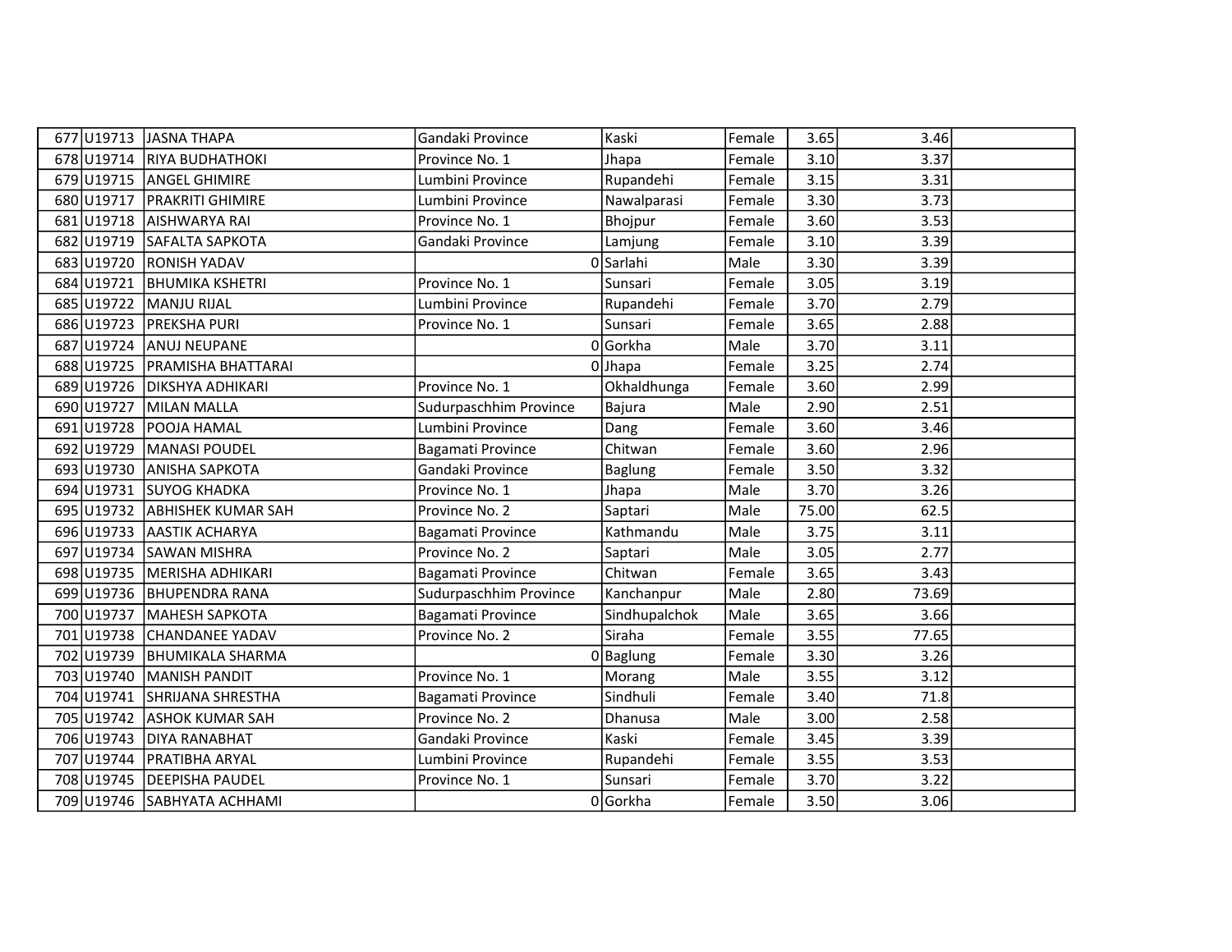| | | | | | | | | |
|---|---|---|---|---|---|---|---|---|
| 677 | U19713 | JASNA THAPA | Gandaki Province | Kaski | Female | 3.65 | 3.46 | |
| 678 | U19714 | RIYA BUDHATHOKI | Province No. 1 | Jhapa | Female | 3.10 | 3.37 | |
| 679 | U19715 | ANGEL GHIMIRE | Lumbini Province | Rupandehi | Female | 3.15 | 3.31 | |
| 680 | U19717 | PRAKRITI GHIMIRE | Lumbini Province | Nawalparasi | Female | 3.30 | 3.73 | |
| 681 | U19718 | AISHWARYA RAI | Province No. 1 | Bhojpur | Female | 3.60 | 3.53 | |
| 682 | U19719 | SAFALTA SAPKOTA | Gandaki Province | Lamjung | Female | 3.10 | 3.39 | |
| 683 | U19720 | RONISH YADAV | 0 | Sarlahi | Male | 3.30 | 3.39 | |
| 684 | U19721 | BHUMIKA KSHETRI | Province No. 1 | Sunsari | Female | 3.05 | 3.19 | |
| 685 | U19722 | MANJU RIJAL | Lumbini Province | Rupandehi | Female | 3.70 | 2.79 | |
| 686 | U19723 | PREKSHA PURI | Province No. 1 | Sunsari | Female | 3.65 | 2.88 | |
| 687 | U19724 | ANUJ NEUPANE | 0 | Gorkha | Male | 3.70 | 3.11 | |
| 688 | U19725 | PRAMISHA BHATTARAI | 0 | Jhapa | Female | 3.25 | 2.74 | |
| 689 | U19726 | DIKSHYA ADHIKARI | Province No. 1 | Okhaldhunga | Female | 3.60 | 2.99 | |
| 690 | U19727 | MILAN MALLA | Sudurpaschhim Province | Bajura | Male | 2.90 | 2.51 | |
| 691 | U19728 | POOJA HAMAL | Lumbini Province | Dang | Female | 3.60 | 3.46 | |
| 692 | U19729 | MANASI POUDEL | Bagamati Province | Chitwan | Female | 3.60 | 2.96 | |
| 693 | U19730 | ANISHA SAPKOTA | Gandaki Province | Baglung | Female | 3.50 | 3.32 | |
| 694 | U19731 | SUYOG KHADKA | Province No. 1 | Jhapa | Male | 3.70 | 3.26 | |
| 695 | U19732 | ABHISHEK KUMAR SAH | Province No. 2 | Saptari | Male | 75.00 | 62.5 | |
| 696 | U19733 | AASTIK ACHARYA | Bagamati Province | Kathmandu | Male | 3.75 | 3.11 | |
| 697 | U19734 | SAWAN MISHRA | Province No. 2 | Saptari | Male | 3.05 | 2.77 | |
| 698 | U19735 | MERISHA ADHIKARI | Bagamati Province | Chitwan | Female | 3.65 | 3.43 | |
| 699 | U19736 | BHUPENDRA RANA | Sudurpaschhim Province | Kanchanpur | Male | 2.80 | 73.69 | |
| 700 | U19737 | MAHESH SAPKOTA | Bagamati Province | Sindhupalchok | Male | 3.65 | 3.66 | |
| 701 | U19738 | CHANDANEE YADAV | Province No. 2 | Siraha | Female | 3.55 | 77.65 | |
| 702 | U19739 | BHUMIKALA SHARMA | 0 | Baglung | Female | 3.30 | 3.26 | |
| 703 | U19740 | MANISH PANDIT | Province No. 1 | Morang | Male | 3.55 | 3.12 | |
| 704 | U19741 | SHRIJANA SHRESTHA | Bagamati Province | Sindhuli | Female | 3.40 | 71.8 | |
| 705 | U19742 | ASHOK KUMAR SAH | Province No. 2 | Dhanusa | Male | 3.00 | 2.58 | |
| 706 | U19743 | DIYA RANABHAT | Gandaki Province | Kaski | Female | 3.45 | 3.39 | |
| 707 | U19744 | PRATIBHA ARYAL | Lumbini Province | Rupandehi | Female | 3.55 | 3.53 | |
| 708 | U19745 | DEEPISHA PAUDEL | Province No. 1 | Sunsari | Female | 3.70 | 3.22 | |
| 709 | U19746 | SABHYATA ACHHAMI | 0 | Gorkha | Female | 3.50 | 3.06 | |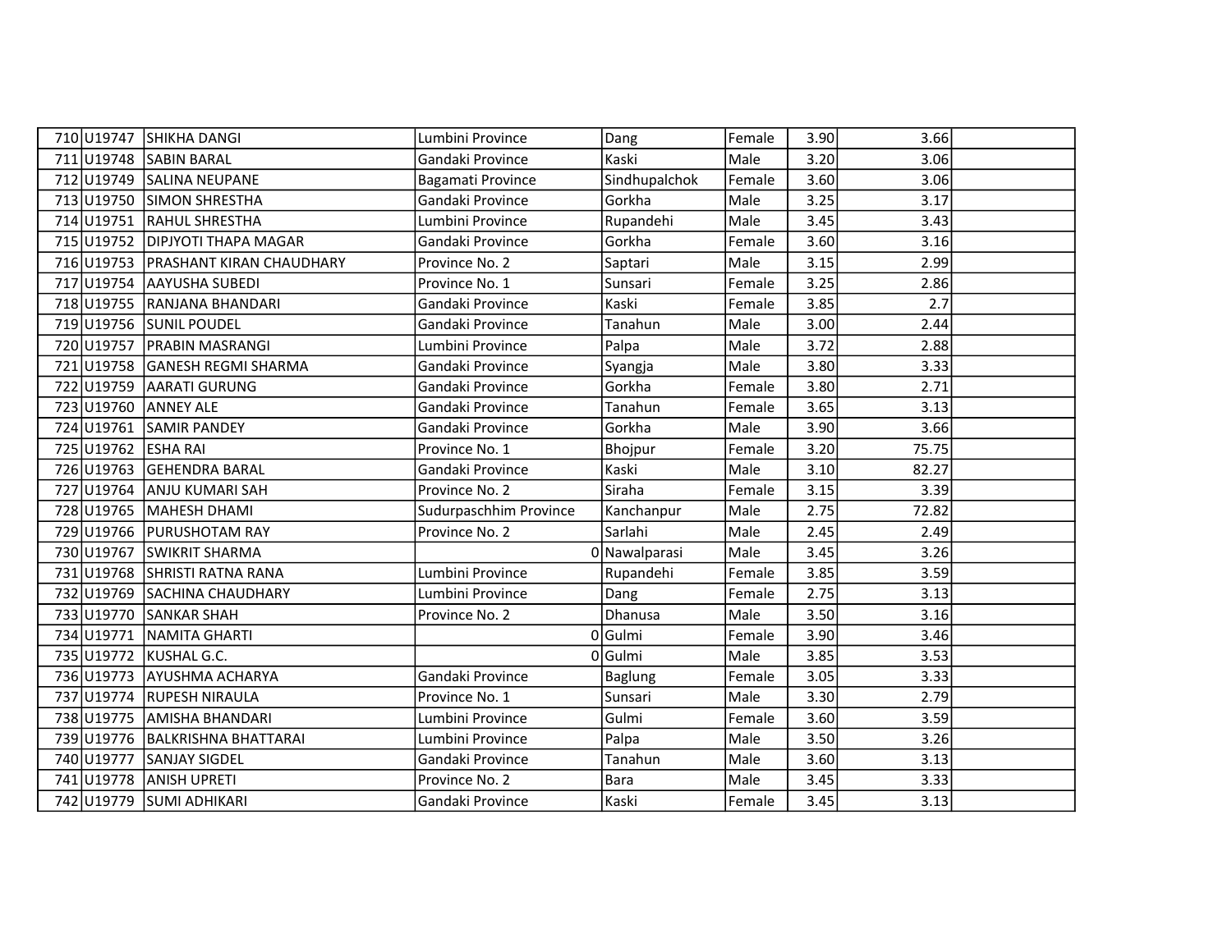| | | | | | | | | |
|---|---|---|---|---|---|---|---|---|
| 710 | U19747 | SHIKHA DANGI | Lumbini Province | Dang | Female | 3.90 | 3.66 | |
| 711 | U19748 | SABIN BARAL | Gandaki Province | Kaski | Male | 3.20 | 3.06 | |
| 712 | U19749 | SALINA NEUPANE | Bagamati Province | Sindhupalchok | Female | 3.60 | 3.06 | |
| 713 | U19750 | SIMON SHRESTHA | Gandaki Province | Gorkha | Male | 3.25 | 3.17 | |
| 714 | U19751 | RAHUL SHRESTHA | Lumbini Province | Rupandehi | Male | 3.45 | 3.43 | |
| 715 | U19752 | DIPJYOTI THAPA MAGAR | Gandaki Province | Gorkha | Female | 3.60 | 3.16 | |
| 716 | U19753 | PRASHANT KIRAN CHAUDHARY | Province No. 2 | Saptari | Male | 3.15 | 2.99 | |
| 717 | U19754 | AAYUSHA SUBEDI | Province No. 1 | Sunsari | Female | 3.25 | 2.86 | |
| 718 | U19755 | RANJANA BHANDARI | Gandaki Province | Kaski | Female | 3.85 | 2.7 | |
| 719 | U19756 | SUNIL POUDEL | Gandaki Province | Tanahun | Male | 3.00 | 2.44 | |
| 720 | U19757 | PRABIN MASRANGI | Lumbini Province | Palpa | Male | 3.72 | 2.88 | |
| 721 | U19758 | GANESH REGMI SHARMA | Gandaki Province | Syangja | Male | 3.80 | 3.33 | |
| 722 | U19759 | AARATI GURUNG | Gandaki Province | Gorkha | Female | 3.80 | 2.71 | |
| 723 | U19760 | ANNEY ALE | Gandaki Province | Tanahun | Female | 3.65 | 3.13 | |
| 724 | U19761 | SAMIR PANDEY | Gandaki Province | Gorkha | Male | 3.90 | 3.66 | |
| 725 | U19762 | ESHA RAI | Province No. 1 | Bhojpur | Female | 3.20 | 75.75 | |
| 726 | U19763 | GEHENDRA BARAL | Gandaki Province | Kaski | Male | 3.10 | 82.27 | |
| 727 | U19764 | ANJU KUMARI SAH | Province No. 2 | Siraha | Female | 3.15 | 3.39 | |
| 728 | U19765 | MAHESH DHAMI | Sudurpaschhim Province | Kanchanpur | Male | 2.75 | 72.82 | |
| 729 | U19766 | PURUSHOTAM RAY | Province No. 2 | Sarlahi | Male | 2.45 | 2.49 | |
| 730 | U19767 | SWIKRIT SHARMA | 0 | Nawalparasi | Male | 3.45 | 3.26 | |
| 731 | U19768 | SHRISTI RATNA RANA | Lumbini Province | Rupandehi | Female | 3.85 | 3.59 | |
| 732 | U19769 | SACHINA CHAUDHARY | Lumbini Province | Dang | Female | 2.75 | 3.13 | |
| 733 | U19770 | SANKAR SHAH | Province No. 2 | Dhanusa | Male | 3.50 | 3.16 | |
| 734 | U19771 | NAMITA GHARTI | 0 | Gulmi | Female | 3.90 | 3.46 | |
| 735 | U19772 | KUSHAL G.C. | 0 | Gulmi | Male | 3.85 | 3.53 | |
| 736 | U19773 | AYUSHMA ACHARYA | Gandaki Province | Baglung | Female | 3.05 | 3.33 | |
| 737 | U19774 | RUPESH NIRAULA | Province No. 1 | Sunsari | Male | 3.30 | 2.79 | |
| 738 | U19775 | AMISHA BHANDARI | Lumbini Province | Gulmi | Female | 3.60 | 3.59 | |
| 739 | U19776 | BALKRISHNA BHATTARAI | Lumbini Province | Palpa | Male | 3.50 | 3.26 | |
| 740 | U19777 | SANJAY SIGDEL | Gandaki Province | Tanahun | Male | 3.60 | 3.13 | |
| 741 | U19778 | ANISH UPRETI | Province No. 2 | Bara | Male | 3.45 | 3.33 | |
| 742 | U19779 | SUMI ADHIKARI | Gandaki Province | Kaski | Female | 3.45 | 3.13 | |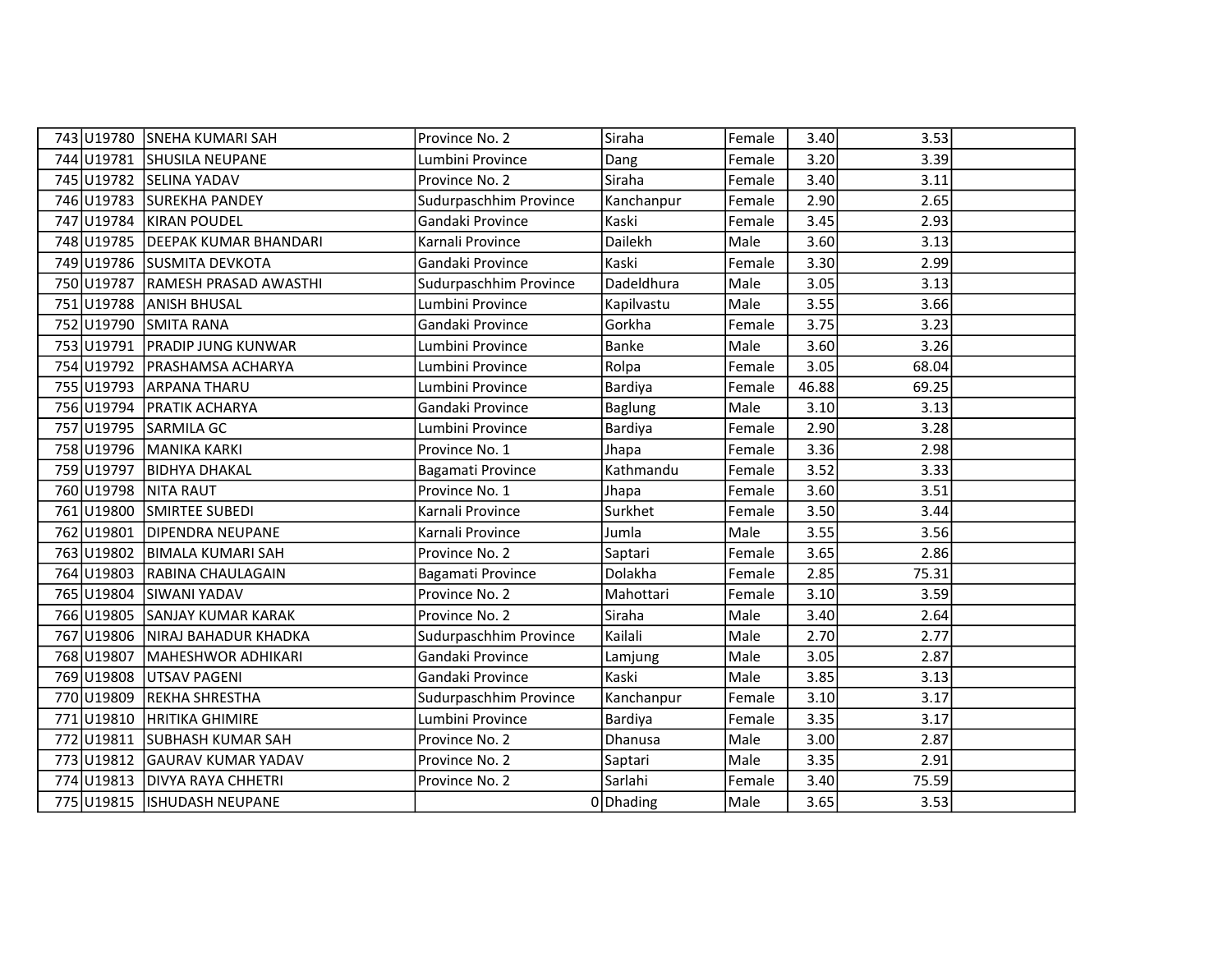| | | | | | | | | |
|---|---|---|---|---|---|---|---|---|
| 743 | U19780 | SNEHA KUMARI SAH | Province No. 2 | Siraha | Female | 3.40 | 3.53 | |
| 744 | U19781 | SHUSILA NEUPANE | Lumbini Province | Dang | Female | 3.20 | 3.39 | |
| 745 | U19782 | SELINA YADAV | Province No. 2 | Siraha | Female | 3.40 | 3.11 | |
| 746 | U19783 | SUREKHA PANDEY | Sudurpaschhim Province | Kanchanpur | Female | 2.90 | 2.65 | |
| 747 | U19784 | KIRAN POUDEL | Gandaki Province | Kaski | Female | 3.45 | 2.93 | |
| 748 | U19785 | DEEPAK KUMAR BHANDARI | Karnali Province | Dailekh | Male | 3.60 | 3.13 | |
| 749 | U19786 | SUSMITA DEVKOTA | Gandaki Province | Kaski | Female | 3.30 | 2.99 | |
| 750 | U19787 | RAMESH PRASAD AWASTHI | Sudurpaschhim Province | Dadeldhura | Male | 3.05 | 3.13 | |
| 751 | U19788 | ANISH BHUSAL | Lumbini Province | Kapilvastu | Male | 3.55 | 3.66 | |
| 752 | U19790 | SMITA RANA | Gandaki Province | Gorkha | Female | 3.75 | 3.23 | |
| 753 | U19791 | PRADIP JUNG KUNWAR | Lumbini Province | Banke | Male | 3.60 | 3.26 | |
| 754 | U19792 | PRASHAMSA ACHARYA | Lumbini Province | Rolpa | Female | 3.05 | 68.04 | |
| 755 | U19793 | ARPANA THARU | Lumbini Province | Bardiya | Female | 46.88 | 69.25 | |
| 756 | U19794 | PRATIK ACHARYA | Gandaki Province | Baglung | Male | 3.10 | 3.13 | |
| 757 | U19795 | SARMILA GC | Lumbini Province | Bardiya | Female | 2.90 | 3.28 | |
| 758 | U19796 | MANIKA KARKI | Province No. 1 | Jhapa | Female | 3.36 | 2.98 | |
| 759 | U19797 | BIDHYA DHAKAL | Bagamati Province | Kathmandu | Female | 3.52 | 3.33 | |
| 760 | U19798 | NITA RAUT | Province No. 1 | Jhapa | Female | 3.60 | 3.51 | |
| 761 | U19800 | SMIRTEE SUBEDI | Karnali Province | Surkhet | Female | 3.50 | 3.44 | |
| 762 | U19801 | DIPENDRA NEUPANE | Karnali Province | Jumla | Male | 3.55 | 3.56 | |
| 763 | U19802 | BIMALA KUMARI SAH | Province No. 2 | Saptari | Female | 3.65 | 2.86 | |
| 764 | U19803 | RABINA CHAULAGAIN | Bagamati Province | Dolakha | Female | 2.85 | 75.31 | |
| 765 | U19804 | SIWANI YADAV | Province No. 2 | Mahottari | Female | 3.10 | 3.59 | |
| 766 | U19805 | SANJAY KUMAR KARAK | Province No. 2 | Siraha | Male | 3.40 | 2.64 | |
| 767 | U19806 | NIRAJ BAHADUR KHADKA | Sudurpaschhim Province | Kailali | Male | 2.70 | 2.77 | |
| 768 | U19807 | MAHESHWOR ADHIKARI | Gandaki Province | Lamjung | Male | 3.05 | 2.87 | |
| 769 | U19808 | UTSAV PAGENI | Gandaki Province | Kaski | Male | 3.85 | 3.13 | |
| 770 | U19809 | REKHA SHRESTHA | Sudurpaschhim Province | Kanchanpur | Female | 3.10 | 3.17 | |
| 771 | U19810 | HRITIKA GHIMIRE | Lumbini Province | Bardiya | Female | 3.35 | 3.17 | |
| 772 | U19811 | SUBHASH KUMAR SAH | Province No. 2 | Dhanusa | Male | 3.00 | 2.87 | |
| 773 | U19812 | GAURAV KUMAR YADAV | Province No. 2 | Saptari | Male | 3.35 | 2.91 | |
| 774 | U19813 | DIVYA RAYA CHHETRI | Province No. 2 | Sarlahi | Female | 3.40 | 75.59 | |
| 775 | U19815 | ISHUDASH NEUPANE | 0 | Dhading | Male | 3.65 | 3.53 | |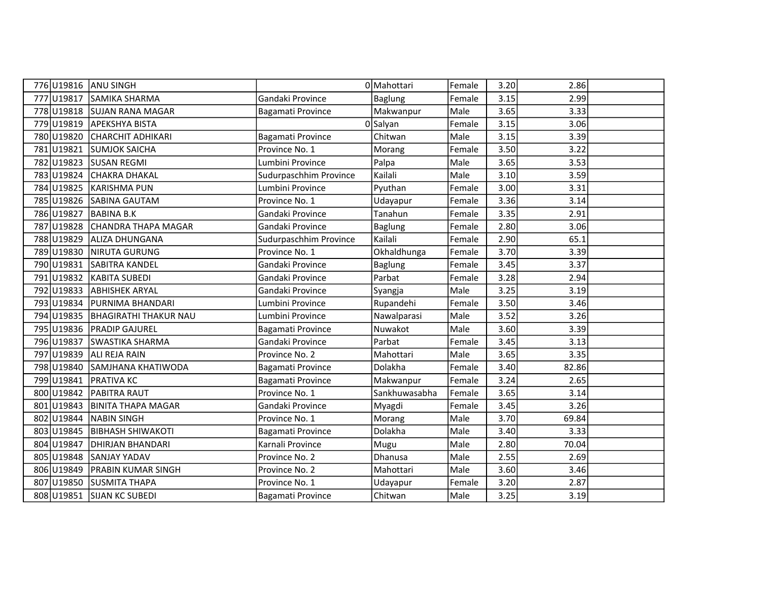| | | | | | | | | |
|---|---|---|---|---|---|---|---|---|
| 776 | U19816 | ANU SINGH | 0 | Mahottari | Female | 3.20 | 2.86 | |
| 777 | U19817 | SAMIKA SHARMA | Gandaki Province | Baglung | Female | 3.15 | 2.99 | |
| 778 | U19818 | SUJAN RANA MAGAR | Bagamati Province | Makwanpur | Male | 3.65 | 3.33 | |
| 779 | U19819 | APEKSHYA BISTA | 0 | Salyan | Female | 3.15 | 3.06 | |
| 780 | U19820 | CHARCHIT ADHIKARI | Bagamati Province | Chitwan | Male | 3.15 | 3.39 | |
| 781 | U19821 | SUMJOK SAICHA | Province No. 1 | Morang | Female | 3.50 | 3.22 | |
| 782 | U19823 | SUSAN REGMI | Lumbini Province | Palpa | Male | 3.65 | 3.53 | |
| 783 | U19824 | CHAKRA DHAKAL | Sudurpaschhim Province | Kailali | Male | 3.10 | 3.59 | |
| 784 | U19825 | KARISHMA PUN | Lumbini Province | Pyuthan | Female | 3.00 | 3.31 | |
| 785 | U19826 | SABINA GAUTAM | Province No. 1 | Udayapur | Female | 3.36 | 3.14 | |
| 786 | U19827 | BABINA B.K | Gandaki Province | Tanahun | Female | 3.35 | 2.91 | |
| 787 | U19828 | CHANDRA THAPA MAGAR | Gandaki Province | Baglung | Female | 2.80 | 3.06 | |
| 788 | U19829 | ALIZA DHUNGANA | Sudurpaschhim Province | Kailali | Female | 2.90 | 65.1 | |
| 789 | U19830 | NIRUTA GURUNG | Province No. 1 | Okhaldhunga | Female | 3.70 | 3.39 | |
| 790 | U19831 | SABITRA KANDEL | Gandaki Province | Baglung | Female | 3.45 | 3.37 | |
| 791 | U19832 | KABITA SUBEDI | Gandaki Province | Parbat | Female | 3.28 | 2.94 | |
| 792 | U19833 | ABHISHEK ARYAL | Gandaki Province | Syangja | Male | 3.25 | 3.19 | |
| 793 | U19834 | PURNIMA BHANDARI | Lumbini Province | Rupandehi | Female | 3.50 | 3.46 | |
| 794 | U19835 | BHAGIRATHI THAKUR NAU | Lumbini Province | Nawalparasi | Male | 3.52 | 3.26 | |
| 795 | U19836 | PRADIP GAJUREL | Bagamati Province | Nuwakot | Male | 3.60 | 3.39 | |
| 796 | U19837 | SWASTIKA SHARMA | Gandaki Province | Parbat | Female | 3.45 | 3.13 | |
| 797 | U19839 | ALI REJA RAIN | Province No. 2 | Mahottari | Male | 3.65 | 3.35 | |
| 798 | U19840 | SAMJHANA KHATIWODA | Bagamati Province | Dolakha | Female | 3.40 | 82.86 | |
| 799 | U19841 | PRATIVA KC | Bagamati Province | Makwanpur | Female | 3.24 | 2.65 | |
| 800 | U19842 | PABITRA RAUT | Province No. 1 | Sankhuwasabha | Female | 3.65 | 3.14 | |
| 801 | U19843 | BINITA THAPA MAGAR | Gandaki Province | Myagdi | Female | 3.45 | 3.26 | |
| 802 | U19844 | NABIN SINGH | Province No. 1 | Morang | Male | 3.70 | 69.84 | |
| 803 | U19845 | BIBHASH SHIWAKOTI | Bagamati Province | Dolakha | Male | 3.40 | 3.33 | |
| 804 | U19847 | DHIRJAN BHANDARI | Karnali Province | Mugu | Male | 2.80 | 70.04 | |
| 805 | U19848 | SANJAY YADAV | Province No. 2 | Dhanusa | Male | 2.55 | 2.69 | |
| 806 | U19849 | PRABIN KUMAR SINGH | Province No. 2 | Mahottari | Male | 3.60 | 3.46 | |
| 807 | U19850 | SUSMITA THAPA | Province No. 1 | Udayapur | Female | 3.20 | 2.87 | |
| 808 | U19851 | SIJAN KC SUBEDI | Bagamati Province | Chitwan | Male | 3.25 | 3.19 | |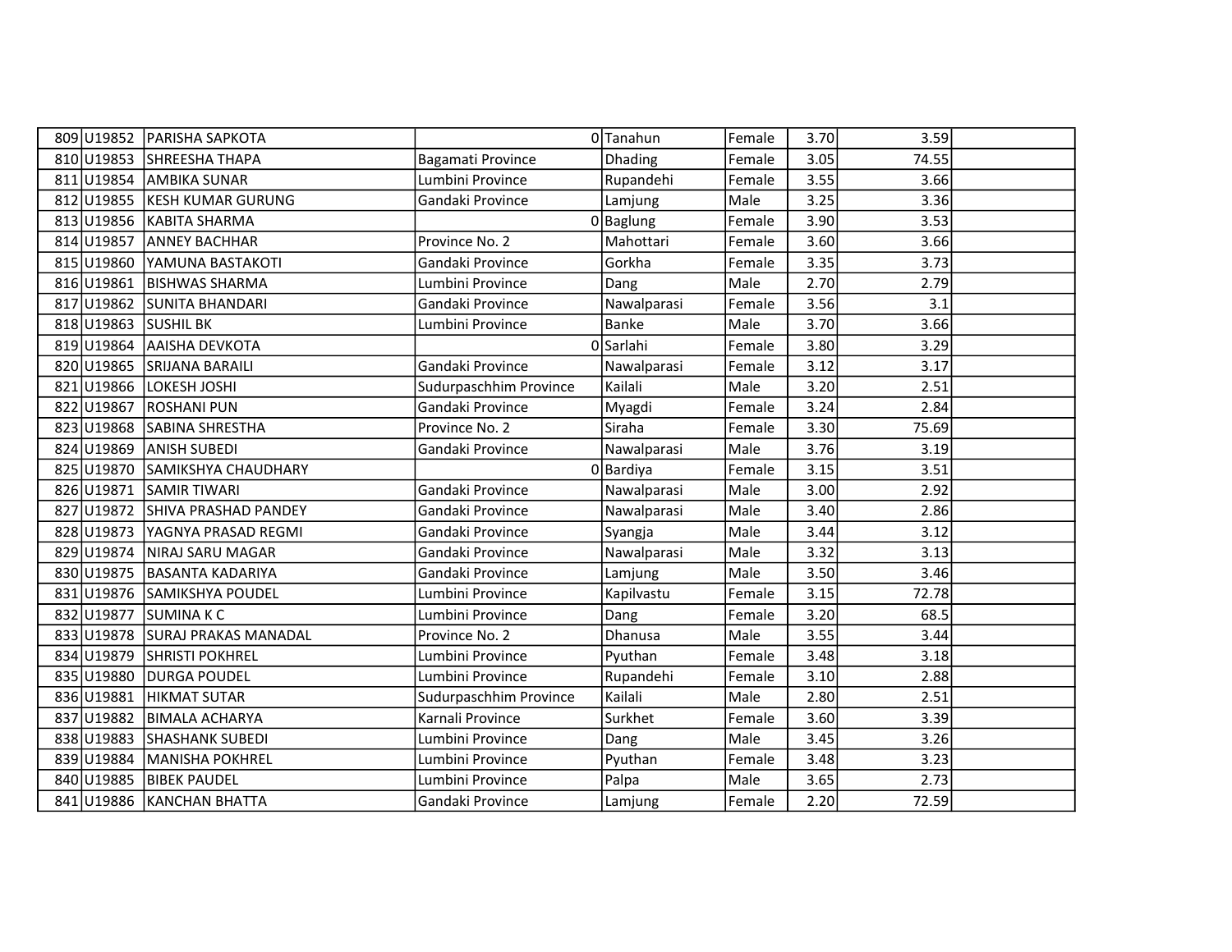| | | | | | | | | |
|---|---|---|---|---|---|---|---|---|
| 809 | U19852 | PARISHA SAPKOTA | 0 | Tanahun | Female | 3.70 | 3.59 | |
| 810 | U19853 | SHREESHA THAPA | Bagamati Province | Dhading | Female | 3.05 | 74.55 | |
| 811 | U19854 | AMBIKA SUNAR | Lumbini Province | Rupandehi | Female | 3.55 | 3.66 | |
| 812 | U19855 | KESH KUMAR GURUNG | Gandaki Province | Lamjung | Male | 3.25 | 3.36 | |
| 813 | U19856 | KABITA SHARMA | 0 | Baglung | Female | 3.90 | 3.53 | |
| 814 | U19857 | ANNEY BACHHAR | Province No. 2 | Mahottari | Female | 3.60 | 3.66 | |
| 815 | U19860 | YAMUNA BASTAKOTI | Gandaki Province | Gorkha | Female | 3.35 | 3.73 | |
| 816 | U19861 | BISHWAS SHARMA | Lumbini Province | Dang | Male | 2.70 | 2.79 | |
| 817 | U19862 | SUNITA BHANDARI | Gandaki Province | Nawalparasi | Female | 3.56 | 3.1 | |
| 818 | U19863 | SUSHIL BK | Lumbini Province | Banke | Male | 3.70 | 3.66 | |
| 819 | U19864 | AAISHA DEVKOTA | 0 | Sarlahi | Female | 3.80 | 3.29 | |
| 820 | U19865 | SRIJANA BARAILI | Gandaki Province | Nawalparasi | Female | 3.12 | 3.17 | |
| 821 | U19866 | LOKESH JOSHI | Sudurpaschhim Province | Kailali | Male | 3.20 | 2.51 | |
| 822 | U19867 | ROSHANI PUN | Gandaki Province | Myagdi | Female | 3.24 | 2.84 | |
| 823 | U19868 | SABINA SHRESTHA | Province No. 2 | Siraha | Female | 3.30 | 75.69 | |
| 824 | U19869 | ANISH SUBEDI | Gandaki Province | Nawalparasi | Male | 3.76 | 3.19 | |
| 825 | U19870 | SAMIKSHYA CHAUDHARY | 0 | Bardiya | Female | 3.15 | 3.51 | |
| 826 | U19871 | SAMIR TIWARI | Gandaki Province | Nawalparasi | Male | 3.00 | 2.92 | |
| 827 | U19872 | SHIVA PRASHAD PANDEY | Gandaki Province | Nawalparasi | Male | 3.40 | 2.86 | |
| 828 | U19873 | YAGNYA PRASAD REGMI | Gandaki Province | Syangja | Male | 3.44 | 3.12 | |
| 829 | U19874 | NIRAJ SARU MAGAR | Gandaki Province | Nawalparasi | Male | 3.32 | 3.13 | |
| 830 | U19875 | BASANTA KADARIYA | Gandaki Province | Lamjung | Male | 3.50 | 3.46 | |
| 831 | U19876 | SAMIKSHYA POUDEL | Lumbini Province | Kapilvastu | Female | 3.15 | 72.78 | |
| 832 | U19877 | SUMINA K C | Lumbini Province | Dang | Female | 3.20 | 68.5 | |
| 833 | U19878 | SURAJ PRAKAS MANADAL | Province No. 2 | Dhanusa | Male | 3.55 | 3.44 | |
| 834 | U19879 | SHRISTI POKHREL | Lumbini Province | Pyuthan | Female | 3.48 | 3.18 | |
| 835 | U19880 | DURGA POUDEL | Lumbini Province | Rupandehi | Female | 3.10 | 2.88 | |
| 836 | U19881 | HIKMAT SUTAR | Sudurpaschhim Province | Kailali | Male | 2.80 | 2.51 | |
| 837 | U19882 | BIMALA ACHARYA | Karnali Province | Surkhet | Female | 3.60 | 3.39 | |
| 838 | U19883 | SHASHANK SUBEDI | Lumbini Province | Dang | Male | 3.45 | 3.26 | |
| 839 | U19884 | MANISHA POKHREL | Lumbini Province | Pyuthan | Female | 3.48 | 3.23 | |
| 840 | U19885 | BIBEK PAUDEL | Lumbini Province | Palpa | Male | 3.65 | 2.73 | |
| 841 | U19886 | KANCHAN BHATTA | Gandaki Province | Lamjung | Female | 2.20 | 72.59 | |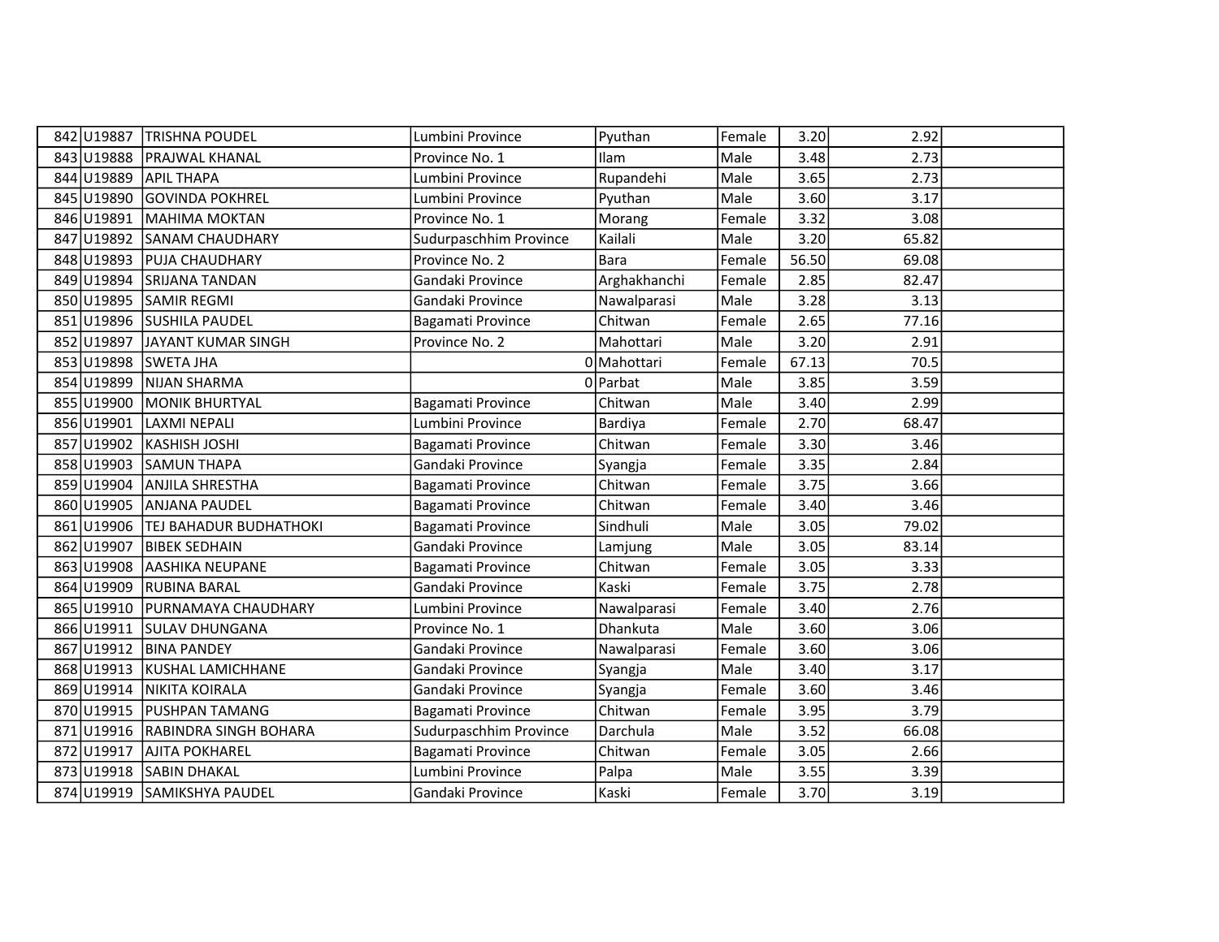| 842 | U19887 | TRISHNA POUDEL | Lumbini Province | Pyuthan | Female | 3.20 | 2.92 | |
|---|---|---|---|---|---|---|---|---|
| 843 | U19888 | PRAJWAL KHANAL | Province No. 1 | Ilam | Male | 3.48 | 2.73 | |
| 844 | U19889 | APIL THAPA | Lumbini Province | Rupandehi | Male | 3.65 | 2.73 | |
| 845 | U19890 | GOVINDA POKHREL | Lumbini Province | Pyuthan | Male | 3.60 | 3.17 | |
| 846 | U19891 | MAHIMA MOKTAN | Province No. 1 | Morang | Female | 3.32 | 3.08 | |
| 847 | U19892 | SANAM CHAUDHARY | Sudurpaschhim Province | Kailali | Male | 3.20 | 65.82 | |
| 848 | U19893 | PUJA CHAUDHARY | Province No. 2 | Bara | Female | 56.50 | 69.08 | |
| 849 | U19894 | SRIJANA TANDAN | Gandaki Province | Arghakhanchi | Female | 2.85 | 82.47 | |
| 850 | U19895 | SAMIR REGMI | Gandaki Province | Nawalparasi | Male | 3.28 | 3.13 | |
| 851 | U19896 | SUSHILA PAUDEL | Bagamati Province | Chitwan | Female | 2.65 | 77.16 | |
| 852 | U19897 | JAYANT KUMAR SINGH | Province No. 2 | Mahottari | Male | 3.20 | 2.91 | |
| 853 | U19898 | SWETA JHA | 0 | Mahottari | Female | 67.13 | 70.5 | |
| 854 | U19899 | NIJAN SHARMA | 0 | Parbat | Male | 3.85 | 3.59 | |
| 855 | U19900 | MONIK BHURTYAL | Bagamati Province | Chitwan | Male | 3.40 | 2.99 | |
| 856 | U19901 | LAXMI NEPALI | Lumbini Province | Bardiya | Female | 2.70 | 68.47 | |
| 857 | U19902 | KASHISH JOSHI | Bagamati Province | Chitwan | Female | 3.30 | 3.46 | |
| 858 | U19903 | SAMUN THAPA | Gandaki Province | Syangja | Female | 3.35 | 2.84 | |
| 859 | U19904 | ANJILA SHRESTHA | Bagamati Province | Chitwan | Female | 3.75 | 3.66 | |
| 860 | U19905 | ANJANA PAUDEL | Bagamati Province | Chitwan | Female | 3.40 | 3.46 | |
| 861 | U19906 | TEJ BAHADUR BUDHATHOKI | Bagamati Province | Sindhuli | Male | 3.05 | 79.02 | |
| 862 | U19907 | BIBEK SEDHAIN | Gandaki Province | Lamjung | Male | 3.05 | 83.14 | |
| 863 | U19908 | AASHIKA NEUPANE | Bagamati Province | Chitwan | Female | 3.05 | 3.33 | |
| 864 | U19909 | RUBINA BARAL | Gandaki Province | Kaski | Female | 3.75 | 2.78 | |
| 865 | U19910 | PURNAMAYA CHAUDHARY | Lumbini Province | Nawalparasi | Female | 3.40 | 2.76 | |
| 866 | U19911 | SULAV DHUNGANA | Province No. 1 | Dhankuta | Male | 3.60 | 3.06 | |
| 867 | U19912 | BINA PANDEY | Gandaki Province | Nawalparasi | Female | 3.60 | 3.06 | |
| 868 | U19913 | KUSHAL LAMICHHANE | Gandaki Province | Syangja | Male | 3.40 | 3.17 | |
| 869 | U19914 | NIKITA KOIRALA | Gandaki Province | Syangja | Female | 3.60 | 3.46 | |
| 870 | U19915 | PUSHPAN TAMANG | Bagamati Province | Chitwan | Female | 3.95 | 3.79 | |
| 871 | U19916 | RABINDRA SINGH BOHARA | Sudurpaschhim Province | Darchula | Male | 3.52 | 66.08 | |
| 872 | U19917 | AJITA POKHAREL | Bagamati Province | Chitwan | Female | 3.05 | 2.66 | |
| 873 | U19918 | SABIN DHAKAL | Lumbini Province | Palpa | Male | 3.55 | 3.39 | |
| 874 | U19919 | SAMIKSHYA PAUDEL | Gandaki Province | Kaski | Female | 3.70 | 3.19 | |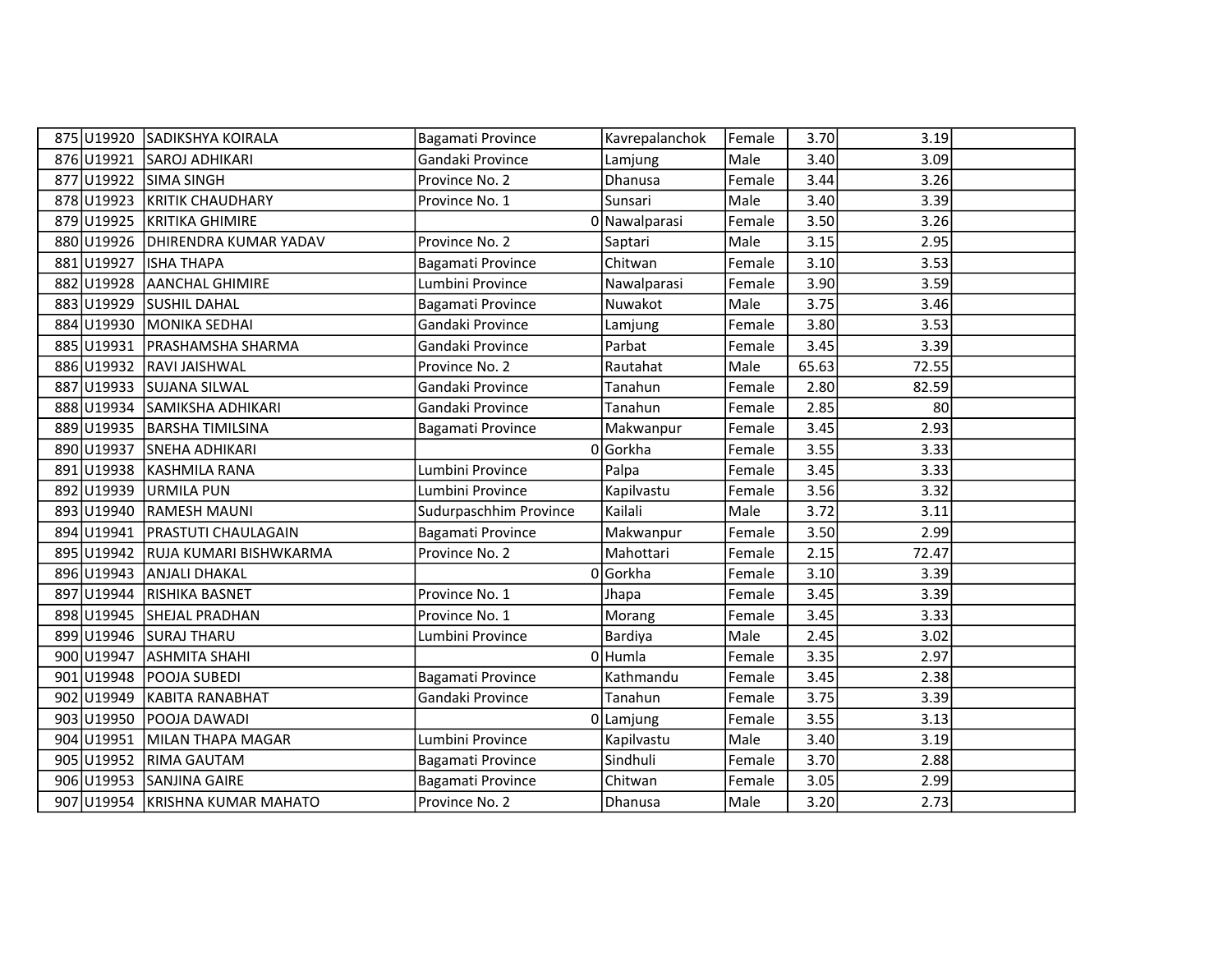| | | | | | | | | |
|---|---|---|---|---|---|---|---|---|
| 875 | U19920 | SADIKSHYA KOIRALA | Bagamati Province | Kavrepalanchok | Female | 3.70 | 3.19 | |
| 876 | U19921 | SAROJ ADHIKARI | Gandaki Province | Lamjung | Male | 3.40 | 3.09 | |
| 877 | U19922 | SIMA SINGH | Province No. 2 | Dhanusa | Female | 3.44 | 3.26 | |
| 878 | U19923 | KRITIK CHAUDHARY | Province No. 1 | Sunsari | Male | 3.40 | 3.39 | |
| 879 | U19925 | KRITIKA GHIMIRE | 0 | Nawalparasi | Female | 3.50 | 3.26 | |
| 880 | U19926 | DHIRENDRA KUMAR YADAV | Province No. 2 | Saptari | Male | 3.15 | 2.95 | |
| 881 | U19927 | ISHA THAPA | Bagamati Province | Chitwan | Female | 3.10 | 3.53 | |
| 882 | U19928 | AANCHAL GHIMIRE | Lumbini Province | Nawalparasi | Female | 3.90 | 3.59 | |
| 883 | U19929 | SUSHIL DAHAL | Bagamati Province | Nuwakot | Male | 3.75 | 3.46 | |
| 884 | U19930 | MONIKA SEDHAI | Gandaki Province | Lamjung | Female | 3.80 | 3.53 | |
| 885 | U19931 | PRASHAMSHA SHARMA | Gandaki Province | Parbat | Female | 3.45 | 3.39 | |
| 886 | U19932 | RAVI JAISHWAL | Province No. 2 | Rautahat | Male | 65.63 | 72.55 | |
| 887 | U19933 | SUJANA SILWAL | Gandaki Province | Tanahun | Female | 2.80 | 82.59 | |
| 888 | U19934 | SAMIKSHA ADHIKARI | Gandaki Province | Tanahun | Female | 2.85 | 80 | |
| 889 | U19935 | BARSHA TIMILSINA | Bagamati Province | Makwanpur | Female | 3.45 | 2.93 | |
| 890 | U19937 | SNEHA ADHIKARI | 0 | Gorkha | Female | 3.55 | 3.33 | |
| 891 | U19938 | KASHMILA RANA | Lumbini Province | Palpa | Female | 3.45 | 3.33 | |
| 892 | U19939 | URMILA PUN | Lumbini Province | Kapilvastu | Female | 3.56 | 3.32 | |
| 893 | U19940 | RAMESH MAUNI | Sudurpaschhim Province | Kailali | Male | 3.72 | 3.11 | |
| 894 | U19941 | PRASTUTI CHAULAGAIN | Bagamati Province | Makwanpur | Female | 3.50 | 2.99 | |
| 895 | U19942 | RUJA KUMARI BISHWKARMA | Province No. 2 | Mahottari | Female | 2.15 | 72.47 | |
| 896 | U19943 | ANJALI DHAKAL | 0 | Gorkha | Female | 3.10 | 3.39 | |
| 897 | U19944 | RISHIKA BASNET | Province No. 1 | Jhapa | Female | 3.45 | 3.39 | |
| 898 | U19945 | SHEJAL PRADHAN | Province No. 1 | Morang | Female | 3.45 | 3.33 | |
| 899 | U19946 | SURAJ THARU | Lumbini Province | Bardiya | Male | 2.45 | 3.02 | |
| 900 | U19947 | ASHMITA SHAHI | 0 | Humla | Female | 3.35 | 2.97 | |
| 901 | U19948 | POOJA SUBEDI | Bagamati Province | Kathmandu | Female | 3.45 | 2.38 | |
| 902 | U19949 | KABITA RANABHAT | Gandaki Province | Tanahun | Female | 3.75 | 3.39 | |
| 903 | U19950 | POOJA DAWADI | 0 | Lamjung | Female | 3.55 | 3.13 | |
| 904 | U19951 | MILAN THAPA MAGAR | Lumbini Province | Kapilvastu | Male | 3.40 | 3.19 | |
| 905 | U19952 | RIMA GAUTAM | Bagamati Province | Sindhuli | Female | 3.70 | 2.88 | |
| 906 | U19953 | SANJINA GAIRE | Bagamati Province | Chitwan | Female | 3.05 | 2.99 | |
| 907 | U19954 | KRISHNA KUMAR MAHATO | Province No. 2 | Dhanusa | Male | 3.20 | 2.73 | |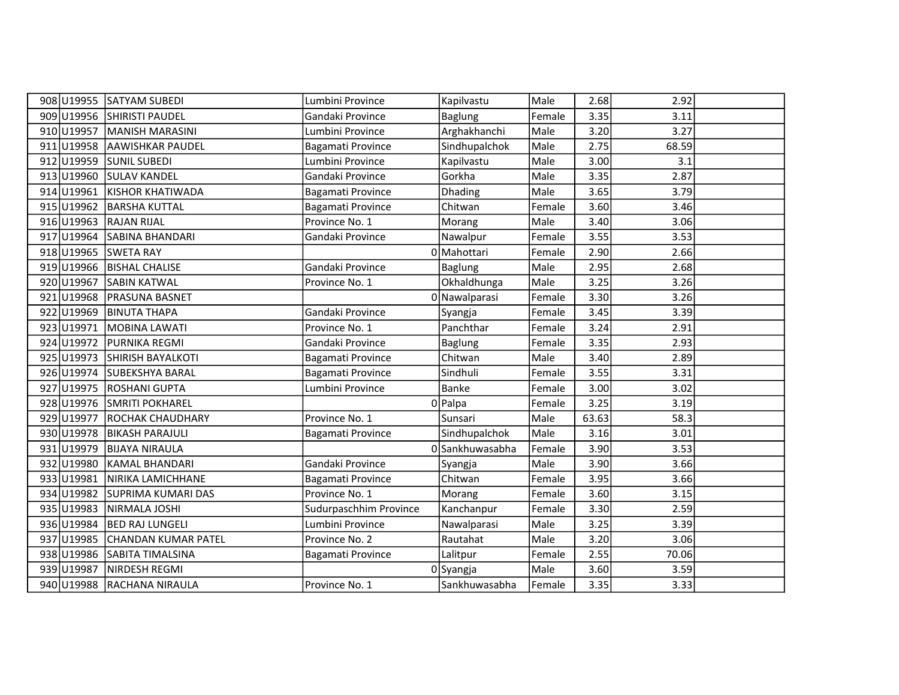| | | | | | | | | |
|---|---|---|---|---|---|---|---|---|
| 908 | U19955 | SATYAM SUBEDI | Lumbini Province | Kapilvastu | Male | 2.68 | 2.92 | |
| 909 | U19956 | SHIRISTI PAUDEL | Gandaki Province | Baglung | Female | 3.35 | 3.11 | |
| 910 | U19957 | MANISH MARASINI | Lumbini Province | Arghakhanchi | Male | 3.20 | 3.27 | |
| 911 | U19958 | AAWISHKAR PAUDEL | Bagamati Province | Sindhupalchok | Male | 2.75 | 68.59 | |
| 912 | U19959 | SUNIL SUBEDI | Lumbini Province | Kapilvastu | Male | 3.00 | 3.1 | |
| 913 | U19960 | SULAV KANDEL | Gandaki Province | Gorkha | Male | 3.35 | 2.87 | |
| 914 | U19961 | KISHOR KHATIWADA | Bagamati Province | Dhading | Male | 3.65 | 3.79 | |
| 915 | U19962 | BARSHA KUTTAL | Bagamati Province | Chitwan | Female | 3.60 | 3.46 | |
| 916 | U19963 | RAJAN RIJAL | Province No. 1 | Morang | Male | 3.40 | 3.06 | |
| 917 | U19964 | SABINA BHANDARI | Gandaki Province | Nawalpur | Female | 3.55 | 3.53 | |
| 918 | U19965 | SWETA RAY | 0 | Mahottari | Female | 2.90 | 2.66 | |
| 919 | U19966 | BISHAL CHALISE | Gandaki Province | Baglung | Male | 2.95 | 2.68 | |
| 920 | U19967 | SABIN KATWAL | Province No. 1 | Okhaldhunga | Male | 3.25 | 3.26 | |
| 921 | U19968 | PRASUNA BASNET | 0 | Nawalparasi | Female | 3.30 | 3.26 | |
| 922 | U19969 | BINUTA THAPA | Gandaki Province | Syangja | Female | 3.45 | 3.39 | |
| 923 | U19971 | MOBINA LAWATI | Province No. 1 | Panchthar | Female | 3.24 | 2.91 | |
| 924 | U19972 | PURNIKA REGMI | Gandaki Province | Baglung | Female | 3.35 | 2.93 | |
| 925 | U19973 | SHIRISH BAYALKOTI | Bagamati Province | Chitwan | Male | 3.40 | 2.89 | |
| 926 | U19974 | SUBEKSHYA BARAL | Bagamati Province | Sindhuli | Female | 3.55 | 3.31 | |
| 927 | U19975 | ROSHANI GUPTA | Lumbini Province | Banke | Female | 3.00 | 3.02 | |
| 928 | U19976 | SMRITI POKHAREL | 0 | Palpa | Female | 3.25 | 3.19 | |
| 929 | U19977 | ROCHAK CHAUDHARY | Province No. 1 | Sunsari | Male | 63.63 | 58.3 | |
| 930 | U19978 | BIKASH PARAJULI | Bagamati Province | Sindhupalchok | Male | 3.16 | 3.01 | |
| 931 | U19979 | BIJAYA NIRAULA | 0 | Sankhuwasabha | Female | 3.90 | 3.53 | |
| 932 | U19980 | KAMAL BHANDARI | Gandaki Province | Syangja | Male | 3.90 | 3.66 | |
| 933 | U19981 | NIRIKA LAMICHHANE | Bagamati Province | Chitwan | Female | 3.95 | 3.66 | |
| 934 | U19982 | SUPRIMA KUMARI DAS | Province No. 1 | Morang | Female | 3.60 | 3.15 | |
| 935 | U19983 | NIRMALA JOSHI | Sudurpaschhim Province | Kanchanpur | Female | 3.30 | 2.59 | |
| 936 | U19984 | BED RAJ LUNGELI | Lumbini Province | Nawalparasi | Male | 3.25 | 3.39 | |
| 937 | U19985 | CHANDAN KUMAR PATEL | Province No. 2 | Rautahat | Male | 3.20 | 3.06 | |
| 938 | U19986 | SABITA TIMALSINA | Bagamati Province | Lalitpur | Female | 2.55 | 70.06 | |
| 939 | U19987 | NIRDESH REGMI | 0 | Syangja | Male | 3.60 | 3.59 | |
| 940 | U19988 | RACHANA NIRAULA | Province No. 1 | Sankhuwasabha | Female | 3.35 | 3.33 | |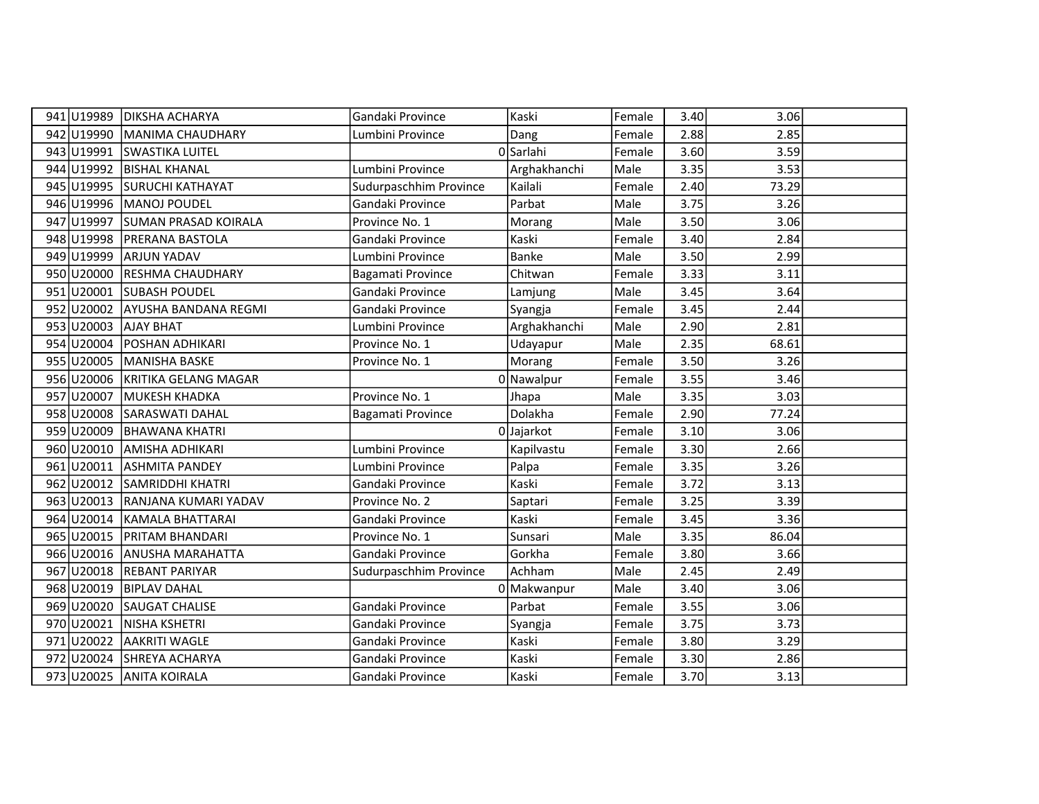| | | | | | | | | |
|---|---|---|---|---|---|---|---|---|
| 941 | U19989 | DIKSHA ACHARYA | Gandaki Province | Kaski | Female | 3.40 | 3.06 | |
| 942 | U19990 | MANIMA CHAUDHARY | Lumbini Province | Dang | Female | 2.88 | 2.85 | |
| 943 | U19991 | SWASTIKA LUITEL | 0 | Sarlahi | Female | 3.60 | 3.59 | |
| 944 | U19992 | BISHAL KHANAL | Lumbini Province | Arghakhanchi | Male | 3.35 | 3.53 | |
| 945 | U19995 | SURUCHI KATHAYAT | Sudurpaschhim Province | Kailali | Female | 2.40 | 73.29 | |
| 946 | U19996 | MANOJ POUDEL | Gandaki Province | Parbat | Male | 3.75 | 3.26 | |
| 947 | U19997 | SUMAN PRASAD KOIRALA | Province No. 1 | Morang | Male | 3.50 | 3.06 | |
| 948 | U19998 | PRERANA BASTOLA | Gandaki Province | Kaski | Female | 3.40 | 2.84 | |
| 949 | U19999 | ARJUN YADAV | Lumbini Province | Banke | Male | 3.50 | 2.99 | |
| 950 | U20000 | RESHMA CHAUDHARY | Bagamati Province | Chitwan | Female | 3.33 | 3.11 | |
| 951 | U20001 | SUBASH POUDEL | Gandaki Province | Lamjung | Male | 3.45 | 3.64 | |
| 952 | U20002 | AYUSHA BANDANA REGMI | Gandaki Province | Syangja | Female | 3.45 | 2.44 | |
| 953 | U20003 | AJAY BHAT | Lumbini Province | Arghakhanchi | Male | 2.90 | 2.81 | |
| 954 | U20004 | POSHAN ADHIKARI | Province No. 1 | Udayapur | Male | 2.35 | 68.61 | |
| 955 | U20005 | MANISHA BASKE | Province No. 1 | Morang | Female | 3.50 | 3.26 | |
| 956 | U20006 | KRITIKA GELANG MAGAR | 0 | Nawalpur | Female | 3.55 | 3.46 | |
| 957 | U20007 | MUKESH KHADKA | Province No. 1 | Jhapa | Male | 3.35 | 3.03 | |
| 958 | U20008 | SARASWATI DAHAL | Bagamati Province | Dolakha | Female | 2.90 | 77.24 | |
| 959 | U20009 | BHAWANA KHATRI | 0 | Jajarkot | Female | 3.10 | 3.06 | |
| 960 | U20010 | AMISHA ADHIKARI | Lumbini Province | Kapilvastu | Female | 3.30 | 2.66 | |
| 961 | U20011 | ASHMITA PANDEY | Lumbini Province | Palpa | Female | 3.35 | 3.26 | |
| 962 | U20012 | SAMRIDDHI KHATRI | Gandaki Province | Kaski | Female | 3.72 | 3.13 | |
| 963 | U20013 | RANJANA KUMARI YADAV | Province No. 2 | Saptari | Female | 3.25 | 3.39 | |
| 964 | U20014 | KAMALA BHATTARAI | Gandaki Province | Kaski | Female | 3.45 | 3.36 | |
| 965 | U20015 | PRITAM BHANDARI | Province No. 1 | Sunsari | Male | 3.35 | 86.04 | |
| 966 | U20016 | ANUSHA MARAHATTA | Gandaki Province | Gorkha | Female | 3.80 | 3.66 | |
| 967 | U20018 | REBANT PARIYAR | Sudurpaschhim Province | Achham | Male | 2.45 | 2.49 | |
| 968 | U20019 | BIPLAV DAHAL | 0 | Makwanpur | Male | 3.40 | 3.06 | |
| 969 | U20020 | SAUGAT CHALISE | Gandaki Province | Parbat | Female | 3.55 | 3.06 | |
| 970 | U20021 | NISHA KSHETRI | Gandaki Province | Syangja | Female | 3.75 | 3.73 | |
| 971 | U20022 | AAKRITI WAGLE | Gandaki Province | Kaski | Female | 3.80 | 3.29 | |
| 972 | U20024 | SHREYA ACHARYA | Gandaki Province | Kaski | Female | 3.30 | 2.86 | |
| 973 | U20025 | ANITA KOIRALA | Gandaki Province | Kaski | Female | 3.70 | 3.13 | |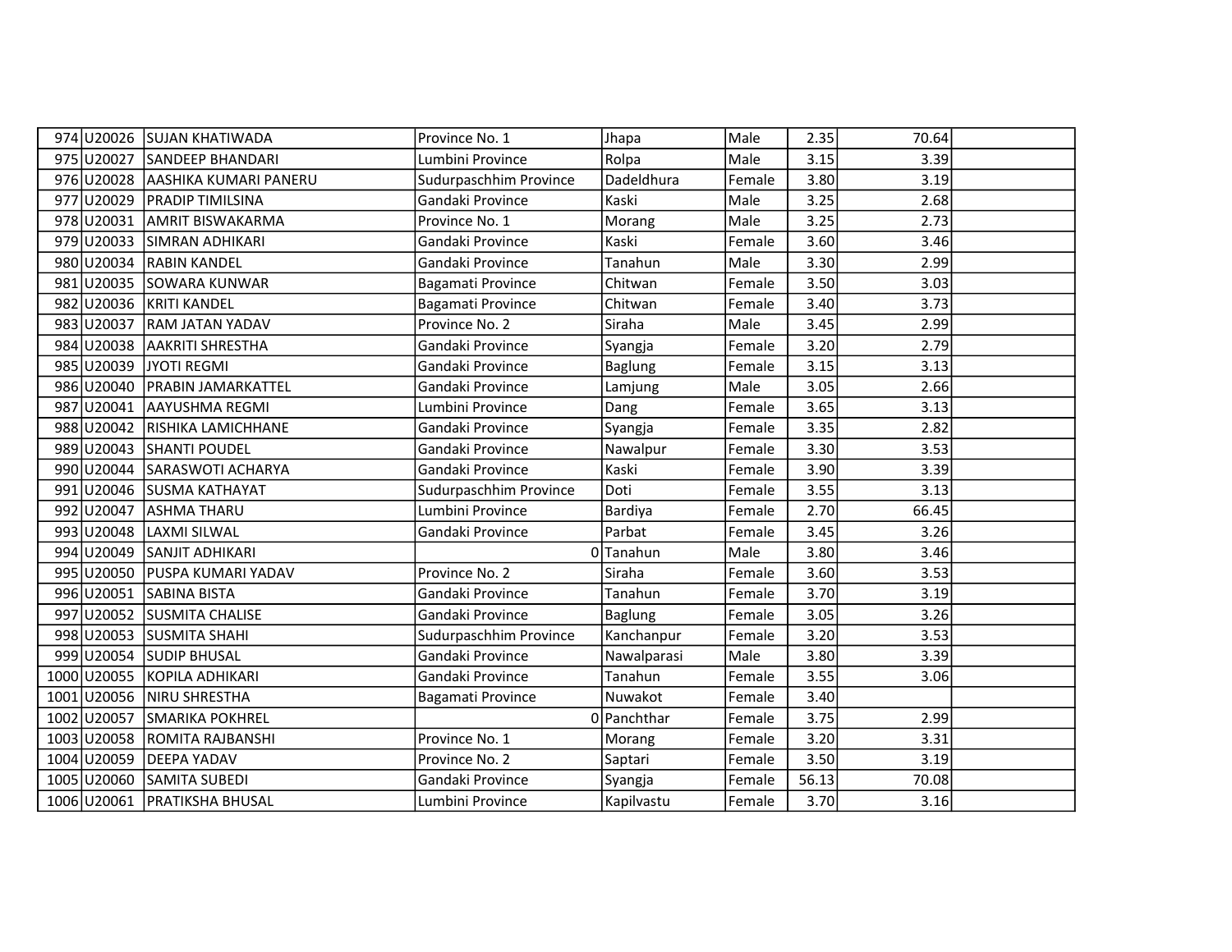| | | | | | | | | |
|---|---|---|---|---|---|---|---|---|
| 974 | U20026 | SUJAN KHATIWADA | Province No. 1 | Jhapa | Male | 2.35 | 70.64 | |
| 975 | U20027 | SANDEEP BHANDARI | Lumbini Province | Rolpa | Male | 3.15 | 3.39 | |
| 976 | U20028 | AASHIKA KUMARI PANERU | Sudurpaschhim Province | Dadeldhura | Female | 3.80 | 3.19 | |
| 977 | U20029 | PRADIP TIMILSINA | Gandaki Province | Kaski | Male | 3.25 | 2.68 | |
| 978 | U20031 | AMRIT BISWAKARMA | Province No. 1 | Morang | Male | 3.25 | 2.73 | |
| 979 | U20033 | SIMRAN ADHIKARI | Gandaki Province | Kaski | Female | 3.60 | 3.46 | |
| 980 | U20034 | RABIN KANDEL | Gandaki Province | Tanahun | Male | 3.30 | 2.99 | |
| 981 | U20035 | SOWARA KUNWAR | Bagamati Province | Chitwan | Female | 3.50 | 3.03 | |
| 982 | U20036 | KRITI KANDEL | Bagamati Province | Chitwan | Female | 3.40 | 3.73 | |
| 983 | U20037 | RAM JATAN YADAV | Province No. 2 | Siraha | Male | 3.45 | 2.99 | |
| 984 | U20038 | AAKRITI SHRESTHA | Gandaki Province | Syangja | Female | 3.20 | 2.79 | |
| 985 | U20039 | JYOTI REGMI | Gandaki Province | Baglung | Female | 3.15 | 3.13 | |
| 986 | U20040 | PRABIN JAMARKATTEL | Gandaki Province | Lamjung | Male | 3.05 | 2.66 | |
| 987 | U20041 | AAYUSHMA REGMI | Lumbini Province | Dang | Female | 3.65 | 3.13 | |
| 988 | U20042 | RISHIKA LAMICHHANE | Gandaki Province | Syangja | Female | 3.35 | 2.82 | |
| 989 | U20043 | SHANTI POUDEL | Gandaki Province | Nawalpur | Female | 3.30 | 3.53 | |
| 990 | U20044 | SARASWOTI ACHARYA | Gandaki Province | Kaski | Female | 3.90 | 3.39 | |
| 991 | U20046 | SUSMA KATHAYAT | Sudurpaschhim Province | Doti | Female | 3.55 | 3.13 | |
| 992 | U20047 | ASHMA THARU | Lumbini Province | Bardiya | Female | 2.70 | 66.45 | |
| 993 | U20048 | LAXMI SILWAL | Gandaki Province | Parbat | Female | 3.45 | 3.26 | |
| 994 | U20049 | SANJIT ADHIKARI | 0 | Tanahun | Male | 3.80 | 3.46 | |
| 995 | U20050 | PUSPA KUMARI YADAV | Province No. 2 | Siraha | Female | 3.60 | 3.53 | |
| 996 | U20051 | SABINA BISTA | Gandaki Province | Tanahun | Female | 3.70 | 3.19 | |
| 997 | U20052 | SUSMITA CHALISE | Gandaki Province | Baglung | Female | 3.05 | 3.26 | |
| 998 | U20053 | SUSMITA SHAHI | Sudurpaschhim Province | Kanchanpur | Female | 3.20 | 3.53 | |
| 999 | U20054 | SUDIP BHUSAL | Gandaki Province | Nawalparasi | Male | 3.80 | 3.39 | |
| 1000 | U20055 | KOPILA ADHIKARI | Gandaki Province | Tanahun | Female | 3.55 | 3.06 | |
| 1001 | U20056 | NIRU SHRESTHA | Bagamati Province | Nuwakot | Female | 3.40 | | |
| 1002 | U20057 | SMARIKA POKHREL | 0 | Panchthar | Female | 3.75 | 2.99 | |
| 1003 | U20058 | ROMITA RAJBANSHI | Province No. 1 | Morang | Female | 3.20 | 3.31 | |
| 1004 | U20059 | DEEPA YADAV | Province No. 2 | Saptari | Female | 3.50 | 3.19 | |
| 1005 | U20060 | SAMITA SUBEDI | Gandaki Province | Syangja | Female | 56.13 | 70.08 | |
| 1006 | U20061 | PRATIKSHA BHUSAL | Lumbini Province | Kapilvastu | Female | 3.70 | 3.16 | |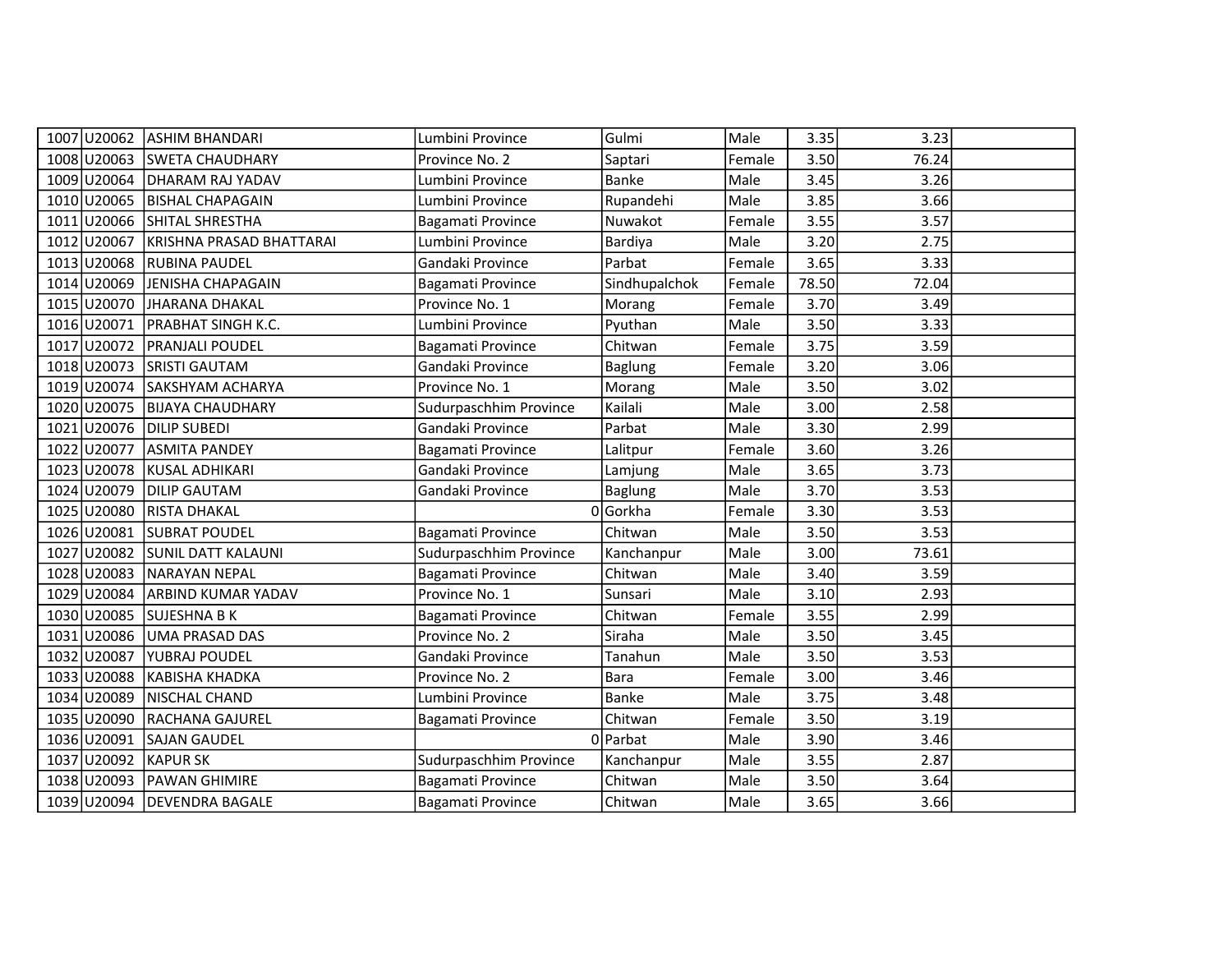| | | | | | | | | |
|---|---|---|---|---|---|---|---|---|
| 1007 | U20062 | ASHIM BHANDARI | Lumbini Province | Gulmi | Male | 3.35 | 3.23 | |
| 1008 | U20063 | SWETA CHAUDHARY | Province No. 2 | Saptari | Female | 3.50 | 76.24 | |
| 1009 | U20064 | DHARAM RAJ YADAV | Lumbini Province | Banke | Male | 3.45 | 3.26 | |
| 1010 | U20065 | BISHAL CHAPAGAIN | Lumbini Province | Rupandehi | Male | 3.85 | 3.66 | |
| 1011 | U20066 | SHITAL SHRESTHA | Bagamati Province | Nuwakot | Female | 3.55 | 3.57 | |
| 1012 | U20067 | KRISHNA PRASAD BHATTARAI | Lumbini Province | Bardiya | Male | 3.20 | 2.75 | |
| 1013 | U20068 | RUBINA PAUDEL | Gandaki Province | Parbat | Female | 3.65 | 3.33 | |
| 1014 | U20069 | JENISHA CHAPAGAIN | Bagamati Province | Sindhupalchok | Female | 78.50 | 72.04 | |
| 1015 | U20070 | JHARANA DHAKAL | Province No. 1 | Morang | Female | 3.70 | 3.49 | |
| 1016 | U20071 | PRABHAT SINGH K.C. | Lumbini Province | Pyuthan | Male | 3.50 | 3.33 | |
| 1017 | U20072 | PRANJALI POUDEL | Bagamati Province | Chitwan | Female | 3.75 | 3.59 | |
| 1018 | U20073 | SRISTI GAUTAM | Gandaki Province | Baglung | Female | 3.20 | 3.06 | |
| 1019 | U20074 | SAKSHYAM ACHARYA | Province No. 1 | Morang | Male | 3.50 | 3.02 | |
| 1020 | U20075 | BIJAYA CHAUDHARY | Sudurpaschhim Province | Kailali | Male | 3.00 | 2.58 | |
| 1021 | U20076 | DILIP SUBEDI | Gandaki Province | Parbat | Male | 3.30 | 2.99 | |
| 1022 | U20077 | ASMITA PANDEY | Bagamati Province | Lalitpur | Female | 3.60 | 3.26 | |
| 1023 | U20078 | KUSAL ADHIKARI | Gandaki Province | Lamjung | Male | 3.65 | 3.73 | |
| 1024 | U20079 | DILIP GAUTAM | Gandaki Province | Baglung | Male | 3.70 | 3.53 | |
| 1025 | U20080 | RISTA DHAKAL | 0 | Gorkha | Female | 3.30 | 3.53 | |
| 1026 | U20081 | SUBRAT POUDEL | Bagamati Province | Chitwan | Male | 3.50 | 3.53 | |
| 1027 | U20082 | SUNIL DATT KALAUNI | Sudurpaschhim Province | Kanchanpur | Male | 3.00 | 73.61 | |
| 1028 | U20083 | NARAYAN NEPAL | Bagamati Province | Chitwan | Male | 3.40 | 3.59 | |
| 1029 | U20084 | ARBIND KUMAR YADAV | Province No. 1 | Sunsari | Male | 3.10 | 2.93 | |
| 1030 | U20085 | SUJESHNA B K | Bagamati Province | Chitwan | Female | 3.55 | 2.99 | |
| 1031 | U20086 | UMA PRASAD DAS | Province No. 2 | Siraha | Male | 3.50 | 3.45 | |
| 1032 | U20087 | YUBRAJ POUDEL | Gandaki Province | Tanahun | Male | 3.50 | 3.53 | |
| 1033 | U20088 | KABISHA KHADKA | Province No. 2 | Bara | Female | 3.00 | 3.46 | |
| 1034 | U20089 | NISCHAL CHAND | Lumbini Province | Banke | Male | 3.75 | 3.48 | |
| 1035 | U20090 | RACHANA GAJUREL | Bagamati Province | Chitwan | Female | 3.50 | 3.19 | |
| 1036 | U20091 | SAJAN GAUDEL | 0 | Parbat | Male | 3.90 | 3.46 | |
| 1037 | U20092 | KAPUR SK | Sudurpaschhim Province | Kanchanpur | Male | 3.55 | 2.87 | |
| 1038 | U20093 | PAWAN GHIMIRE | Bagamati Province | Chitwan | Male | 3.50 | 3.64 | |
| 1039 | U20094 | DEVENDRA BAGALE | Bagamati Province | Chitwan | Male | 3.65 | 3.66 | |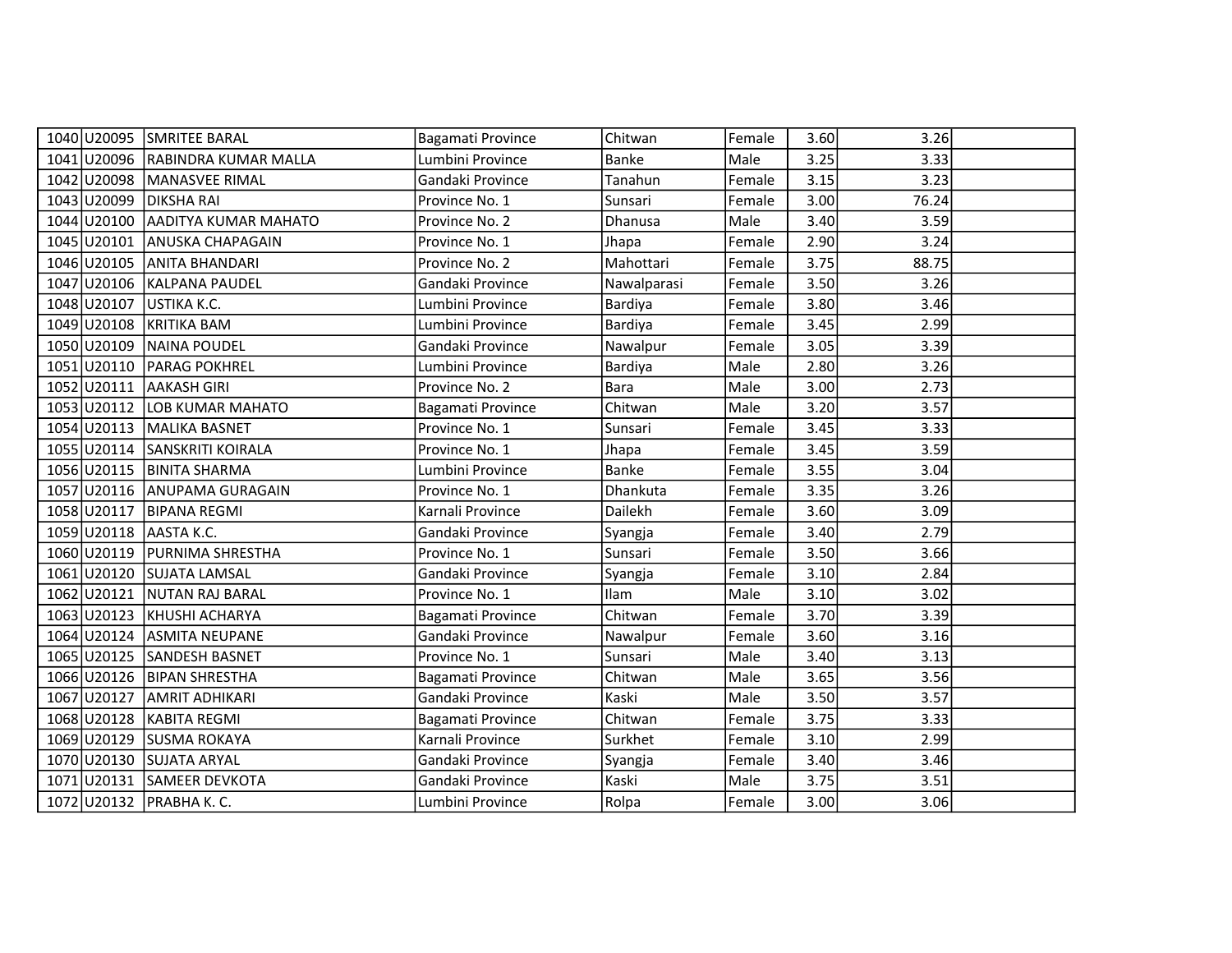| | | | | | | | | |
|---|---|---|---|---|---|---|---|---|
| 1040 | U20095 | SMRITEE BARAL | Bagamati Province | Chitwan | Female | 3.60 | 3.26 | |
| 1041 | U20096 | RABINDRA KUMAR MALLA | Lumbini Province | Banke | Male | 3.25 | 3.33 | |
| 1042 | U20098 | MANASVEE RIMAL | Gandaki Province | Tanahun | Female | 3.15 | 3.23 | |
| 1043 | U20099 | DIKSHA RAI | Province No. 1 | Sunsari | Female | 3.00 | 76.24 | |
| 1044 | U20100 | AADITYA KUMAR MAHATO | Province No. 2 | Dhanusa | Male | 3.40 | 3.59 | |
| 1045 | U20101 | ANUSKA CHAPAGAIN | Province No. 1 | Jhapa | Female | 2.90 | 3.24 | |
| 1046 | U20105 | ANITA BHANDARI | Province No. 2 | Mahottari | Female | 3.75 | 88.75 | |
| 1047 | U20106 | KALPANA PAUDEL | Gandaki Province | Nawalparasi | Female | 3.50 | 3.26 | |
| 1048 | U20107 | USTIKA K.C. | Lumbini Province | Bardiya | Female | 3.80 | 3.46 | |
| 1049 | U20108 | KRITIKA BAM | Lumbini Province | Bardiya | Female | 3.45 | 2.99 | |
| 1050 | U20109 | NAINA POUDEL | Gandaki Province | Nawalpur | Female | 3.05 | 3.39 | |
| 1051 | U20110 | PARAG POKHREL | Lumbini Province | Bardiya | Male | 2.80 | 3.26 | |
| 1052 | U20111 | AAKASH GIRI | Province No. 2 | Bara | Male | 3.00 | 2.73 | |
| 1053 | U20112 | LOB KUMAR MAHATO | Bagamati Province | Chitwan | Male | 3.20 | 3.57 | |
| 1054 | U20113 | MALIKA BASNET | Province No. 1 | Sunsari | Female | 3.45 | 3.33 | |
| 1055 | U20114 | SANSKRITI KOIRALA | Province No. 1 | Jhapa | Female | 3.45 | 3.59 | |
| 1056 | U20115 | BINITA SHARMA | Lumbini Province | Banke | Female | 3.55 | 3.04 | |
| 1057 | U20116 | ANUPAMA GURAGAIN | Province No. 1 | Dhankuta | Female | 3.35 | 3.26 | |
| 1058 | U20117 | BIPANA REGMI | Karnali Province | Dailekh | Female | 3.60 | 3.09 | |
| 1059 | U20118 | AASTA K.C. | Gandaki Province | Syangja | Female | 3.40 | 2.79 | |
| 1060 | U20119 | PURNIMA SHRESTHA | Province No. 1 | Sunsari | Female | 3.50 | 3.66 | |
| 1061 | U20120 | SUJATA LAMSAL | Gandaki Province | Syangja | Female | 3.10 | 2.84 | |
| 1062 | U20121 | NUTAN RAJ BARAL | Province No. 1 | Ilam | Male | 3.10 | 3.02 | |
| 1063 | U20123 | KHUSHI ACHARYA | Bagamati Province | Chitwan | Female | 3.70 | 3.39 | |
| 1064 | U20124 | ASMITA NEUPANE | Gandaki Province | Nawalpur | Female | 3.60 | 3.16 | |
| 1065 | U20125 | SANDESH BASNET | Province No. 1 | Sunsari | Male | 3.40 | 3.13 | |
| 1066 | U20126 | BIPAN SHRESTHA | Bagamati Province | Chitwan | Male | 3.65 | 3.56 | |
| 1067 | U20127 | AMRIT ADHIKARI | Gandaki Province | Kaski | Male | 3.50 | 3.57 | |
| 1068 | U20128 | KABITA REGMI | Bagamati Province | Chitwan | Female | 3.75 | 3.33 | |
| 1069 | U20129 | SUSMA ROKAYA | Karnali Province | Surkhet | Female | 3.10 | 2.99 | |
| 1070 | U20130 | SUJATA ARYAL | Gandaki Province | Syangja | Female | 3.40 | 3.46 | |
| 1071 | U20131 | SAMEER DEVKOTA | Gandaki Province | Kaski | Male | 3.75 | 3.51 | |
| 1072 | U20132 | PRABHA K. C. | Lumbini Province | Rolpa | Female | 3.00 | 3.06 | |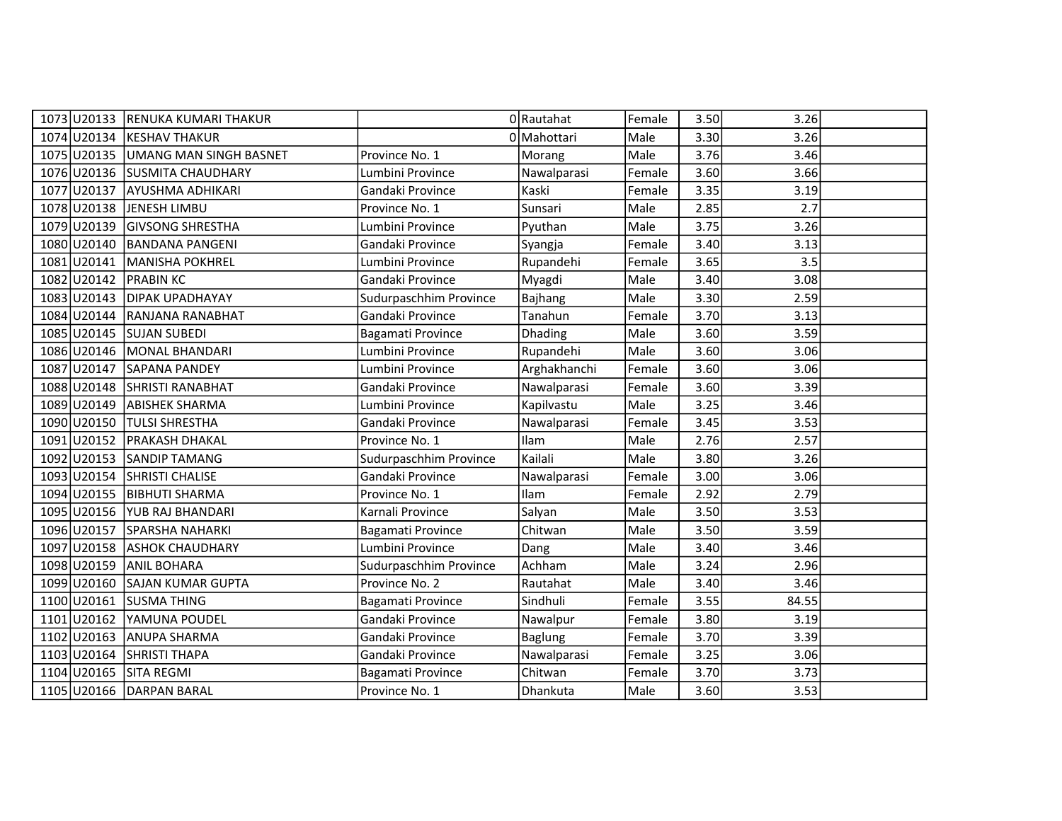| | | | | | | | | |
|---|---|---|---|---|---|---|---|---|
| 1073 | U20133 | RENUKA KUMARI THAKUR | 0 | Rautahat | Female | 3.50 | 3.26 | |
| 1074 | U20134 | KESHAV THAKUR | 0 | Mahottari | Male | 3.30 | 3.26 | |
| 1075 | U20135 | UMANG MAN SINGH BASNET | Province No. 1 | Morang | Male | 3.76 | 3.46 | |
| 1076 | U20136 | SUSMITA CHAUDHARY | Lumbini Province | Nawalparasi | Female | 3.60 | 3.66 | |
| 1077 | U20137 | AYUSHMA ADHIKARI | Gandaki Province | Kaski | Female | 3.35 | 3.19 | |
| 1078 | U20138 | JENESH LIMBU | Province No. 1 | Sunsari | Male | 2.85 | 2.7 | |
| 1079 | U20139 | GIVSONG SHRESTHA | Lumbini Province | Pyuthan | Male | 3.75 | 3.26 | |
| 1080 | U20140 | BANDANA PANGENI | Gandaki Province | Syangja | Female | 3.40 | 3.13 | |
| 1081 | U20141 | MANISHA POKHREL | Lumbini Province | Rupandehi | Female | 3.65 | 3.5 | |
| 1082 | U20142 | PRABIN KC | Gandaki Province | Myagdi | Male | 3.40 | 3.08 | |
| 1083 | U20143 | DIPAK UPADHAYAY | Sudurpaschhim Province | Bajhang | Male | 3.30 | 2.59 | |
| 1084 | U20144 | RANJANA RANABHAT | Gandaki Province | Tanahun | Female | 3.70 | 3.13 | |
| 1085 | U20145 | SUJAN SUBEDI | Bagamati Province | Dhading | Male | 3.60 | 3.59 | |
| 1086 | U20146 | MONAL BHANDARI | Lumbini Province | Rupandehi | Male | 3.60 | 3.06 | |
| 1087 | U20147 | SAPANA PANDEY | Lumbini Province | Arghakhanchi | Female | 3.60 | 3.06 | |
| 1088 | U20148 | SHRISTI RANABHAT | Gandaki Province | Nawalparasi | Female | 3.60 | 3.39 | |
| 1089 | U20149 | ABISHEK SHARMA | Lumbini Province | Kapilvastu | Male | 3.25 | 3.46 | |
| 1090 | U20150 | TULSI SHRESTHA | Gandaki Province | Nawalparasi | Female | 3.45 | 3.53 | |
| 1091 | U20152 | PRAKASH DHAKAL | Province No. 1 | Ilam | Male | 2.76 | 2.57 | |
| 1092 | U20153 | SANDIP TAMANG | Sudurpaschhim Province | Kailali | Male | 3.80 | 3.26 | |
| 1093 | U20154 | SHRISTI CHALISE | Gandaki Province | Nawalparasi | Female | 3.00 | 3.06 | |
| 1094 | U20155 | BIBHUTI SHARMA | Province No. 1 | Ilam | Female | 2.92 | 2.79 | |
| 1095 | U20156 | YUB RAJ BHANDARI | Karnali Province | Salyan | Male | 3.50 | 3.53 | |
| 1096 | U20157 | SPARSHA NAHARKI | Bagamati Province | Chitwan | Male | 3.50 | 3.59 | |
| 1097 | U20158 | ASHOK CHAUDHARY | Lumbini Province | Dang | Male | 3.40 | 3.46 | |
| 1098 | U20159 | ANIL BOHARA | Sudurpaschhim Province | Achham | Male | 3.24 | 2.96 | |
| 1099 | U20160 | SAJAN KUMAR GUPTA | Province No. 2 | Rautahat | Male | 3.40 | 3.46 | |
| 1100 | U20161 | SUSMA THING | Bagamati Province | Sindhuli | Female | 3.55 | 84.55 | |
| 1101 | U20162 | YAMUNA POUDEL | Gandaki Province | Nawalpur | Female | 3.80 | 3.19 | |
| 1102 | U20163 | ANUPA SHARMA | Gandaki Province | Baglung | Female | 3.70 | 3.39 | |
| 1103 | U20164 | SHRISTI THAPA | Gandaki Province | Nawalparasi | Female | 3.25 | 3.06 | |
| 1104 | U20165 | SITA REGMI | Bagamati Province | Chitwan | Female | 3.70 | 3.73 | |
| 1105 | U20166 | DARPAN BARAL | Province No. 1 | Dhankuta | Male | 3.60 | 3.53 | |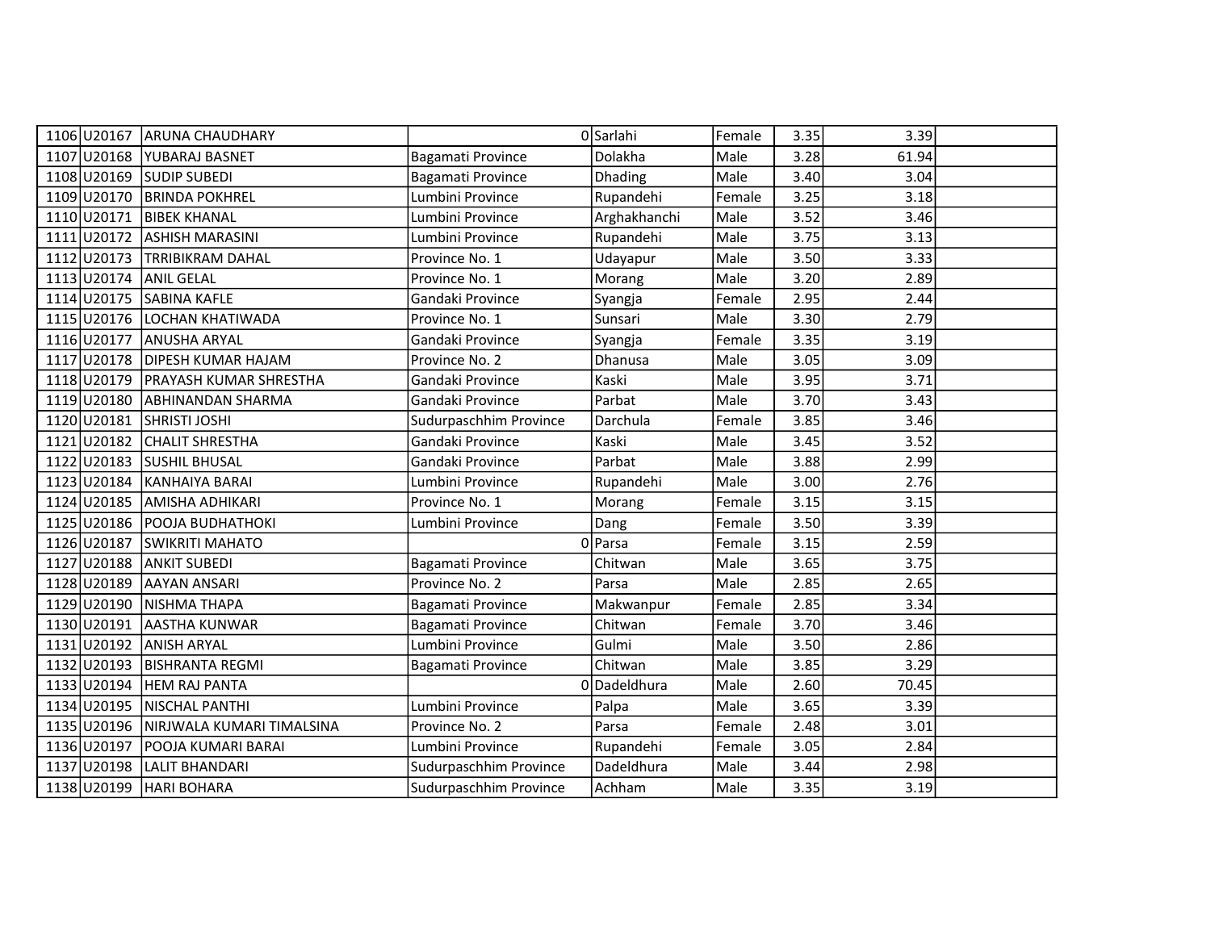| | | | | | | | | |
|---|---|---|---|---|---|---|---|---|
| 1106 | U20167 | ARUNA CHAUDHARY | 0 | Sarlahi | Female | 3.35 | 3.39 | |
| 1107 | U20168 | YUBARAJ BASNET | Bagamati Province | Dolakha | Male | 3.28 | 61.94 | |
| 1108 | U20169 | SUDIP SUBEDI | Bagamati Province | Dhading | Male | 3.40 | 3.04 | |
| 1109 | U20170 | BRINDA POKHREL | Lumbini Province | Rupandehi | Female | 3.25 | 3.18 | |
| 1110 | U20171 | BIBEK KHANAL | Lumbini Province | Arghakhanchi | Male | 3.52 | 3.46 | |
| 1111 | U20172 | ASHISH MARASINI | Lumbini Province | Rupandehi | Male | 3.75 | 3.13 | |
| 1112 | U20173 | TRRIBIKRAM DAHAL | Province No. 1 | Udayapur | Male | 3.50 | 3.33 | |
| 1113 | U20174 | ANIL GELAL | Province No. 1 | Morang | Male | 3.20 | 2.89 | |
| 1114 | U20175 | SABINA KAFLE | Gandaki Province | Syangja | Female | 2.95 | 2.44 | |
| 1115 | U20176 | LOCHAN KHATIWADA | Province No. 1 | Sunsari | Male | 3.30 | 2.79 | |
| 1116 | U20177 | ANUSHA ARYAL | Gandaki Province | Syangja | Female | 3.35 | 3.19 | |
| 1117 | U20178 | DIPESH KUMAR HAJAM | Province No. 2 | Dhanusa | Male | 3.05 | 3.09 | |
| 1118 | U20179 | PRAYASH KUMAR SHRESTHA | Gandaki Province | Kaski | Male | 3.95 | 3.71 | |
| 1119 | U20180 | ABHINANDAN SHARMA | Gandaki Province | Parbat | Male | 3.70 | 3.43 | |
| 1120 | U20181 | SHRISTI JOSHI | Sudurpaschhim Province | Darchula | Female | 3.85 | 3.46 | |
| 1121 | U20182 | CHALIT SHRESTHA | Gandaki Province | Kaski | Male | 3.45 | 3.52 | |
| 1122 | U20183 | SUSHIL BHUSAL | Gandaki Province | Parbat | Male | 3.88 | 2.99 | |
| 1123 | U20184 | KANHAIYA BARAI | Lumbini Province | Rupandehi | Male | 3.00 | 2.76 | |
| 1124 | U20185 | AMISHA ADHIKARI | Province No. 1 | Morang | Female | 3.15 | 3.15 | |
| 1125 | U20186 | POOJA BUDHATHOKI | Lumbini Province | Dang | Female | 3.50 | 3.39 | |
| 1126 | U20187 | SWIKRITI MAHATO | 0 | Parsa | Female | 3.15 | 2.59 | |
| 1127 | U20188 | ANKIT SUBEDI | Bagamati Province | Chitwan | Male | 3.65 | 3.75 | |
| 1128 | U20189 | AAYAN ANSARI | Province No. 2 | Parsa | Male | 2.85 | 2.65 | |
| 1129 | U20190 | NISHMA THAPA | Bagamati Province | Makwanpur | Female | 2.85 | 3.34 | |
| 1130 | U20191 | AASTHA KUNWAR | Bagamati Province | Chitwan | Female | 3.70 | 3.46 | |
| 1131 | U20192 | ANISH ARYAL | Lumbini Province | Gulmi | Male | 3.50 | 2.86 | |
| 1132 | U20193 | BISHRANTA REGMI | Bagamati Province | Chitwan | Male | 3.85 | 3.29 | |
| 1133 | U20194 | HEM RAJ PANTA | 0 | Dadeldhura | Male | 2.60 | 70.45 | |
| 1134 | U20195 | NISCHAL PANTHI | Lumbini Province | Palpa | Male | 3.65 | 3.39 | |
| 1135 | U20196 | NIRJWALA KUMARI TIMALSINA | Province No. 2 | Parsa | Female | 2.48 | 3.01 | |
| 1136 | U20197 | POOJA KUMARI BARAI | Lumbini Province | Rupandehi | Female | 3.05 | 2.84 | |
| 1137 | U20198 | LALIT BHANDARI | Sudurpaschhim Province | Dadeldhura | Male | 3.44 | 2.98 | |
| 1138 | U20199 | HARI BOHARA | Sudurpaschhim Province | Achham | Male | 3.35 | 3.19 | |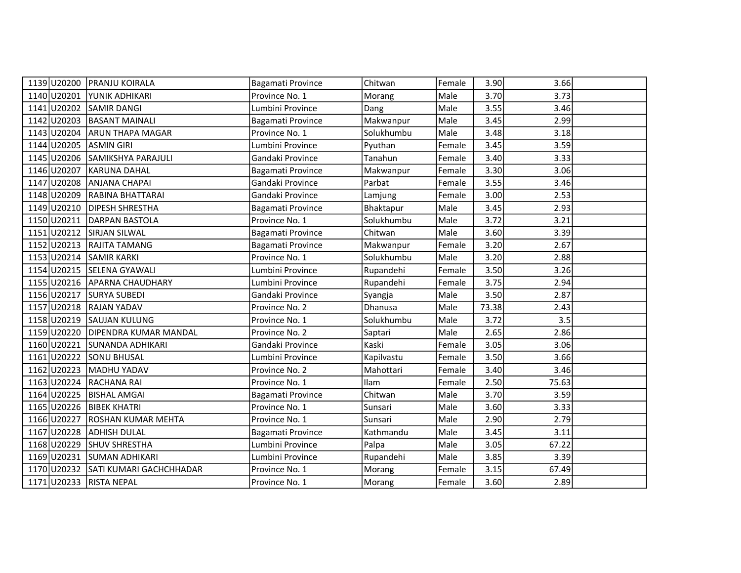| | | | | | | | | |
|---|---|---|---|---|---|---|---|---|
| 1139 | U20200 | PRANJU KOIRALA | Bagamati Province | Chitwan | Female | 3.90 | 3.66 | |
| 1140 | U20201 | YUNIK ADHIKARI | Province No. 1 | Morang | Male | 3.70 | 3.73 | |
| 1141 | U20202 | SAMIR DANGI | Lumbini Province | Dang | Male | 3.55 | 3.46 | |
| 1142 | U20203 | BASANT MAINALI | Bagamati Province | Makwanpur | Male | 3.45 | 2.99 | |
| 1143 | U20204 | ARUN THAPA MAGAR | Province No. 1 | Solukhumbu | Male | 3.48 | 3.18 | |
| 1144 | U20205 | ASMIN GIRI | Lumbini Province | Pyuthan | Female | 3.45 | 3.59 | |
| 1145 | U20206 | SAMIKSHYA PARAJULI | Gandaki Province | Tanahun | Female | 3.40 | 3.33 | |
| 1146 | U20207 | KARUNA DAHAL | Bagamati Province | Makwanpur | Female | 3.30 | 3.06 | |
| 1147 | U20208 | ANJANA CHAPAI | Gandaki Province | Parbat | Female | 3.55 | 3.46 | |
| 1148 | U20209 | RABINA BHATTARAI | Gandaki Province | Lamjung | Female | 3.00 | 2.53 | |
| 1149 | U20210 | DIPESH SHRESTHA | Bagamati Province | Bhaktapur | Male | 3.45 | 2.93 | |
| 1150 | U20211 | DARPAN BASTOLA | Province No. 1 | Solukhumbu | Male | 3.72 | 3.21 | |
| 1151 | U20212 | SIRJAN SILWAL | Bagamati Province | Chitwan | Male | 3.60 | 3.39 | |
| 1152 | U20213 | RAJITA TAMANG | Bagamati Province | Makwanpur | Female | 3.20 | 2.67 | |
| 1153 | U20214 | SAMIR KARKI | Province No. 1 | Solukhumbu | Male | 3.20 | 2.88 | |
| 1154 | U20215 | SELENA GYAWALI | Lumbini Province | Rupandehi | Female | 3.50 | 3.26 | |
| 1155 | U20216 | APARNA CHAUDHARY | Lumbini Province | Rupandehi | Female | 3.75 | 2.94 | |
| 1156 | U20217 | SURYA SUBEDI | Gandaki Province | Syangja | Male | 3.50 | 2.87 | |
| 1157 | U20218 | RAJAN YADAV | Province No. 2 | Dhanusa | Male | 73.38 | 2.43 | |
| 1158 | U20219 | SAUJAN KULUNG | Province No. 1 | Solukhumbu | Male | 3.72 | 3.5 | |
| 1159 | U20220 | DIPENDRA KUMAR MANDAL | Province No. 2 | Saptari | Male | 2.65 | 2.86 | |
| 1160 | U20221 | SUNANDA ADHIKARI | Gandaki Province | Kaski | Female | 3.05 | 3.06 | |
| 1161 | U20222 | SONU BHUSAL | Lumbini Province | Kapilvastu | Female | 3.50 | 3.66 | |
| 1162 | U20223 | MADHU YADAV | Province No. 2 | Mahottari | Female | 3.40 | 3.46 | |
| 1163 | U20224 | RACHANA RAI | Province No. 1 | Ilam | Female | 2.50 | 75.63 | |
| 1164 | U20225 | BISHAL AMGAI | Bagamati Province | Chitwan | Male | 3.70 | 3.59 | |
| 1165 | U20226 | BIBEK KHATRI | Province No. 1 | Sunsari | Male | 3.60 | 3.33 | |
| 1166 | U20227 | ROSHAN KUMAR MEHTA | Province No. 1 | Sunsari | Male | 2.90 | 2.79 | |
| 1167 | U20228 | ADHISH DULAL | Bagamati Province | Kathmandu | Male | 3.45 | 3.11 | |
| 1168 | U20229 | SHUV SHRESTHA | Lumbini Province | Palpa | Male | 3.05 | 67.22 | |
| 1169 | U20231 | SUMAN ADHIKARI | Lumbini Province | Rupandehi | Male | 3.85 | 3.39 | |
| 1170 | U20232 | SATI KUMARI GACHCHHADAR | Province No. 1 | Morang | Female | 3.15 | 67.49 | |
| 1171 | U20233 | RISTA NEPAL | Province No. 1 | Morang | Female | 3.60 | 2.89 | |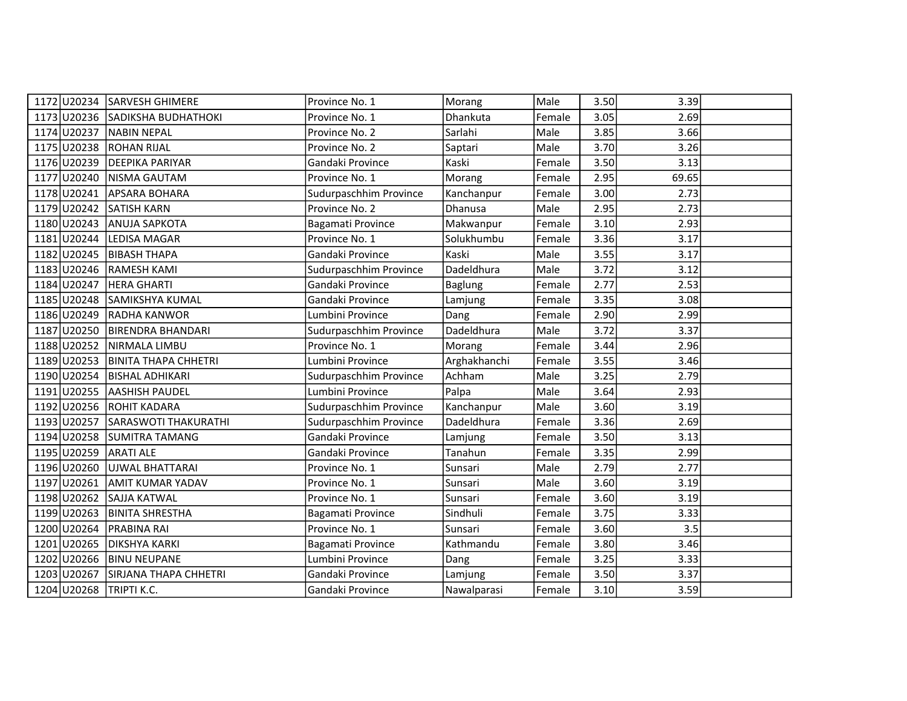| | | | | | | | | |
|---|---|---|---|---|---|---|---|---|
| 1172 | U20234 | SARVESH GHIMERE | Province No. 1 | Morang | Male | 3.50 | 3.39 | |
| 1173 | U20236 | SADIKSHA BUDHATHOKI | Province No. 1 | Dhankuta | Female | 3.05 | 2.69 | |
| 1174 | U20237 | NABIN NEPAL | Province No. 2 | Sarlahi | Male | 3.85 | 3.66 | |
| 1175 | U20238 | ROHAN RIJAL | Province No. 2 | Saptari | Male | 3.70 | 3.26 | |
| 1176 | U20239 | DEEPIKA PARIYAR | Gandaki Province | Kaski | Female | 3.50 | 3.13 | |
| 1177 | U20240 | NISMA GAUTAM | Province No. 1 | Morang | Female | 2.95 | 69.65 | |
| 1178 | U20241 | APSARA BOHARA | Sudurpaschhim Province | Kanchanpur | Female | 3.00 | 2.73 | |
| 1179 | U20242 | SATISH KARN | Province No. 2 | Dhanusa | Male | 2.95 | 2.73 | |
| 1180 | U20243 | ANUJA SAPKOTA | Bagamati Province | Makwanpur | Female | 3.10 | 2.93 | |
| 1181 | U20244 | LEDISA MAGAR | Province No. 1 | Solukhumbu | Female | 3.36 | 3.17 | |
| 1182 | U20245 | BIBASH THAPA | Gandaki Province | Kaski | Male | 3.55 | 3.17 | |
| 1183 | U20246 | RAMESH KAMI | Sudurpaschhim Province | Dadeldhura | Male | 3.72 | 3.12 | |
| 1184 | U20247 | HERA GHARTI | Gandaki Province | Baglung | Female | 2.77 | 2.53 | |
| 1185 | U20248 | SAMIKSHYA KUMAL | Gandaki Province | Lamjung | Female | 3.35 | 3.08 | |
| 1186 | U20249 | RADHA KANWOR | Lumbini Province | Dang | Female | 2.90 | 2.99 | |
| 1187 | U20250 | BIRENDRA BHANDARI | Sudurpaschhim Province | Dadeldhura | Male | 3.72 | 3.37 | |
| 1188 | U20252 | NIRMALA LIMBU | Province No. 1 | Morang | Female | 3.44 | 2.96 | |
| 1189 | U20253 | BINITA THAPA CHHETRI | Lumbini Province | Arghakhanchi | Female | 3.55 | 3.46 | |
| 1190 | U20254 | BISHAL ADHIKARI | Sudurpaschhim Province | Achham | Male | 3.25 | 2.79 | |
| 1191 | U20255 | AASHISH PAUDEL | Lumbini Province | Palpa | Male | 3.64 | 2.93 | |
| 1192 | U20256 | ROHIT KADARA | Sudurpaschhim Province | Kanchanpur | Male | 3.60 | 3.19 | |
| 1193 | U20257 | SARASWOTI THAKURATHI | Sudurpaschhim Province | Dadeldhura | Female | 3.36 | 2.69 | |
| 1194 | U20258 | SUMITRA TAMANG | Gandaki Province | Lamjung | Female | 3.50 | 3.13 | |
| 1195 | U20259 | ARATI ALE | Gandaki Province | Tanahun | Female | 3.35 | 2.99 | |
| 1196 | U20260 | UJWAL BHATTARAI | Province No. 1 | Sunsari | Male | 2.79 | 2.77 | |
| 1197 | U20261 | AMIT KUMAR YADAV | Province No. 1 | Sunsari | Male | 3.60 | 3.19 | |
| 1198 | U20262 | SAJJA KATWAL | Province No. 1 | Sunsari | Female | 3.60 | 3.19 | |
| 1199 | U20263 | BINITA SHRESTHA | Bagamati Province | Sindhuli | Female | 3.75 | 3.33 | |
| 1200 | U20264 | PRABINA RAI | Province No. 1 | Sunsari | Female | 3.60 | 3.5 | |
| 1201 | U20265 | DIKSHYA KARKI | Bagamati Province | Kathmandu | Female | 3.80 | 3.46 | |
| 1202 | U20266 | BINU NEUPANE | Lumbini Province | Dang | Female | 3.25 | 3.33 | |
| 1203 | U20267 | SIRJANA THAPA CHHETRI | Gandaki Province | Lamjung | Female | 3.50 | 3.37 | |
| 1204 | U20268 | TRIPTI K.C. | Gandaki Province | Nawalparasi | Female | 3.10 | 3.59 | |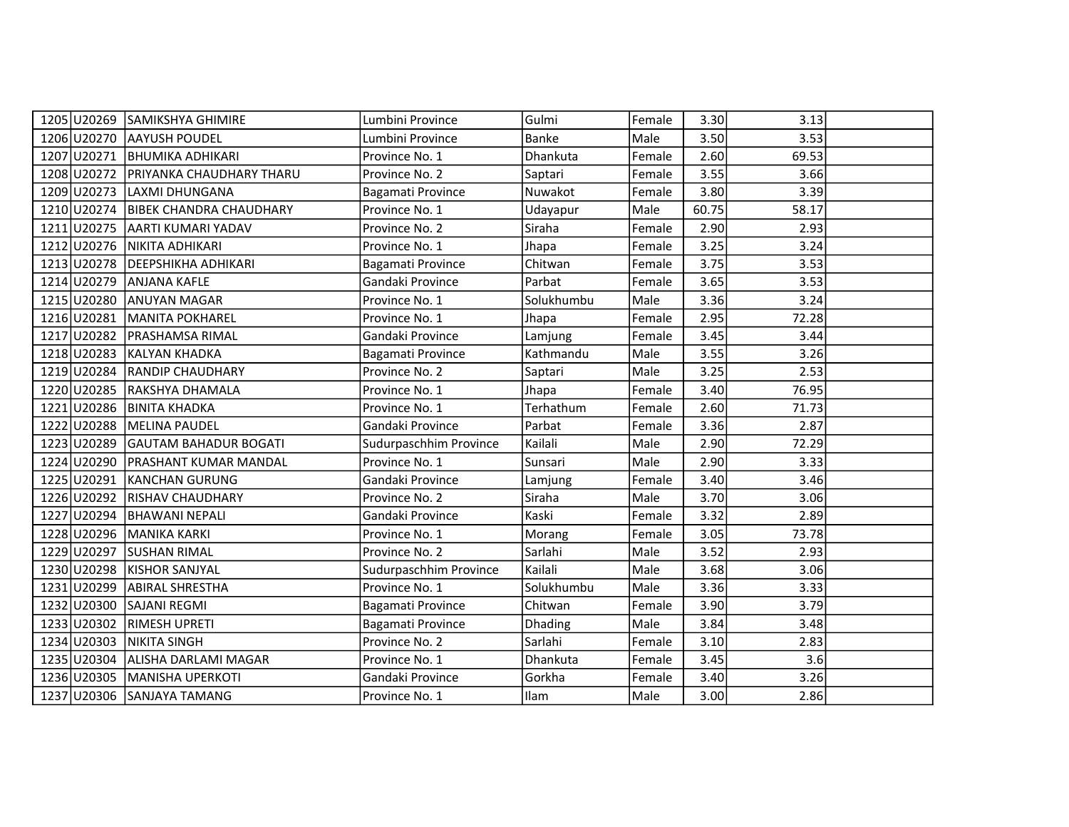| | | | | | | | | |
|---|---|---|---|---|---|---|---|---|
| 1205 | U20269 | SAMIKSHYA GHIMIRE | Lumbini Province | Gulmi | Female | 3.30 | 3.13 | |
| 1206 | U20270 | AAYUSH POUDEL | Lumbini Province | Banke | Male | 3.50 | 3.53 | |
| 1207 | U20271 | BHUMIKA ADHIKARI | Province No. 1 | Dhankuta | Female | 2.60 | 69.53 | |
| 1208 | U20272 | PRIYANKA CHAUDHARY THARU | Province No. 2 | Saptari | Female | 3.55 | 3.66 | |
| 1209 | U20273 | LAXMI DHUNGANA | Bagamati Province | Nuwakot | Female | 3.80 | 3.39 | |
| 1210 | U20274 | BIBEK CHANDRA CHAUDHARY | Province No. 1 | Udayapur | Male | 60.75 | 58.17 | |
| 1211 | U20275 | AARTI KUMARI YADAV | Province No. 2 | Siraha | Female | 2.90 | 2.93 | |
| 1212 | U20276 | NIKITA ADHIKARI | Province No. 1 | Jhapa | Female | 3.25 | 3.24 | |
| 1213 | U20278 | DEEPSHIKHA ADHIKARI | Bagamati Province | Chitwan | Female | 3.75 | 3.53 | |
| 1214 | U20279 | ANJANA KAFLE | Gandaki Province | Parbat | Female | 3.65 | 3.53 | |
| 1215 | U20280 | ANUYAN MAGAR | Province No. 1 | Solukhumbu | Male | 3.36 | 3.24 | |
| 1216 | U20281 | MANITA POKHAREL | Province No. 1 | Jhapa | Female | 2.95 | 72.28 | |
| 1217 | U20282 | PRASHAMSA RIMAL | Gandaki Province | Lamjung | Female | 3.45 | 3.44 | |
| 1218 | U20283 | KALYAN KHADKA | Bagamati Province | Kathmandu | Male | 3.55 | 3.26 | |
| 1219 | U20284 | RANDIP CHAUDHARY | Province No. 2 | Saptari | Male | 3.25 | 2.53 | |
| 1220 | U20285 | RAKSHYA DHAMALA | Province No. 1 | Jhapa | Female | 3.40 | 76.95 | |
| 1221 | U20286 | BINITA KHADKA | Province No. 1 | Terhathum | Female | 2.60 | 71.73 | |
| 1222 | U20288 | MELINA PAUDEL | Gandaki Province | Parbat | Female | 3.36 | 2.87 | |
| 1223 | U20289 | GAUTAM BAHADUR BOGATI | Sudurpaschhim Province | Kailali | Male | 2.90 | 72.29 | |
| 1224 | U20290 | PRASHANT KUMAR MANDAL | Province No. 1 | Sunsari | Male | 2.90 | 3.33 | |
| 1225 | U20291 | KANCHAN GURUNG | Gandaki Province | Lamjung | Female | 3.40 | 3.46 | |
| 1226 | U20292 | RISHAV CHAUDHARY | Province No. 2 | Siraha | Male | 3.70 | 3.06 | |
| 1227 | U20294 | BHAWANI NEPALI | Gandaki Province | Kaski | Female | 3.32 | 2.89 | |
| 1228 | U20296 | MANIKA KARKI | Province No. 1 | Morang | Female | 3.05 | 73.78 | |
| 1229 | U20297 | SUSHAN RIMAL | Province No. 2 | Sarlahi | Male | 3.52 | 2.93 | |
| 1230 | U20298 | KISHOR SANJYAL | Sudurpaschhim Province | Kailali | Male | 3.68 | 3.06 | |
| 1231 | U20299 | ABIRAL SHRESTHA | Province No. 1 | Solukhumbu | Male | 3.36 | 3.33 | |
| 1232 | U20300 | SAJANI REGMI | Bagamati Province | Chitwan | Female | 3.90 | 3.79 | |
| 1233 | U20302 | RIMESH UPRETI | Bagamati Province | Dhading | Male | 3.84 | 3.48 | |
| 1234 | U20303 | NIKITA SINGH | Province No. 2 | Sarlahi | Female | 3.10 | 2.83 | |
| 1235 | U20304 | ALISHA DARLAMI MAGAR | Province No. 1 | Dhankuta | Female | 3.45 | 3.6 | |
| 1236 | U20305 | MANISHA UPERKOTI | Gandaki Province | Gorkha | Female | 3.40 | 3.26 | |
| 1237 | U20306 | SANJAYA TAMANG | Province No. 1 | Ilam | Male | 3.00 | 2.86 | |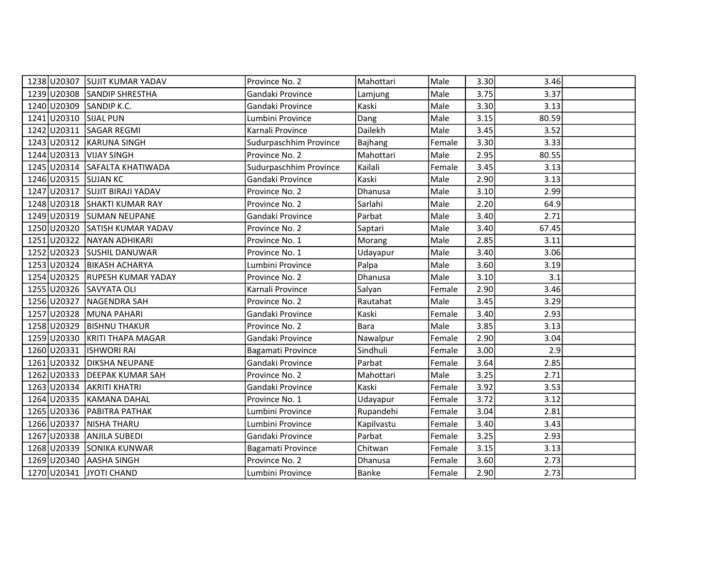| | | | | | | | | |
|---|---|---|---|---|---|---|---|---|
| 1238 | U20307 | SUJIT KUMAR YADAV | Province No. 2 | Mahottari | Male | 3.30 | 3.46 | |
| 1239 | U20308 | SANDIP SHRESTHA | Gandaki Province | Lamjung | Male | 3.75 | 3.37 | |
| 1240 | U20309 | SANDIP K.C. | Gandaki Province | Kaski | Male | 3.30 | 3.13 | |
| 1241 | U20310 | SIJAL PUN | Lumbini Province | Dang | Male | 3.15 | 80.59 | |
| 1242 | U20311 | SAGAR REGMI | Karnali Province | Dailekh | Male | 3.45 | 3.52 | |
| 1243 | U20312 | KARUNA SINGH | Sudurpaschhim Province | Bajhang | Female | 3.30 | 3.33 | |
| 1244 | U20313 | VIJAY SINGH | Province No. 2 | Mahottari | Male | 2.95 | 80.55 | |
| 1245 | U20314 | SAFALTA KHATIWADA | Sudurpaschhim Province | Kailali | Female | 3.45 | 3.13 | |
| 1246 | U20315 | SUJAN KC | Gandaki Province | Kaski | Male | 2.90 | 3.13 | |
| 1247 | U20317 | SUJIT BIRAJI YADAV | Province No. 2 | Dhanusa | Male | 3.10 | 2.99 | |
| 1248 | U20318 | SHAKTI KUMAR RAY | Province No. 2 | Sarlahi | Male | 2.20 | 64.9 | |
| 1249 | U20319 | SUMAN NEUPANE | Gandaki Province | Parbat | Male | 3.40 | 2.71 | |
| 1250 | U20320 | SATISH KUMAR YADAV | Province No. 2 | Saptari | Male | 3.40 | 67.45 | |
| 1251 | U20322 | NAYAN ADHIKARI | Province No. 1 | Morang | Male | 2.85 | 3.11 | |
| 1252 | U20323 | SUSHIL DANUWAR | Province No. 1 | Udayapur | Male | 3.40 | 3.06 | |
| 1253 | U20324 | BIKASH ACHARYA | Lumbini Province | Palpa | Male | 3.60 | 3.19 | |
| 1254 | U20325 | RUPESH KUMAR YADAY | Province No. 2 | Dhanusa | Male | 3.10 | 3.1 | |
| 1255 | U20326 | SAVYATA OLI | Karnali Province | Salyan | Female | 2.90 | 3.46 | |
| 1256 | U20327 | NAGENDRA SAH | Province No. 2 | Rautahat | Male | 3.45 | 3.29 | |
| 1257 | U20328 | MUNA PAHARI | Gandaki Province | Kaski | Female | 3.40 | 2.93 | |
| 1258 | U20329 | BISHNU THAKUR | Province No. 2 | Bara | Male | 3.85 | 3.13 | |
| 1259 | U20330 | KRITI THAPA MAGAR | Gandaki Province | Nawalpur | Female | 2.90 | 3.04 | |
| 1260 | U20331 | ISHWORI RAI | Bagamati Province | Sindhuli | Female | 3.00 | 2.9 | |
| 1261 | U20332 | DIKSHA NEUPANE | Gandaki Province | Parbat | Female | 3.64 | 2.85 | |
| 1262 | U20333 | DEEPAK KUMAR SAH | Province No. 2 | Mahottari | Male | 3.25 | 2.71 | |
| 1263 | U20334 | AKRITI KHATRI | Gandaki Province | Kaski | Female | 3.92 | 3.53 | |
| 1264 | U20335 | KAMANA DAHAL | Province No. 1 | Udayapur | Female | 3.72 | 3.12 | |
| 1265 | U20336 | PABITRA PATHAK | Lumbini Province | Rupandehi | Female | 3.04 | 2.81 | |
| 1266 | U20337 | NISHA THARU | Lumbini Province | Kapilvastu | Female | 3.40 | 3.43 | |
| 1267 | U20338 | ANJILA SUBEDI | Gandaki Province | Parbat | Female | 3.25 | 2.93 | |
| 1268 | U20339 | SONIKA KUNWAR | Bagamati Province | Chitwan | Female | 3.15 | 3.13 | |
| 1269 | U20340 | AASHA SINGH | Province No. 2 | Dhanusa | Female | 3.60 | 2.73 | |
| 1270 | U20341 | JYOTI CHAND | Lumbini Province | Banke | Female | 2.90 | 2.73 | |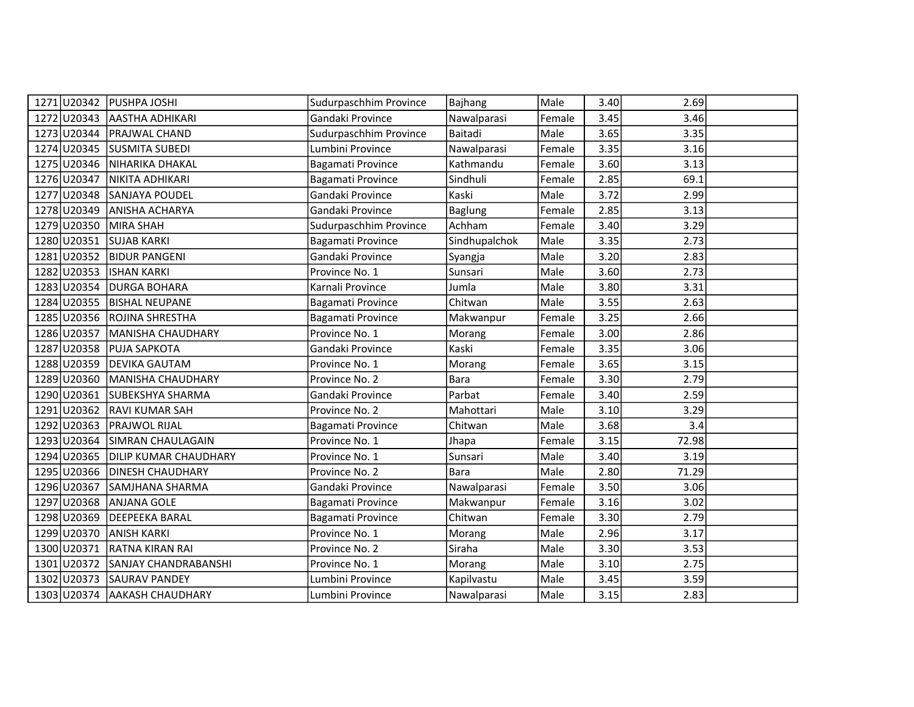| | | | | | | | | |
|---|---|---|---|---|---|---|---|---|
| 1271 | U20342 | PUSHPA JOSHI | Sudurpaschhim Province | Bajhang | Male | 3.40 | 2.69 | |
| 1272 | U20343 | AASTHA ADHIKARI | Gandaki Province | Nawalparasi | Female | 3.45 | 3.46 | |
| 1273 | U20344 | PRAJWAL CHAND | Sudurpaschhim Province | Baitadi | Male | 3.65 | 3.35 | |
| 1274 | U20345 | SUSMITA SUBEDI | Lumbini Province | Nawalparasi | Female | 3.35 | 3.16 | |
| 1275 | U20346 | NIHARIKA DHAKAL | Bagamati Province | Kathmandu | Female | 3.60 | 3.13 | |
| 1276 | U20347 | NIKITA ADHIKARI | Bagamati Province | Sindhuli | Female | 2.85 | 69.1 | |
| 1277 | U20348 | SANJAYA POUDEL | Gandaki Province | Kaski | Male | 3.72 | 2.99 | |
| 1278 | U20349 | ANISHA ACHARYA | Gandaki Province | Baglung | Female | 2.85 | 3.13 | |
| 1279 | U20350 | MIRA SHAH | Sudurpaschhim Province | Achham | Female | 3.40 | 3.29 | |
| 1280 | U20351 | SUJAB KARKI | Bagamati Province | Sindhupalchok | Male | 3.35 | 2.73 | |
| 1281 | U20352 | BIDUR PANGENI | Gandaki Province | Syangja | Male | 3.20 | 2.83 | |
| 1282 | U20353 | ISHAN KARKI | Province No. 1 | Sunsari | Male | 3.60 | 2.73 | |
| 1283 | U20354 | DURGA BOHARA | Karnali Province | Jumla | Male | 3.80 | 3.31 | |
| 1284 | U20355 | BISHAL NEUPANE | Bagamati Province | Chitwan | Male | 3.55 | 2.63 | |
| 1285 | U20356 | ROJINA SHRESTHA | Bagamati Province | Makwanpur | Female | 3.25 | 2.66 | |
| 1286 | U20357 | MANISHA CHAUDHARY | Province No. 1 | Morang | Female | 3.00 | 2.86 | |
| 1287 | U20358 | PUJA SAPKOTA | Gandaki Province | Kaski | Female | 3.35 | 3.06 | |
| 1288 | U20359 | DEVIKA GAUTAM | Province No. 1 | Morang | Female | 3.65 | 3.15 | |
| 1289 | U20360 | MANISHA CHAUDHARY | Province No. 2 | Bara | Female | 3.30 | 2.79 | |
| 1290 | U20361 | SUBEKSHYA SHARMA | Gandaki Province | Parbat | Female | 3.40 | 2.59 | |
| 1291 | U20362 | RAVI KUMAR SAH | Province No. 2 | Mahottari | Male | 3.10 | 3.29 | |
| 1292 | U20363 | PRAJWOL RIJAL | Bagamati Province | Chitwan | Male | 3.68 | 3.4 | |
| 1293 | U20364 | SIMRAN CHAULAGAIN | Province No. 1 | Jhapa | Female | 3.15 | 72.98 | |
| 1294 | U20365 | DILIP KUMAR CHAUDHARY | Province No. 1 | Sunsari | Male | 3.40 | 3.19 | |
| 1295 | U20366 | DINESH CHAUDHARY | Province No. 2 | Bara | Male | 2.80 | 71.29 | |
| 1296 | U20367 | SAMJHANA SHARMA | Gandaki Province | Nawalparasi | Female | 3.50 | 3.06 | |
| 1297 | U20368 | ANJANA GOLE | Bagamati Province | Makwanpur | Female | 3.16 | 3.02 | |
| 1298 | U20369 | DEEPEEKA BARAL | Bagamati Province | Chitwan | Female | 3.30 | 2.79 | |
| 1299 | U20370 | ANISH KARKI | Province No. 1 | Morang | Male | 2.96 | 3.17 | |
| 1300 | U20371 | RATNA KIRAN RAI | Province No. 2 | Siraha | Male | 3.30 | 3.53 | |
| 1301 | U20372 | SANJAY CHANDRABANSHI | Province No. 1 | Morang | Male | 3.10 | 2.75 | |
| 1302 | U20373 | SAURAV PANDEY | Lumbini Province | Kapilvastu | Male | 3.45 | 3.59 | |
| 1303 | U20374 | AAKASH CHAUDHARY | Lumbini Province | Nawalparasi | Male | 3.15 | 2.83 | |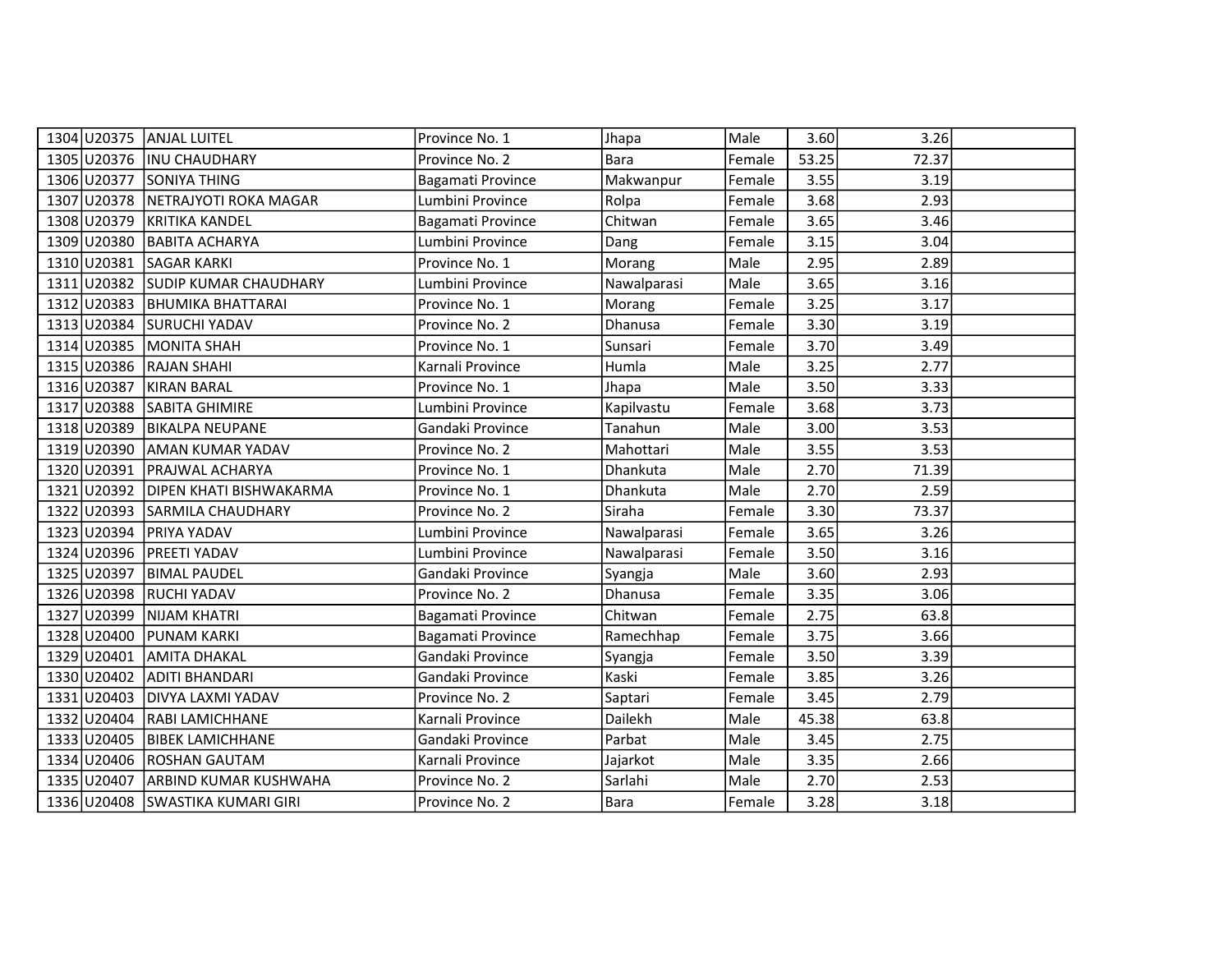| | | | | | | | | |
|---|---|---|---|---|---|---|---|---|
| 1304 | U20375 | ANJAL LUITEL | Province No. 1 | Jhapa | Male | 3.60 | 3.26 | |
| 1305 | U20376 | INU CHAUDHARY | Province No. 2 | Bara | Female | 53.25 | 72.37 | |
| 1306 | U20377 | SONIYA THING | Bagamati Province | Makwanpur | Female | 3.55 | 3.19 | |
| 1307 | U20378 | NETRAJYOTI ROKA MAGAR | Lumbini Province | Rolpa | Female | 3.68 | 2.93 | |
| 1308 | U20379 | KRITIKA KANDEL | Bagamati Province | Chitwan | Female | 3.65 | 3.46 | |
| 1309 | U20380 | BABITA ACHARYA | Lumbini Province | Dang | Female | 3.15 | 3.04 | |
| 1310 | U20381 | SAGAR KARKI | Province No. 1 | Morang | Male | 2.95 | 2.89 | |
| 1311 | U20382 | SUDIP KUMAR CHAUDHARY | Lumbini Province | Nawalparasi | Male | 3.65 | 3.16 | |
| 1312 | U20383 | BHUMIKA BHATTARAI | Province No. 1 | Morang | Female | 3.25 | 3.17 | |
| 1313 | U20384 | SURUCHI YADAV | Province No. 2 | Dhanusa | Female | 3.30 | 3.19 | |
| 1314 | U20385 | MONITA SHAH | Province No. 1 | Sunsari | Female | 3.70 | 3.49 | |
| 1315 | U20386 | RAJAN SHAHI | Karnali Province | Humla | Male | 3.25 | 2.77 | |
| 1316 | U20387 | KIRAN BARAL | Province No. 1 | Jhapa | Male | 3.50 | 3.33 | |
| 1317 | U20388 | SABITA GHIMIRE | Lumbini Province | Kapilvastu | Female | 3.68 | 3.73 | |
| 1318 | U20389 | BIKALPA NEUPANE | Gandaki Province | Tanahun | Male | 3.00 | 3.53 | |
| 1319 | U20390 | AMAN KUMAR YADAV | Province No. 2 | Mahottari | Male | 3.55 | 3.53 | |
| 1320 | U20391 | PRAJWAL ACHARYA | Province No. 1 | Dhankuta | Male | 2.70 | 71.39 | |
| 1321 | U20392 | DIPEN KHATI BISHWAKARMA | Province No. 1 | Dhankuta | Male | 2.70 | 2.59 | |
| 1322 | U20393 | SARMILA CHAUDHARY | Province No. 2 | Siraha | Female | 3.30 | 73.37 | |
| 1323 | U20394 | PRIYA YADAV | Lumbini Province | Nawalparasi | Female | 3.65 | 3.26 | |
| 1324 | U20396 | PREETI YADAV | Lumbini Province | Nawalparasi | Female | 3.50 | 3.16 | |
| 1325 | U20397 | BIMAL PAUDEL | Gandaki Province | Syangja | Male | 3.60 | 2.93 | |
| 1326 | U20398 | RUCHI YADAV | Province No. 2 | Dhanusa | Female | 3.35 | 3.06 | |
| 1327 | U20399 | NIJAM KHATRI | Bagamati Province | Chitwan | Female | 2.75 | 63.8 | |
| 1328 | U20400 | PUNAM KARKI | Bagamati Province | Ramechhap | Female | 3.75 | 3.66 | |
| 1329 | U20401 | AMITA DHAKAL | Gandaki Province | Syangja | Female | 3.50 | 3.39 | |
| 1330 | U20402 | ADITI BHANDARI | Gandaki Province | Kaski | Female | 3.85 | 3.26 | |
| 1331 | U20403 | DIVYA LAXMI YADAV | Province No. 2 | Saptari | Female | 3.45 | 2.79 | |
| 1332 | U20404 | RABI LAMICHHANE | Karnali Province | Dailekh | Male | 45.38 | 63.8 | |
| 1333 | U20405 | BIBEK LAMICHHANE | Gandaki Province | Parbat | Male | 3.45 | 2.75 | |
| 1334 | U20406 | ROSHAN GAUTAM | Karnali Province | Jajarkot | Male | 3.35 | 2.66 | |
| 1335 | U20407 | ARBIND KUMAR KUSHWAHA | Province No. 2 | Sarlahi | Male | 2.70 | 2.53 | |
| 1336 | U20408 | SWASTIKA KUMARI GIRI | Province No. 2 | Bara | Female | 3.28 | 3.18 | |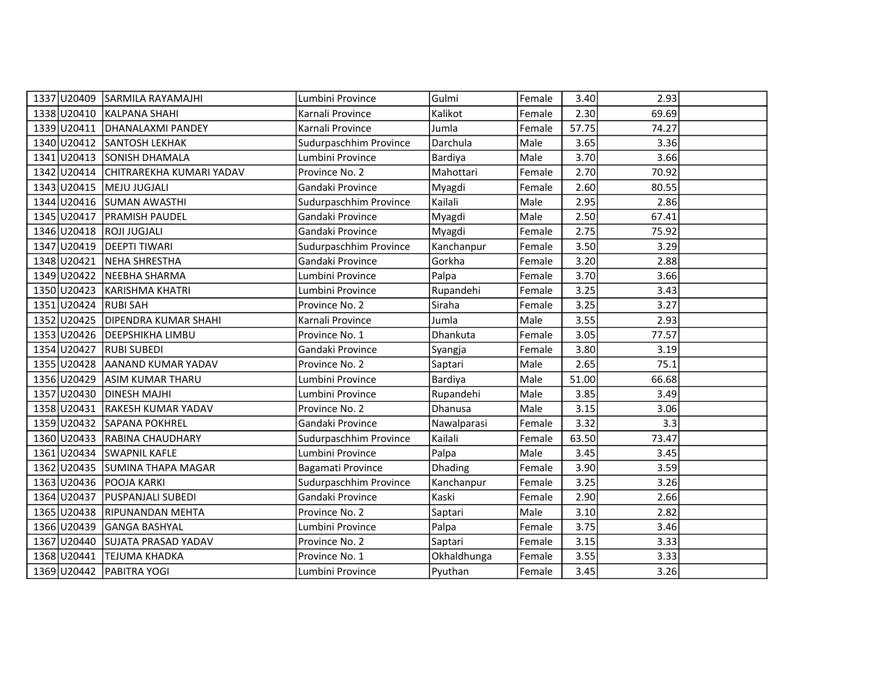|  |  |  |  |  |  |  |  |  |
|---|---|---|---|---|---|---|---|---|
| 1337 | U20409 | SARMILA RAYAMAJHI | Lumbini Province | Gulmi | Female | 3.40 | 2.93 |  |
| 1338 | U20410 | KALPANA SHAHI | Karnali Province | Kalikot | Female | 2.30 | 69.69 |  |
| 1339 | U20411 | DHANALAXMI PANDEY | Karnali Province | Jumla | Female | 57.75 | 74.27 |  |
| 1340 | U20412 | SANTOSH LEKHAK | Sudurpaschhim Province | Darchula | Male | 3.65 | 3.36 |  |
| 1341 | U20413 | SONISH DHAMALA | Lumbini Province | Bardiya | Male | 3.70 | 3.66 |  |
| 1342 | U20414 | CHITRAREKHA KUMARI YADAV | Province No. 2 | Mahottari | Female | 2.70 | 70.92 |  |
| 1343 | U20415 | MEJU JUGJALI | Gandaki Province | Myagdi | Female | 2.60 | 80.55 |  |
| 1344 | U20416 | SUMAN AWASTHI | Sudurpaschhim Province | Kailali | Male | 2.95 | 2.86 |  |
| 1345 | U20417 | PRAMISH PAUDEL | Gandaki Province | Myagdi | Male | 2.50 | 67.41 |  |
| 1346 | U20418 | ROJI JUGJALI | Gandaki Province | Myagdi | Female | 2.75 | 75.92 |  |
| 1347 | U20419 | DEEPTI TIWARI | Sudurpaschhim Province | Kanchanpur | Female | 3.50 | 3.29 |  |
| 1348 | U20421 | NEHA SHRESTHA | Gandaki Province | Gorkha | Female | 3.20 | 2.88 |  |
| 1349 | U20422 | NEEBHA SHARMA | Lumbini Province | Palpa | Female | 3.70 | 3.66 |  |
| 1350 | U20423 | KARISHMA KHATRI | Lumbini Province | Rupandehi | Female | 3.25 | 3.43 |  |
| 1351 | U20424 | RUBI SAH | Province No. 2 | Siraha | Female | 3.25 | 3.27 |  |
| 1352 | U20425 | DIPENDRA KUMAR SHAHI | Karnali Province | Jumla | Male | 3.55 | 2.93 |  |
| 1353 | U20426 | DEEPSHIKHA LIMBU | Province No. 1 | Dhankuta | Female | 3.05 | 77.57 |  |
| 1354 | U20427 | RUBI SUBEDI | Gandaki Province | Syangja | Female | 3.80 | 3.19 |  |
| 1355 | U20428 | AANAND KUMAR YADAV | Province No. 2 | Saptari | Male | 2.65 | 75.1 |  |
| 1356 | U20429 | ASIM KUMAR THARU | Lumbini Province | Bardiya | Male | 51.00 | 66.68 |  |
| 1357 | U20430 | DINESH MAJHI | Lumbini Province | Rupandehi | Male | 3.85 | 3.49 |  |
| 1358 | U20431 | RAKESH KUMAR YADAV | Province No. 2 | Dhanusa | Male | 3.15 | 3.06 |  |
| 1359 | U20432 | SAPANA POKHREL | Gandaki Province | Nawalparasi | Female | 3.32 | 3.3 |  |
| 1360 | U20433 | RABINA CHAUDHARY | Sudurpaschhim Province | Kailali | Female | 63.50 | 73.47 |  |
| 1361 | U20434 | SWAPNIL KAFLE | Lumbini Province | Palpa | Male | 3.45 | 3.45 |  |
| 1362 | U20435 | SUMINA THAPA MAGAR | Bagamati Province | Dhading | Female | 3.90 | 3.59 |  |
| 1363 | U20436 | POOJA KARKI | Sudurpaschhim Province | Kanchanpur | Female | 3.25 | 3.26 |  |
| 1364 | U20437 | PUSPANJALI SUBEDI | Gandaki Province | Kaski | Female | 2.90 | 2.66 |  |
| 1365 | U20438 | RIPUNANDAN MEHTA | Province No. 2 | Saptari | Male | 3.10 | 2.82 |  |
| 1366 | U20439 | GANGA BASHYAL | Lumbini Province | Palpa | Female | 3.75 | 3.46 |  |
| 1367 | U20440 | SUJATA PRASAD YADAV | Province No. 2 | Saptari | Female | 3.15 | 3.33 |  |
| 1368 | U20441 | TEJUMA KHADKA | Province No. 1 | Okhaldhunga | Female | 3.55 | 3.33 |  |
| 1369 | U20442 | PABITRA YOGI | Lumbini Province | Pyuthan | Female | 3.45 | 3.26 |  |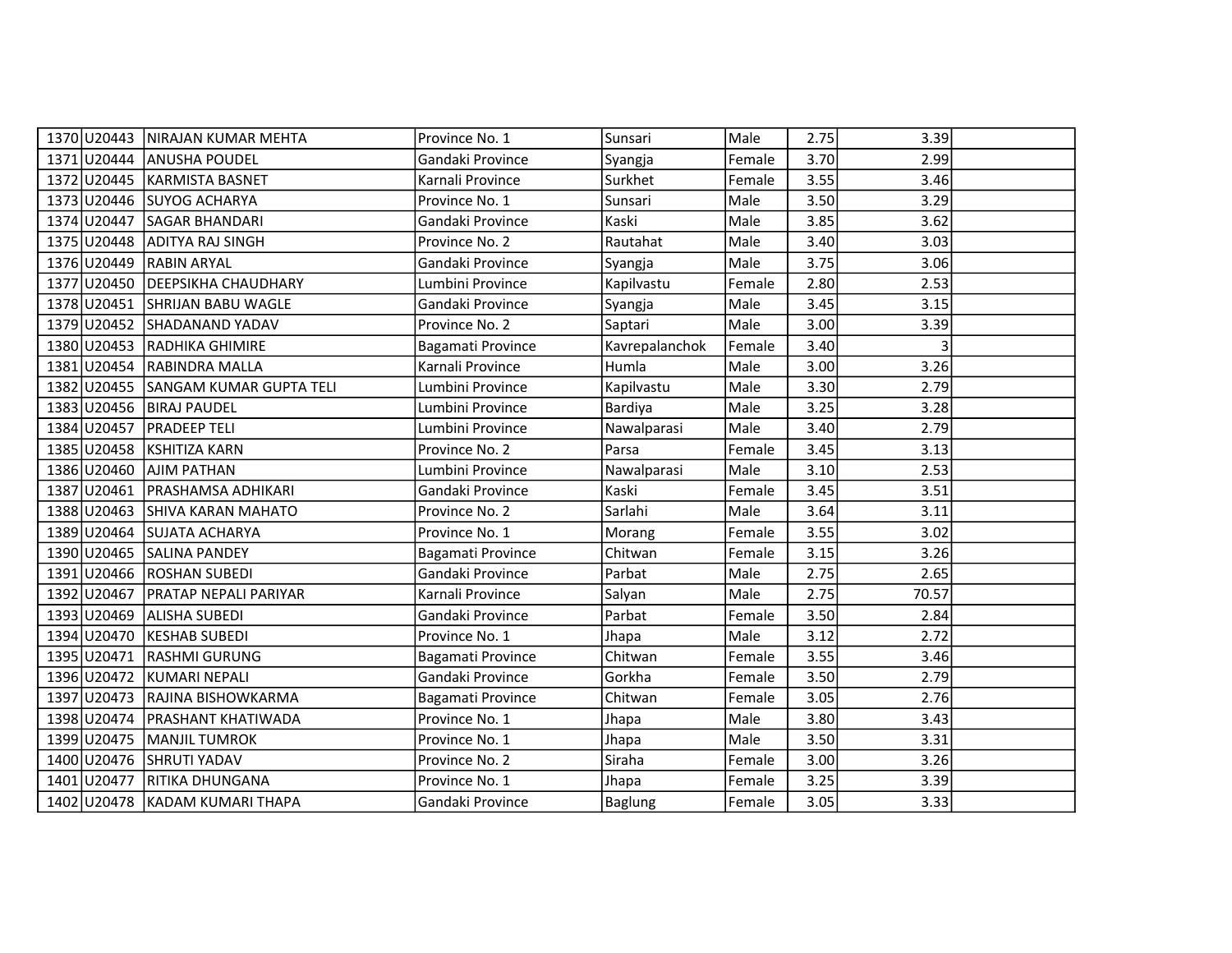| | | | | | | | | |
|---|---|---|---|---|---|---|---|---|
| 1370 | U20443 | NIRAJAN KUMAR MEHTA | Province No. 1 | Sunsari | Male | 2.75 | 3.39 | |
| 1371 | U20444 | ANUSHA POUDEL | Gandaki Province | Syangja | Female | 3.70 | 2.99 | |
| 1372 | U20445 | KARMISTA BASNET | Karnali Province | Surkhet | Female | 3.55 | 3.46 | |
| 1373 | U20446 | SUYOG ACHARYA | Province No. 1 | Sunsari | Male | 3.50 | 3.29 | |
| 1374 | U20447 | SAGAR BHANDARI | Gandaki Province | Kaski | Male | 3.85 | 3.62 | |
| 1375 | U20448 | ADITYA RAJ SINGH | Province No. 2 | Rautahat | Male | 3.40 | 3.03 | |
| 1376 | U20449 | RABIN ARYAL | Gandaki Province | Syangja | Male | 3.75 | 3.06 | |
| 1377 | U20450 | DEEPSIKHA CHAUDHARY | Lumbini Province | Kapilvastu | Female | 2.80 | 2.53 | |
| 1378 | U20451 | SHRIJAN BABU WAGLE | Gandaki Province | Syangja | Male | 3.45 | 3.15 | |
| 1379 | U20452 | SHADANAND YADAV | Province No. 2 | Saptari | Male | 3.00 | 3.39 | |
| 1380 | U20453 | RADHIKA GHIMIRE | Bagamati Province | Kavrepalanchok | Female | 3.40 | 3 | |
| 1381 | U20454 | RABINDRA MALLA | Karnali Province | Humla | Male | 3.00 | 3.26 | |
| 1382 | U20455 | SANGAM KUMAR GUPTA TELI | Lumbini Province | Kapilvastu | Male | 3.30 | 2.79 | |
| 1383 | U20456 | BIRAJ PAUDEL | Lumbini Province | Bardiya | Male | 3.25 | 3.28 | |
| 1384 | U20457 | PRADEEP TELI | Lumbini Province | Nawalparasi | Male | 3.40 | 2.79 | |
| 1385 | U20458 | KSHITIZA KARN | Province No. 2 | Parsa | Female | 3.45 | 3.13 | |
| 1386 | U20460 | AJIM PATHAN | Lumbini Province | Nawalparasi | Male | 3.10 | 2.53 | |
| 1387 | U20461 | PRASHAMSA ADHIKARI | Gandaki Province | Kaski | Female | 3.45 | 3.51 | |
| 1388 | U20463 | SHIVA KARAN MAHATO | Province No. 2 | Sarlahi | Male | 3.64 | 3.11 | |
| 1389 | U20464 | SUJATA ACHARYA | Province No. 1 | Morang | Female | 3.55 | 3.02 | |
| 1390 | U20465 | SALINA PANDEY | Bagamati Province | Chitwan | Female | 3.15 | 3.26 | |
| 1391 | U20466 | ROSHAN SUBEDI | Gandaki Province | Parbat | Male | 2.75 | 2.65 | |
| 1392 | U20467 | PRATAP NEPALI PARIYAR | Karnali Province | Salyan | Male | 2.75 | 70.57 | |
| 1393 | U20469 | ALISHA SUBEDI | Gandaki Province | Parbat | Female | 3.50 | 2.84 | |
| 1394 | U20470 | KESHAB SUBEDI | Province No. 1 | Jhapa | Male | 3.12 | 2.72 | |
| 1395 | U20471 | RASHMI GURUNG | Bagamati Province | Chitwan | Female | 3.55 | 3.46 | |
| 1396 | U20472 | KUMARI NEPALI | Gandaki Province | Gorkha | Female | 3.50 | 2.79 | |
| 1397 | U20473 | RAJINA BISHOWKARMA | Bagamati Province | Chitwan | Female | 3.05 | 2.76 | |
| 1398 | U20474 | PRASHANT KHATIWADA | Province No. 1 | Jhapa | Male | 3.80 | 3.43 | |
| 1399 | U20475 | MANJIL TUMROK | Province No. 1 | Jhapa | Male | 3.50 | 3.31 | |
| 1400 | U20476 | SHRUTI YADAV | Province No. 2 | Siraha | Female | 3.00 | 3.26 | |
| 1401 | U20477 | RITIKA DHUNGANA | Province No. 1 | Jhapa | Female | 3.25 | 3.39 | |
| 1402 | U20478 | KADAM KUMARI THAPA | Gandaki Province | Baglung | Female | 3.05 | 3.33 | |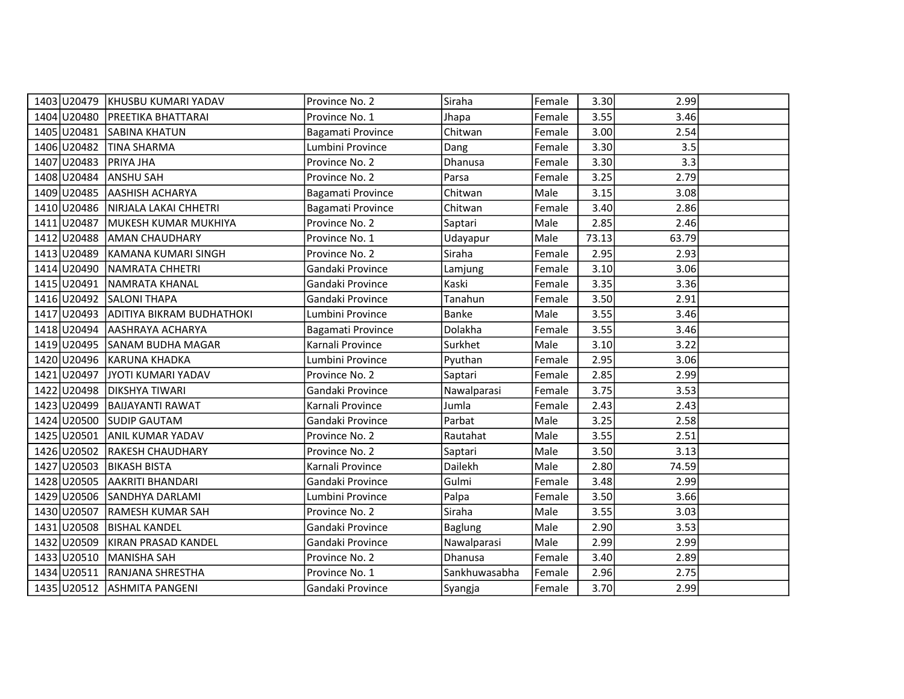| | | | | | | | | |
|---|---|---|---|---|---|---|---|---|
| 1403 | U20479 | KHUSBU KUMARI YADAV | Province No. 2 | Siraha | Female | 3.30 | 2.99 | |
| 1404 | U20480 | PREETIKA BHATTARAI | Province No. 1 | Jhapa | Female | 3.55 | 3.46 | |
| 1405 | U20481 | SABINA KHATUN | Bagamati Province | Chitwan | Female | 3.00 | 2.54 | |
| 1406 | U20482 | TINA SHARMA | Lumbini Province | Dang | Female | 3.30 | 3.5 | |
| 1407 | U20483 | PRIYA JHA | Province No. 2 | Dhanusa | Female | 3.30 | 3.3 | |
| 1408 | U20484 | ANSHU SAH | Province No. 2 | Parsa | Female | 3.25 | 2.79 | |
| 1409 | U20485 | AASHISH ACHARYA | Bagamati Province | Chitwan | Male | 3.15 | 3.08 | |
| 1410 | U20486 | NIRJALA LAKAI CHHETRI | Bagamati Province | Chitwan | Female | 3.40 | 2.86 | |
| 1411 | U20487 | MUKESH KUMAR MUKHIYA | Province No. 2 | Saptari | Male | 2.85 | 2.46 | |
| 1412 | U20488 | AMAN CHAUDHARY | Province No. 1 | Udayapur | Male | 73.13 | 63.79 | |
| 1413 | U20489 | KAMANA KUMARI SINGH | Province No. 2 | Siraha | Female | 2.95 | 2.93 | |
| 1414 | U20490 | NAMRATA CHHETRI | Gandaki Province | Lamjung | Female | 3.10 | 3.06 | |
| 1415 | U20491 | NAMRATA KHANAL | Gandaki Province | Kaski | Female | 3.35 | 3.36 | |
| 1416 | U20492 | SALONI THAPA | Gandaki Province | Tanahun | Female | 3.50 | 2.91 | |
| 1417 | U20493 | ADITIYA BIKRAM BUDHATHOKI | Lumbini Province | Banke | Male | 3.55 | 3.46 | |
| 1418 | U20494 | AASHRAYA ACHARYA | Bagamati Province | Dolakha | Female | 3.55 | 3.46 | |
| 1419 | U20495 | SANAM BUDHA MAGAR | Karnali Province | Surkhet | Male | 3.10 | 3.22 | |
| 1420 | U20496 | KARUNA KHADKA | Lumbini Province | Pyuthan | Female | 2.95 | 3.06 | |
| 1421 | U20497 | JYOTI KUMARI YADAV | Province No. 2 | Saptari | Female | 2.85 | 2.99 | |
| 1422 | U20498 | DIKSHYA TIWARI | Gandaki Province | Nawalparasi | Female | 3.75 | 3.53 | |
| 1423 | U20499 | BAIJAYANTI RAWAT | Karnali Province | Jumla | Female | 2.43 | 2.43 | |
| 1424 | U20500 | SUDIP GAUTAM | Gandaki Province | Parbat | Male | 3.25 | 2.58 | |
| 1425 | U20501 | ANIL KUMAR YADAV | Province No. 2 | Rautahat | Male | 3.55 | 2.51 | |
| 1426 | U20502 | RAKESH CHAUDHARY | Province No. 2 | Saptari | Male | 3.50 | 3.13 | |
| 1427 | U20503 | BIKASH BISTA | Karnali Province | Dailekh | Male | 2.80 | 74.59 | |
| 1428 | U20505 | AAKRITI BHANDARI | Gandaki Province | Gulmi | Female | 3.48 | 2.99 | |
| 1429 | U20506 | SANDHYA DARLAMI | Lumbini Province | Palpa | Female | 3.50 | 3.66 | |
| 1430 | U20507 | RAMESH KUMAR SAH | Province No. 2 | Siraha | Male | 3.55 | 3.03 | |
| 1431 | U20508 | BISHAL KANDEL | Gandaki Province | Baglung | Male | 2.90 | 3.53 | |
| 1432 | U20509 | KIRAN PRASAD KANDEL | Gandaki Province | Nawalparasi | Male | 2.99 | 2.99 | |
| 1433 | U20510 | MANISHA SAH | Province No. 2 | Dhanusa | Female | 3.40 | 2.89 | |
| 1434 | U20511 | RANJANA SHRESTHA | Province No. 1 | Sankhuwasabha | Female | 2.96 | 2.75 | |
| 1435 | U20512 | ASHMITA PANGENI | Gandaki Province | Syangja | Female | 3.70 | 2.99 | |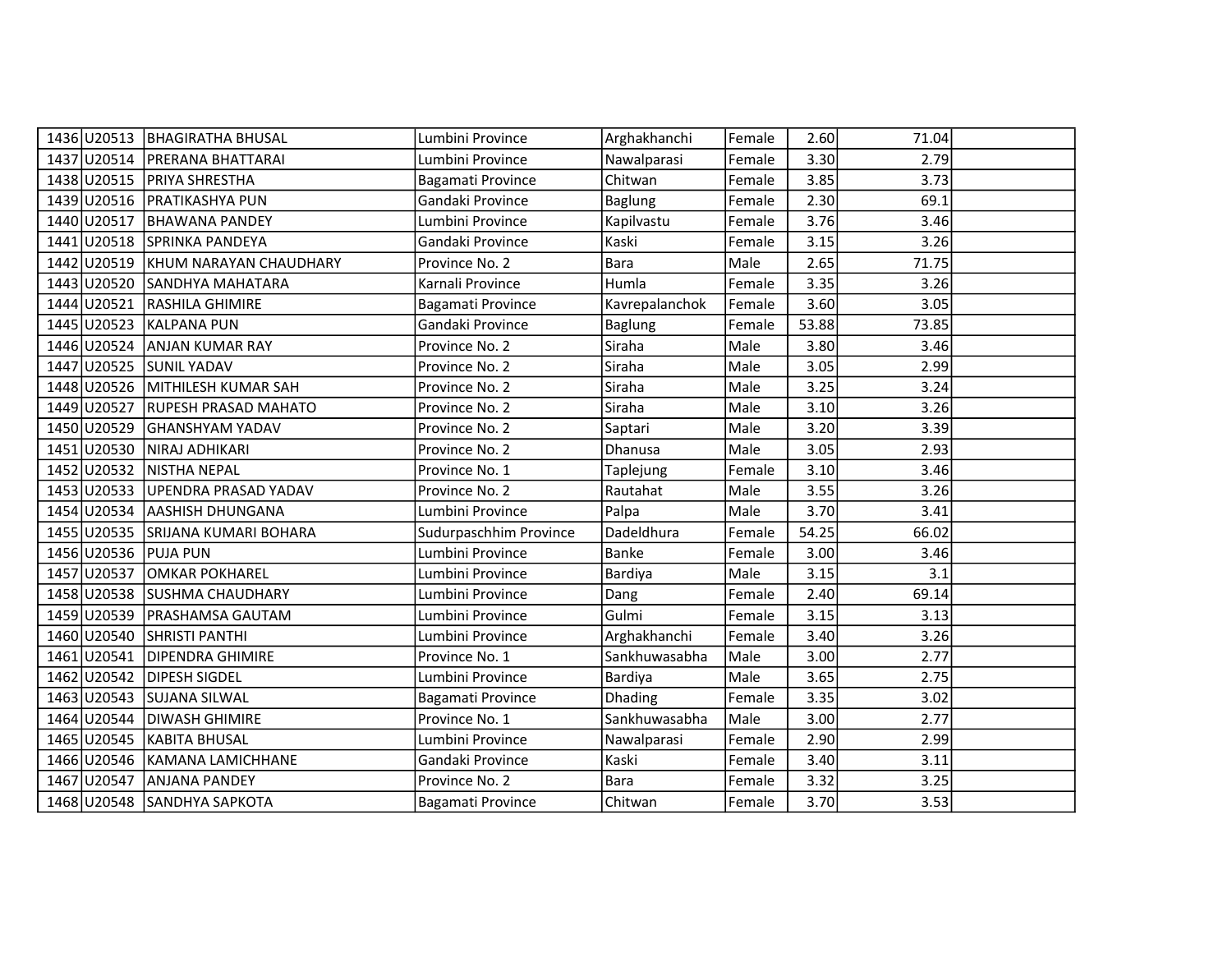| | | | | | | | | |
|---|---|---|---|---|---|---|---|---|
| 1436 | U20513 | BHAGIRATHA BHUSAL | Lumbini Province | Arghakhanchi | Female | 2.60 | 71.04 | |
| 1437 | U20514 | PRERANA BHATTARAI | Lumbini Province | Nawalparasi | Female | 3.30 | 2.79 | |
| 1438 | U20515 | PRIYA SHRESTHA | Bagamati Province | Chitwan | Female | 3.85 | 3.73 | |
| 1439 | U20516 | PRATIKASHYA PUN | Gandaki Province | Baglung | Female | 2.30 | 69.1 | |
| 1440 | U20517 | BHAWANA PANDEY | Lumbini Province | Kapilvastu | Female | 3.76 | 3.46 | |
| 1441 | U20518 | SPRINKA PANDEYA | Gandaki Province | Kaski | Female | 3.15 | 3.26 | |
| 1442 | U20519 | KHUM NARAYAN CHAUDHARY | Province No. 2 | Bara | Male | 2.65 | 71.75 | |
| 1443 | U20520 | SANDHYA MAHATARA | Karnali Province | Humla | Female | 3.35 | 3.26 | |
| 1444 | U20521 | RASHILA GHIMIRE | Bagamati Province | Kavrepalanchok | Female | 3.60 | 3.05 | |
| 1445 | U20523 | KALPANA PUN | Gandaki Province | Baglung | Female | 53.88 | 73.85 | |
| 1446 | U20524 | ANJAN KUMAR RAY | Province No. 2 | Siraha | Male | 3.80 | 3.46 | |
| 1447 | U20525 | SUNIL YADAV | Province No. 2 | Siraha | Male | 3.05 | 2.99 | |
| 1448 | U20526 | MITHILESH KUMAR SAH | Province No. 2 | Siraha | Male | 3.25 | 3.24 | |
| 1449 | U20527 | RUPESH PRASAD MAHATO | Province No. 2 | Siraha | Male | 3.10 | 3.26 | |
| 1450 | U20529 | GHANSHYAM YADAV | Province No. 2 | Saptari | Male | 3.20 | 3.39 | |
| 1451 | U20530 | NIRAJ ADHIKARI | Province No. 2 | Dhanusa | Male | 3.05 | 2.93 | |
| 1452 | U20532 | NISTHA NEPAL | Province No. 1 | Taplejung | Female | 3.10 | 3.46 | |
| 1453 | U20533 | UPENDRA PRASAD YADAV | Province No. 2 | Rautahat | Male | 3.55 | 3.26 | |
| 1454 | U20534 | AASHISH DHUNGANA | Lumbini Province | Palpa | Male | 3.70 | 3.41 | |
| 1455 | U20535 | SRIJANA KUMARI BOHARA | Sudurpaschhim Province | Dadeldhura | Female | 54.25 | 66.02 | |
| 1456 | U20536 | PUJA PUN | Lumbini Province | Banke | Female | 3.00 | 3.46 | |
| 1457 | U20537 | OMKAR POKHAREL | Lumbini Province | Bardiya | Male | 3.15 | 3.1 | |
| 1458 | U20538 | SUSHMA CHAUDHARY | Lumbini Province | Dang | Female | 2.40 | 69.14 | |
| 1459 | U20539 | PRASHAMSA GAUTAM | Lumbini Province | Gulmi | Female | 3.15 | 3.13 | |
| 1460 | U20540 | SHRISTI PANTHI | Lumbini Province | Arghakhanchi | Female | 3.40 | 3.26 | |
| 1461 | U20541 | DIPENDRA GHIMIRE | Province No. 1 | Sankhuwasabha | Male | 3.00 | 2.77 | |
| 1462 | U20542 | DIPESH SIGDEL | Lumbini Province | Bardiya | Male | 3.65 | 2.75 | |
| 1463 | U20543 | SUJANA SILWAL | Bagamati Province | Dhading | Female | 3.35 | 3.02 | |
| 1464 | U20544 | DIWASH GHIMIRE | Province No. 1 | Sankhuwasabha | Male | 3.00 | 2.77 | |
| 1465 | U20545 | KABITA BHUSAL | Lumbini Province | Nawalparasi | Female | 2.90 | 2.99 | |
| 1466 | U20546 | KAMANA LAMICHHANE | Gandaki Province | Kaski | Female | 3.40 | 3.11 | |
| 1467 | U20547 | ANJANA PANDEY | Province No. 2 | Bara | Female | 3.32 | 3.25 | |
| 1468 | U20548 | SANDHYA SAPKOTA | Bagamati Province | Chitwan | Female | 3.70 | 3.53 | |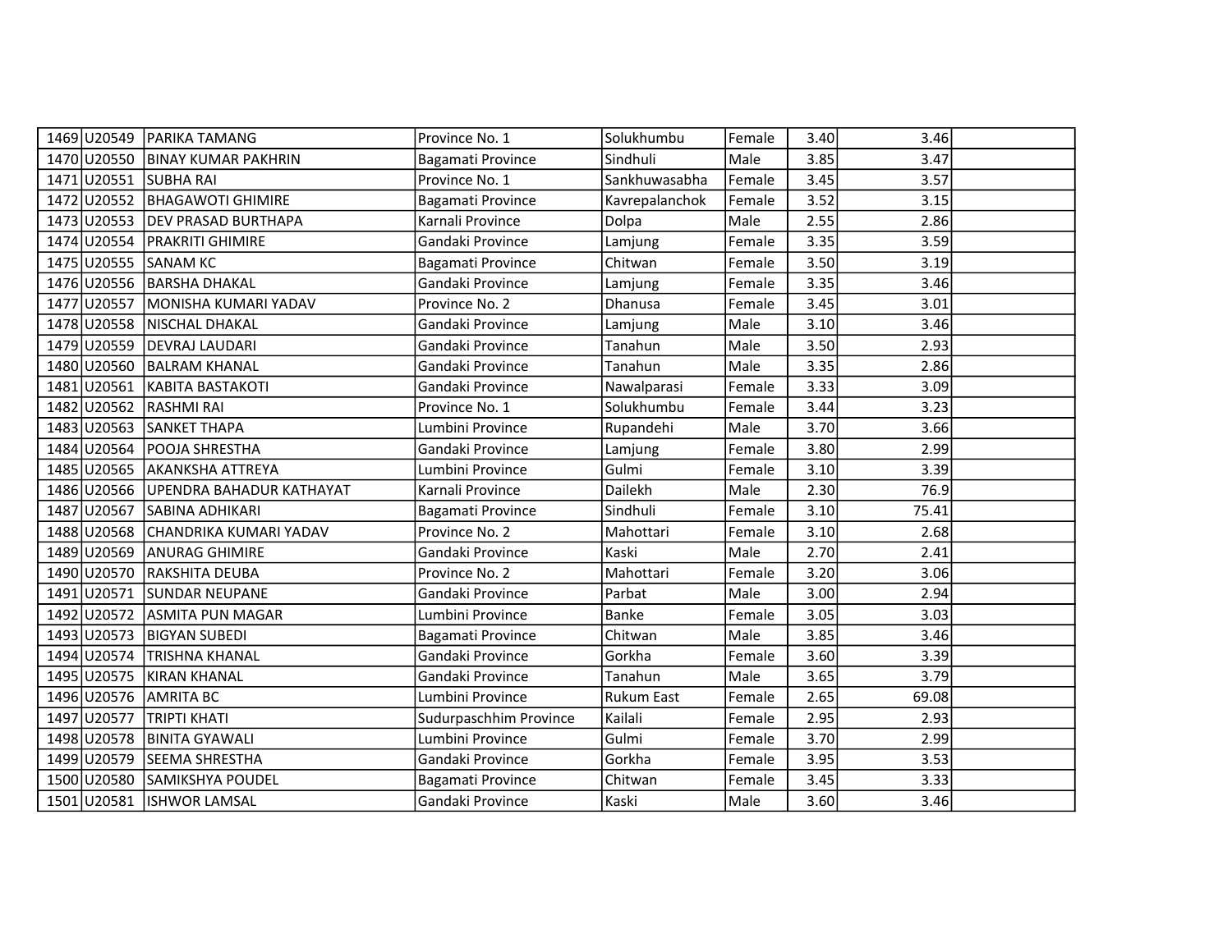| | | | | | | | | |
|---|---|---|---|---|---|---|---|---|
| 1469 | U20549 | PARIKA TAMANG | Province No. 1 | Solukhumbu | Female | 3.40 | 3.46 | |
| 1470 | U20550 | BINAY KUMAR PAKHRIN | Bagamati Province | Sindhuli | Male | 3.85 | 3.47 | |
| 1471 | U20551 | SUBHA RAI | Province No. 1 | Sankhuwasabha | Female | 3.45 | 3.57 | |
| 1472 | U20552 | BHAGAWOTI GHIMIRE | Bagamati Province | Kavrepalanchok | Female | 3.52 | 3.15 | |
| 1473 | U20553 | DEV PRASAD BURTHAPA | Karnali Province | Dolpa | Male | 2.55 | 2.86 | |
| 1474 | U20554 | PRAKRITI GHIMIRE | Gandaki Province | Lamjung | Female | 3.35 | 3.59 | |
| 1475 | U20555 | SANAM KC | Bagamati Province | Chitwan | Female | 3.50 | 3.19 | |
| 1476 | U20556 | BARSHA DHAKAL | Gandaki Province | Lamjung | Female | 3.35 | 3.46 | |
| 1477 | U20557 | MONISHA KUMARI YADAV | Province No. 2 | Dhanusa | Female | 3.45 | 3.01 | |
| 1478 | U20558 | NISCHAL DHAKAL | Gandaki Province | Lamjung | Male | 3.10 | 3.46 | |
| 1479 | U20559 | DEVRAJ LAUDARI | Gandaki Province | Tanahun | Male | 3.50 | 2.93 | |
| 1480 | U20560 | BALRAM KHANAL | Gandaki Province | Tanahun | Male | 3.35 | 2.86 | |
| 1481 | U20561 | KABITA BASTAKOTI | Gandaki Province | Nawalparasi | Female | 3.33 | 3.09 | |
| 1482 | U20562 | RASHMI RAI | Province No. 1 | Solukhumbu | Female | 3.44 | 3.23 | |
| 1483 | U20563 | SANKET THAPA | Lumbini Province | Rupandehi | Male | 3.70 | 3.66 | |
| 1484 | U20564 | POOJA SHRESTHA | Gandaki Province | Lamjung | Female | 3.80 | 2.99 | |
| 1485 | U20565 | AKANKSHA ATTREYA | Lumbini Province | Gulmi | Female | 3.10 | 3.39 | |
| 1486 | U20566 | UPENDRA BAHADUR KATHAYAT | Karnali Province | Dailekh | Male | 2.30 | 76.9 | |
| 1487 | U20567 | SABINA ADHIKARI | Bagamati Province | Sindhuli | Female | 3.10 | 75.41 | |
| 1488 | U20568 | CHANDRIKA KUMARI YADAV | Province No. 2 | Mahottari | Female | 3.10 | 2.68 | |
| 1489 | U20569 | ANURAG GHIMIRE | Gandaki Province | Kaski | Male | 2.70 | 2.41 | |
| 1490 | U20570 | RAKSHITA DEUBA | Province No. 2 | Mahottari | Female | 3.20 | 3.06 | |
| 1491 | U20571 | SUNDAR NEUPANE | Gandaki Province | Parbat | Male | 3.00 | 2.94 | |
| 1492 | U20572 | ASMITA PUN MAGAR | Lumbini Province | Banke | Female | 3.05 | 3.03 | |
| 1493 | U20573 | BIGYAN SUBEDI | Bagamati Province | Chitwan | Male | 3.85 | 3.46 | |
| 1494 | U20574 | TRISHNA KHANAL | Gandaki Province | Gorkha | Female | 3.60 | 3.39 | |
| 1495 | U20575 | KIRAN KHANAL | Gandaki Province | Tanahun | Male | 3.65 | 3.79 | |
| 1496 | U20576 | AMRITA BC | Lumbini Province | Rukum East | Female | 2.65 | 69.08 | |
| 1497 | U20577 | TRIPTI KHATI | Sudurpaschhim Province | Kailali | Female | 2.95 | 2.93 | |
| 1498 | U20578 | BINITA GYAWALI | Lumbini Province | Gulmi | Female | 3.70 | 2.99 | |
| 1499 | U20579 | SEEMA SHRESTHA | Gandaki Province | Gorkha | Female | 3.95 | 3.53 | |
| 1500 | U20580 | SAMIKSHYA POUDEL | Bagamati Province | Chitwan | Female | 3.45 | 3.33 | |
| 1501 | U20581 | ISHWOR LAMSAL | Gandaki Province | Kaski | Male | 3.60 | 3.46 | |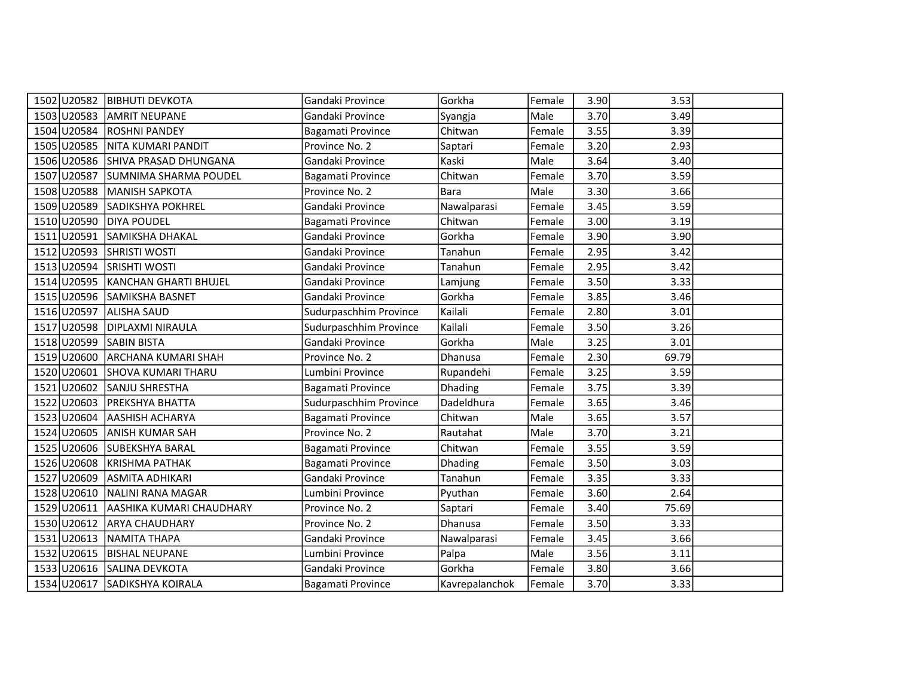| | | | | | | | | |
|---|---|---|---|---|---|---|---|---|
| 1502 | U20582 | BIBHUTI DEVKOTA | Gandaki Province | Gorkha | Female | 3.90 | 3.53 | |
| 1503 | U20583 | AMRIT NEUPANE | Gandaki Province | Syangja | Male | 3.70 | 3.49 | |
| 1504 | U20584 | ROSHNI PANDEY | Bagamati Province | Chitwan | Female | 3.55 | 3.39 | |
| 1505 | U20585 | NITA KUMARI PANDIT | Province No. 2 | Saptari | Female | 3.20 | 2.93 | |
| 1506 | U20586 | SHIVA PRASAD DHUNGANA | Gandaki Province | Kaski | Male | 3.64 | 3.40 | |
| 1507 | U20587 | SUMNIMA SHARMA POUDEL | Bagamati Province | Chitwan | Female | 3.70 | 3.59 | |
| 1508 | U20588 | MANISH SAPKOTA | Province No. 2 | Bara | Male | 3.30 | 3.66 | |
| 1509 | U20589 | SADIKSHYA POKHREL | Gandaki Province | Nawalparasi | Female | 3.45 | 3.59 | |
| 1510 | U20590 | DIYA POUDEL | Bagamati Province | Chitwan | Female | 3.00 | 3.19 | |
| 1511 | U20591 | SAMIKSHA DHAKAL | Gandaki Province | Gorkha | Female | 3.90 | 3.90 | |
| 1512 | U20593 | SHRISTI WOSTI | Gandaki Province | Tanahun | Female | 2.95 | 3.42 | |
| 1513 | U20594 | SRISHTI WOSTI | Gandaki Province | Tanahun | Female | 2.95 | 3.42 | |
| 1514 | U20595 | KANCHAN GHARTI BHUJEL | Gandaki Province | Lamjung | Female | 3.50 | 3.33 | |
| 1515 | U20596 | SAMIKSHA BASNET | Gandaki Province | Gorkha | Female | 3.85 | 3.46 | |
| 1516 | U20597 | ALISHA SAUD | Sudurpaschhim Province | Kailali | Female | 2.80 | 3.01 | |
| 1517 | U20598 | DIPLAXMI NIRAULA | Sudurpaschhim Province | Kailali | Female | 3.50 | 3.26 | |
| 1518 | U20599 | SABIN BISTA | Gandaki Province | Gorkha | Male | 3.25 | 3.01 | |
| 1519 | U20600 | ARCHANA KUMARI SHAH | Province No. 2 | Dhanusa | Female | 2.30 | 69.79 | |
| 1520 | U20601 | SHOVA KUMARI THARU | Lumbini Province | Rupandehi | Female | 3.25 | 3.59 | |
| 1521 | U20602 | SANJU SHRESTHA | Bagamati Province | Dhading | Female | 3.75 | 3.39 | |
| 1522 | U20603 | PREKSHYA BHATTA | Sudurpaschhim Province | Dadeldhura | Female | 3.65 | 3.46 | |
| 1523 | U20604 | AASHISH ACHARYA | Bagamati Province | Chitwan | Male | 3.65 | 3.57 | |
| 1524 | U20605 | ANISH KUMAR SAH | Province No. 2 | Rautahat | Male | 3.70 | 3.21 | |
| 1525 | U20606 | SUBEKSHYA BARAL | Bagamati Province | Chitwan | Female | 3.55 | 3.59 | |
| 1526 | U20608 | KRISHMA PATHAK | Bagamati Province | Dhading | Female | 3.50 | 3.03 | |
| 1527 | U20609 | ASMITA ADHIKARI | Gandaki Province | Tanahun | Female | 3.35 | 3.33 | |
| 1528 | U20610 | NALINI RANA MAGAR | Lumbini Province | Pyuthan | Female | 3.60 | 2.64 | |
| 1529 | U20611 | AASHIKA KUMARI CHAUDHARY | Province No. 2 | Saptari | Female | 3.40 | 75.69 | |
| 1530 | U20612 | ARYA CHAUDHARY | Province No. 2 | Dhanusa | Female | 3.50 | 3.33 | |
| 1531 | U20613 | NAMITA THAPA | Gandaki Province | Nawalparasi | Female | 3.45 | 3.66 | |
| 1532 | U20615 | BISHAL NEUPANE | Lumbini Province | Palpa | Male | 3.56 | 3.11 | |
| 1533 | U20616 | SALINA DEVKOTA | Gandaki Province | Gorkha | Female | 3.80 | 3.66 | |
| 1534 | U20617 | SADIKSHYA KOIRALA | Bagamati Province | Kavrepalanchok | Female | 3.70 | 3.33 | |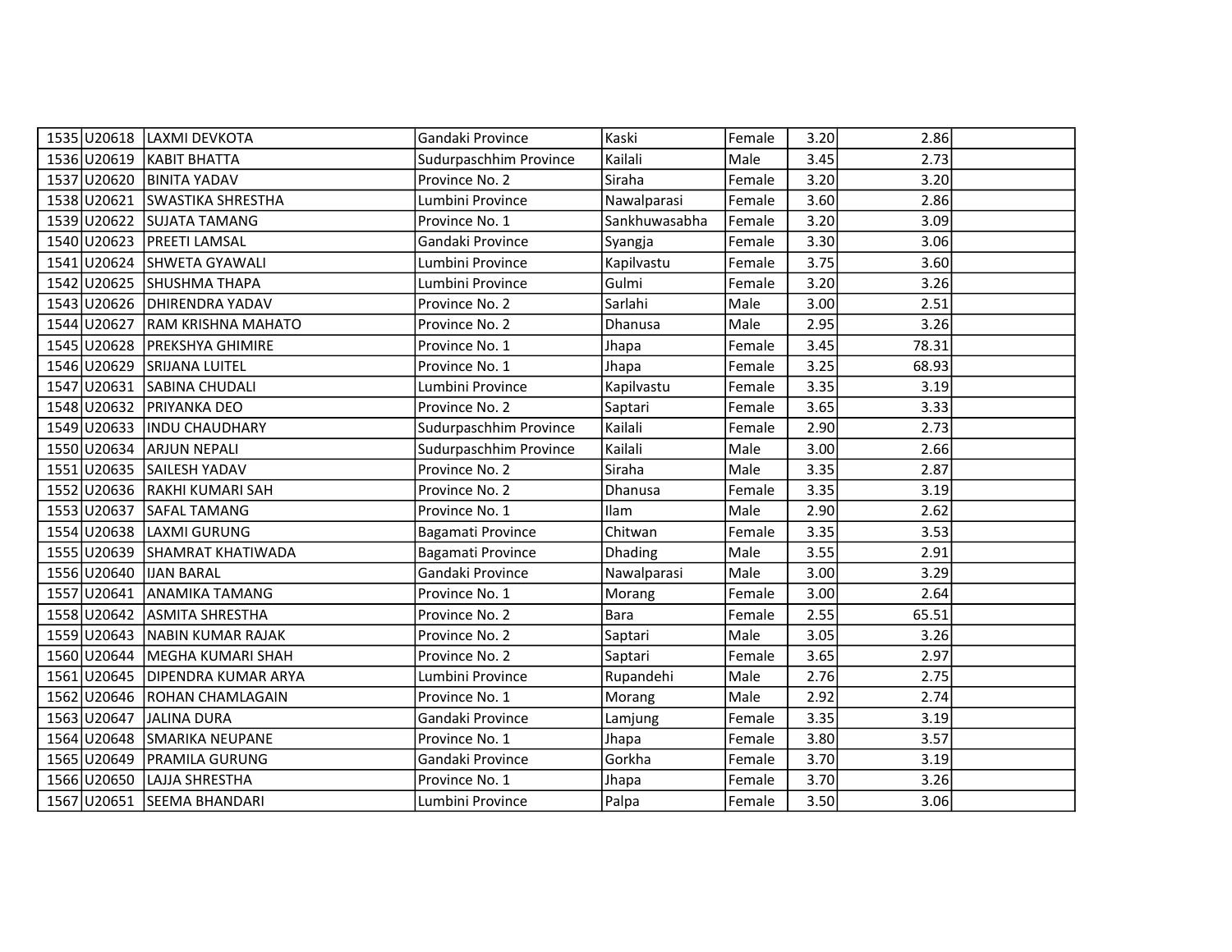| | | | | | | | | |
|---|---|---|---|---|---|---|---|---|
| 1535 | U20618 | LAXMI DEVKOTA | Gandaki Province | Kaski | Female | 3.20 | 2.86 | |
| 1536 | U20619 | KABIT BHATTA | Sudurpaschhim Province | Kailali | Male | 3.45 | 2.73 | |
| 1537 | U20620 | BINITA YADAV | Province No. 2 | Siraha | Female | 3.20 | 3.20 | |
| 1538 | U20621 | SWASTIKA SHRESTHA | Lumbini Province | Nawalparasi | Female | 3.60 | 2.86 | |
| 1539 | U20622 | SUJATA TAMANG | Province No. 1 | Sankhuwasabha | Female | 3.20 | 3.09 | |
| 1540 | U20623 | PREETI LAMSAL | Gandaki Province | Syangja | Female | 3.30 | 3.06 | |
| 1541 | U20624 | SHWETA GYAWALI | Lumbini Province | Kapilvastu | Female | 3.75 | 3.60 | |
| 1542 | U20625 | SHUSHMA THAPA | Lumbini Province | Gulmi | Female | 3.20 | 3.26 | |
| 1543 | U20626 | DHIRENDRA YADAV | Province No. 2 | Sarlahi | Male | 3.00 | 2.51 | |
| 1544 | U20627 | RAM KRISHNA MAHATO | Province No. 2 | Dhanusa | Male | 2.95 | 3.26 | |
| 1545 | U20628 | PREKSHYA GHIMIRE | Province No. 1 | Jhapa | Female | 3.45 | 78.31 | |
| 1546 | U20629 | SRIJANA LUITEL | Province No. 1 | Jhapa | Female | 3.25 | 68.93 | |
| 1547 | U20631 | SABINA CHUDALI | Lumbini Province | Kapilvastu | Female | 3.35 | 3.19 | |
| 1548 | U20632 | PRIYANKA DEO | Province No. 2 | Saptari | Female | 3.65 | 3.33 | |
| 1549 | U20633 | INDU CHAUDHARY | Sudurpaschhim Province | Kailali | Female | 2.90 | 2.73 | |
| 1550 | U20634 | ARJUN NEPALI | Sudurpaschhim Province | Kailali | Male | 3.00 | 2.66 | |
| 1551 | U20635 | SAILESH YADAV | Province No. 2 | Siraha | Male | 3.35 | 2.87 | |
| 1552 | U20636 | RAKHI KUMARI SAH | Province No. 2 | Dhanusa | Female | 3.35 | 3.19 | |
| 1553 | U20637 | SAFAL TAMANG | Province No. 1 | Ilam | Male | 2.90 | 2.62 | |
| 1554 | U20638 | LAXMI GURUNG | Bagamati Province | Chitwan | Female | 3.35 | 3.53 | |
| 1555 | U20639 | SHAMRAT KHATIWADA | Bagamati Province | Dhading | Male | 3.55 | 2.91 | |
| 1556 | U20640 | IJAN BARAL | Gandaki Province | Nawalparasi | Male | 3.00 | 3.29 | |
| 1557 | U20641 | ANAMIKA TAMANG | Province No. 1 | Morang | Female | 3.00 | 2.64 | |
| 1558 | U20642 | ASMITA SHRESTHA | Province No. 2 | Bara | Female | 2.55 | 65.51 | |
| 1559 | U20643 | NABIN KUMAR RAJAK | Province No. 2 | Saptari | Male | 3.05 | 3.26 | |
| 1560 | U20644 | MEGHA KUMARI SHAH | Province No. 2 | Saptari | Female | 3.65 | 2.97 | |
| 1561 | U20645 | DIPENDRA KUMAR ARYA | Lumbini Province | Rupandehi | Male | 2.76 | 2.75 | |
| 1562 | U20646 | ROHAN CHAMLAGAIN | Province No. 1 | Morang | Male | 2.92 | 2.74 | |
| 1563 | U20647 | JALINA DURA | Gandaki Province | Lamjung | Female | 3.35 | 3.19 | |
| 1564 | U20648 | SMARIKA NEUPANE | Province No. 1 | Jhapa | Female | 3.80 | 3.57 | |
| 1565 | U20649 | PRAMILA GURUNG | Gandaki Province | Gorkha | Female | 3.70 | 3.19 | |
| 1566 | U20650 | LAJJA SHRESTHA | Province No. 1 | Jhapa | Female | 3.70 | 3.26 | |
| 1567 | U20651 | SEEMA BHANDARI | Lumbini Province | Palpa | Female | 3.50 | 3.06 | |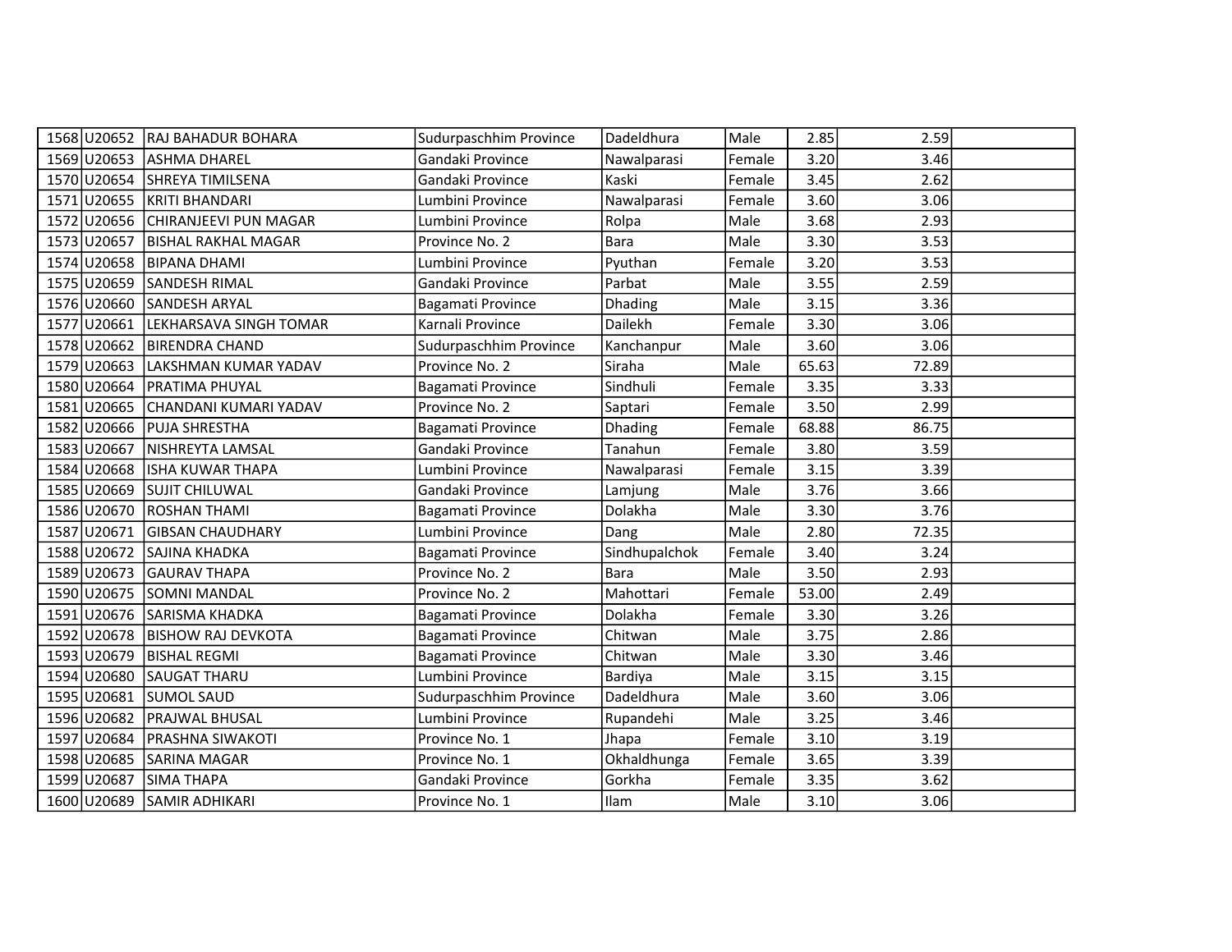| | | | | | | | | |
|---|---|---|---|---|---|---|---|---|
| 1568 | U20652 | RAJ BAHADUR BOHARA | Sudurpaschhim Province | Dadeldhura | Male | 2.85 | 2.59 | |
| 1569 | U20653 | ASHMA DHAREL | Gandaki Province | Nawalparasi | Female | 3.20 | 3.46 | |
| 1570 | U20654 | SHREYA TIMILSENA | Gandaki Province | Kaski | Female | 3.45 | 2.62 | |
| 1571 | U20655 | KRITI BHANDARI | Lumbini Province | Nawalparasi | Female | 3.60 | 3.06 | |
| 1572 | U20656 | CHIRANJEEVI PUN MAGAR | Lumbini Province | Rolpa | Male | 3.68 | 2.93 | |
| 1573 | U20657 | BISHAL RAKHAL MAGAR | Province No. 2 | Bara | Male | 3.30 | 3.53 | |
| 1574 | U20658 | BIPANA DHAMI | Lumbini Province | Pyuthan | Female | 3.20 | 3.53 | |
| 1575 | U20659 | SANDESH RIMAL | Gandaki Province | Parbat | Male | 3.55 | 2.59 | |
| 1576 | U20660 | SANDESH ARYAL | Bagamati Province | Dhading | Male | 3.15 | 3.36 | |
| 1577 | U20661 | LEKHARSAVA SINGH TOMAR | Karnali Province | Dailekh | Female | 3.30 | 3.06 | |
| 1578 | U20662 | BIRENDRA CHAND | Sudurpaschhim Province | Kanchanpur | Male | 3.60 | 3.06 | |
| 1579 | U20663 | LAKSHMAN KUMAR YADAV | Province No. 2 | Siraha | Male | 65.63 | 72.89 | |
| 1580 | U20664 | PRATIMA PHUYAL | Bagamati Province | Sindhuli | Female | 3.35 | 3.33 | |
| 1581 | U20665 | CHANDANI KUMARI YADAV | Province No. 2 | Saptari | Female | 3.50 | 2.99 | |
| 1582 | U20666 | PUJA SHRESTHA | Bagamati Province | Dhading | Female | 68.88 | 86.75 | |
| 1583 | U20667 | NISHREYTA LAMSAL | Gandaki Province | Tanahun | Female | 3.80 | 3.59 | |
| 1584 | U20668 | ISHA KUWAR THAPA | Lumbini Province | Nawalparasi | Female | 3.15 | 3.39 | |
| 1585 | U20669 | SUJIT CHILUWAL | Gandaki Province | Lamjung | Male | 3.76 | 3.66 | |
| 1586 | U20670 | ROSHAN THAMI | Bagamati Province | Dolakha | Male | 3.30 | 3.76 | |
| 1587 | U20671 | GIBSAN CHAUDHARY | Lumbini Province | Dang | Male | 2.80 | 72.35 | |
| 1588 | U20672 | SAJINA KHADKA | Bagamati Province | Sindhupalchok | Female | 3.40 | 3.24 | |
| 1589 | U20673 | GAURAV THAPA | Province No. 2 | Bara | Male | 3.50 | 2.93 | |
| 1590 | U20675 | SOMNI MANDAL | Province No. 2 | Mahottari | Female | 53.00 | 2.49 | |
| 1591 | U20676 | SARISMA KHADKA | Bagamati Province | Dolakha | Female | 3.30 | 3.26 | |
| 1592 | U20678 | BISHOW RAJ DEVKOTA | Bagamati Province | Chitwan | Male | 3.75 | 2.86 | |
| 1593 | U20679 | BISHAL REGMI | Bagamati Province | Chitwan | Male | 3.30 | 3.46 | |
| 1594 | U20680 | SAUGAT THARU | Lumbini Province | Bardiya | Male | 3.15 | 3.15 | |
| 1595 | U20681 | SUMOL SAUD | Sudurpaschhim Province | Dadeldhura | Male | 3.60 | 3.06 | |
| 1596 | U20682 | PRAJWAL BHUSAL | Lumbini Province | Rupandehi | Male | 3.25 | 3.46 | |
| 1597 | U20684 | PRASHNA SIWAKOTI | Province No. 1 | Jhapa | Female | 3.10 | 3.19 | |
| 1598 | U20685 | SARINA MAGAR | Province No. 1 | Okhaldhunga | Female | 3.65 | 3.39 | |
| 1599 | U20687 | SIMA THAPA | Gandaki Province | Gorkha | Female | 3.35 | 3.62 | |
| 1600 | U20689 | SAMIR ADHIKARI | Province No. 1 | Ilam | Male | 3.10 | 3.06 | |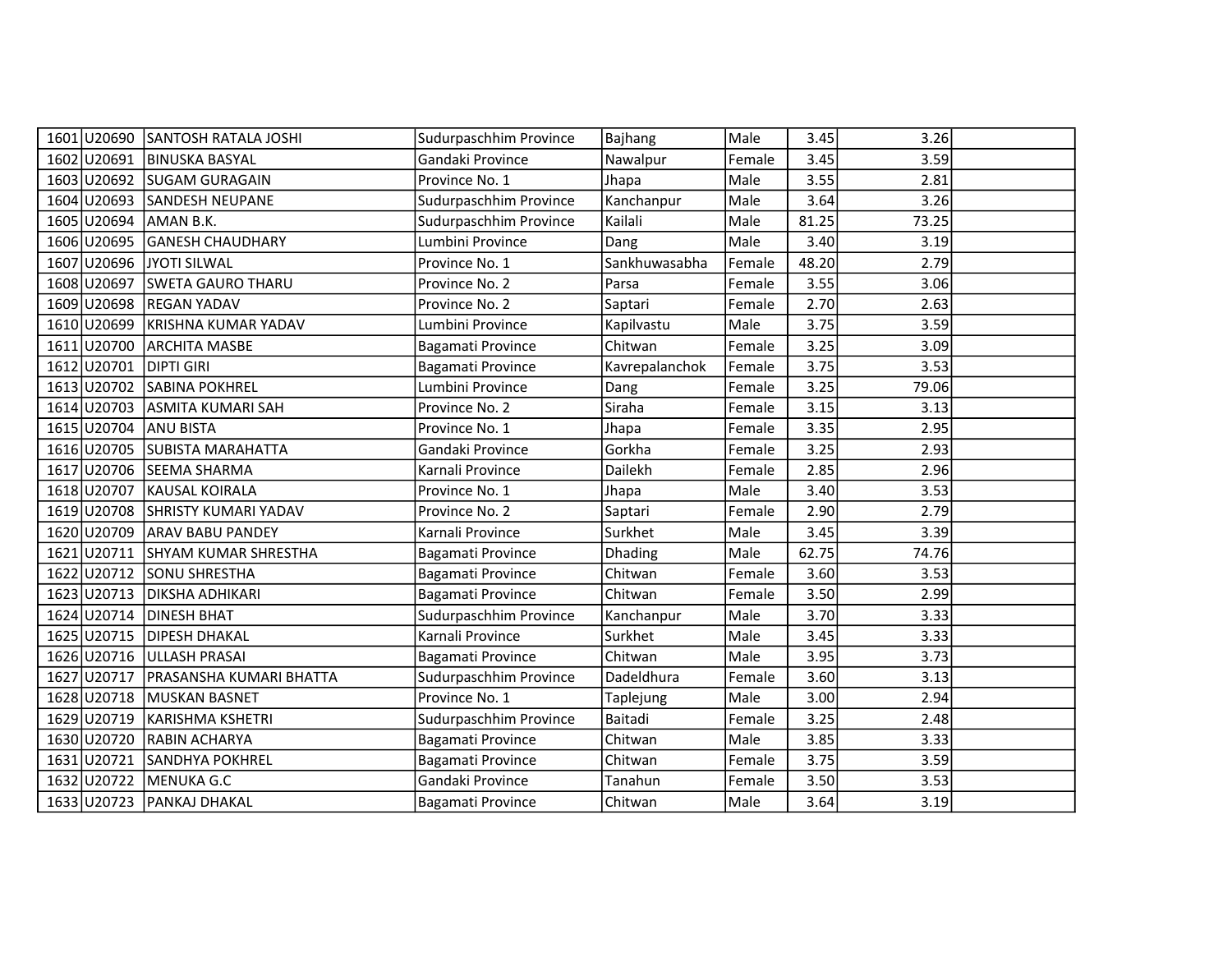| | | | | | | | | |
|---|---|---|---|---|---|---|---|---|
| 1601 | U20690 | SANTOSH RATALA JOSHI | Sudurpaschhim Province | Bajhang | Male | 3.45 | 3.26 | |
| 1602 | U20691 | BINUSKA BASYAL | Gandaki Province | Nawalpur | Female | 3.45 | 3.59 | |
| 1603 | U20692 | SUGAM GURAGAIN | Province No. 1 | Jhapa | Male | 3.55 | 2.81 | |
| 1604 | U20693 | SANDESH NEUPANE | Sudurpaschhim Province | Kanchanpur | Male | 3.64 | 3.26 | |
| 1605 | U20694 | AMAN B.K. | Sudurpaschhim Province | Kailali | Male | 81.25 | 73.25 | |
| 1606 | U20695 | GANESH CHAUDHARY | Lumbini Province | Dang | Male | 3.40 | 3.19 | |
| 1607 | U20696 | JYOTI SILWAL | Province No. 1 | Sankhuwasabha | Female | 48.20 | 2.79 | |
| 1608 | U20697 | SWETA GAURO THARU | Province No. 2 | Parsa | Female | 3.55 | 3.06 | |
| 1609 | U20698 | REGAN YADAV | Province No. 2 | Saptari | Female | 2.70 | 2.63 | |
| 1610 | U20699 | KRISHNA KUMAR YADAV | Lumbini Province | Kapilvastu | Male | 3.75 | 3.59 | |
| 1611 | U20700 | ARCHITA MASBE | Bagamati Province | Chitwan | Female | 3.25 | 3.09 | |
| 1612 | U20701 | DIPTI GIRI | Bagamati Province | Kavrepalanchok | Female | 3.75 | 3.53 | |
| 1613 | U20702 | SABINA POKHREL | Lumbini Province | Dang | Female | 3.25 | 79.06 | |
| 1614 | U20703 | ASMITA KUMARI SAH | Province No. 2 | Siraha | Female | 3.15 | 3.13 | |
| 1615 | U20704 | ANU BISTA | Province No. 1 | Jhapa | Female | 3.35 | 2.95 | |
| 1616 | U20705 | SUBISTA MARAHATTA | Gandaki Province | Gorkha | Female | 3.25 | 2.93 | |
| 1617 | U20706 | SEEMA SHARMA | Karnali Province | Dailekh | Female | 2.85 | 2.96 | |
| 1618 | U20707 | KAUSAL KOIRALA | Province No. 1 | Jhapa | Male | 3.40 | 3.53 | |
| 1619 | U20708 | SHRISTY KUMARI YADAV | Province No. 2 | Saptari | Female | 2.90 | 2.79 | |
| 1620 | U20709 | ARAV BABU PANDEY | Karnali Province | Surkhet | Male | 3.45 | 3.39 | |
| 1621 | U20711 | SHYAM KUMAR SHRESTHA | Bagamati Province | Dhading | Male | 62.75 | 74.76 | |
| 1622 | U20712 | SONU SHRESTHA | Bagamati Province | Chitwan | Female | 3.60 | 3.53 | |
| 1623 | U20713 | DIKSHA ADHIKARI | Bagamati Province | Chitwan | Female | 3.50 | 2.99 | |
| 1624 | U20714 | DINESH BHAT | Sudurpaschhim Province | Kanchanpur | Male | 3.70 | 3.33 | |
| 1625 | U20715 | DIPESH DHAKAL | Karnali Province | Surkhet | Male | 3.45 | 3.33 | |
| 1626 | U20716 | ULLASH PRASAI | Bagamati Province | Chitwan | Male | 3.95 | 3.73 | |
| 1627 | U20717 | PRASANSHA KUMARI BHATTA | Sudurpaschhim Province | Dadeldhura | Female | 3.60 | 3.13 | |
| 1628 | U20718 | MUSKAN BASNET | Province No. 1 | Taplejung | Male | 3.00 | 2.94 | |
| 1629 | U20719 | KARISHMA KSHETRI | Sudurpaschhim Province | Baitadi | Female | 3.25 | 2.48 | |
| 1630 | U20720 | RABIN ACHARYA | Bagamati Province | Chitwan | Male | 3.85 | 3.33 | |
| 1631 | U20721 | SANDHYA POKHREL | Bagamati Province | Chitwan | Female | 3.75 | 3.59 | |
| 1632 | U20722 | MENUKA G.C | Gandaki Province | Tanahun | Female | 3.50 | 3.53 | |
| 1633 | U20723 | PANKAJ DHAKAL | Bagamati Province | Chitwan | Male | 3.64 | 3.19 | |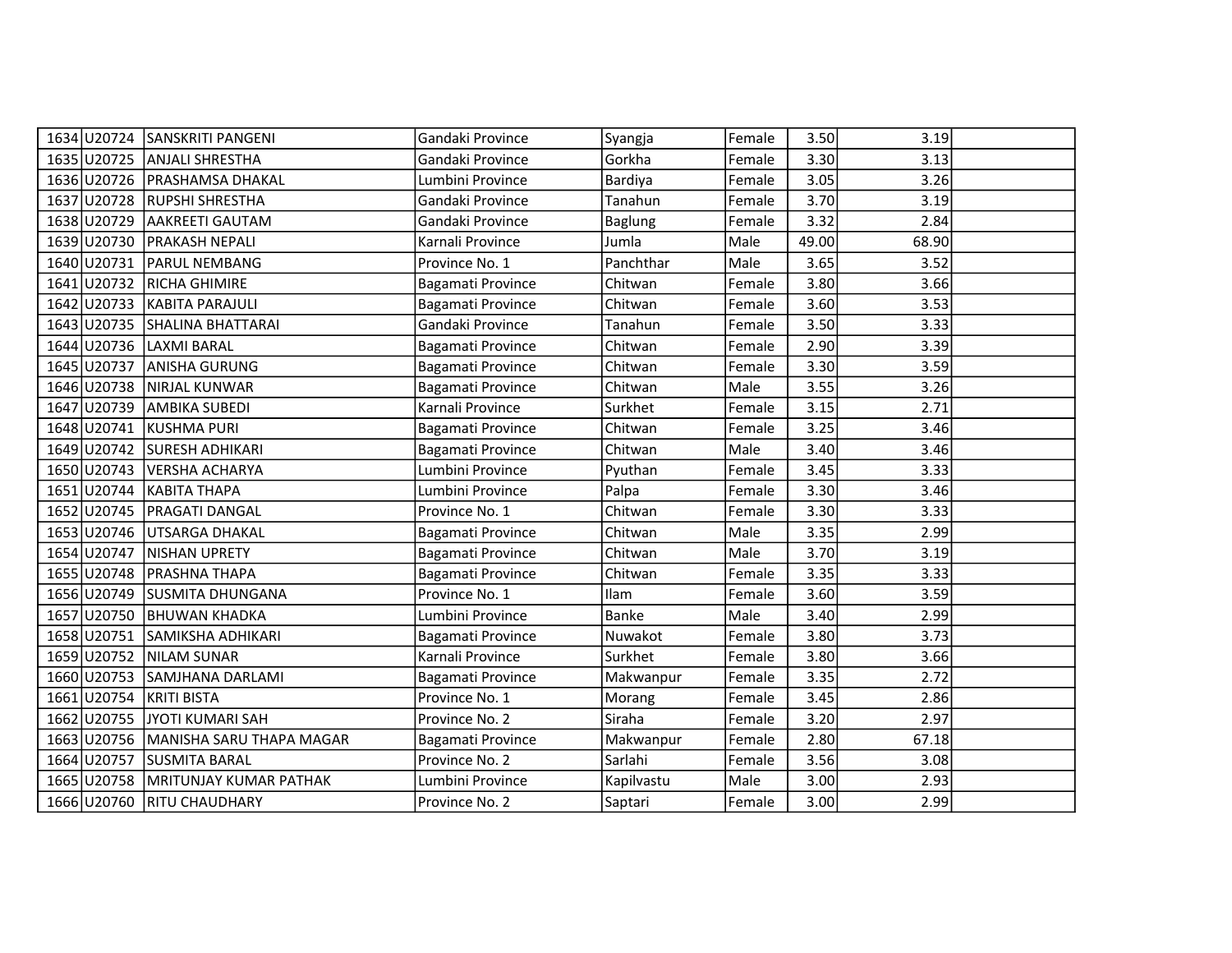| | | | | | | | | |
|---|---|---|---|---|---|---|---|---|
| 1634 | U20724 | SANSKRITI PANGENI | Gandaki Province | Syangja | Female | 3.50 | 3.19 | |
| 1635 | U20725 | ANJALI SHRESTHA | Gandaki Province | Gorkha | Female | 3.30 | 3.13 | |
| 1636 | U20726 | PRASHAMSA DHAKAL | Lumbini Province | Bardiya | Female | 3.05 | 3.26 | |
| 1637 | U20728 | RUPSHI SHRESTHA | Gandaki Province | Tanahun | Female | 3.70 | 3.19 | |
| 1638 | U20729 | AAKREETI GAUTAM | Gandaki Province | Baglung | Female | 3.32 | 2.84 | |
| 1639 | U20730 | PRAKASH NEPALI | Karnali Province | Jumla | Male | 49.00 | 68.90 | |
| 1640 | U20731 | PARUL NEMBANG | Province No. 1 | Panchthar | Male | 3.65 | 3.52 | |
| 1641 | U20732 | RICHA GHIMIRE | Bagamati Province | Chitwan | Female | 3.80 | 3.66 | |
| 1642 | U20733 | KABITA PARAJULI | Bagamati Province | Chitwan | Female | 3.60 | 3.53 | |
| 1643 | U20735 | SHALINA BHATTARAI | Gandaki Province | Tanahun | Female | 3.50 | 3.33 | |
| 1644 | U20736 | LAXMI BARAL | Bagamati Province | Chitwan | Female | 2.90 | 3.39 | |
| 1645 | U20737 | ANISHA GURUNG | Bagamati Province | Chitwan | Female | 3.30 | 3.59 | |
| 1646 | U20738 | NIRJAL KUNWAR | Bagamati Province | Chitwan | Male | 3.55 | 3.26 | |
| 1647 | U20739 | AMBIKA SUBEDI | Karnali Province | Surkhet | Female | 3.15 | 2.71 | |
| 1648 | U20741 | KUSHMA PURI | Bagamati Province | Chitwan | Female | 3.25 | 3.46 | |
| 1649 | U20742 | SURESH ADHIKARI | Bagamati Province | Chitwan | Male | 3.40 | 3.46 | |
| 1650 | U20743 | VERSHA ACHARYA | Lumbini Province | Pyuthan | Female | 3.45 | 3.33 | |
| 1651 | U20744 | KABITA THAPA | Lumbini Province | Palpa | Female | 3.30 | 3.46 | |
| 1652 | U20745 | PRAGATI DANGAL | Province No. 1 | Chitwan | Female | 3.30 | 3.33 | |
| 1653 | U20746 | UTSARGA DHAKAL | Bagamati Province | Chitwan | Male | 3.35 | 2.99 | |
| 1654 | U20747 | NISHAN UPRETY | Bagamati Province | Chitwan | Male | 3.70 | 3.19 | |
| 1655 | U20748 | PRASHNA THAPA | Bagamati Province | Chitwan | Female | 3.35 | 3.33 | |
| 1656 | U20749 | SUSMITA DHUNGANA | Province No. 1 | Ilam | Female | 3.60 | 3.59 | |
| 1657 | U20750 | BHUWAN KHADKA | Lumbini Province | Banke | Male | 3.40 | 2.99 | |
| 1658 | U20751 | SAMIKSHA ADHIKARI | Bagamati Province | Nuwakot | Female | 3.80 | 3.73 | |
| 1659 | U20752 | NILAM SUNAR | Karnali Province | Surkhet | Female | 3.80 | 3.66 | |
| 1660 | U20753 | SAMJHANA DARLAMI | Bagamati Province | Makwanpur | Female | 3.35 | 2.72 | |
| 1661 | U20754 | KRITI BISTA | Province No. 1 | Morang | Female | 3.45 | 2.86 | |
| 1662 | U20755 | JYOTI KUMARI SAH | Province No. 2 | Siraha | Female | 3.20 | 2.97 | |
| 1663 | U20756 | MANISHA SARU THAPA MAGAR | Bagamati Province | Makwanpur | Female | 2.80 | 67.18 | |
| 1664 | U20757 | SUSMITA BARAL | Province No. 2 | Sarlahi | Female | 3.56 | 3.08 | |
| 1665 | U20758 | MRITUNJAY KUMAR PATHAK | Lumbini Province | Kapilvastu | Male | 3.00 | 2.93 | |
| 1666 | U20760 | RITU CHAUDHARY | Province No. 2 | Saptari | Female | 3.00 | 2.99 | |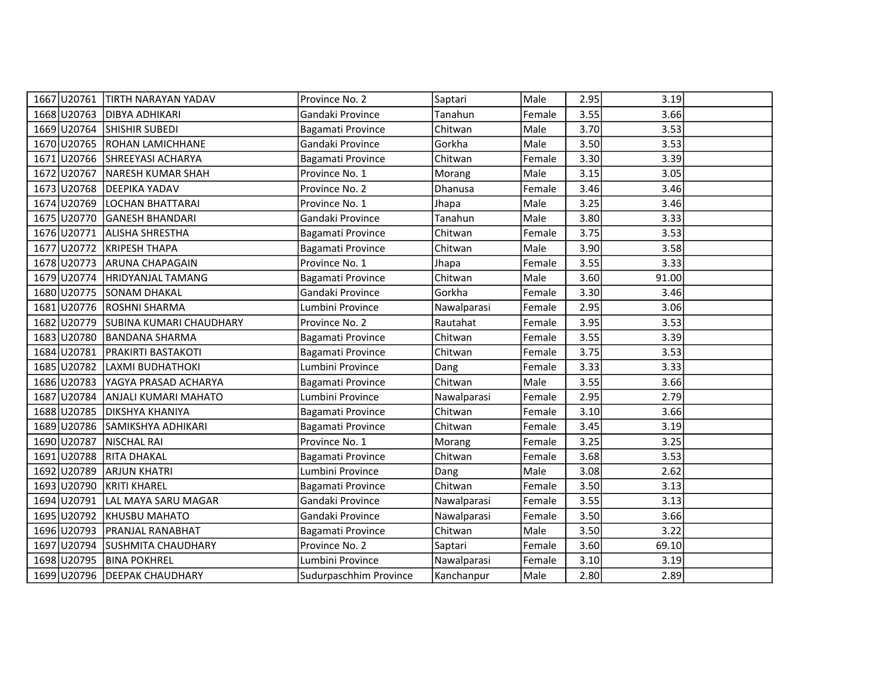| | | | | | | | | |
|---|---|---|---|---|---|---|---|---|
| 1667 | U20761 | TIRTH NARAYAN YADAV | Province No. 2 | Saptari | Male | 2.95 | 3.19 | |
| 1668 | U20763 | DIBYA ADHIKARI | Gandaki Province | Tanahun | Female | 3.55 | 3.66 | |
| 1669 | U20764 | SHISHIR SUBEDI | Bagamati Province | Chitwan | Male | 3.70 | 3.53 | |
| 1670 | U20765 | ROHAN LAMICHHANE | Gandaki Province | Gorkha | Male | 3.50 | 3.53 | |
| 1671 | U20766 | SHREEYASI ACHARYA | Bagamati Province | Chitwan | Female | 3.30 | 3.39 | |
| 1672 | U20767 | NARESH KUMAR SHAH | Province No. 1 | Morang | Male | 3.15 | 3.05 | |
| 1673 | U20768 | DEEPIKA YADAV | Province No. 2 | Dhanusa | Female | 3.46 | 3.46 | |
| 1674 | U20769 | LOCHAN BHATTARAI | Province No. 1 | Jhapa | Male | 3.25 | 3.46 | |
| 1675 | U20770 | GANESH BHANDARI | Gandaki Province | Tanahun | Male | 3.80 | 3.33 | |
| 1676 | U20771 | ALISHA SHRESTHA | Bagamati Province | Chitwan | Female | 3.75 | 3.53 | |
| 1677 | U20772 | KRIPESH THAPA | Bagamati Province | Chitwan | Male | 3.90 | 3.58 | |
| 1678 | U20773 | ARUNA CHAPAGAIN | Province No. 1 | Jhapa | Female | 3.55 | 3.33 | |
| 1679 | U20774 | HRIDYANJAL TAMANG | Bagamati Province | Chitwan | Male | 3.60 | 91.00 | |
| 1680 | U20775 | SONAM DHAKAL | Gandaki Province | Gorkha | Female | 3.30 | 3.46 | |
| 1681 | U20776 | ROSHNI SHARMA | Lumbini Province | Nawalparasi | Female | 2.95 | 3.06 | |
| 1682 | U20779 | SUBINA KUMARI CHAUDHARY | Province No. 2 | Rautahat | Female | 3.95 | 3.53 | |
| 1683 | U20780 | BANDANA SHARMA | Bagamati Province | Chitwan | Female | 3.55 | 3.39 | |
| 1684 | U20781 | PRAKIRTI BASTAKOTI | Bagamati Province | Chitwan | Female | 3.75 | 3.53 | |
| 1685 | U20782 | LAXMI BUDHATHOKI | Lumbini Province | Dang | Female | 3.33 | 3.33 | |
| 1686 | U20783 | YAGYA PRASAD ACHARYA | Bagamati Province | Chitwan | Male | 3.55 | 3.66 | |
| 1687 | U20784 | ANJALI KUMARI MAHATO | Lumbini Province | Nawalparasi | Female | 2.95 | 2.79 | |
| 1688 | U20785 | DIKSHYA KHANIYA | Bagamati Province | Chitwan | Female | 3.10 | 3.66 | |
| 1689 | U20786 | SAMIKSHYA ADHIKARI | Bagamati Province | Chitwan | Female | 3.45 | 3.19 | |
| 1690 | U20787 | NISCHAL RAI | Province No. 1 | Morang | Female | 3.25 | 3.25 | |
| 1691 | U20788 | RITA DHAKAL | Bagamati Province | Chitwan | Female | 3.68 | 3.53 | |
| 1692 | U20789 | ARJUN KHATRI | Lumbini Province | Dang | Male | 3.08 | 2.62 | |
| 1693 | U20790 | KRITI KHAREL | Bagamati Province | Chitwan | Female | 3.50 | 3.13 | |
| 1694 | U20791 | LAL MAYA SARU MAGAR | Gandaki Province | Nawalparasi | Female | 3.55 | 3.13 | |
| 1695 | U20792 | KHUSBU MAHATO | Gandaki Province | Nawalparasi | Female | 3.50 | 3.66 | |
| 1696 | U20793 | PRANJAL RANABHAT | Bagamati Province | Chitwan | Male | 3.50 | 3.22 | |
| 1697 | U20794 | SUSHMITA CHAUDHARY | Province No. 2 | Saptari | Female | 3.60 | 69.10 | |
| 1698 | U20795 | BINA POKHREL | Lumbini Province | Nawalparasi | Female | 3.10 | 3.19 | |
| 1699 | U20796 | DEEPAK CHAUDHARY | Sudurpaschhim Province | Kanchanpur | Male | 2.80 | 2.89 | |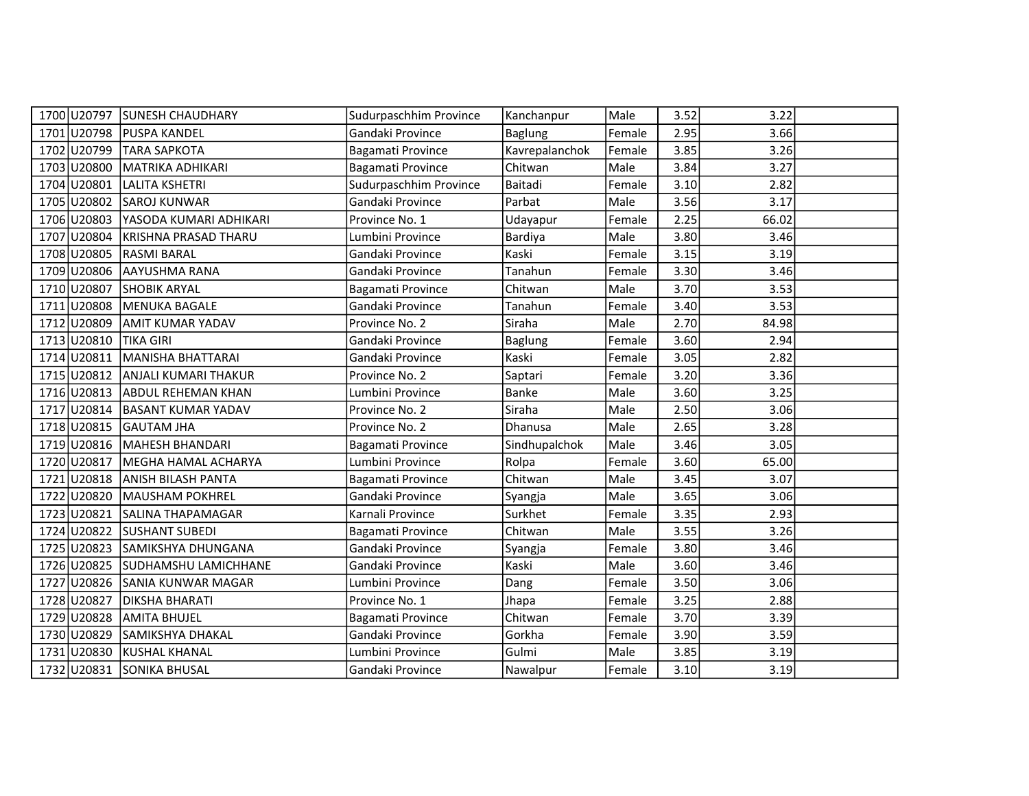| | | | | | | | | |
|---|---|---|---|---|---|---|---|---|
| 1700 | U20797 | SUNESH CHAUDHARY | Sudurpaschhim Province | Kanchanpur | Male | 3.52 | 3.22 | |
| 1701 | U20798 | PUSPA KANDEL | Gandaki Province | Baglung | Female | 2.95 | 3.66 | |
| 1702 | U20799 | TARA SAPKOTA | Bagamati Province | Kavrepalanchok | Female | 3.85 | 3.26 | |
| 1703 | U20800 | MATRIKA ADHIKARI | Bagamati Province | Chitwan | Male | 3.84 | 3.27 | |
| 1704 | U20801 | LALITA KSHETRI | Sudurpaschhim Province | Baitadi | Female | 3.10 | 2.82 | |
| 1705 | U20802 | SAROJ KUNWAR | Gandaki Province | Parbat | Male | 3.56 | 3.17 | |
| 1706 | U20803 | YASODA KUMARI ADHIKARI | Province No. 1 | Udayapur | Female | 2.25 | 66.02 | |
| 1707 | U20804 | KRISHNA PRASAD THARU | Lumbini Province | Bardiya | Male | 3.80 | 3.46 | |
| 1708 | U20805 | RASMI BARAL | Gandaki Province | Kaski | Female | 3.15 | 3.19 | |
| 1709 | U20806 | AAYUSHMA RANA | Gandaki Province | Tanahun | Female | 3.30 | 3.46 | |
| 1710 | U20807 | SHOBIK ARYAL | Bagamati Province | Chitwan | Male | 3.70 | 3.53 | |
| 1711 | U20808 | MENUKA BAGALE | Gandaki Province | Tanahun | Female | 3.40 | 3.53 | |
| 1712 | U20809 | AMIT KUMAR YADAV | Province No. 2 | Siraha | Male | 2.70 | 84.98 | |
| 1713 | U20810 | TIKA GIRI | Gandaki Province | Baglung | Female | 3.60 | 2.94 | |
| 1714 | U20811 | MANISHA BHATTARAI | Gandaki Province | Kaski | Female | 3.05 | 2.82 | |
| 1715 | U20812 | ANJALI KUMARI THAKUR | Province No. 2 | Saptari | Female | 3.20 | 3.36 | |
| 1716 | U20813 | ABDUL REHEMAN KHAN | Lumbini Province | Banke | Male | 3.60 | 3.25 | |
| 1717 | U20814 | BASANT KUMAR YADAV | Province No. 2 | Siraha | Male | 2.50 | 3.06 | |
| 1718 | U20815 | GAUTAM JHA | Province No. 2 | Dhanusa | Male | 2.65 | 3.28 | |
| 1719 | U20816 | MAHESH BHANDARI | Bagamati Province | Sindhupalchok | Male | 3.46 | 3.05 | |
| 1720 | U20817 | MEGHA HAMAL ACHARYA | Lumbini Province | Rolpa | Female | 3.60 | 65.00 | |
| 1721 | U20818 | ANISH BILASH PANTA | Bagamati Province | Chitwan | Male | 3.45 | 3.07 | |
| 1722 | U20820 | MAUSHAM POKHREL | Gandaki Province | Syangja | Male | 3.65 | 3.06 | |
| 1723 | U20821 | SALINA THAPAMAGAR | Karnali Province | Surkhet | Female | 3.35 | 2.93 | |
| 1724 | U20822 | SUSHANT SUBEDI | Bagamati Province | Chitwan | Male | 3.55 | 3.26 | |
| 1725 | U20823 | SAMIKSHYA DHUNGANA | Gandaki Province | Syangja | Female | 3.80 | 3.46 | |
| 1726 | U20825 | SUDHAMSHU LAMICHHANE | Gandaki Province | Kaski | Male | 3.60 | 3.46 | |
| 1727 | U20826 | SANIA KUNWAR MAGAR | Lumbini Province | Dang | Female | 3.50 | 3.06 | |
| 1728 | U20827 | DIKSHA BHARATI | Province No. 1 | Jhapa | Female | 3.25 | 2.88 | |
| 1729 | U20828 | AMITA BHUJEL | Bagamati Province | Chitwan | Female | 3.70 | 3.39 | |
| 1730 | U20829 | SAMIKSHYA DHAKAL | Gandaki Province | Gorkha | Female | 3.90 | 3.59 | |
| 1731 | U20830 | KUSHAL KHANAL | Lumbini Province | Gulmi | Male | 3.85 | 3.19 | |
| 1732 | U20831 | SONIKA BHUSAL | Gandaki Province | Nawalpur | Female | 3.10 | 3.19 | |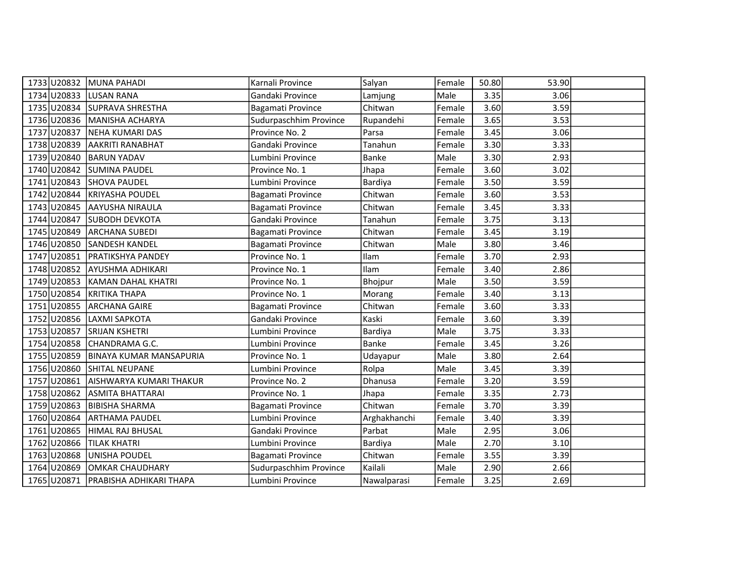| | | | | | | | | |
|---|---|---|---|---|---|---|---|---|
| 1733 | U20832 | MUNA PAHADI | Karnali Province | Salyan | Female | 50.80 | 53.90 | |
| 1734 | U20833 | LUSAN RANA | Gandaki Province | Lamjung | Male | 3.35 | 3.06 | |
| 1735 | U20834 | SUPRAVA SHRESTHA | Bagamati Province | Chitwan | Female | 3.60 | 3.59 | |
| 1736 | U20836 | MANISHA ACHARYA | Sudurpaschhim Province | Rupandehi | Female | 3.65 | 3.53 | |
| 1737 | U20837 | NEHA KUMARI DAS | Province No. 2 | Parsa | Female | 3.45 | 3.06 | |
| 1738 | U20839 | AAKRITI RANABHAT | Gandaki Province | Tanahun | Female | 3.30 | 3.33 | |
| 1739 | U20840 | BARUN YADAV | Lumbini Province | Banke | Male | 3.30 | 2.93 | |
| 1740 | U20842 | SUMINA PAUDEL | Province No. 1 | Jhapa | Female | 3.60 | 3.02 | |
| 1741 | U20843 | SHOVA PAUDEL | Lumbini Province | Bardiya | Female | 3.50 | 3.59 | |
| 1742 | U20844 | KRIYASHA POUDEL | Bagamati Province | Chitwan | Female | 3.60 | 3.53 | |
| 1743 | U20845 | AAYUSHA NIRAULA | Bagamati Province | Chitwan | Female | 3.45 | 3.33 | |
| 1744 | U20847 | SUBODH DEVKOTA | Gandaki Province | Tanahun | Female | 3.75 | 3.13 | |
| 1745 | U20849 | ARCHANA SUBEDI | Bagamati Province | Chitwan | Female | 3.45 | 3.19 | |
| 1746 | U20850 | SANDESH KANDEL | Bagamati Province | Chitwan | Male | 3.80 | 3.46 | |
| 1747 | U20851 | PRATIKSHYA PANDEY | Province No. 1 | Ilam | Female | 3.70 | 2.93 | |
| 1748 | U20852 | AYUSHMA ADHIKARI | Province No. 1 | Ilam | Female | 3.40 | 2.86 | |
| 1749 | U20853 | KAMAN DAHAL KHATRI | Province No. 1 | Bhojpur | Male | 3.50 | 3.59 | |
| 1750 | U20854 | KRITIKA THAPA | Province No. 1 | Morang | Female | 3.40 | 3.13 | |
| 1751 | U20855 | ARCHANA GAIRE | Bagamati Province | Chitwan | Female | 3.60 | 3.33 | |
| 1752 | U20856 | LAXMI SAPKOTA | Gandaki Province | Kaski | Female | 3.60 | 3.39 | |
| 1753 | U20857 | SRIJAN KSHETRI | Lumbini Province | Bardiya | Male | 3.75 | 3.33 | |
| 1754 | U20858 | CHANDRAMA G.C. | Lumbini Province | Banke | Female | 3.45 | 3.26 | |
| 1755 | U20859 | BINAYA KUMAR MANSAPURIA | Province No. 1 | Udayapur | Male | 3.80 | 2.64 | |
| 1756 | U20860 | SHITAL NEUPANE | Lumbini Province | Rolpa | Male | 3.45 | 3.39 | |
| 1757 | U20861 | AISHWARYA KUMARI THAKUR | Province No. 2 | Dhanusa | Female | 3.20 | 3.59 | |
| 1758 | U20862 | ASMITA BHATTARAI | Province No. 1 | Jhapa | Female | 3.35 | 2.73 | |
| 1759 | U20863 | BIBISHA SHARMA | Bagamati Province | Chitwan | Female | 3.70 | 3.39 | |
| 1760 | U20864 | ARTHAMA PAUDEL | Lumbini Province | Arghakhanchi | Female | 3.40 | 3.39 | |
| 1761 | U20865 | HIMAL RAJ BHUSAL | Gandaki Province | Parbat | Male | 2.95 | 3.06 | |
| 1762 | U20866 | TILAK KHATRI | Lumbini Province | Bardiya | Male | 2.70 | 3.10 | |
| 1763 | U20868 | UNISHA POUDEL | Bagamati Province | Chitwan | Female | 3.55 | 3.39 | |
| 1764 | U20869 | OMKAR CHAUDHARY | Sudurpaschhim Province | Kailali | Male | 2.90 | 2.66 | |
| 1765 | U20871 | PRABISHA ADHIKARI THAPA | Lumbini Province | Nawalparasi | Female | 3.25 | 2.69 | |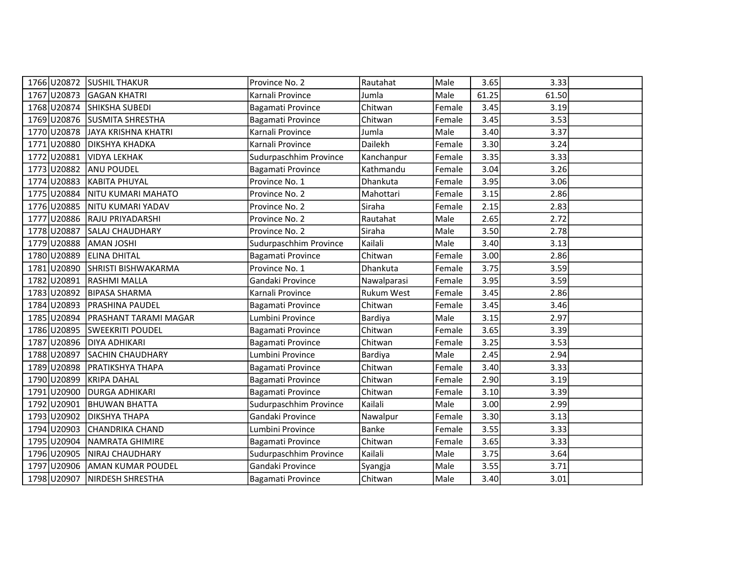| | | | | | | | | |
|---|---|---|---|---|---|---|---|---|
| 1766 | U20872 | SUSHIL THAKUR | Province No. 2 | Rautahat | Male | 3.65 | 3.33 | |
| 1767 | U20873 | GAGAN KHATRI | Karnali Province | Jumla | Male | 61.25 | 61.50 | |
| 1768 | U20874 | SHIKSHA SUBEDI | Bagamati Province | Chitwan | Female | 3.45 | 3.19 | |
| 1769 | U20876 | SUSMITA SHRESTHA | Bagamati Province | Chitwan | Female | 3.45 | 3.53 | |
| 1770 | U20878 | JAYA KRISHNA KHATRI | Karnali Province | Jumla | Male | 3.40 | 3.37 | |
| 1771 | U20880 | DIKSHYA KHADKA | Karnali Province | Dailekh | Female | 3.30 | 3.24 | |
| 1772 | U20881 | VIDYA LEKHAK | Sudurpaschhim Province | Kanchanpur | Female | 3.35 | 3.33 | |
| 1773 | U20882 | ANU POUDEL | Bagamati Province | Kathmandu | Female | 3.04 | 3.26 | |
| 1774 | U20883 | KABITA PHUYAL | Province No. 1 | Dhankuta | Female | 3.95 | 3.06 | |
| 1775 | U20884 | NITU KUMARI MAHATO | Province No. 2 | Mahottari | Female | 3.15 | 2.86 | |
| 1776 | U20885 | NITU KUMARI YADAV | Province No. 2 | Siraha | Female | 2.15 | 2.83 | |
| 1777 | U20886 | RAJU PRIYADARSHI | Province No. 2 | Rautahat | Male | 2.65 | 2.72 | |
| 1778 | U20887 | SALAJ CHAUDHARY | Province No. 2 | Siraha | Male | 3.50 | 2.78 | |
| 1779 | U20888 | AMAN JOSHI | Sudurpaschhim Province | Kailali | Male | 3.40 | 3.13 | |
| 1780 | U20889 | ELINA DHITAL | Bagamati Province | Chitwan | Female | 3.00 | 2.86 | |
| 1781 | U20890 | SHRISTI BISHWAKARMA | Province No. 1 | Dhankuta | Female | 3.75 | 3.59 | |
| 1782 | U20891 | RASHMI MALLA | Gandaki Province | Nawalparasi | Female | 3.95 | 3.59 | |
| 1783 | U20892 | BIPASA SHARMA | Karnali Province | Rukum West | Female | 3.45 | 2.86 | |
| 1784 | U20893 | PRASHINA PAUDEL | Bagamati Province | Chitwan | Female | 3.45 | 3.46 | |
| 1785 | U20894 | PRASHANT TARAMI MAGAR | Lumbini Province | Bardiya | Male | 3.15 | 2.97 | |
| 1786 | U20895 | SWEEKRITI POUDEL | Bagamati Province | Chitwan | Female | 3.65 | 3.39 | |
| 1787 | U20896 | DIYA ADHIKARI | Bagamati Province | Chitwan | Female | 3.25 | 3.53 | |
| 1788 | U20897 | SACHIN CHAUDHARY | Lumbini Province | Bardiya | Male | 2.45 | 2.94 | |
| 1789 | U20898 | PRATIKSHYA THAPA | Bagamati Province | Chitwan | Female | 3.40 | 3.33 | |
| 1790 | U20899 | KRIPA DAHAL | Bagamati Province | Chitwan | Female | 2.90 | 3.19 | |
| 1791 | U20900 | DURGA ADHIKARI | Bagamati Province | Chitwan | Female | 3.10 | 3.39 | |
| 1792 | U20901 | BHUWAN BHATTA | Sudurpaschhim Province | Kailali | Male | 3.00 | 2.99 | |
| 1793 | U20902 | DIKSHYA THAPA | Gandaki Province | Nawalpur | Female | 3.30 | 3.13 | |
| 1794 | U20903 | CHANDRIKA CHAND | Lumbini Province | Banke | Female | 3.55 | 3.33 | |
| 1795 | U20904 | NAMRATA GHIMIRE | Bagamati Province | Chitwan | Female | 3.65 | 3.33 | |
| 1796 | U20905 | NIRAJ CHAUDHARY | Sudurpaschhim Province | Kailali | Male | 3.75 | 3.64 | |
| 1797 | U20906 | AMAN KUMAR POUDEL | Gandaki Province | Syangja | Male | 3.55 | 3.71 | |
| 1798 | U20907 | NIRDESH SHRESTHA | Bagamati Province | Chitwan | Male | 3.40 | 3.01 | |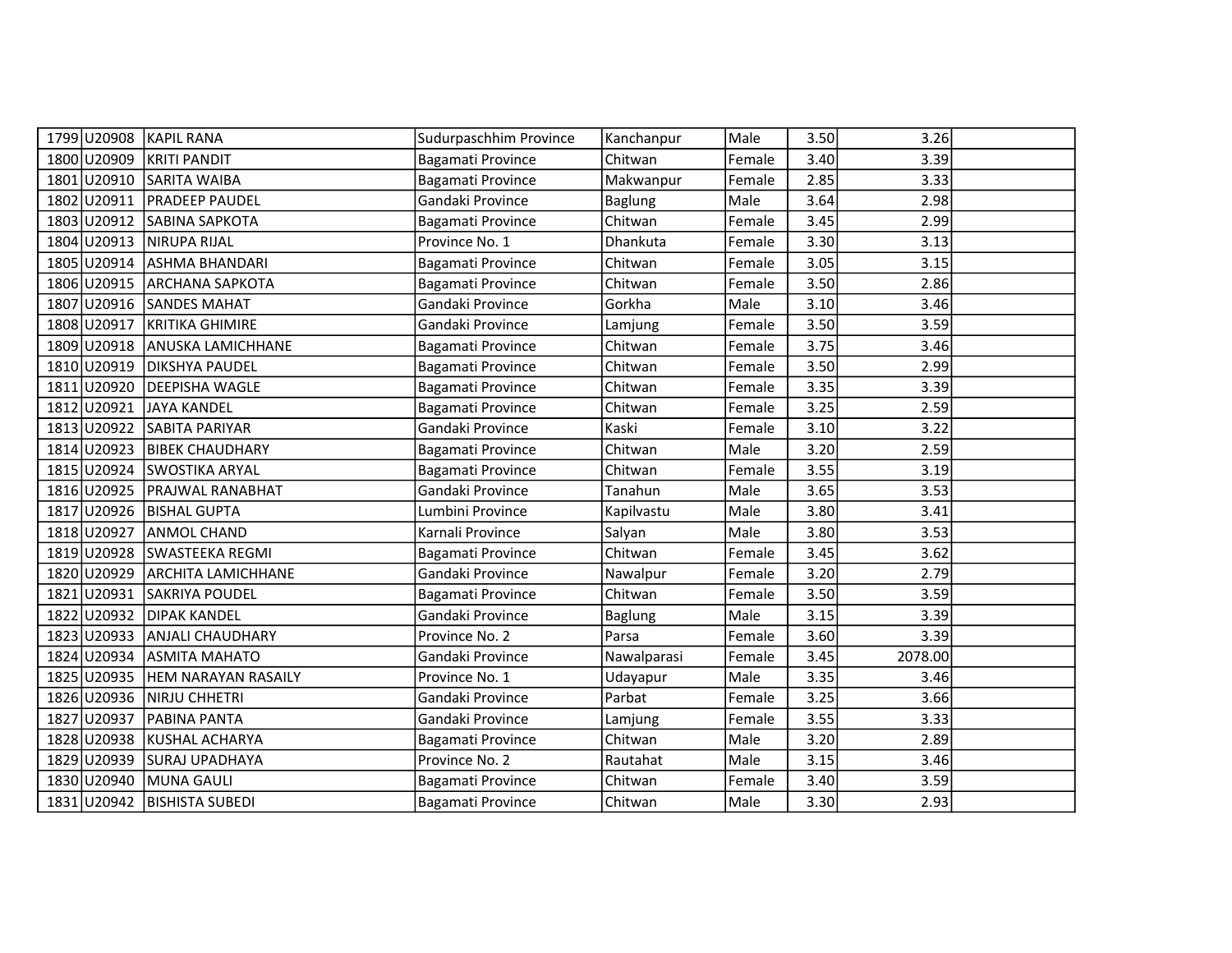| | | | | | | | | |
|---|---|---|---|---|---|---|---|---|
| 1799 | U20908 | KAPIL RANA | Sudurpaschhim Province | Kanchanpur | Male | 3.50 | 3.26 | |
| 1800 | U20909 | KRITI PANDIT | Bagamati Province | Chitwan | Female | 3.40 | 3.39 | |
| 1801 | U20910 | SARITA WAIBA | Bagamati Province | Makwanpur | Female | 2.85 | 3.33 | |
| 1802 | U20911 | PRADEEP PAUDEL | Gandaki Province | Baglung | Male | 3.64 | 2.98 | |
| 1803 | U20912 | SABINA SAPKOTA | Bagamati Province | Chitwan | Female | 3.45 | 2.99 | |
| 1804 | U20913 | NIRUPA RIJAL | Province No. 1 | Dhankuta | Female | 3.30 | 3.13 | |
| 1805 | U20914 | ASHMA BHANDARI | Bagamati Province | Chitwan | Female | 3.05 | 3.15 | |
| 1806 | U20915 | ARCHANA SAPKOTA | Bagamati Province | Chitwan | Female | 3.50 | 2.86 | |
| 1807 | U20916 | SANDES MAHAT | Gandaki Province | Gorkha | Male | 3.10 | 3.46 | |
| 1808 | U20917 | KRITIKA GHIMIRE | Gandaki Province | Lamjung | Female | 3.50 | 3.59 | |
| 1809 | U20918 | ANUSKA LAMICHHANE | Bagamati Province | Chitwan | Female | 3.75 | 3.46 | |
| 1810 | U20919 | DIKSHYA PAUDEL | Bagamati Province | Chitwan | Female | 3.50 | 2.99 | |
| 1811 | U20920 | DEEPISHA WAGLE | Bagamati Province | Chitwan | Female | 3.35 | 3.39 | |
| 1812 | U20921 | JAYA KANDEL | Bagamati Province | Chitwan | Female | 3.25 | 2.59 | |
| 1813 | U20922 | SABITA PARIYAR | Gandaki Province | Kaski | Female | 3.10 | 3.22 | |
| 1814 | U20923 | BIBEK CHAUDHARY | Bagamati Province | Chitwan | Male | 3.20 | 2.59 | |
| 1815 | U20924 | SWOSTIKA ARYAL | Bagamati Province | Chitwan | Female | 3.55 | 3.19 | |
| 1816 | U20925 | PRAJWAL RANABHAT | Gandaki Province | Tanahun | Male | 3.65 | 3.53 | |
| 1817 | U20926 | BISHAL GUPTA | Lumbini Province | Kapilvastu | Male | 3.80 | 3.41 | |
| 1818 | U20927 | ANMOL CHAND | Karnali Province | Salyan | Male | 3.80 | 3.53 | |
| 1819 | U20928 | SWASTEEKA REGMI | Bagamati Province | Chitwan | Female | 3.45 | 3.62 | |
| 1820 | U20929 | ARCHITA LAMICHHANE | Gandaki Province | Nawalpur | Female | 3.20 | 2.79 | |
| 1821 | U20931 | SAKRIYA POUDEL | Bagamati Province | Chitwan | Female | 3.50 | 3.59 | |
| 1822 | U20932 | DIPAK KANDEL | Gandaki Province | Baglung | Male | 3.15 | 3.39 | |
| 1823 | U20933 | ANJALI CHAUDHARY | Province No. 2 | Parsa | Female | 3.60 | 3.39 | |
| 1824 | U20934 | ASMITA MAHATO | Gandaki Province | Nawalparasi | Female | 3.45 | 2078.00 | |
| 1825 | U20935 | HEM NARAYAN RASAILY | Province No. 1 | Udayapur | Male | 3.35 | 3.46 | |
| 1826 | U20936 | NIRJU CHHETRI | Gandaki Province | Parbat | Female | 3.25 | 3.66 | |
| 1827 | U20937 | PABINA PANTA | Gandaki Province | Lamjung | Female | 3.55 | 3.33 | |
| 1828 | U20938 | KUSHAL ACHARYA | Bagamati Province | Chitwan | Male | 3.20 | 2.89 | |
| 1829 | U20939 | SURAJ UPADHAYA | Province No. 2 | Rautahat | Male | 3.15 | 3.46 | |
| 1830 | U20940 | MUNA GAULI | Bagamati Province | Chitwan | Female | 3.40 | 3.59 | |
| 1831 | U20942 | BISHISTA SUBEDI | Bagamati Province | Chitwan | Male | 3.30 | 2.93 | |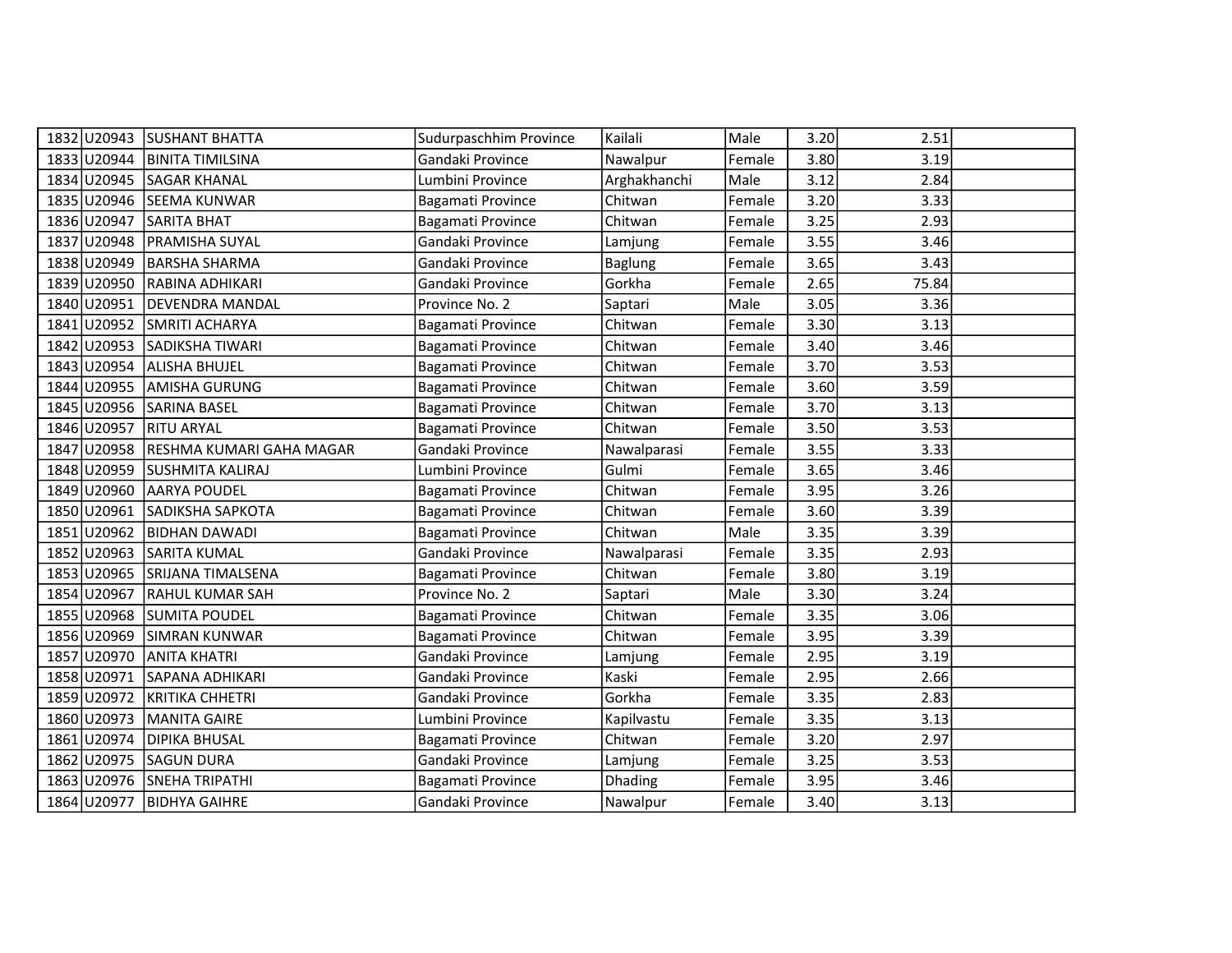| | | | | | | | | |
|---|---|---|---|---|---|---|---|---|
| 1832 | U20943 | SUSHANT BHATTA | Sudurpaschhim Province | Kailali | Male | 3.20 | 2.51 | |
| 1833 | U20944 | BINITA TIMILSINA | Gandaki Province | Nawalpur | Female | 3.80 | 3.19 | |
| 1834 | U20945 | SAGAR KHANAL | Lumbini Province | Arghakhanchi | Male | 3.12 | 2.84 | |
| 1835 | U20946 | SEEMA KUNWAR | Bagamati Province | Chitwan | Female | 3.20 | 3.33 | |
| 1836 | U20947 | SARITA BHAT | Bagamati Province | Chitwan | Female | 3.25 | 2.93 | |
| 1837 | U20948 | PRAMISHA SUYAL | Gandaki Province | Lamjung | Female | 3.55 | 3.46 | |
| 1838 | U20949 | BARSHA SHARMA | Gandaki Province | Baglung | Female | 3.65 | 3.43 | |
| 1839 | U20950 | RABINA ADHIKARI | Gandaki Province | Gorkha | Female | 2.65 | 75.84 | |
| 1840 | U20951 | DEVENDRA MANDAL | Province No. 2 | Saptari | Male | 3.05 | 3.36 | |
| 1841 | U20952 | SMRITI ACHARYA | Bagamati Province | Chitwan | Female | 3.30 | 3.13 | |
| 1842 | U20953 | SADIKSHA TIWARI | Bagamati Province | Chitwan | Female | 3.40 | 3.46 | |
| 1843 | U20954 | ALISHA BHUJEL | Bagamati Province | Chitwan | Female | 3.70 | 3.53 | |
| 1844 | U20955 | AMISHA GURUNG | Bagamati Province | Chitwan | Female | 3.60 | 3.59 | |
| 1845 | U20956 | SARINA BASEL | Bagamati Province | Chitwan | Female | 3.70 | 3.13 | |
| 1846 | U20957 | RITU ARYAL | Bagamati Province | Chitwan | Female | 3.50 | 3.53 | |
| 1847 | U20958 | RESHMA KUMARI GAHA MAGAR | Gandaki Province | Nawalparasi | Female | 3.55 | 3.33 | |
| 1848 | U20959 | SUSHMITA KALIRAJ | Lumbini Province | Gulmi | Female | 3.65 | 3.46 | |
| 1849 | U20960 | AARYA POUDEL | Bagamati Province | Chitwan | Female | 3.95 | 3.26 | |
| 1850 | U20961 | SADIKSHA SAPKOTA | Bagamati Province | Chitwan | Female | 3.60 | 3.39 | |
| 1851 | U20962 | BIDHAN DAWADI | Bagamati Province | Chitwan | Male | 3.35 | 3.39 | |
| 1852 | U20963 | SARITA KUMAL | Gandaki Province | Nawalparasi | Female | 3.35 | 2.93 | |
| 1853 | U20965 | SRIJANA TIMALSENA | Bagamati Province | Chitwan | Female | 3.80 | 3.19 | |
| 1854 | U20967 | RAHUL KUMAR SAH | Province No. 2 | Saptari | Male | 3.30 | 3.24 | |
| 1855 | U20968 | SUMITA POUDEL | Bagamati Province | Chitwan | Female | 3.35 | 3.06 | |
| 1856 | U20969 | SIMRAN KUNWAR | Bagamati Province | Chitwan | Female | 3.95 | 3.39 | |
| 1857 | U20970 | ANITA KHATRI | Gandaki Province | Lamjung | Female | 2.95 | 3.19 | |
| 1858 | U20971 | SAPANA ADHIKARI | Gandaki Province | Kaski | Female | 2.95 | 2.66 | |
| 1859 | U20972 | KRITIKA CHHETRI | Gandaki Province | Gorkha | Female | 3.35 | 2.83 | |
| 1860 | U20973 | MANITA GAIRE | Lumbini Province | Kapilvastu | Female | 3.35 | 3.13 | |
| 1861 | U20974 | DIPIKA BHUSAL | Bagamati Province | Chitwan | Female | 3.20 | 2.97 | |
| 1862 | U20975 | SAGUN DURA | Gandaki Province | Lamjung | Female | 3.25 | 3.53 | |
| 1863 | U20976 | SNEHA TRIPATHI | Bagamati Province | Dhading | Female | 3.95 | 3.46 | |
| 1864 | U20977 | BIDHYA GAIHRE | Gandaki Province | Nawalpur | Female | 3.40 | 3.13 | |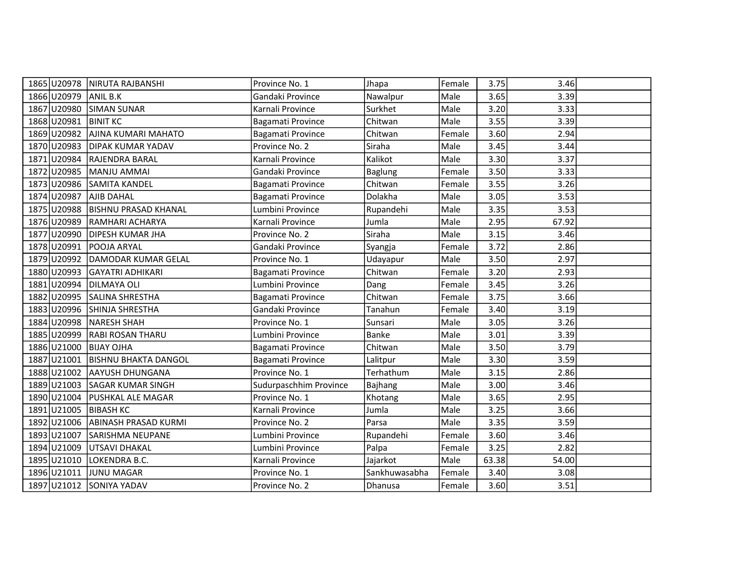| | | | | | | | | |
|---|---|---|---|---|---|---|---|---|
| 1865 | U20978 | NIRUTA RAJBANSHI | Province No. 1 | Jhapa | Female | 3.75 | 3.46 | |
| 1866 | U20979 | ANIL B.K | Gandaki Province | Nawalpur | Male | 3.65 | 3.39 | |
| 1867 | U20980 | SIMAN SUNAR | Karnali Province | Surkhet | Male | 3.20 | 3.33 | |
| 1868 | U20981 | BINIT KC | Bagamati Province | Chitwan | Male | 3.55 | 3.39 | |
| 1869 | U20982 | AJINA KUMARI MAHATO | Bagamati Province | Chitwan | Female | 3.60 | 2.94 | |
| 1870 | U20983 | DIPAK KUMAR YADAV | Province No. 2 | Siraha | Male | 3.45 | 3.44 | |
| 1871 | U20984 | RAJENDRA BARAL | Karnali Province | Kalikot | Male | 3.30 | 3.37 | |
| 1872 | U20985 | MANJU AMMAI | Gandaki Province | Baglung | Female | 3.50 | 3.33 | |
| 1873 | U20986 | SAMITA KANDEL | Bagamati Province | Chitwan | Female | 3.55 | 3.26 | |
| 1874 | U20987 | AJIB DAHAL | Bagamati Province | Dolakha | Male | 3.05 | 3.53 | |
| 1875 | U20988 | BISHNU PRASAD KHANAL | Lumbini Province | Rupandehi | Male | 3.35 | 3.53 | |
| 1876 | U20989 | RAMHARI ACHARYA | Karnali Province | Jumla | Male | 2.95 | 67.92 | |
| 1877 | U20990 | DIPESH KUMAR JHA | Province No. 2 | Siraha | Male | 3.15 | 3.46 | |
| 1878 | U20991 | POOJA ARYAL | Gandaki Province | Syangja | Female | 3.72 | 2.86 | |
| 1879 | U20992 | DAMODAR KUMAR GELAL | Province No. 1 | Udayapur | Male | 3.50 | 2.97 | |
| 1880 | U20993 | GAYATRI ADHIKARI | Bagamati Province | Chitwan | Female | 3.20 | 2.93 | |
| 1881 | U20994 | DILMAYA OLI | Lumbini Province | Dang | Female | 3.45 | 3.26 | |
| 1882 | U20995 | SALINA SHRESTHA | Bagamati Province | Chitwan | Female | 3.75 | 3.66 | |
| 1883 | U20996 | SHINJA SHRESTHA | Gandaki Province | Tanahun | Female | 3.40 | 3.19 | |
| 1884 | U20998 | NARESH SHAH | Province No. 1 | Sunsari | Male | 3.05 | 3.26 | |
| 1885 | U20999 | RABI ROSAN THARU | Lumbini Province | Banke | Male | 3.01 | 3.39 | |
| 1886 | U21000 | BIJAY OJHA | Bagamati Province | Chitwan | Male | 3.50 | 3.79 | |
| 1887 | U21001 | BISHNU BHAKTA DANGOL | Bagamati Province | Lalitpur | Male | 3.30 | 3.59 | |
| 1888 | U21002 | AAYUSH DHUNGANA | Province No. 1 | Terhathum | Male | 3.15 | 2.86 | |
| 1889 | U21003 | SAGAR KUMAR SINGH | Sudurpaschhim Province | Bajhang | Male | 3.00 | 3.46 | |
| 1890 | U21004 | PUSHKAL ALE MAGAR | Province No. 1 | Khotang | Male | 3.65 | 2.95 | |
| 1891 | U21005 | BIBASH KC | Karnali Province | Jumla | Male | 3.25 | 3.66 | |
| 1892 | U21006 | ABINASH PRASAD KURMI | Province No. 2 | Parsa | Male | 3.35 | 3.59 | |
| 1893 | U21007 | SARISHMA NEUPANE | Lumbini Province | Rupandehi | Female | 3.60 | 3.46 | |
| 1894 | U21009 | UTSAVI DHAKAL | Lumbini Province | Palpa | Female | 3.25 | 2.82 | |
| 1895 | U21010 | LOKENDRA B.C. | Karnali Province | Jajarkot | Male | 63.38 | 54.00 | |
| 1896 | U21011 | JUNU MAGAR | Province No. 1 | Sankhuwasabha | Female | 3.40 | 3.08 | |
| 1897 | U21012 | SONIYA YADAV | Province No. 2 | Dhanusa | Female | 3.60 | 3.51 | |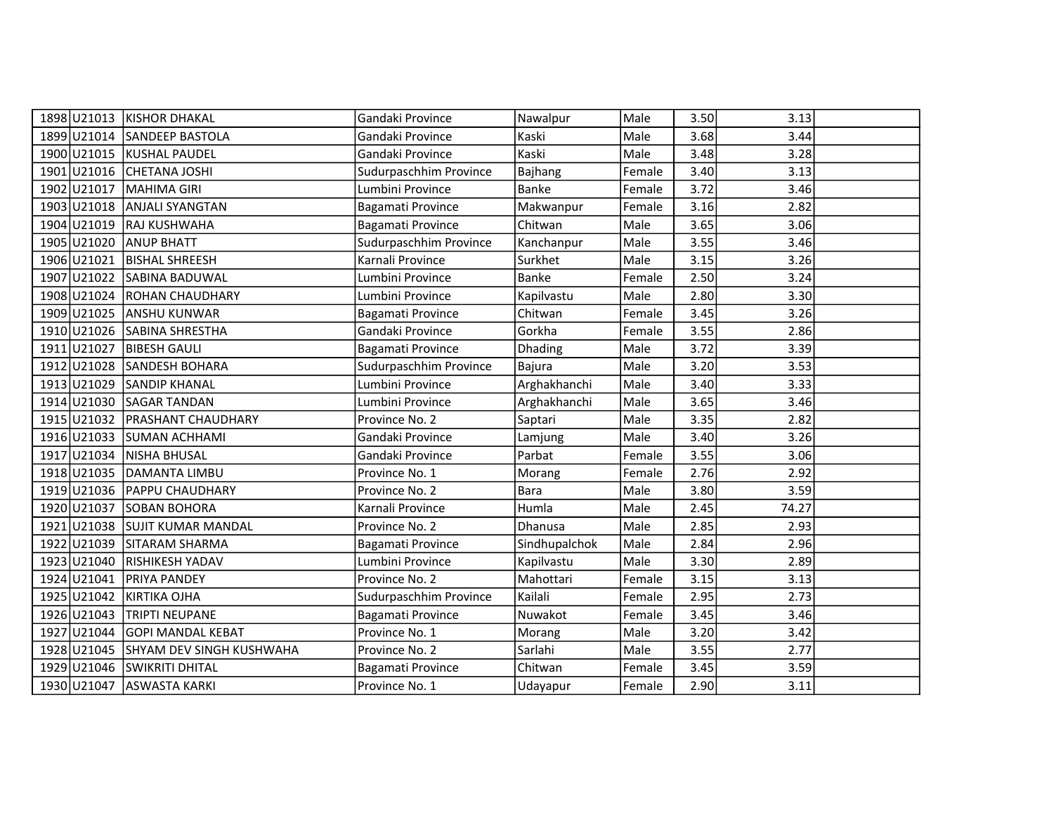| | | | | | | | | |
|---|---|---|---|---|---|---|---|---|
| 1898 | U21013 | KISHOR DHAKAL | Gandaki Province | Nawalpur | Male | 3.50 | 3.13 | |
| 1899 | U21014 | SANDEEP BASTOLA | Gandaki Province | Kaski | Male | 3.68 | 3.44 | |
| 1900 | U21015 | KUSHAL PAUDEL | Gandaki Province | Kaski | Male | 3.48 | 3.28 | |
| 1901 | U21016 | CHETANA JOSHI | Sudurpaschhim Province | Bajhang | Female | 3.40 | 3.13 | |
| 1902 | U21017 | MAHIMA GIRI | Lumbini Province | Banke | Female | 3.72 | 3.46 | |
| 1903 | U21018 | ANJALI SYANGTAN | Bagamati Province | Makwanpur | Female | 3.16 | 2.82 | |
| 1904 | U21019 | RAJ KUSHWAHA | Bagamati Province | Chitwan | Male | 3.65 | 3.06 | |
| 1905 | U21020 | ANUP BHATT | Sudurpaschhim Province | Kanchanpur | Male | 3.55 | 3.46 | |
| 1906 | U21021 | BISHAL SHREESH | Karnali Province | Surkhet | Male | 3.15 | 3.26 | |
| 1907 | U21022 | SABINA BADUWAL | Lumbini Province | Banke | Female | 2.50 | 3.24 | |
| 1908 | U21024 | ROHAN CHAUDHARY | Lumbini Province | Kapilvastu | Male | 2.80 | 3.30 | |
| 1909 | U21025 | ANSHU KUNWAR | Bagamati Province | Chitwan | Female | 3.45 | 3.26 | |
| 1910 | U21026 | SABINA SHRESTHA | Gandaki Province | Gorkha | Female | 3.55 | 2.86 | |
| 1911 | U21027 | BIBESH GAULI | Bagamati Province | Dhading | Male | 3.72 | 3.39 | |
| 1912 | U21028 | SANDESH BOHARA | Sudurpaschhim Province | Bajura | Male | 3.20 | 3.53 | |
| 1913 | U21029 | SANDIP KHANAL | Lumbini Province | Arghakhanchi | Male | 3.40 | 3.33 | |
| 1914 | U21030 | SAGAR TANDAN | Lumbini Province | Arghakhanchi | Male | 3.65 | 3.46 | |
| 1915 | U21032 | PRASHANT CHAUDHARY | Province No. 2 | Saptari | Male | 3.35 | 2.82 | |
| 1916 | U21033 | SUMAN ACHHAMI | Gandaki Province | Lamjung | Male | 3.40 | 3.26 | |
| 1917 | U21034 | NISHA BHUSAL | Gandaki Province | Parbat | Female | 3.55 | 3.06 | |
| 1918 | U21035 | DAMANTA LIMBU | Province No. 1 | Morang | Female | 2.76 | 2.92 | |
| 1919 | U21036 | PAPPU CHAUDHARY | Province No. 2 | Bara | Male | 3.80 | 3.59 | |
| 1920 | U21037 | SOBAN BOHORA | Karnali Province | Humla | Male | 2.45 | 74.27 | |
| 1921 | U21038 | SUJIT KUMAR MANDAL | Province No. 2 | Dhanusa | Male | 2.85 | 2.93 | |
| 1922 | U21039 | SITARAM SHARMA | Bagamati Province | Sindhupalchok | Male | 2.84 | 2.96 | |
| 1923 | U21040 | RISHIKESH YADAV | Lumbini Province | Kapilvastu | Male | 3.30 | 2.89 | |
| 1924 | U21041 | PRIYA PANDEY | Province No. 2 | Mahottari | Female | 3.15 | 3.13 | |
| 1925 | U21042 | KIRTIKA OJHA | Sudurpaschhim Province | Kailali | Female | 2.95 | 2.73 | |
| 1926 | U21043 | TRIPTI NEUPANE | Bagamati Province | Nuwakot | Female | 3.45 | 3.46 | |
| 1927 | U21044 | GOPI MANDAL KEBAT | Province No. 1 | Morang | Male | 3.20 | 3.42 | |
| 1928 | U21045 | SHYAM DEV SINGH KUSHWAHA | Province No. 2 | Sarlahi | Male | 3.55 | 2.77 | |
| 1929 | U21046 | SWIKRITI DHITAL | Bagamati Province | Chitwan | Female | 3.45 | 3.59 | |
| 1930 | U21047 | ASWASTA KARKI | Province No. 1 | Udayapur | Female | 2.90 | 3.11 | |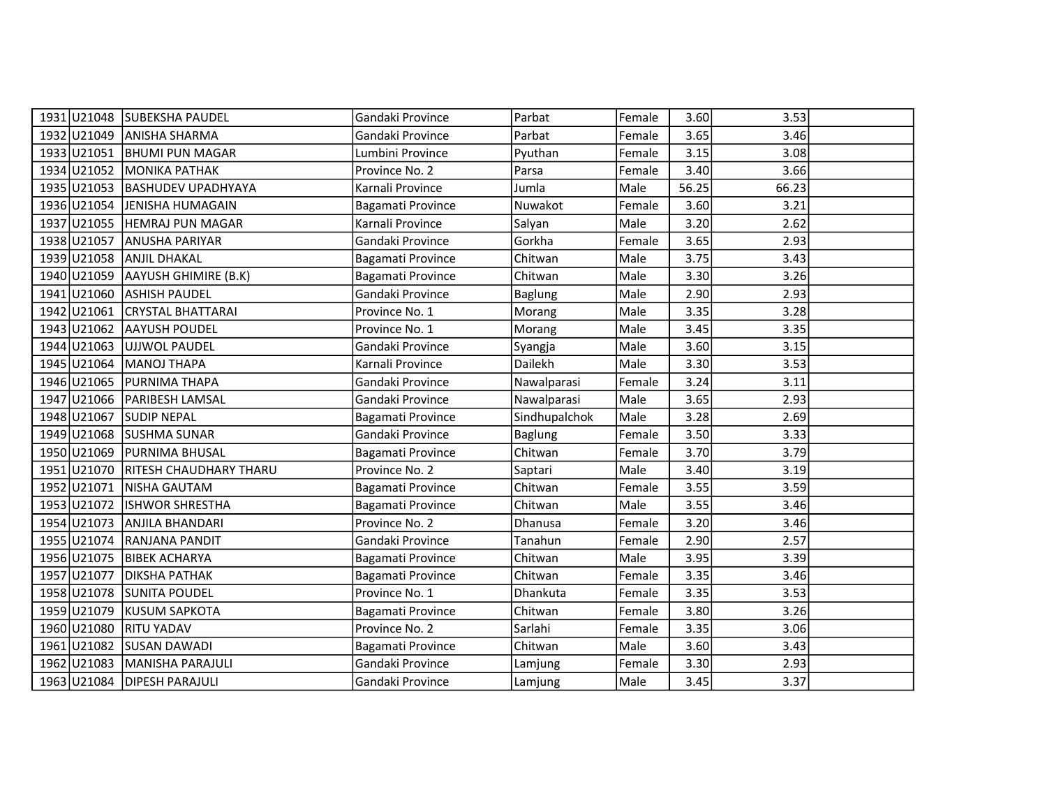| | | | | | | | | |
|---|---|---|---|---|---|---|---|---|
| 1931 | U21048 | SUBEKSHA PAUDEL | Gandaki Province | Parbat | Female | 3.60 | 3.53 | |
| 1932 | U21049 | ANISHA SHARMA | Gandaki Province | Parbat | Female | 3.65 | 3.46 | |
| 1933 | U21051 | BHUMI PUN MAGAR | Lumbini Province | Pyuthan | Female | 3.15 | 3.08 | |
| 1934 | U21052 | MONIKA PATHAK | Province No. 2 | Parsa | Female | 3.40 | 3.66 | |
| 1935 | U21053 | BASHUDEV UPADHYAYA | Karnali Province | Jumla | Male | 56.25 | 66.23 | |
| 1936 | U21054 | JENISHA HUMAGAIN | Bagamati Province | Nuwakot | Female | 3.60 | 3.21 | |
| 1937 | U21055 | HEMRAJ PUN MAGAR | Karnali Province | Salyan | Male | 3.20 | 2.62 | |
| 1938 | U21057 | ANUSHA PARIYAR | Gandaki Province | Gorkha | Female | 3.65 | 2.93 | |
| 1939 | U21058 | ANJIL DHAKAL | Bagamati Province | Chitwan | Male | 3.75 | 3.43 | |
| 1940 | U21059 | AAYUSH GHIMIRE (B.K) | Bagamati Province | Chitwan | Male | 3.30 | 3.26 | |
| 1941 | U21060 | ASHISH PAUDEL | Gandaki Province | Baglung | Male | 2.90 | 2.93 | |
| 1942 | U21061 | CRYSTAL BHATTARAI | Province No. 1 | Morang | Male | 3.35 | 3.28 | |
| 1943 | U21062 | AAYUSH POUDEL | Province No. 1 | Morang | Male | 3.45 | 3.35 | |
| 1944 | U21063 | UJJWOL PAUDEL | Gandaki Province | Syangja | Male | 3.60 | 3.15 | |
| 1945 | U21064 | MANOJ THAPA | Karnali Province | Dailekh | Male | 3.30 | 3.53 | |
| 1946 | U21065 | PURNIMA THAPA | Gandaki Province | Nawalparasi | Female | 3.24 | 3.11 | |
| 1947 | U21066 | PARIBESH LAMSAL | Gandaki Province | Nawalparasi | Male | 3.65 | 2.93 | |
| 1948 | U21067 | SUDIP NEPAL | Bagamati Province | Sindhupalchok | Male | 3.28 | 2.69 | |
| 1949 | U21068 | SUSHMA SUNAR | Gandaki Province | Baglung | Female | 3.50 | 3.33 | |
| 1950 | U21069 | PURNIMA BHUSAL | Bagamati Province | Chitwan | Female | 3.70 | 3.79 | |
| 1951 | U21070 | RITESH CHAUDHARY THARU | Province No. 2 | Saptari | Male | 3.40 | 3.19 | |
| 1952 | U21071 | NISHA GAUTAM | Bagamati Province | Chitwan | Female | 3.55 | 3.59 | |
| 1953 | U21072 | ISHWOR SHRESTHA | Bagamati Province | Chitwan | Male | 3.55 | 3.46 | |
| 1954 | U21073 | ANJILA BHANDARI | Province No. 2 | Dhanusa | Female | 3.20 | 3.46 | |
| 1955 | U21074 | RANJANA PANDIT | Gandaki Province | Tanahun | Female | 2.90 | 2.57 | |
| 1956 | U21075 | BIBEK ACHARYA | Bagamati Province | Chitwan | Male | 3.95 | 3.39 | |
| 1957 | U21077 | DIKSHA PATHAK | Bagamati Province | Chitwan | Female | 3.35 | 3.46 | |
| 1958 | U21078 | SUNITA POUDEL | Province No. 1 | Dhankuta | Female | 3.35 | 3.53 | |
| 1959 | U21079 | KUSUM SAPKOTA | Bagamati Province | Chitwan | Female | 3.80 | 3.26 | |
| 1960 | U21080 | RITU YADAV | Province No. 2 | Sarlahi | Female | 3.35 | 3.06 | |
| 1961 | U21082 | SUSAN DAWADI | Bagamati Province | Chitwan | Male | 3.60 | 3.43 | |
| 1962 | U21083 | MANISHA PARAJULI | Gandaki Province | Lamjung | Female | 3.30 | 2.93 | |
| 1963 | U21084 | DIPESH PARAJULI | Gandaki Province | Lamjung | Male | 3.45 | 3.37 | |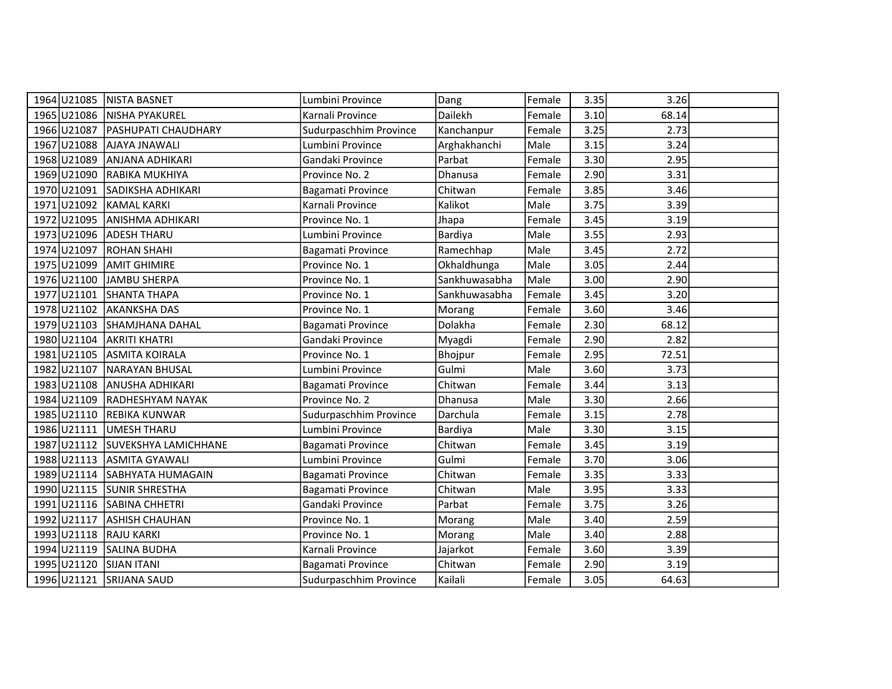| | | | | | | | | |
|---|---|---|---|---|---|---|---|---|
| 1964 | U21085 | NISTA BASNET | Lumbini Province | Dang | Female | 3.35 | 3.26 | |
| 1965 | U21086 | NISHA PYAKUREL | Karnali Province | Dailekh | Female | 3.10 | 68.14 | |
| 1966 | U21087 | PASHUPATI CHAUDHARY | Sudurpaschhim Province | Kanchanpur | Female | 3.25 | 2.73 | |
| 1967 | U21088 | AJAYA JNAWALI | Lumbini Province | Arghakhanchi | Male | 3.15 | 3.24 | |
| 1968 | U21089 | ANJANA ADHIKARI | Gandaki Province | Parbat | Female | 3.30 | 2.95 | |
| 1969 | U21090 | RABIKA MUKHIYA | Province No. 2 | Dhanusa | Female | 2.90 | 3.31 | |
| 1970 | U21091 | SADIKSHA ADHIKARI | Bagamati Province | Chitwan | Female | 3.85 | 3.46 | |
| 1971 | U21092 | KAMAL KARKI | Karnali Province | Kalikot | Male | 3.75 | 3.39 | |
| 1972 | U21095 | ANISHMA ADHIKARI | Province No. 1 | Jhapa | Female | 3.45 | 3.19 | |
| 1973 | U21096 | ADESH THARU | Lumbini Province | Bardiya | Male | 3.55 | 2.93 | |
| 1974 | U21097 | ROHAN SHAHI | Bagamati Province | Ramechhap | Male | 3.45 | 2.72 | |
| 1975 | U21099 | AMIT GHIMIRE | Province No. 1 | Okhaldhunga | Male | 3.05 | 2.44 | |
| 1976 | U21100 | JAMBU SHERPA | Province No. 1 | Sankhuwasabha | Male | 3.00 | 2.90 | |
| 1977 | U21101 | SHANTA THAPA | Province No. 1 | Sankhuwasabha | Female | 3.45 | 3.20 | |
| 1978 | U21102 | AKANKSHA DAS | Province No. 1 | Morang | Female | 3.60 | 3.46 | |
| 1979 | U21103 | SHAMJHANA DAHAL | Bagamati Province | Dolakha | Female | 2.30 | 68.12 | |
| 1980 | U21104 | AKRITI KHATRI | Gandaki Province | Myagdi | Female | 2.90 | 2.82 | |
| 1981 | U21105 | ASMITA KOIRALA | Province No. 1 | Bhojpur | Female | 2.95 | 72.51 | |
| 1982 | U21107 | NARAYAN BHUSAL | Lumbini Province | Gulmi | Male | 3.60 | 3.73 | |
| 1983 | U21108 | ANUSHA ADHIKARI | Bagamati Province | Chitwan | Female | 3.44 | 3.13 | |
| 1984 | U21109 | RADHESHYAM NAYAK | Province No. 2 | Dhanusa | Male | 3.30 | 2.66 | |
| 1985 | U21110 | REBIKA KUNWAR | Sudurpaschhim Province | Darchula | Female | 3.15 | 2.78 | |
| 1986 | U21111 | UMESH THARU | Lumbini Province | Bardiya | Male | 3.30 | 3.15 | |
| 1987 | U21112 | SUVEKSHYA LAMICHHANE | Bagamati Province | Chitwan | Female | 3.45 | 3.19 | |
| 1988 | U21113 | ASMITA GYAWALI | Lumbini Province | Gulmi | Female | 3.70 | 3.06 | |
| 1989 | U21114 | SABHYATA HUMAGAIN | Bagamati Province | Chitwan | Female | 3.35 | 3.33 | |
| 1990 | U21115 | SUNIR SHRESTHA | Bagamati Province | Chitwan | Male | 3.95 | 3.33 | |
| 1991 | U21116 | SABINA CHHETRI | Gandaki Province | Parbat | Female | 3.75 | 3.26 | |
| 1992 | U21117 | ASHISH CHAUHAN | Province No. 1 | Morang | Male | 3.40 | 2.59 | |
| 1993 | U21118 | RAJU KARKI | Province No. 1 | Morang | Male | 3.40 | 2.88 | |
| 1994 | U21119 | SALINA BUDHA | Karnali Province | Jajarkot | Female | 3.60 | 3.39 | |
| 1995 | U21120 | SIJAN ITANI | Bagamati Province | Chitwan | Female | 2.90 | 3.19 | |
| 1996 | U21121 | SRIJANA SAUD | Sudurpaschhim Province | Kailali | Female | 3.05 | 64.63 | |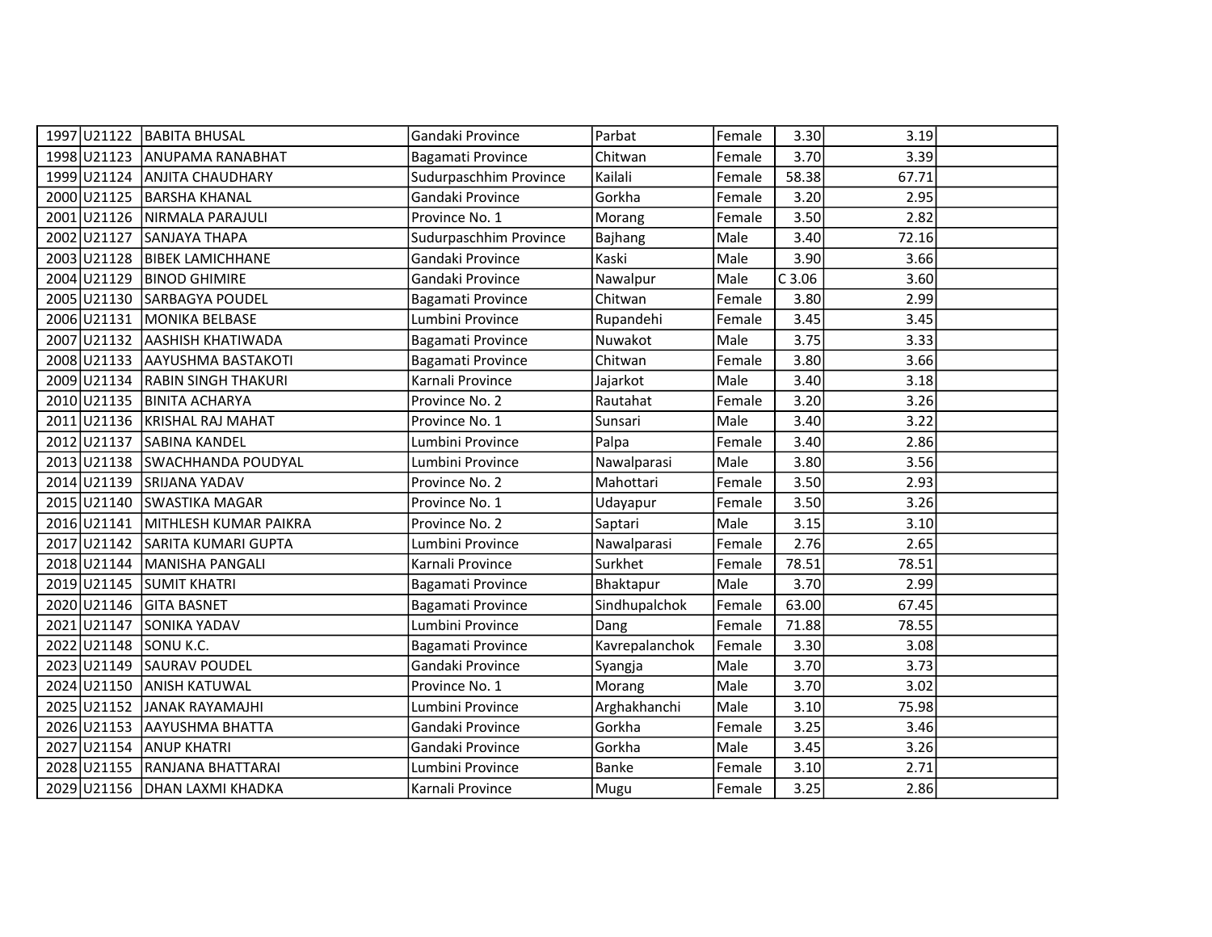| | | | | | | | | |
|---|---|---|---|---|---|---|---|---|
| 1997 | U21122 | BABITA BHUSAL | Gandaki Province | Parbat | Female | 3.30 | 3.19 | |
| 1998 | U21123 | ANUPAMA RANABHAT | Bagamati Province | Chitwan | Female | 3.70 | 3.39 | |
| 1999 | U21124 | ANJITA CHAUDHARY | Sudurpaschhim Province | Kailali | Female | 58.38 | 67.71 | |
| 2000 | U21125 | BARSHA KHANAL | Gandaki Province | Gorkha | Female | 3.20 | 2.95 | |
| 2001 | U21126 | NIRMALA PARAJULI | Province No. 1 | Morang | Female | 3.50 | 2.82 | |
| 2002 | U21127 | SANJAYA THAPA | Sudurpaschhim Province | Bajhang | Male | 3.40 | 72.16 | |
| 2003 | U21128 | BIBEK LAMICHHANE | Gandaki Province | Kaski | Male | 3.90 | 3.66 | |
| 2004 | U21129 | BINOD GHIMIRE | Gandaki Province | Nawalpur | Male | C 3.06 | 3.60 | |
| 2005 | U21130 | SARBAGYA POUDEL | Bagamati Province | Chitwan | Female | 3.80 | 2.99 | |
| 2006 | U21131 | MONIKA BELBASE | Lumbini Province | Rupandehi | Female | 3.45 | 3.45 | |
| 2007 | U21132 | AASHISH KHATIWADA | Bagamati Province | Nuwakot | Male | 3.75 | 3.33 | |
| 2008 | U21133 | AAYUSHMA BASTAKOTI | Bagamati Province | Chitwan | Female | 3.80 | 3.66 | |
| 2009 | U21134 | RABIN SINGH THAKURI | Karnali Province | Jajarkot | Male | 3.40 | 3.18 | |
| 2010 | U21135 | BINITA ACHARYA | Province No. 2 | Rautahat | Female | 3.20 | 3.26 | |
| 2011 | U21136 | KRISHAL RAJ MAHAT | Province No. 1 | Sunsari | Male | 3.40 | 3.22 | |
| 2012 | U21137 | SABINA KANDEL | Lumbini Province | Palpa | Female | 3.40 | 2.86 | |
| 2013 | U21138 | SWACHHANDA POUDYAL | Lumbini Province | Nawalparasi | Male | 3.80 | 3.56 | |
| 2014 | U21139 | SRIJANA YADAV | Province No. 2 | Mahottari | Female | 3.50 | 2.93 | |
| 2015 | U21140 | SWASTIKA MAGAR | Province No. 1 | Udayapur | Female | 3.50 | 3.26 | |
| 2016 | U21141 | MITHLESH KUMAR PAIKRA | Province No. 2 | Saptari | Male | 3.15 | 3.10 | |
| 2017 | U21142 | SARITA KUMARI GUPTA | Lumbini Province | Nawalparasi | Female | 2.76 | 2.65 | |
| 2018 | U21144 | MANISHA PANGALI | Karnali Province | Surkhet | Female | 78.51 | 78.51 | |
| 2019 | U21145 | SUMIT KHATRI | Bagamati Province | Bhaktapur | Male | 3.70 | 2.99 | |
| 2020 | U21146 | GITA BASNET | Bagamati Province | Sindhupalchok | Female | 63.00 | 67.45 | |
| 2021 | U21147 | SONIKA YADAV | Lumbini Province | Dang | Female | 71.88 | 78.55 | |
| 2022 | U21148 | SONU K.C. | Bagamati Province | Kavrepalanchok | Female | 3.30 | 3.08 | |
| 2023 | U21149 | SAURAV POUDEL | Gandaki Province | Syangja | Male | 3.70 | 3.73 | |
| 2024 | U21150 | ANISH KATUWAL | Province No. 1 | Morang | Male | 3.70 | 3.02 | |
| 2025 | U21152 | JANAK RAYAMAJHI | Lumbini Province | Arghakhanchi | Male | 3.10 | 75.98 | |
| 2026 | U21153 | AAYUSHMA BHATTA | Gandaki Province | Gorkha | Female | 3.25 | 3.46 | |
| 2027 | U21154 | ANUP KHATRI | Gandaki Province | Gorkha | Male | 3.45 | 3.26 | |
| 2028 | U21155 | RANJANA BHATTARAI | Lumbini Province | Banke | Female | 3.10 | 2.71 | |
| 2029 | U21156 | DHAN LAXMI KHADKA | Karnali Province | Mugu | Female | 3.25 | 2.86 | |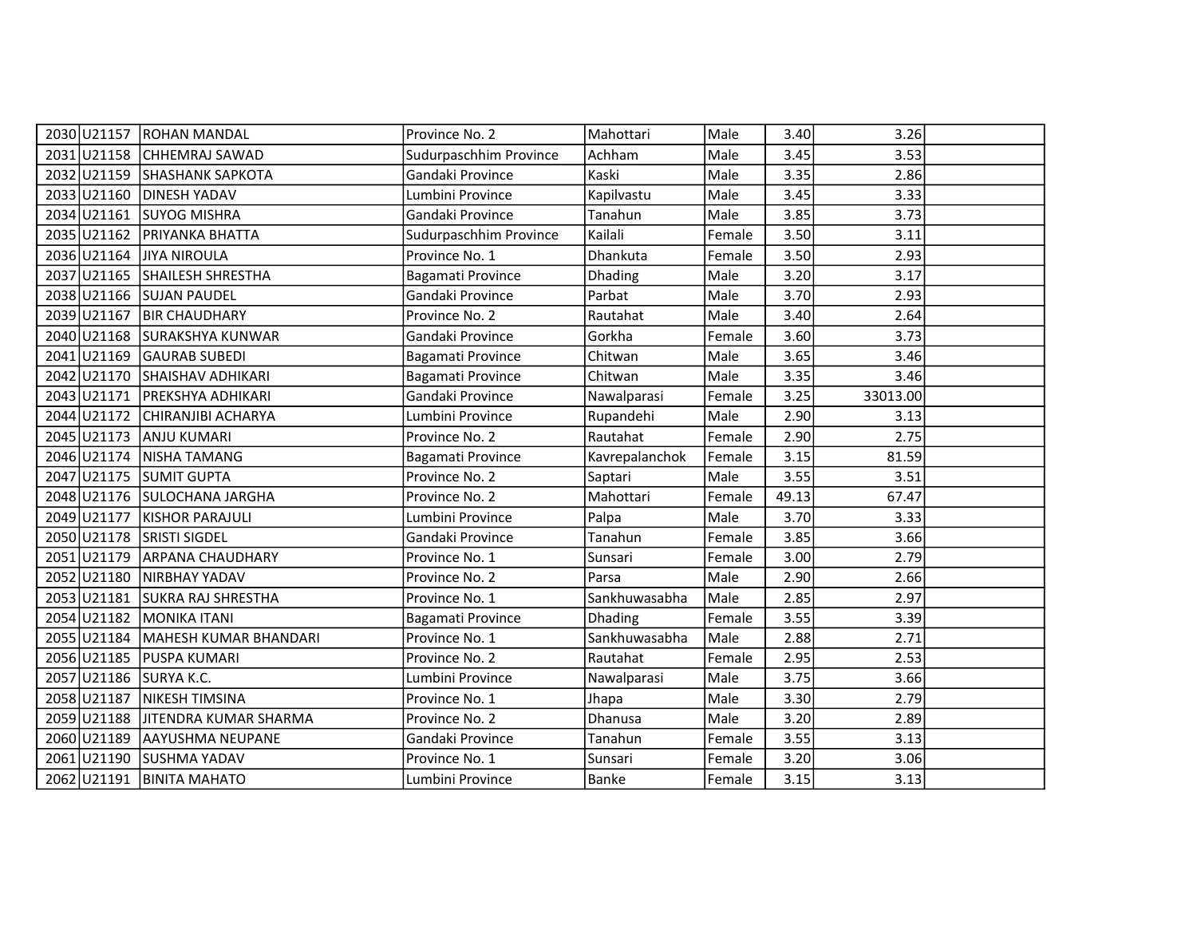| | | | | | | | | |
|---|---|---|---|---|---|---|---|---|
| 2030 | U21157 | ROHAN MANDAL | Province No. 2 | Mahottari | Male | 3.40 | 3.26 | |
| 2031 | U21158 | CHHEMRAJ SAWAD | Sudurpaschhim Province | Achham | Male | 3.45 | 3.53 | |
| 2032 | U21159 | SHASHANK SAPKOTA | Gandaki Province | Kaski | Male | 3.35 | 2.86 | |
| 2033 | U21160 | DINESH YADAV | Lumbini Province | Kapilvastu | Male | 3.45 | 3.33 | |
| 2034 | U21161 | SUYOG MISHRA | Gandaki Province | Tanahun | Male | 3.85 | 3.73 | |
| 2035 | U21162 | PRIYANKA BHATTA | Sudurpaschhim Province | Kailali | Female | 3.50 | 3.11 | |
| 2036 | U21164 | JIYA NIROULA | Province No. 1 | Dhankuta | Female | 3.50 | 2.93 | |
| 2037 | U21165 | SHAILESH SHRESTHA | Bagamati Province | Dhading | Male | 3.20 | 3.17 | |
| 2038 | U21166 | SUJAN PAUDEL | Gandaki Province | Parbat | Male | 3.70 | 2.93 | |
| 2039 | U21167 | BIR CHAUDHARY | Province No. 2 | Rautahat | Male | 3.40 | 2.64 | |
| 2040 | U21168 | SURAKSHYA KUNWAR | Gandaki Province | Gorkha | Female | 3.60 | 3.73 | |
| 2041 | U21169 | GAURAB SUBEDI | Bagamati Province | Chitwan | Male | 3.65 | 3.46 | |
| 2042 | U21170 | SHAISHAV ADHIKARI | Bagamati Province | Chitwan | Male | 3.35 | 3.46 | |
| 2043 | U21171 | PREKSHYA ADHIKARI | Gandaki Province | Nawalparasi | Female | 3.25 | 33013.00 | |
| 2044 | U21172 | CHIRANJIBI ACHARYA | Lumbini Province | Rupandehi | Male | 2.90 | 3.13 | |
| 2045 | U21173 | ANJU KUMARI | Province No. 2 | Rautahat | Female | 2.90 | 2.75 | |
| 2046 | U21174 | NISHA TAMANG | Bagamati Province | Kavrepalanchok | Female | 3.15 | 81.59 | |
| 2047 | U21175 | SUMIT GUPTA | Province No. 2 | Saptari | Male | 3.55 | 3.51 | |
| 2048 | U21176 | SULOCHANA JARGHA | Province No. 2 | Mahottari | Female | 49.13 | 67.47 | |
| 2049 | U21177 | KISHOR PARAJULI | Lumbini Province | Palpa | Male | 3.70 | 3.33 | |
| 2050 | U21178 | SRISTI SIGDEL | Gandaki Province | Tanahun | Female | 3.85 | 3.66 | |
| 2051 | U21179 | ARPANA CHAUDHARY | Province No. 1 | Sunsari | Female | 3.00 | 2.79 | |
| 2052 | U21180 | NIRBHAY YADAV | Province No. 2 | Parsa | Male | 2.90 | 2.66 | |
| 2053 | U21181 | SUKRA RAJ SHRESTHA | Province No. 1 | Sankhuwasabha | Male | 2.85 | 2.97 | |
| 2054 | U21182 | MONIKA ITANI | Bagamati Province | Dhading | Female | 3.55 | 3.39 | |
| 2055 | U21184 | MAHESH KUMAR BHANDARI | Province No. 1 | Sankhuwasabha | Male | 2.88 | 2.71 | |
| 2056 | U21185 | PUSPA KUMARI | Province No. 2 | Rautahat | Female | 2.95 | 2.53 | |
| 2057 | U21186 | SURYA K.C. | Lumbini Province | Nawalparasi | Male | 3.75 | 3.66 | |
| 2058 | U21187 | NIKESH TIMSINA | Province No. 1 | Jhapa | Male | 3.30 | 2.79 | |
| 2059 | U21188 | JITENDRA KUMAR SHARMA | Province No. 2 | Dhanusa | Male | 3.20 | 2.89 | |
| 2060 | U21189 | AAYUSHMA NEUPANE | Gandaki Province | Tanahun | Female | 3.55 | 3.13 | |
| 2061 | U21190 | SUSHMA YADAV | Province No. 1 | Sunsari | Female | 3.20 | 3.06 | |
| 2062 | U21191 | BINITA MAHATO | Lumbini Province | Banke | Female | 3.15 | 3.13 | |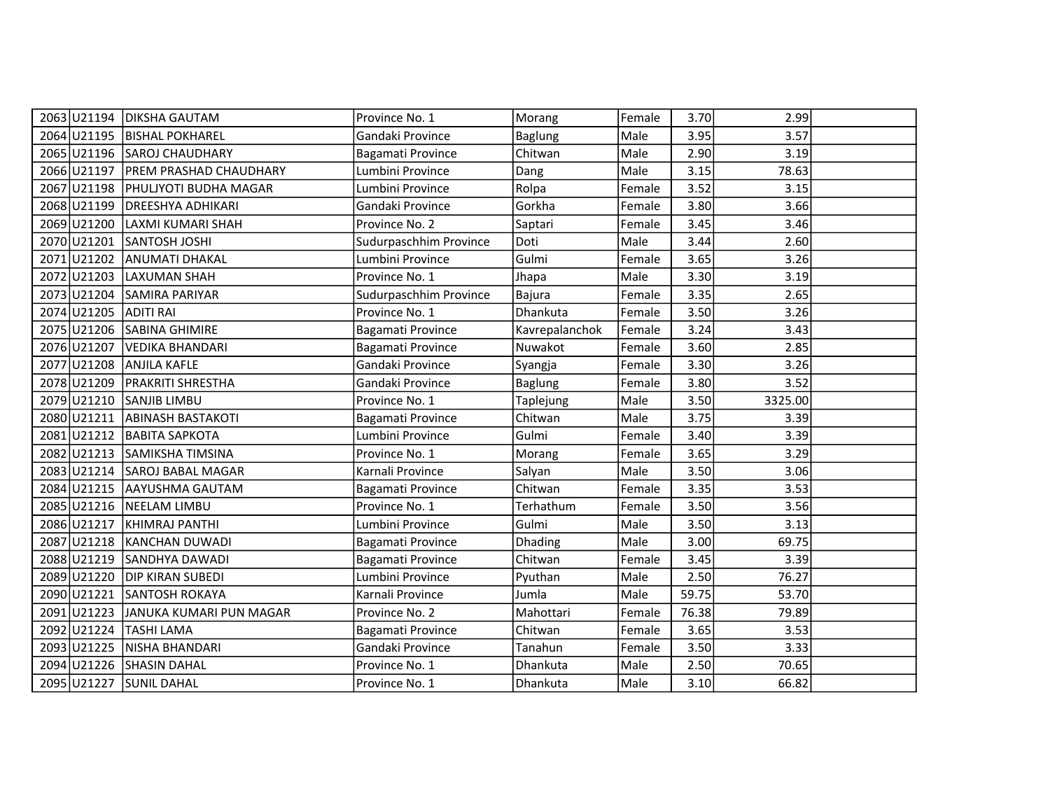| | | | | | | | | |
|---|---|---|---|---|---|---|---|---|
| 2063 | U21194 | DIKSHA GAUTAM | Province No. 1 | Morang | Female | 3.70 | 2.99 | |
| 2064 | U21195 | BISHAL POKHAREL | Gandaki Province | Baglung | Male | 3.95 | 3.57 | |
| 2065 | U21196 | SAROJ CHAUDHARY | Bagamati Province | Chitwan | Male | 2.90 | 3.19 | |
| 2066 | U21197 | PREM PRASHAD CHAUDHARY | Lumbini Province | Dang | Male | 3.15 | 78.63 | |
| 2067 | U21198 | PHULJYOTI BUDHA MAGAR | Lumbini Province | Rolpa | Female | 3.52 | 3.15 | |
| 2068 | U21199 | DREESHYA ADHIKARI | Gandaki Province | Gorkha | Female | 3.80 | 3.66 | |
| 2069 | U21200 | LAXMI KUMARI SHAH | Province No. 2 | Saptari | Female | 3.45 | 3.46 | |
| 2070 | U21201 | SANTOSH JOSHI | Sudurpaschhim Province | Doti | Male | 3.44 | 2.60 | |
| 2071 | U21202 | ANUMATI DHAKAL | Lumbini Province | Gulmi | Female | 3.65 | 3.26 | |
| 2072 | U21203 | LAXUMAN SHAH | Province No. 1 | Jhapa | Male | 3.30 | 3.19 | |
| 2073 | U21204 | SAMIRA PARIYAR | Sudurpaschhim Province | Bajura | Female | 3.35 | 2.65 | |
| 2074 | U21205 | ADITI RAI | Province No. 1 | Dhankuta | Female | 3.50 | 3.26 | |
| 2075 | U21206 | SABINA GHIMIRE | Bagamati Province | Kavrepalanchok | Female | 3.24 | 3.43 | |
| 2076 | U21207 | VEDIKA BHANDARI | Bagamati Province | Nuwakot | Female | 3.60 | 2.85 | |
| 2077 | U21208 | ANJILA KAFLE | Gandaki Province | Syangja | Female | 3.30 | 3.26 | |
| 2078 | U21209 | PRAKRITI SHRESTHA | Gandaki Province | Baglung | Female | 3.80 | 3.52 | |
| 2079 | U21210 | SANJIB LIMBU | Province No. 1 | Taplejung | Male | 3.50 | 3325.00 | |
| 2080 | U21211 | ABINASH BASTAKOTI | Bagamati Province | Chitwan | Male | 3.75 | 3.39 | |
| 2081 | U21212 | BABITA SAPKOTA | Lumbini Province | Gulmi | Female | 3.40 | 3.39 | |
| 2082 | U21213 | SAMIKSHA TIMSINA | Province No. 1 | Morang | Female | 3.65 | 3.29 | |
| 2083 | U21214 | SAROJ BABAL MAGAR | Karnali Province | Salyan | Male | 3.50 | 3.06 | |
| 2084 | U21215 | AAYUSHMA GAUTAM | Bagamati Province | Chitwan | Female | 3.35 | 3.53 | |
| 2085 | U21216 | NEELAM LIMBU | Province No. 1 | Terhathum | Female | 3.50 | 3.56 | |
| 2086 | U21217 | KHIMRAJ PANTHI | Lumbini Province | Gulmi | Male | 3.50 | 3.13 | |
| 2087 | U21218 | KANCHAN DUWADI | Bagamati Province | Dhading | Male | 3.00 | 69.75 | |
| 2088 | U21219 | SANDHYA DAWADI | Bagamati Province | Chitwan | Female | 3.45 | 3.39 | |
| 2089 | U21220 | DIP KIRAN SUBEDI | Lumbini Province | Pyuthan | Male | 2.50 | 76.27 | |
| 2090 | U21221 | SANTOSH ROKAYA | Karnali Province | Jumla | Male | 59.75 | 53.70 | |
| 2091 | U21223 | JANUKA KUMARI PUN MAGAR | Province No. 2 | Mahottari | Female | 76.38 | 79.89 | |
| 2092 | U21224 | TASHI LAMA | Bagamati Province | Chitwan | Female | 3.65 | 3.53 | |
| 2093 | U21225 | NISHA BHANDARI | Gandaki Province | Tanahun | Female | 3.50 | 3.33 | |
| 2094 | U21226 | SHASIN DAHAL | Province No. 1 | Dhankuta | Male | 2.50 | 70.65 | |
| 2095 | U21227 | SUNIL DAHAL | Province No. 1 | Dhankuta | Male | 3.10 | 66.82 | |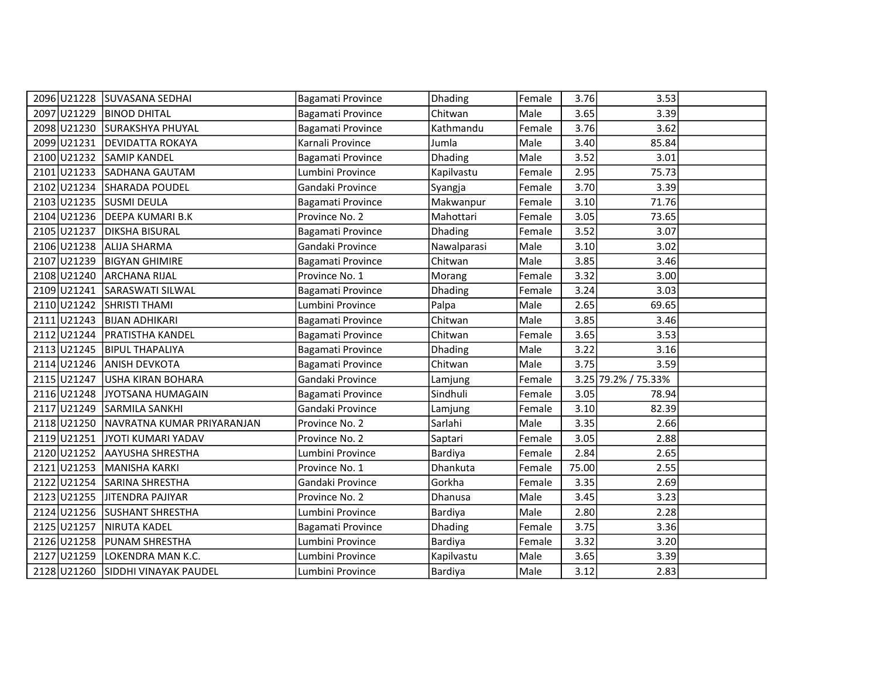| | | | | | | | | |
|---|---|---|---|---|---|---|---|---|
| 2096 | U21228 | SUVASANA SEDHAI | Bagamati Province | Dhading | Female | 3.76 | 3.53 | |
| 2097 | U21229 | BINOD DHITAL | Bagamati Province | Chitwan | Male | 3.65 | 3.39 | |
| 2098 | U21230 | SURAKSHYA PHUYAL | Bagamati Province | Kathmandu | Female | 3.76 | 3.62 | |
| 2099 | U21231 | DEVIDATTA ROKAYA | Karnali Province | Jumla | Male | 3.40 | 85.84 | |
| 2100 | U21232 | SAMIP KANDEL | Bagamati Province | Dhading | Male | 3.52 | 3.01 | |
| 2101 | U21233 | SADHANA GAUTAM | Lumbini Province | Kapilvastu | Female | 2.95 | 75.73 | |
| 2102 | U21234 | SHARADA POUDEL | Gandaki Province | Syangja | Female | 3.70 | 3.39 | |
| 2103 | U21235 | SUSMI DEULA | Bagamati Province | Makwanpur | Female | 3.10 | 71.76 | |
| 2104 | U21236 | DEEPA KUMARI B.K | Province No. 2 | Mahottari | Female | 3.05 | 73.65 | |
| 2105 | U21237 | DIKSHA BISURAL | Bagamati Province | Dhading | Female | 3.52 | 3.07 | |
| 2106 | U21238 | ALIJA SHARMA | Gandaki Province | Nawalparasi | Male | 3.10 | 3.02 | |
| 2107 | U21239 | BIGYAN GHIMIRE | Bagamati Province | Chitwan | Male | 3.85 | 3.46 | |
| 2108 | U21240 | ARCHANA RIJAL | Province No. 1 | Morang | Female | 3.32 | 3.00 | |
| 2109 | U21241 | SARASWATI SILWAL | Bagamati Province | Dhading | Female | 3.24 | 3.03 | |
| 2110 | U21242 | SHRISTI THAMI | Lumbini Province | Palpa | Male | 2.65 | 69.65 | |
| 2111 | U21243 | BIJAN ADHIKARI | Bagamati Province | Chitwan | Male | 3.85 | 3.46 | |
| 2112 | U21244 | PRATISTHA KANDEL | Bagamati Province | Chitwan | Female | 3.65 | 3.53 | |
| 2113 | U21245 | BIPUL THAPALIYA | Bagamati Province | Dhading | Male | 3.22 | 3.16 | |
| 2114 | U21246 | ANISH DEVKOTA | Bagamati Province | Chitwan | Male | 3.75 | 3.59 | |
| 2115 | U21247 | USHA KIRAN BOHARA | Gandaki Province | Lamjung | Female | 3.25 | 79.2% / 75.33% | |
| 2116 | U21248 | JYOTSANA HUMAGAIN | Bagamati Province | Sindhuli | Female | 3.05 | 78.94 | |
| 2117 | U21249 | SARMILA SANKHI | Gandaki Province | Lamjung | Female | 3.10 | 82.39 | |
| 2118 | U21250 | NAVRATNA KUMAR PRIYARANJAN | Province No. 2 | Sarlahi | Male | 3.35 | 2.66 | |
| 2119 | U21251 | JYOTI KUMARI YADAV | Province No. 2 | Saptari | Female | 3.05 | 2.88 | |
| 2120 | U21252 | AAYUSHA SHRESTHA | Lumbini Province | Bardiya | Female | 2.84 | 2.65 | |
| 2121 | U21253 | MANISHA KARKI | Province No. 1 | Dhankuta | Female | 75.00 | 2.55 | |
| 2122 | U21254 | SARINA SHRESTHA | Gandaki Province | Gorkha | Female | 3.35 | 2.69 | |
| 2123 | U21255 | JITENDRA PAJIYAR | Province No. 2 | Dhanusa | Male | 3.45 | 3.23 | |
| 2124 | U21256 | SUSHANT SHRESTHA | Lumbini Province | Bardiya | Male | 2.80 | 2.28 | |
| 2125 | U21257 | NIRUTA KADEL | Bagamati Province | Dhading | Female | 3.75 | 3.36 | |
| 2126 | U21258 | PUNAM SHRESTHA | Lumbini Province | Bardiya | Female | 3.32 | 3.20 | |
| 2127 | U21259 | LOKENDRA MAN K.C. | Lumbini Province | Kapilvastu | Male | 3.65 | 3.39 | |
| 2128 | U21260 | SIDDHI VINAYAK PAUDEL | Lumbini Province | Bardiya | Male | 3.12 | 2.83 | |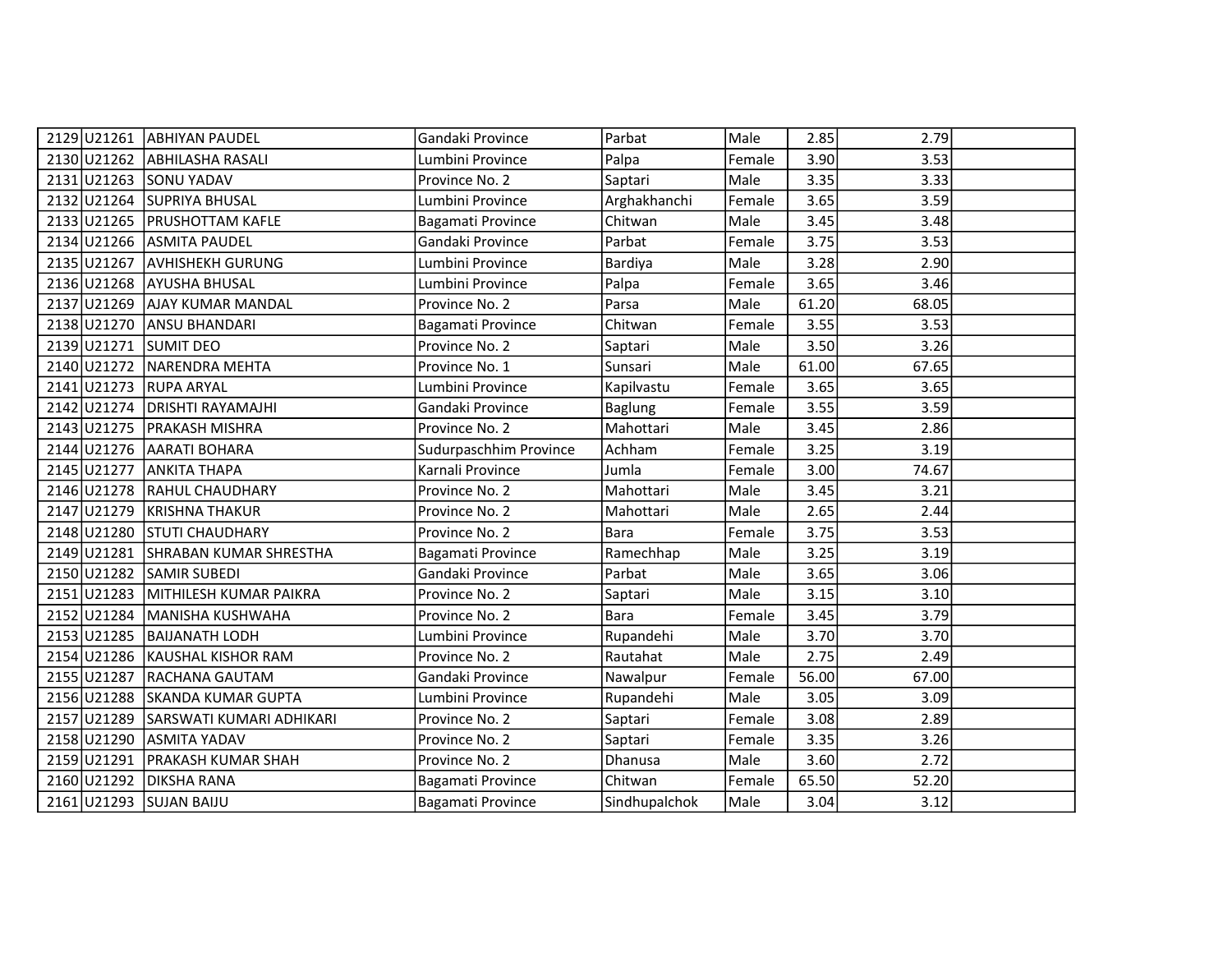| | | | | | | | | |
|---|---|---|---|---|---|---|---|---|
| 2129 | U21261 | ABHIYAN PAUDEL | Gandaki Province | Parbat | Male | 2.85 | 2.79 | |
| 2130 | U21262 | ABHILASHA RASALI | Lumbini Province | Palpa | Female | 3.90 | 3.53 | |
| 2131 | U21263 | SONU YADAV | Province No. 2 | Saptari | Male | 3.35 | 3.33 | |
| 2132 | U21264 | SUPRIYA BHUSAL | Lumbini Province | Arghakhanchi | Female | 3.65 | 3.59 | |
| 2133 | U21265 | PRUSHOTTAM KAFLE | Bagamati Province | Chitwan | Male | 3.45 | 3.48 | |
| 2134 | U21266 | ASMITA PAUDEL | Gandaki Province | Parbat | Female | 3.75 | 3.53 | |
| 2135 | U21267 | AVHISHEKH GURUNG | Lumbini Province | Bardiya | Male | 3.28 | 2.90 | |
| 2136 | U21268 | AYUSHA BHUSAL | Lumbini Province | Palpa | Female | 3.65 | 3.46 | |
| 2137 | U21269 | AJAY KUMAR MANDAL | Province No. 2 | Parsa | Male | 61.20 | 68.05 | |
| 2138 | U21270 | ANSU BHANDARI | Bagamati Province | Chitwan | Female | 3.55 | 3.53 | |
| 2139 | U21271 | SUMIT DEO | Province No. 2 | Saptari | Male | 3.50 | 3.26 | |
| 2140 | U21272 | NARENDRA MEHTA | Province No. 1 | Sunsari | Male | 61.00 | 67.65 | |
| 2141 | U21273 | RUPA ARYAL | Lumbini Province | Kapilvastu | Female | 3.65 | 3.65 | |
| 2142 | U21274 | DRISHTI RAYAMAJHI | Gandaki Province | Baglung | Female | 3.55 | 3.59 | |
| 2143 | U21275 | PRAKASH MISHRA | Province No. 2 | Mahottari | Male | 3.45 | 2.86 | |
| 2144 | U21276 | AARATI BOHARA | Sudurpaschhim Province | Achham | Female | 3.25 | 3.19 | |
| 2145 | U21277 | ANKITA THAPA | Karnali Province | Jumla | Female | 3.00 | 74.67 | |
| 2146 | U21278 | RAHUL CHAUDHARY | Province No. 2 | Mahottari | Male | 3.45 | 3.21 | |
| 2147 | U21279 | KRISHNA THAKUR | Province No. 2 | Mahottari | Male | 2.65 | 2.44 | |
| 2148 | U21280 | STUTI CHAUDHARY | Province No. 2 | Bara | Female | 3.75 | 3.53 | |
| 2149 | U21281 | SHRABAN KUMAR SHRESTHA | Bagamati Province | Ramechhap | Male | 3.25 | 3.19 | |
| 2150 | U21282 | SAMIR SUBEDI | Gandaki Province | Parbat | Male | 3.65 | 3.06 | |
| 2151 | U21283 | MITHILESH KUMAR PAIKRA | Province No. 2 | Saptari | Male | 3.15 | 3.10 | |
| 2152 | U21284 | MANISHA KUSHWAHA | Province No. 2 | Bara | Female | 3.45 | 3.79 | |
| 2153 | U21285 | BAIJANATH LODH | Lumbini Province | Rupandehi | Male | 3.70 | 3.70 | |
| 2154 | U21286 | KAUSHAL KISHOR RAM | Province No. 2 | Rautahat | Male | 2.75 | 2.49 | |
| 2155 | U21287 | RACHANA GAUTAM | Gandaki Province | Nawalpur | Female | 56.00 | 67.00 | |
| 2156 | U21288 | SKANDA KUMAR GUPTA | Lumbini Province | Rupandehi | Male | 3.05 | 3.09 | |
| 2157 | U21289 | SARSWATI KUMARI ADHIKARI | Province No. 2 | Saptari | Female | 3.08 | 2.89 | |
| 2158 | U21290 | ASMITA YADAV | Province No. 2 | Saptari | Female | 3.35 | 3.26 | |
| 2159 | U21291 | PRAKASH KUMAR SHAH | Province No. 2 | Dhanusa | Male | 3.60 | 2.72 | |
| 2160 | U21292 | DIKSHA RANA | Bagamati Province | Chitwan | Female | 65.50 | 52.20 | |
| 2161 | U21293 | SUJAN BAIJU | Bagamati Province | Sindhupalchok | Male | 3.04 | 3.12 | |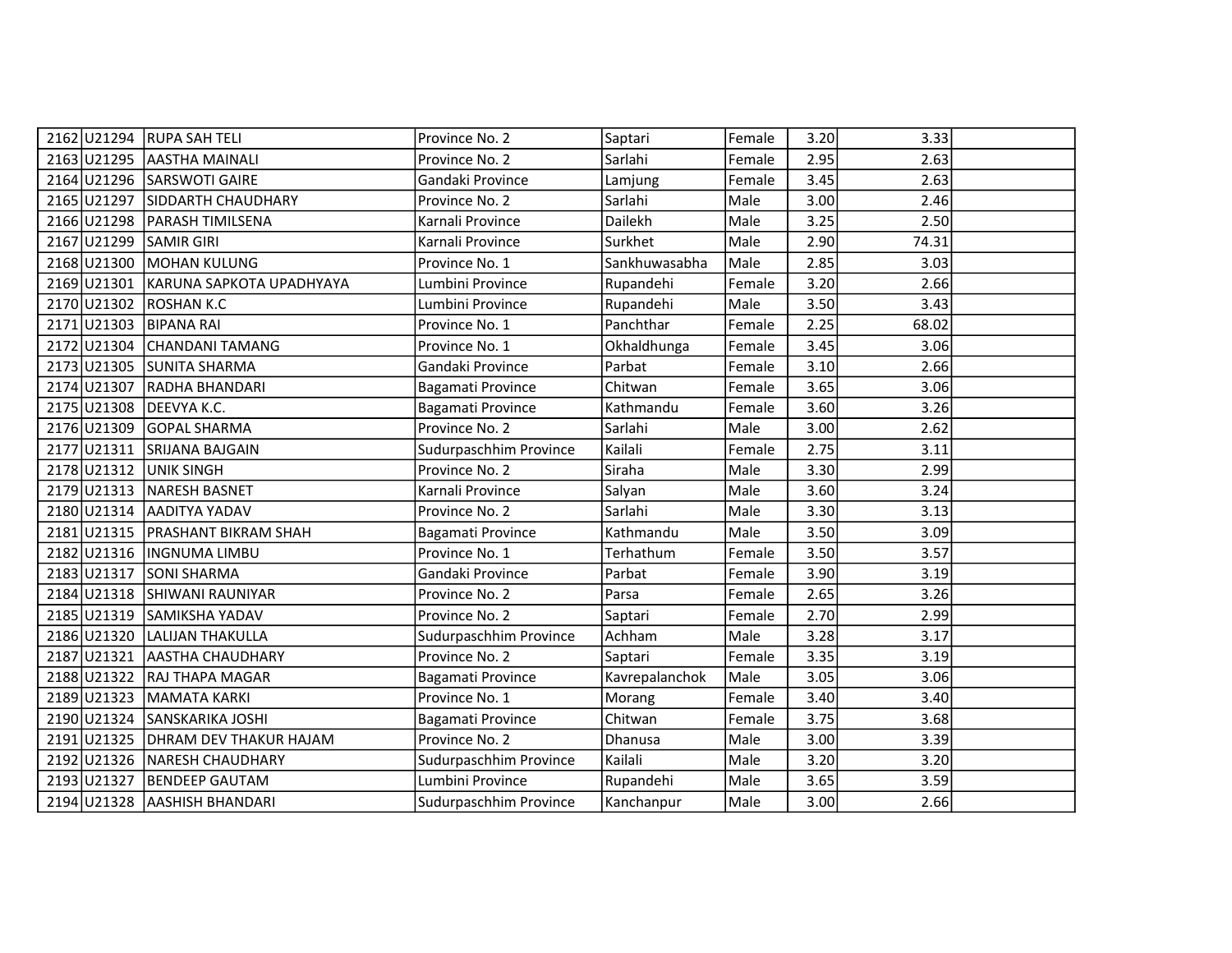| | | | | | | | | |
|---|---|---|---|---|---|---|---|---|
| 2162 | U21294 | RUPA SAH TELI | Province No. 2 | Saptari | Female | 3.20 | 3.33 | |
| 2163 | U21295 | AASTHA MAINALI | Province No. 2 | Sarlahi | Female | 2.95 | 2.63 | |
| 2164 | U21296 | SARSWOTI GAIRE | Gandaki Province | Lamjung | Female | 3.45 | 2.63 | |
| 2165 | U21297 | SIDDARTH CHAUDHARY | Province No. 2 | Sarlahi | Male | 3.00 | 2.46 | |
| 2166 | U21298 | PARASH TIMILSENA | Karnali Province | Dailekh | Male | 3.25 | 2.50 | |
| 2167 | U21299 | SAMIR GIRI | Karnali Province | Surkhet | Male | 2.90 | 74.31 | |
| 2168 | U21300 | MOHAN KULUNG | Province No. 1 | Sankhuwasabha | Male | 2.85 | 3.03 | |
| 2169 | U21301 | KARUNA SAPKOTA UPADHYAYA | Lumbini Province | Rupandehi | Female | 3.20 | 2.66 | |
| 2170 | U21302 | ROSHAN K.C | Lumbini Province | Rupandehi | Male | 3.50 | 3.43 | |
| 2171 | U21303 | BIPANA RAI | Province No. 1 | Panchthar | Female | 2.25 | 68.02 | |
| 2172 | U21304 | CHANDANI TAMANG | Province No. 1 | Okhaldhunga | Female | 3.45 | 3.06 | |
| 2173 | U21305 | SUNITA SHARMA | Gandaki Province | Parbat | Female | 3.10 | 2.66 | |
| 2174 | U21307 | RADHA BHANDARI | Bagamati Province | Chitwan | Female | 3.65 | 3.06 | |
| 2175 | U21308 | DEEVYA K.C. | Bagamati Province | Kathmandu | Female | 3.60 | 3.26 | |
| 2176 | U21309 | GOPAL SHARMA | Province No. 2 | Sarlahi | Male | 3.00 | 2.62 | |
| 2177 | U21311 | SRIJANA BAJGAIN | Sudurpaschhim Province | Kailali | Female | 2.75 | 3.11 | |
| 2178 | U21312 | UNIK SINGH | Province No. 2 | Siraha | Male | 3.30 | 2.99 | |
| 2179 | U21313 | NARESH BASNET | Karnali Province | Salyan | Male | 3.60 | 3.24 | |
| 2180 | U21314 | AADITYA YADAV | Province No. 2 | Sarlahi | Male | 3.30 | 3.13 | |
| 2181 | U21315 | PRASHANT BIKRAM SHAH | Bagamati Province | Kathmandu | Male | 3.50 | 3.09 | |
| 2182 | U21316 | INGNUMA LIMBU | Province No. 1 | Terhathum | Female | 3.50 | 3.57 | |
| 2183 | U21317 | SONI SHARMA | Gandaki Province | Parbat | Female | 3.90 | 3.19 | |
| 2184 | U21318 | SHIWANI RAUNIYAR | Province No. 2 | Parsa | Female | 2.65 | 3.26 | |
| 2185 | U21319 | SAMIKSHA YADAV | Province No. 2 | Saptari | Female | 2.70 | 2.99 | |
| 2186 | U21320 | LALIJAN THAKULLA | Sudurpaschhim Province | Achham | Male | 3.28 | 3.17 | |
| 2187 | U21321 | AASTHA CHAUDHARY | Province No. 2 | Saptari | Female | 3.35 | 3.19 | |
| 2188 | U21322 | RAJ THAPA MAGAR | Bagamati Province | Kavrepalanchok | Male | 3.05 | 3.06 | |
| 2189 | U21323 | MAMATA KARKI | Province No. 1 | Morang | Female | 3.40 | 3.40 | |
| 2190 | U21324 | SANSKARIKA JOSHI | Bagamati Province | Chitwan | Female | 3.75 | 3.68 | |
| 2191 | U21325 | DHRAM DEV THAKUR HAJAM | Province No. 2 | Dhanusa | Male | 3.00 | 3.39 | |
| 2192 | U21326 | NARESH CHAUDHARY | Sudurpaschhim Province | Kailali | Male | 3.20 | 3.20 | |
| 2193 | U21327 | BENDEEP GAUTAM | Lumbini Province | Rupandehi | Male | 3.65 | 3.59 | |
| 2194 | U21328 | AASHISH BHANDARI | Sudurpaschhim Province | Kanchanpur | Male | 3.00 | 2.66 | |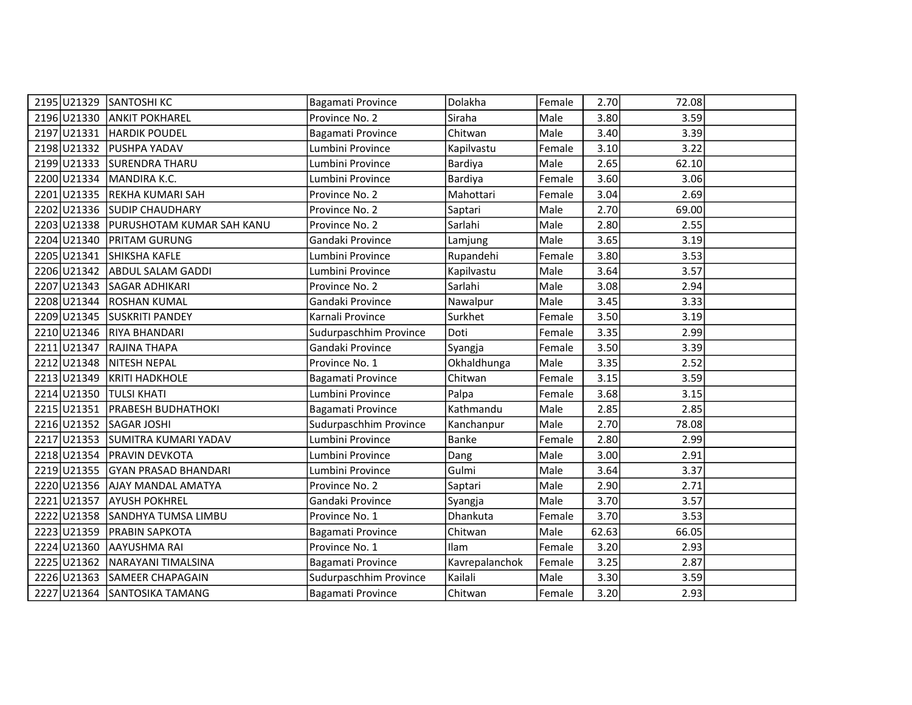| | | | | | | | | |
|---|---|---|---|---|---|---|---|---|
| 2195 | U21329 | SANTOSHI KC | Bagamati Province | Dolakha | Female | 2.70 | 72.08 | |
| 2196 | U21330 | ANKIT POKHAREL | Province No. 2 | Siraha | Male | 3.80 | 3.59 | |
| 2197 | U21331 | HARDIK POUDEL | Bagamati Province | Chitwan | Male | 3.40 | 3.39 | |
| 2198 | U21332 | PUSHPA YADAV | Lumbini Province | Kapilvastu | Female | 3.10 | 3.22 | |
| 2199 | U21333 | SURENDRA THARU | Lumbini Province | Bardiya | Male | 2.65 | 62.10 | |
| 2200 | U21334 | MANDIRA K.C. | Lumbini Province | Bardiya | Female | 3.60 | 3.06 | |
| 2201 | U21335 | REKHA KUMARI SAH | Province No. 2 | Mahottari | Female | 3.04 | 2.69 | |
| 2202 | U21336 | SUDIP CHAUDHARY | Province No. 2 | Saptari | Male | 2.70 | 69.00 | |
| 2203 | U21338 | PURUSHOTAM KUMAR SAH KANU | Province No. 2 | Sarlahi | Male | 2.80 | 2.55 | |
| 2204 | U21340 | PRITAM GURUNG | Gandaki Province | Lamjung | Male | 3.65 | 3.19 | |
| 2205 | U21341 | SHIKSHA KAFLE | Lumbini Province | Rupandehi | Female | 3.80 | 3.53 | |
| 2206 | U21342 | ABDUL SALAM GADDI | Lumbini Province | Kapilvastu | Male | 3.64 | 3.57 | |
| 2207 | U21343 | SAGAR ADHIKARI | Province No. 2 | Sarlahi | Male | 3.08 | 2.94 | |
| 2208 | U21344 | ROSHAN KUMAL | Gandaki Province | Nawalpur | Male | 3.45 | 3.33 | |
| 2209 | U21345 | SUSKRITI PANDEY | Karnali Province | Surkhet | Female | 3.50 | 3.19 | |
| 2210 | U21346 | RIYA BHANDARI | Sudurpaschhim Province | Doti | Female | 3.35 | 2.99 | |
| 2211 | U21347 | RAJINA THAPA | Gandaki Province | Syangja | Female | 3.50 | 3.39 | |
| 2212 | U21348 | NITESH NEPAL | Province No. 1 | Okhaldhunga | Male | 3.35 | 2.52 | |
| 2213 | U21349 | KRITI HADKHOLE | Bagamati Province | Chitwan | Female | 3.15 | 3.59 | |
| 2214 | U21350 | TULSI KHATI | Lumbini Province | Palpa | Female | 3.68 | 3.15 | |
| 2215 | U21351 | PRABESH BUDHATHOKI | Bagamati Province | Kathmandu | Male | 2.85 | 2.85 | |
| 2216 | U21352 | SAGAR JOSHI | Sudurpaschhim Province | Kanchanpur | Male | 2.70 | 78.08 | |
| 2217 | U21353 | SUMITRA KUMARI YADAV | Lumbini Province | Banke | Female | 2.80 | 2.99 | |
| 2218 | U21354 | PRAVIN DEVKOTA | Lumbini Province | Dang | Male | 3.00 | 2.91 | |
| 2219 | U21355 | GYAN PRASAD BHANDARI | Lumbini Province | Gulmi | Male | 3.64 | 3.37 | |
| 2220 | U21356 | AJAY MANDAL AMATYA | Province No. 2 | Saptari | Male | 2.90 | 2.71 | |
| 2221 | U21357 | AYUSH POKHREL | Gandaki Province | Syangja | Male | 3.70 | 3.57 | |
| 2222 | U21358 | SANDHYA TUMSA LIMBU | Province No. 1 | Dhankuta | Female | 3.70 | 3.53 | |
| 2223 | U21359 | PRABIN SAPKOTA | Bagamati Province | Chitwan | Male | 62.63 | 66.05 | |
| 2224 | U21360 | AAYUSHMA RAI | Province No. 1 | Ilam | Female | 3.20 | 2.93 | |
| 2225 | U21362 | NARAYANI TIMALSINA | Bagamati Province | Kavrepalanchok | Female | 3.25 | 2.87 | |
| 2226 | U21363 | SAMEER CHAPAGAIN | Sudurpaschhim Province | Kailali | Male | 3.30 | 3.59 | |
| 2227 | U21364 | SANTOSIKA TAMANG | Bagamati Province | Chitwan | Female | 3.20 | 2.93 | |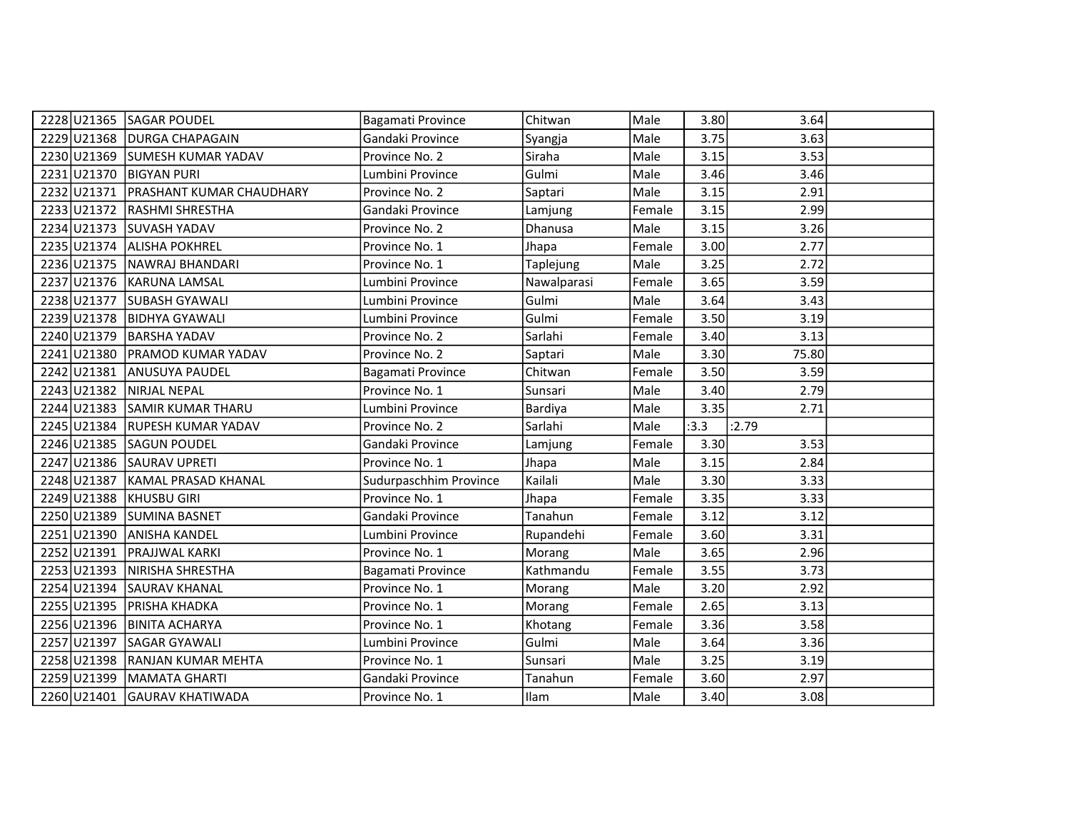| | | | | | | | | |
|---|---|---|---|---|---|---|---|---|
| 2228 | U21365 | SAGAR POUDEL | Bagamati Province | Chitwan | Male | 3.80 | 3.64 | |
| 2229 | U21368 | DURGA CHAPAGAIN | Gandaki Province | Syangja | Male | 3.75 | 3.63 | |
| 2230 | U21369 | SUMESH KUMAR YADAV | Province No. 2 | Siraha | Male | 3.15 | 3.53 | |
| 2231 | U21370 | BIGYAN PURI | Lumbini Province | Gulmi | Male | 3.46 | 3.46 | |
| 2232 | U21371 | PRASHANT KUMAR CHAUDHARY | Province No. 2 | Saptari | Male | 3.15 | 2.91 | |
| 2233 | U21372 | RASHMI SHRESTHA | Gandaki Province | Lamjung | Female | 3.15 | 2.99 | |
| 2234 | U21373 | SUVASH YADAV | Province No. 2 | Dhanusa | Male | 3.15 | 3.26 | |
| 2235 | U21374 | ALISHA POKHREL | Province No. 1 | Jhapa | Female | 3.00 | 2.77 | |
| 2236 | U21375 | NAWRAJ BHANDARI | Province No. 1 | Taplejung | Male | 3.25 | 2.72 | |
| 2237 | U21376 | KARUNA LAMSAL | Lumbini Province | Nawalparasi | Female | 3.65 | 3.59 | |
| 2238 | U21377 | SUBASH GYAWALI | Lumbini Province | Gulmi | Male | 3.64 | 3.43 | |
| 2239 | U21378 | BIDHYA GYAWALI | Lumbini Province | Gulmi | Female | 3.50 | 3.19 | |
| 2240 | U21379 | BARSHA YADAV | Province No. 2 | Sarlahi | Female | 3.40 | 3.13 | |
| 2241 | U21380 | PRAMOD KUMAR YADAV | Province No. 2 | Saptari | Male | 3.30 | 75.80 | |
| 2242 | U21381 | ANUSUYA PAUDEL | Bagamati Province | Chitwan | Female | 3.50 | 3.59 | |
| 2243 | U21382 | NIRJAL NEPAL | Province No. 1 | Sunsari | Male | 3.40 | 2.79 | |
| 2244 | U21383 | SAMIR KUMAR THARU | Lumbini Province | Bardiya | Male | 3.35 | 2.71 | |
| 2245 | U21384 | RUPESH KUMAR YADAV | Province No. 2 | Sarlahi | Male | :3.3 | :2.79 | |
| 2246 | U21385 | SAGUN POUDEL | Gandaki Province | Lamjung | Female | 3.30 | 3.53 | |
| 2247 | U21386 | SAURAV UPRETI | Province No. 1 | Jhapa | Male | 3.15 | 2.84 | |
| 2248 | U21387 | KAMAL PRASAD KHANAL | Sudurpaschhim Province | Kailali | Male | 3.30 | 3.33 | |
| 2249 | U21388 | KHUSBU GIRI | Province No. 1 | Jhapa | Female | 3.35 | 3.33 | |
| 2250 | U21389 | SUMINA BASNET | Gandaki Province | Tanahun | Female | 3.12 | 3.12 | |
| 2251 | U21390 | ANISHA KANDEL | Lumbini Province | Rupandehi | Female | 3.60 | 3.31 | |
| 2252 | U21391 | PRAJJWAL KARKI | Province No. 1 | Morang | Male | 3.65 | 2.96 | |
| 2253 | U21393 | NIRISHA SHRESTHA | Bagamati Province | Kathmandu | Female | 3.55 | 3.73 | |
| 2254 | U21394 | SAURAV KHANAL | Province No. 1 | Morang | Male | 3.20 | 2.92 | |
| 2255 | U21395 | PRISHA KHADKA | Province No. 1 | Morang | Female | 2.65 | 3.13 | |
| 2256 | U21396 | BINITA ACHARYA | Province No. 1 | Khotang | Female | 3.36 | 3.58 | |
| 2257 | U21397 | SAGAR GYAWALI | Lumbini Province | Gulmi | Male | 3.64 | 3.36 | |
| 2258 | U21398 | RANJAN KUMAR MEHTA | Province No. 1 | Sunsari | Male | 3.25 | 3.19 | |
| 2259 | U21399 | MAMATA GHARTI | Gandaki Province | Tanahun | Female | 3.60 | 2.97 | |
| 2260 | U21401 | GAURAV KHATIWADA | Province No. 1 | Ilam | Male | 3.40 | 3.08 | |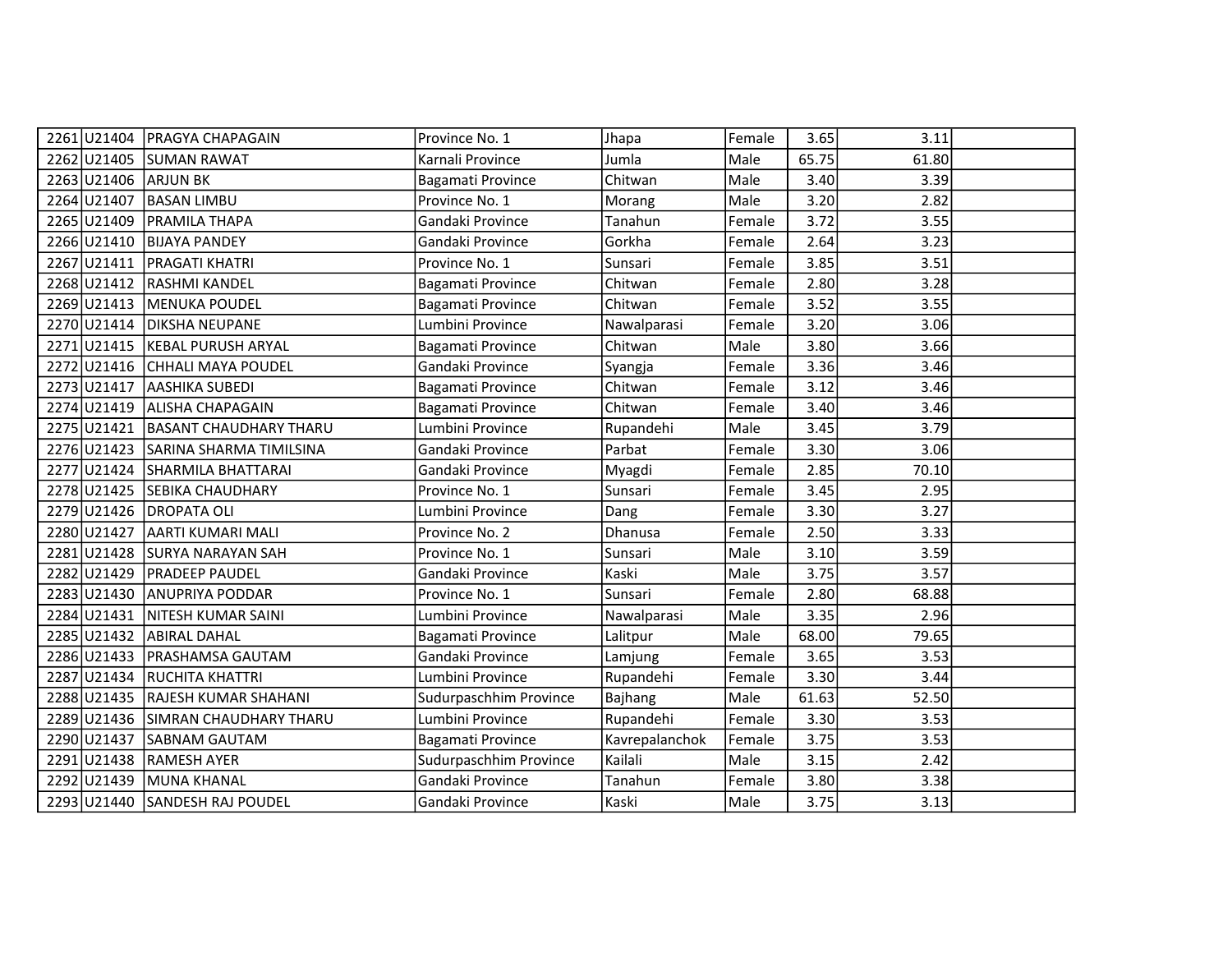| | | | | | | | | |
|---|---|---|---|---|---|---|---|---|
| 2261 | U21404 | PRAGYA CHAPAGAIN | Province No. 1 | Jhapa | Female | 3.65 | 3.11 | |
| 2262 | U21405 | SUMAN RAWAT | Karnali Province | Jumla | Male | 65.75 | 61.80 | |
| 2263 | U21406 | ARJUN BK | Bagamati Province | Chitwan | Male | 3.40 | 3.39 | |
| 2264 | U21407 | BASAN LIMBU | Province No. 1 | Morang | Male | 3.20 | 2.82 | |
| 2265 | U21409 | PRAMILA THAPA | Gandaki Province | Tanahun | Female | 3.72 | 3.55 | |
| 2266 | U21410 | BIJAYA PANDEY | Gandaki Province | Gorkha | Female | 2.64 | 3.23 | |
| 2267 | U21411 | PRAGATI KHATRI | Province No. 1 | Sunsari | Female | 3.85 | 3.51 | |
| 2268 | U21412 | RASHMI KANDEL | Bagamati Province | Chitwan | Female | 2.80 | 3.28 | |
| 2269 | U21413 | MENUKA POUDEL | Bagamati Province | Chitwan | Female | 3.52 | 3.55 | |
| 2270 | U21414 | DIKSHA NEUPANE | Lumbini Province | Nawalparasi | Female | 3.20 | 3.06 | |
| 2271 | U21415 | KEBAL PURUSH ARYAL | Bagamati Province | Chitwan | Male | 3.80 | 3.66 | |
| 2272 | U21416 | CHHALI MAYA POUDEL | Gandaki Province | Syangja | Female | 3.36 | 3.46 | |
| 2273 | U21417 | AASHIKA SUBEDI | Bagamati Province | Chitwan | Female | 3.12 | 3.46 | |
| 2274 | U21419 | ALISHA CHAPAGAIN | Bagamati Province | Chitwan | Female | 3.40 | 3.46 | |
| 2275 | U21421 | BASANT CHAUDHARY THARU | Lumbini Province | Rupandehi | Male | 3.45 | 3.79 | |
| 2276 | U21423 | SARINA SHARMA TIMILSINA | Gandaki Province | Parbat | Female | 3.30 | 3.06 | |
| 2277 | U21424 | SHARMILA BHATTARAI | Gandaki Province | Myagdi | Female | 2.85 | 70.10 | |
| 2278 | U21425 | SEBIKA CHAUDHARY | Province No. 1 | Sunsari | Female | 3.45 | 2.95 | |
| 2279 | U21426 | DROPATA OLI | Lumbini Province | Dang | Female | 3.30 | 3.27 | |
| 2280 | U21427 | AARTI KUMARI MALI | Province No. 2 | Dhanusa | Female | 2.50 | 3.33 | |
| 2281 | U21428 | SURYA NARAYAN SAH | Province No. 1 | Sunsari | Male | 3.10 | 3.59 | |
| 2282 | U21429 | PRADEEP PAUDEL | Gandaki Province | Kaski | Male | 3.75 | 3.57 | |
| 2283 | U21430 | ANUPRIYA PODDAR | Province No. 1 | Sunsari | Female | 2.80 | 68.88 | |
| 2284 | U21431 | NITESH KUMAR SAINI | Lumbini Province | Nawalparasi | Male | 3.35 | 2.96 | |
| 2285 | U21432 | ABIRAL DAHAL | Bagamati Province | Lalitpur | Male | 68.00 | 79.65 | |
| 2286 | U21433 | PRASHAMSA GAUTAM | Gandaki Province | Lamjung | Female | 3.65 | 3.53 | |
| 2287 | U21434 | RUCHITA KHATTRI | Lumbini Province | Rupandehi | Female | 3.30 | 3.44 | |
| 2288 | U21435 | RAJESH KUMAR SHAHANI | Sudurpaschhim Province | Bajhang | Male | 61.63 | 52.50 | |
| 2289 | U21436 | SIMRAN CHAUDHARY THARU | Lumbini Province | Rupandehi | Female | 3.30 | 3.53 | |
| 2290 | U21437 | SABNAM GAUTAM | Bagamati Province | Kavrepalanchok | Female | 3.75 | 3.53 | |
| 2291 | U21438 | RAMESH AYER | Sudurpaschhim Province | Kailali | Male | 3.15 | 2.42 | |
| 2292 | U21439 | MUNA KHANAL | Gandaki Province | Tanahun | Female | 3.80 | 3.38 | |
| 2293 | U21440 | SANDESH RAJ POUDEL | Gandaki Province | Kaski | Male | 3.75 | 3.13 | |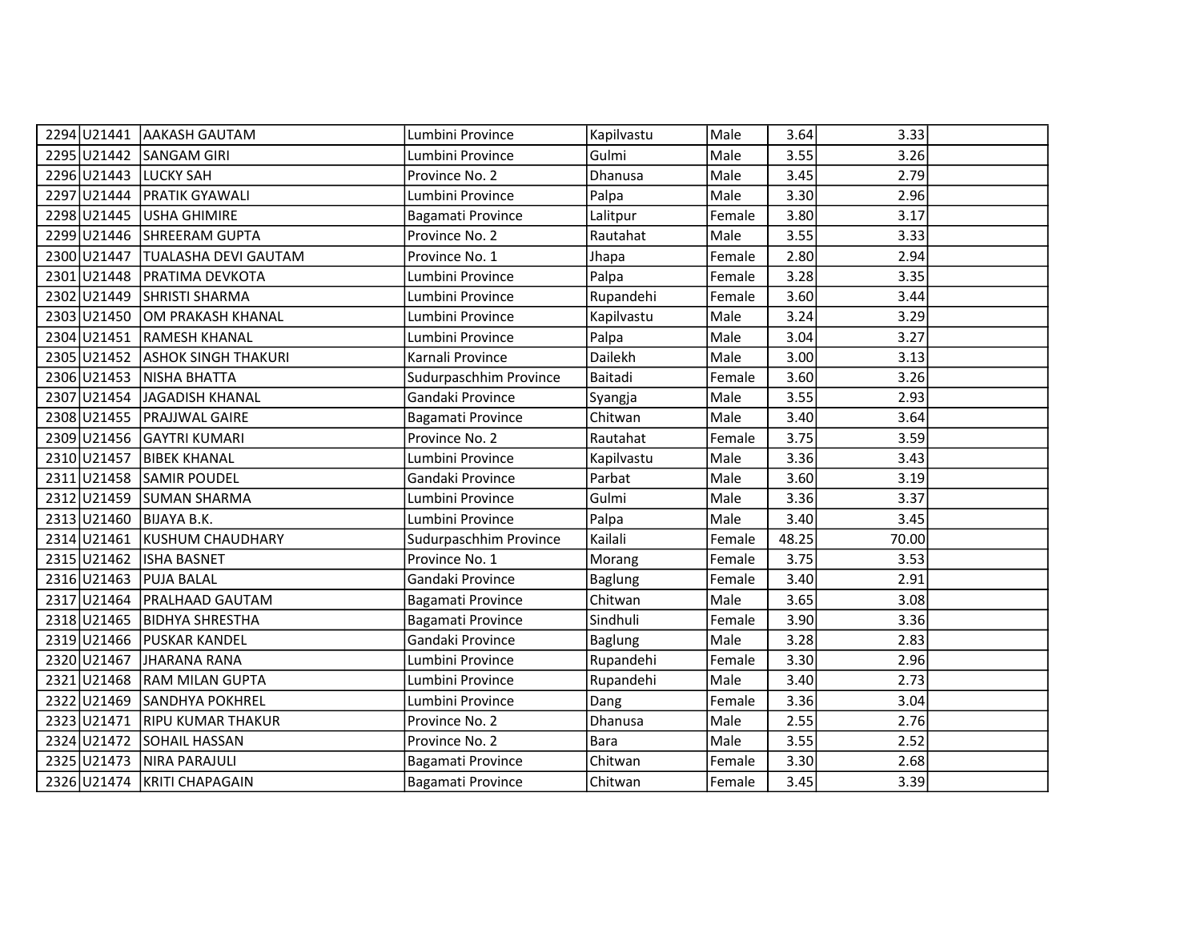| | | | | | | | | |
|---|---|---|---|---|---|---|---|---|
| 2294 | U21441 | AAKASH GAUTAM | Lumbini Province | Kapilvastu | Male | 3.64 | 3.33 | |
| 2295 | U21442 | SANGAM GIRI | Lumbini Province | Gulmi | Male | 3.55 | 3.26 | |
| 2296 | U21443 | LUCKY SAH | Province No. 2 | Dhanusa | Male | 3.45 | 2.79 | |
| 2297 | U21444 | PRATIK GYAWALI | Lumbini Province | Palpa | Male | 3.30 | 2.96 | |
| 2298 | U21445 | USHA GHIMIRE | Bagamati Province | Lalitpur | Female | 3.80 | 3.17 | |
| 2299 | U21446 | SHREERAM GUPTA | Province No. 2 | Rautahat | Male | 3.55 | 3.33 | |
| 2300 | U21447 | TUALASHA DEVI GAUTAM | Province No. 1 | Jhapa | Female | 2.80 | 2.94 | |
| 2301 | U21448 | PRATIMA DEVKOTA | Lumbini Province | Palpa | Female | 3.28 | 3.35 | |
| 2302 | U21449 | SHRISTI SHARMA | Lumbini Province | Rupandehi | Female | 3.60 | 3.44 | |
| 2303 | U21450 | OM PRAKASH KHANAL | Lumbini Province | Kapilvastu | Male | 3.24 | 3.29 | |
| 2304 | U21451 | RAMESH KHANAL | Lumbini Province | Palpa | Male | 3.04 | 3.27 | |
| 2305 | U21452 | ASHOK SINGH THAKURI | Karnali Province | Dailekh | Male | 3.00 | 3.13 | |
| 2306 | U21453 | NISHA BHATTA | Sudurpaschhim Province | Baitadi | Female | 3.60 | 3.26 | |
| 2307 | U21454 | JAGADISH KHANAL | Gandaki Province | Syangja | Male | 3.55 | 2.93 | |
| 2308 | U21455 | PRAJJWAL GAIRE | Bagamati Province | Chitwan | Male | 3.40 | 3.64 | |
| 2309 | U21456 | GAYTRI KUMARI | Province No. 2 | Rautahat | Female | 3.75 | 3.59 | |
| 2310 | U21457 | BIBEK KHANAL | Lumbini Province | Kapilvastu | Male | 3.36 | 3.43 | |
| 2311 | U21458 | SAMIR POUDEL | Gandaki Province | Parbat | Male | 3.60 | 3.19 | |
| 2312 | U21459 | SUMAN SHARMA | Lumbini Province | Gulmi | Male | 3.36 | 3.37 | |
| 2313 | U21460 | BIJAYA B.K. | Lumbini Province | Palpa | Male | 3.40 | 3.45 | |
| 2314 | U21461 | KUSHUM CHAUDHARY | Sudurpaschhim Province | Kailali | Female | 48.25 | 70.00 | |
| 2315 | U21462 | ISHA BASNET | Province No. 1 | Morang | Female | 3.75 | 3.53 | |
| 2316 | U21463 | PUJA BALAL | Gandaki Province | Baglung | Female | 3.40 | 2.91 | |
| 2317 | U21464 | PRALHAAD GAUTAM | Bagamati Province | Chitwan | Male | 3.65 | 3.08 | |
| 2318 | U21465 | BIDHYA SHRESTHA | Bagamati Province | Sindhuli | Female | 3.90 | 3.36 | |
| 2319 | U21466 | PUSKAR KANDEL | Gandaki Province | Baglung | Male | 3.28 | 2.83 | |
| 2320 | U21467 | JHARANA RANA | Lumbini Province | Rupandehi | Female | 3.30 | 2.96 | |
| 2321 | U21468 | RAM MILAN GUPTA | Lumbini Province | Rupandehi | Male | 3.40 | 2.73 | |
| 2322 | U21469 | SANDHYA POKHREL | Lumbini Province | Dang | Female | 3.36 | 3.04 | |
| 2323 | U21471 | RIPU KUMAR THAKUR | Province No. 2 | Dhanusa | Male | 2.55 | 2.76 | |
| 2324 | U21472 | SOHAIL HASSAN | Province No. 2 | Bara | Male | 3.55 | 2.52 | |
| 2325 | U21473 | NIRA PARAJULI | Bagamati Province | Chitwan | Female | 3.30 | 2.68 | |
| 2326 | U21474 | KRITI CHAPAGAIN | Bagamati Province | Chitwan | Female | 3.45 | 3.39 | |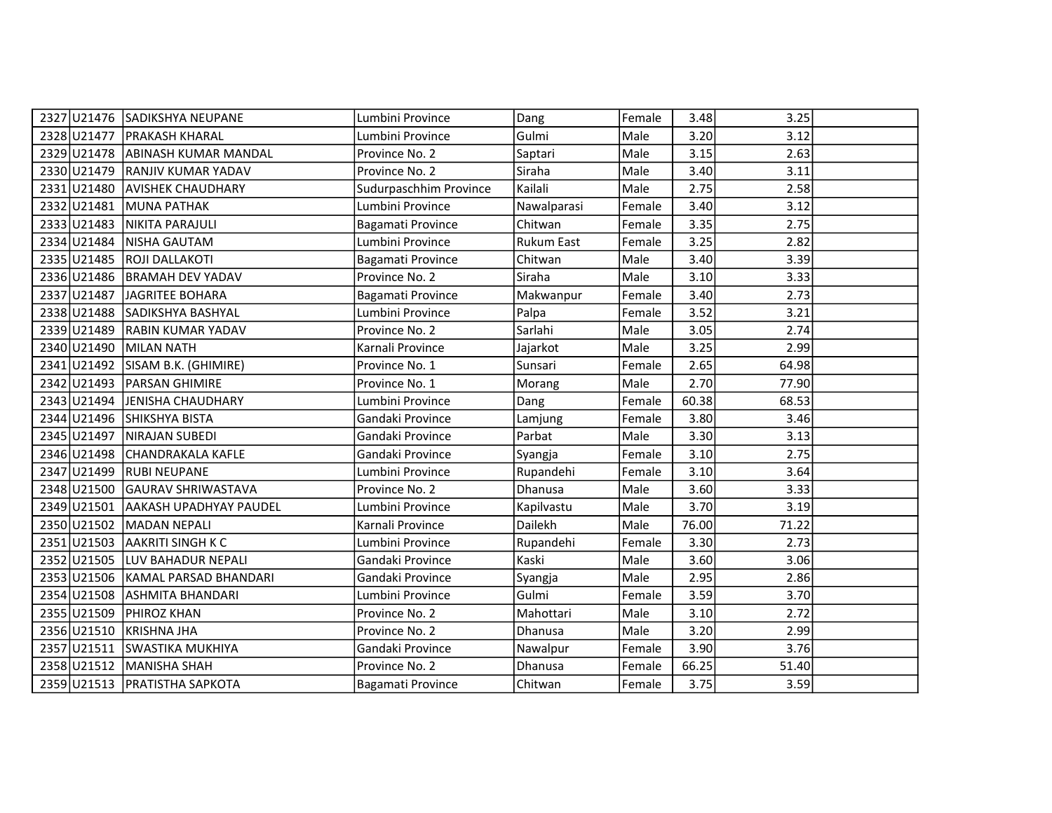| | | | | | | | | |
|---|---|---|---|---|---|---|---|---|
| 2327 | U21476 | SADIKSHYA NEUPANE | Lumbini Province | Dang | Female | 3.48 | 3.25 | |
| 2328 | U21477 | PRAKASH KHARAL | Lumbini Province | Gulmi | Male | 3.20 | 3.12 | |
| 2329 | U21478 | ABINASH KUMAR MANDAL | Province No. 2 | Saptari | Male | 3.15 | 2.63 | |
| 2330 | U21479 | RANJIV KUMAR YADAV | Province No. 2 | Siraha | Male | 3.40 | 3.11 | |
| 2331 | U21480 | AVISHEK CHAUDHARY | Sudurpaschhim Province | Kailali | Male | 2.75 | 2.58 | |
| 2332 | U21481 | MUNA PATHAK | Lumbini Province | Nawalparasi | Female | 3.40 | 3.12 | |
| 2333 | U21483 | NIKITA PARAJULI | Bagamati Province | Chitwan | Female | 3.35 | 2.75 | |
| 2334 | U21484 | NISHA GAUTAM | Lumbini Province | Rukum East | Female | 3.25 | 2.82 | |
| 2335 | U21485 | ROJI DALLAKOTI | Bagamati Province | Chitwan | Male | 3.40 | 3.39 | |
| 2336 | U21486 | BRAMAH DEV YADAV | Province No. 2 | Siraha | Male | 3.10 | 3.33 | |
| 2337 | U21487 | JAGRITEE BOHARA | Bagamati Province | Makwanpur | Female | 3.40 | 2.73 | |
| 2338 | U21488 | SADIKSHYA BASHYAL | Lumbini Province | Palpa | Female | 3.52 | 3.21 | |
| 2339 | U21489 | RABIN KUMAR YADAV | Province No. 2 | Sarlahi | Male | 3.05 | 2.74 | |
| 2340 | U21490 | MILAN NATH | Karnali Province | Jajarkot | Male | 3.25 | 2.99 | |
| 2341 | U21492 | SISAM B.K. (GHIMIRE) | Province No. 1 | Sunsari | Female | 2.65 | 64.98 | |
| 2342 | U21493 | PARSAN GHIMIRE | Province No. 1 | Morang | Male | 2.70 | 77.90 | |
| 2343 | U21494 | JENISHA CHAUDHARY | Lumbini Province | Dang | Female | 60.38 | 68.53 | |
| 2344 | U21496 | SHIKSHYA BISTA | Gandaki Province | Lamjung | Female | 3.80 | 3.46 | |
| 2345 | U21497 | NIRAJAN SUBEDI | Gandaki Province | Parbat | Male | 3.30 | 3.13 | |
| 2346 | U21498 | CHANDRAKALA KAFLE | Gandaki Province | Syangja | Female | 3.10 | 2.75 | |
| 2347 | U21499 | RUBI NEUPANE | Lumbini Province | Rupandehi | Female | 3.10 | 3.64 | |
| 2348 | U21500 | GAURAV SHRIWASTAVA | Province No. 2 | Dhanusa | Male | 3.60 | 3.33 | |
| 2349 | U21501 | AAKASH UPADHYAY PAUDEL | Lumbini Province | Kapilvastu | Male | 3.70 | 3.19 | |
| 2350 | U21502 | MADAN NEPALI | Karnali Province | Dailekh | Male | 76.00 | 71.22 | |
| 2351 | U21503 | AAKRITI SINGH K C | Lumbini Province | Rupandehi | Female | 3.30 | 2.73 | |
| 2352 | U21505 | LUV BAHADUR NEPALI | Gandaki Province | Kaski | Male | 3.60 | 3.06 | |
| 2353 | U21506 | KAMAL PARSAD BHANDARI | Gandaki Province | Syangja | Male | 2.95 | 2.86 | |
| 2354 | U21508 | ASHMITA BHANDARI | Lumbini Province | Gulmi | Female | 3.59 | 3.70 | |
| 2355 | U21509 | PHIROZ KHAN | Province No. 2 | Mahottari | Male | 3.10 | 2.72 | |
| 2356 | U21510 | KRISHNA JHA | Province No. 2 | Dhanusa | Male | 3.20 | 2.99 | |
| 2357 | U21511 | SWASTIKA MUKHIYA | Gandaki Province | Nawalpur | Female | 3.90 | 3.76 | |
| 2358 | U21512 | MANISHA SHAH | Province No. 2 | Dhanusa | Female | 66.25 | 51.40 | |
| 2359 | U21513 | PRATISTHA SAPKOTA | Bagamati Province | Chitwan | Female | 3.75 | 3.59 | |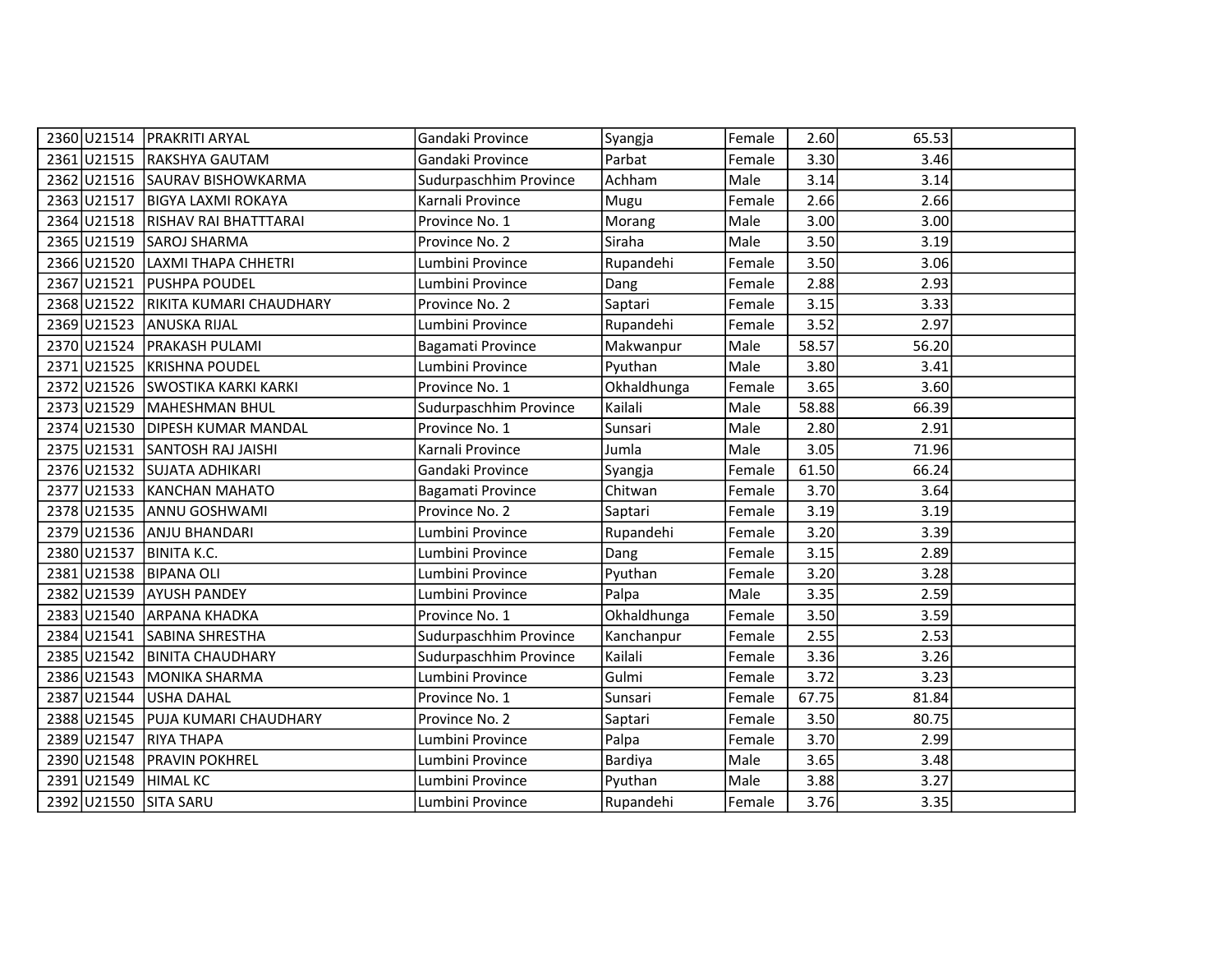| | | | | | | | | |
|---|---|---|---|---|---|---|---|---|
| 2360 | U21514 | PRAKRITI ARYAL | Gandaki Province | Syangja | Female | 2.60 | 65.53 | |
| 2361 | U21515 | RAKSHYA GAUTAM | Gandaki Province | Parbat | Female | 3.30 | 3.46 | |
| 2362 | U21516 | SAURAV BISHOWKARMA | Sudurpaschhim Province | Achham | Male | 3.14 | 3.14 | |
| 2363 | U21517 | BIGYA LAXMI ROKAYA | Karnali Province | Mugu | Female | 2.66 | 2.66 | |
| 2364 | U21518 | RISHAV RAI BHATTTARAI | Province No. 1 | Morang | Male | 3.00 | 3.00 | |
| 2365 | U21519 | SAROJ SHARMA | Province No. 2 | Siraha | Male | 3.50 | 3.19 | |
| 2366 | U21520 | LAXMI THAPA CHHETRI | Lumbini Province | Rupandehi | Female | 3.50 | 3.06 | |
| 2367 | U21521 | PUSHPA POUDEL | Lumbini Province | Dang | Female | 2.88 | 2.93 | |
| 2368 | U21522 | RIKITA KUMARI CHAUDHARY | Province No. 2 | Saptari | Female | 3.15 | 3.33 | |
| 2369 | U21523 | ANUSKA RIJAL | Lumbini Province | Rupandehi | Female | 3.52 | 2.97 | |
| 2370 | U21524 | PRAKASH PULAMI | Bagamati Province | Makwanpur | Male | 58.57 | 56.20 | |
| 2371 | U21525 | KRISHNA POUDEL | Lumbini Province | Pyuthan | Male | 3.80 | 3.41 | |
| 2372 | U21526 | SWOSTIKA KARKI KARKI | Province No. 1 | Okhaldhunga | Female | 3.65 | 3.60 | |
| 2373 | U21529 | MAHESHMAN BHUL | Sudurpaschhim Province | Kailali | Male | 58.88 | 66.39 | |
| 2374 | U21530 | DIPESH KUMAR MANDAL | Province No. 1 | Sunsari | Male | 2.80 | 2.91 | |
| 2375 | U21531 | SANTOSH RAJ JAISHI | Karnali Province | Jumla | Male | 3.05 | 71.96 | |
| 2376 | U21532 | SUJATA ADHIKARI | Gandaki Province | Syangja | Female | 61.50 | 66.24 | |
| 2377 | U21533 | KANCHAN MAHATO | Bagamati Province | Chitwan | Female | 3.70 | 3.64 | |
| 2378 | U21535 | ANNU GOSHWAMI | Province No. 2 | Saptari | Female | 3.19 | 3.19 | |
| 2379 | U21536 | ANJU BHANDARI | Lumbini Province | Rupandehi | Female | 3.20 | 3.39 | |
| 2380 | U21537 | BINITA K.C. | Lumbini Province | Dang | Female | 3.15 | 2.89 | |
| 2381 | U21538 | BIPANA OLI | Lumbini Province | Pyuthan | Female | 3.20 | 3.28 | |
| 2382 | U21539 | AYUSH PANDEY | Lumbini Province | Palpa | Male | 3.35 | 2.59 | |
| 2383 | U21540 | ARPANA KHADKA | Province No. 1 | Okhaldhunga | Female | 3.50 | 3.59 | |
| 2384 | U21541 | SABINA SHRESTHA | Sudurpaschhim Province | Kanchanpur | Female | 2.55 | 2.53 | |
| 2385 | U21542 | BINITA CHAUDHARY | Sudurpaschhim Province | Kailali | Female | 3.36 | 3.26 | |
| 2386 | U21543 | MONIKA SHARMA | Lumbini Province | Gulmi | Female | 3.72 | 3.23 | |
| 2387 | U21544 | USHA DAHAL | Province No. 1 | Sunsari | Female | 67.75 | 81.84 | |
| 2388 | U21545 | PUJA KUMARI CHAUDHARY | Province No. 2 | Saptari | Female | 3.50 | 80.75 | |
| 2389 | U21547 | RIYA THAPA | Lumbini Province | Palpa | Female | 3.70 | 2.99 | |
| 2390 | U21548 | PRAVIN POKHREL | Lumbini Province | Bardiya | Male | 3.65 | 3.48 | |
| 2391 | U21549 | HIMAL KC | Lumbini Province | Pyuthan | Male | 3.88 | 3.27 | |
| 2392 | U21550 | SITA SARU | Lumbini Province | Rupandehi | Female | 3.76 | 3.35 | |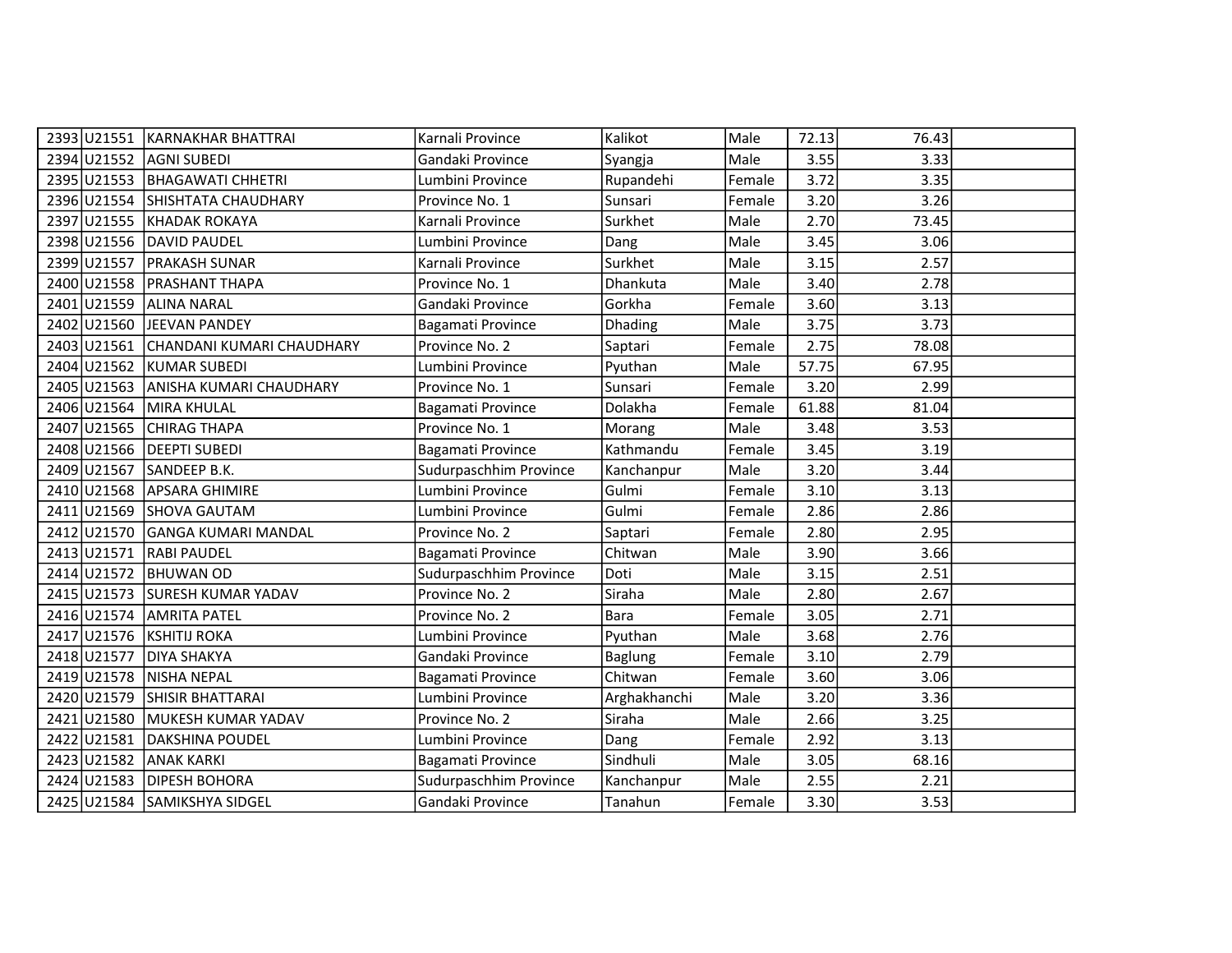| | | | | | | | | |
|---|---|---|---|---|---|---|---|---|
| 2393 | U21551 | KARNAKHAR BHATTRAI | Karnali Province | Kalikot | Male | 72.13 | 76.43 | |
| 2394 | U21552 | AGNI SUBEDI | Gandaki Province | Syangja | Male | 3.55 | 3.33 | |
| 2395 | U21553 | BHAGAWATI CHHETRI | Lumbini Province | Rupandehi | Female | 3.72 | 3.35 | |
| 2396 | U21554 | SHISHTATA CHAUDHARY | Province No. 1 | Sunsari | Female | 3.20 | 3.26 | |
| 2397 | U21555 | KHADAK ROKAYA | Karnali Province | Surkhet | Male | 2.70 | 73.45 | |
| 2398 | U21556 | DAVID PAUDEL | Lumbini Province | Dang | Male | 3.45 | 3.06 | |
| 2399 | U21557 | PRAKASH SUNAR | Karnali Province | Surkhet | Male | 3.15 | 2.57 | |
| 2400 | U21558 | PRASHANT THAPA | Province No. 1 | Dhankuta | Male | 3.40 | 2.78 | |
| 2401 | U21559 | ALINA NARAL | Gandaki Province | Gorkha | Female | 3.60 | 3.13 | |
| 2402 | U21560 | JEEVAN PANDEY | Bagamati Province | Dhading | Male | 3.75 | 3.73 | |
| 2403 | U21561 | CHANDANI KUMARI CHAUDHARY | Province No. 2 | Saptari | Female | 2.75 | 78.08 | |
| 2404 | U21562 | KUMAR SUBEDI | Lumbini Province | Pyuthan | Male | 57.75 | 67.95 | |
| 2405 | U21563 | ANISHA KUMARI CHAUDHARY | Province No. 1 | Sunsari | Female | 3.20 | 2.99 | |
| 2406 | U21564 | MIRA KHULAL | Bagamati Province | Dolakha | Female | 61.88 | 81.04 | |
| 2407 | U21565 | CHIRAG THAPA | Province No. 1 | Morang | Male | 3.48 | 3.53 | |
| 2408 | U21566 | DEEPTI SUBEDI | Bagamati Province | Kathmandu | Female | 3.45 | 3.19 | |
| 2409 | U21567 | SANDEEP B.K. | Sudurpaschhim Province | Kanchanpur | Male | 3.20 | 3.44 | |
| 2410 | U21568 | APSARA GHIMIRE | Lumbini Province | Gulmi | Female | 3.10 | 3.13 | |
| 2411 | U21569 | SHOVA GAUTAM | Lumbini Province | Gulmi | Female | 2.86 | 2.86 | |
| 2412 | U21570 | GANGA KUMARI MANDAL | Province No. 2 | Saptari | Female | 2.80 | 2.95 | |
| 2413 | U21571 | RABI PAUDEL | Bagamati Province | Chitwan | Male | 3.90 | 3.66 | |
| 2414 | U21572 | BHUWAN OD | Sudurpaschhim Province | Doti | Male | 3.15 | 2.51 | |
| 2415 | U21573 | SURESH KUMAR YADAV | Province No. 2 | Siraha | Male | 2.80 | 2.67 | |
| 2416 | U21574 | AMRITA PATEL | Province No. 2 | Bara | Female | 3.05 | 2.71 | |
| 2417 | U21576 | KSHITIJ ROKA | Lumbini Province | Pyuthan | Male | 3.68 | 2.76 | |
| 2418 | U21577 | DIYA SHAKYA | Gandaki Province | Baglung | Female | 3.10 | 2.79 | |
| 2419 | U21578 | NISHA NEPAL | Bagamati Province | Chitwan | Female | 3.60 | 3.06 | |
| 2420 | U21579 | SHISIR BHATTARAI | Lumbini Province | Arghakhanchi | Male | 3.20 | 3.36 | |
| 2421 | U21580 | MUKESH KUMAR YADAV | Province No. 2 | Siraha | Male | 2.66 | 3.25 | |
| 2422 | U21581 | DAKSHINA POUDEL | Lumbini Province | Dang | Female | 2.92 | 3.13 | |
| 2423 | U21582 | ANAK KARKI | Bagamati Province | Sindhuli | Male | 3.05 | 68.16 | |
| 2424 | U21583 | DIPESH BOHORA | Sudurpaschhim Province | Kanchanpur | Male | 2.55 | 2.21 | |
| 2425 | U21584 | SAMIKSHYA SIDGEL | Gandaki Province | Tanahun | Female | 3.30 | 3.53 | |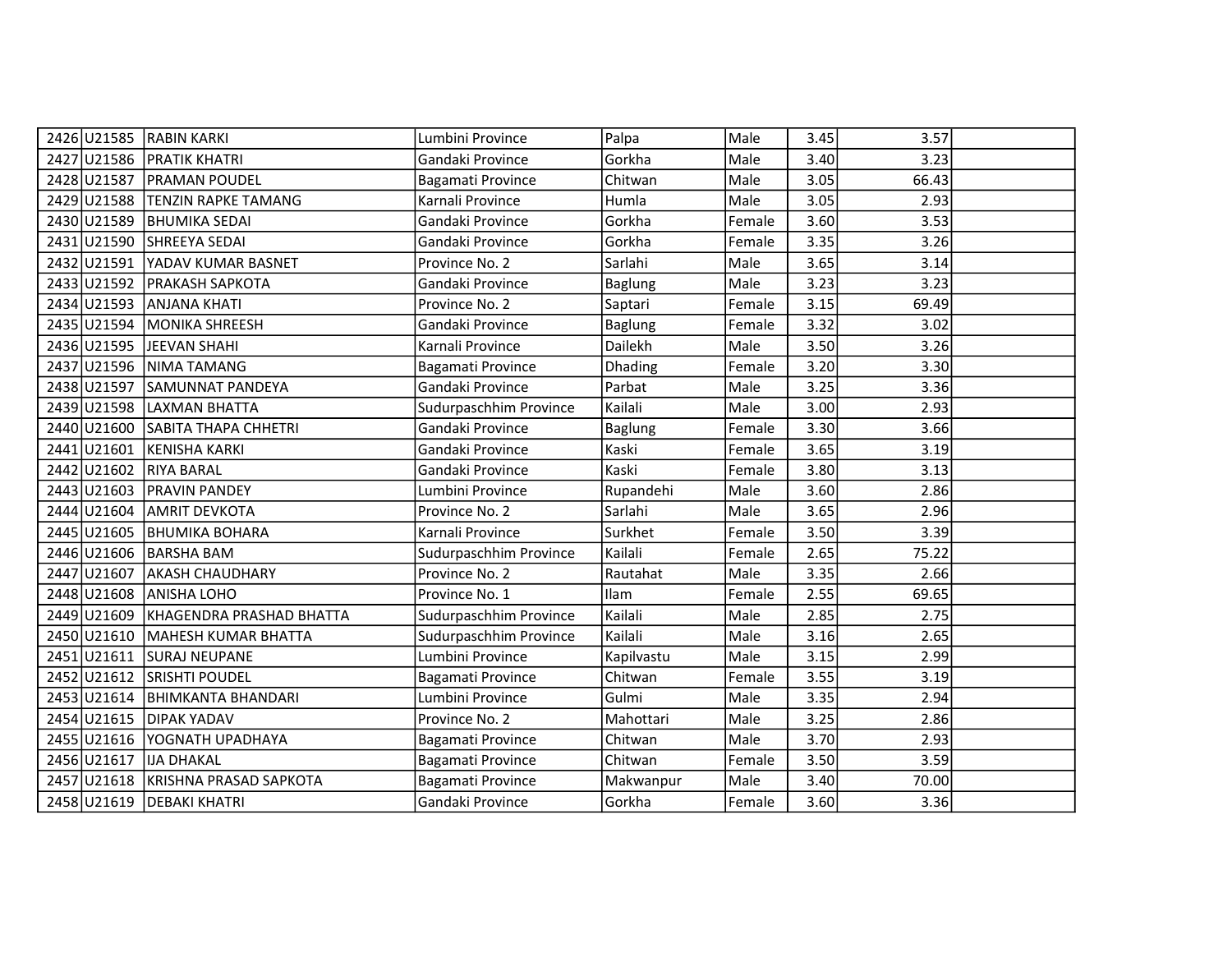| | | | | | | | | |
|---|---|---|---|---|---|---|---|---|
| 2426 | U21585 | RABIN KARKI | Lumbini Province | Palpa | Male | 3.45 | 3.57 | |
| 2427 | U21586 | PRATIK KHATRI | Gandaki Province | Gorkha | Male | 3.40 | 3.23 | |
| 2428 | U21587 | PRAMAN POUDEL | Bagamati Province | Chitwan | Male | 3.05 | 66.43 | |
| 2429 | U21588 | TENZIN RAPKE TAMANG | Karnali Province | Humla | Male | 3.05 | 2.93 | |
| 2430 | U21589 | BHUMIKA SEDAI | Gandaki Province | Gorkha | Female | 3.60 | 3.53 | |
| 2431 | U21590 | SHREEYA SEDAI | Gandaki Province | Gorkha | Female | 3.35 | 3.26 | |
| 2432 | U21591 | YADAV KUMAR BASNET | Province No. 2 | Sarlahi | Male | 3.65 | 3.14 | |
| 2433 | U21592 | PRAKASH SAPKOTA | Gandaki Province | Baglung | Male | 3.23 | 3.23 | |
| 2434 | U21593 | ANJANA KHATI | Province No. 2 | Saptari | Female | 3.15 | 69.49 | |
| 2435 | U21594 | MONIKA SHREESH | Gandaki Province | Baglung | Female | 3.32 | 3.02 | |
| 2436 | U21595 | JEEVAN SHAHI | Karnali Province | Dailekh | Male | 3.50 | 3.26 | |
| 2437 | U21596 | NIMA TAMANG | Bagamati Province | Dhading | Female | 3.20 | 3.30 | |
| 2438 | U21597 | SAMUNNAT PANDEYA | Gandaki Province | Parbat | Male | 3.25 | 3.36 | |
| 2439 | U21598 | LAXMAN BHATTA | Sudurpaschhim Province | Kailali | Male | 3.00 | 2.93 | |
| 2440 | U21600 | SABITA THAPA CHHETRI | Gandaki Province | Baglung | Female | 3.30 | 3.66 | |
| 2441 | U21601 | KENISHA KARKI | Gandaki Province | Kaski | Female | 3.65 | 3.19 | |
| 2442 | U21602 | RIYA BARAL | Gandaki Province | Kaski | Female | 3.80 | 3.13 | |
| 2443 | U21603 | PRAVIN PANDEY | Lumbini Province | Rupandehi | Male | 3.60 | 2.86 | |
| 2444 | U21604 | AMRIT DEVKOTA | Province No. 2 | Sarlahi | Male | 3.65 | 2.96 | |
| 2445 | U21605 | BHUMIKA BOHARA | Karnali Province | Surkhet | Female | 3.50 | 3.39 | |
| 2446 | U21606 | BARSHA BAM | Sudurpaschhim Province | Kailali | Female | 2.65 | 75.22 | |
| 2447 | U21607 | AKASH CHAUDHARY | Province No. 2 | Rautahat | Male | 3.35 | 2.66 | |
| 2448 | U21608 | ANISHA LOHO | Province No. 1 | Ilam | Female | 2.55 | 69.65 | |
| 2449 | U21609 | KHAGENDRA PRASHAD BHATTA | Sudurpaschhim Province | Kailali | Male | 2.85 | 2.75 | |
| 2450 | U21610 | MAHESH KUMAR BHATTA | Sudurpaschhim Province | Kailali | Male | 3.16 | 2.65 | |
| 2451 | U21611 | SURAJ NEUPANE | Lumbini Province | Kapilvastu | Male | 3.15 | 2.99 | |
| 2452 | U21612 | SRISHTI POUDEL | Bagamati Province | Chitwan | Female | 3.55 | 3.19 | |
| 2453 | U21614 | BHIMKANTA BHANDARI | Lumbini Province | Gulmi | Male | 3.35 | 2.94 | |
| 2454 | U21615 | DIPAK YADAV | Province No. 2 | Mahottari | Male | 3.25 | 2.86 | |
| 2455 | U21616 | YOGNATH UPADHAYA | Bagamati Province | Chitwan | Male | 3.70 | 2.93 | |
| 2456 | U21617 | IJA DHAKAL | Bagamati Province | Chitwan | Female | 3.50 | 3.59 | |
| 2457 | U21618 | KRISHNA PRASAD SAPKOTA | Bagamati Province | Makwanpur | Male | 3.40 | 70.00 | |
| 2458 | U21619 | DEBAKI KHATRI | Gandaki Province | Gorkha | Female | 3.60 | 3.36 | |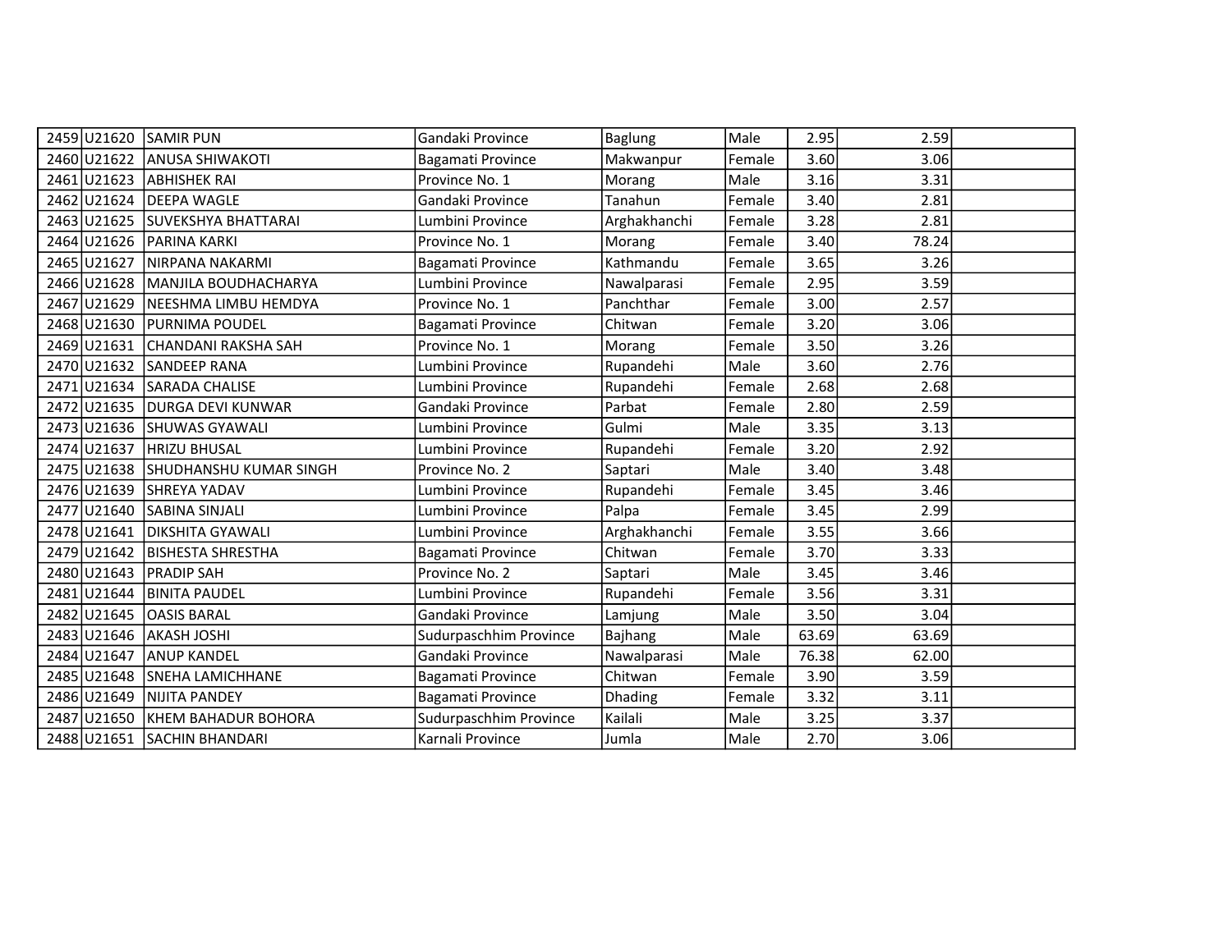| | | | | | | | | |
|---|---|---|---|---|---|---|---|---|
| 2459 | U21620 | SAMIR PUN | Gandaki Province | Baglung | Male | 2.95 | 2.59 | |
| 2460 | U21622 | ANUSA SHIWAKOTI | Bagamati Province | Makwanpur | Female | 3.60 | 3.06 | |
| 2461 | U21623 | ABHISHEK RAI | Province No. 1 | Morang | Male | 3.16 | 3.31 | |
| 2462 | U21624 | DEEPA WAGLE | Gandaki Province | Tanahun | Female | 3.40 | 2.81 | |
| 2463 | U21625 | SUVEKSHYA BHATTARAI | Lumbini Province | Arghakhanchi | Female | 3.28 | 2.81 | |
| 2464 | U21626 | PARINA KARKI | Province No. 1 | Morang | Female | 3.40 | 78.24 | |
| 2465 | U21627 | NIRPANA NAKARMI | Bagamati Province | Kathmandu | Female | 3.65 | 3.26 | |
| 2466 | U21628 | MANJILA BOUDHACHARYA | Lumbini Province | Nawalparasi | Female | 2.95 | 3.59 | |
| 2467 | U21629 | NEESHMA LIMBU HEMDYA | Province No. 1 | Panchthar | Female | 3.00 | 2.57 | |
| 2468 | U21630 | PURNIMA POUDEL | Bagamati Province | Chitwan | Female | 3.20 | 3.06 | |
| 2469 | U21631 | CHANDANI RAKSHA SAH | Province No. 1 | Morang | Female | 3.50 | 3.26 | |
| 2470 | U21632 | SANDEEP RANA | Lumbini Province | Rupandehi | Male | 3.60 | 2.76 | |
| 2471 | U21634 | SARADA CHALISE | Lumbini Province | Rupandehi | Female | 2.68 | 2.68 | |
| 2472 | U21635 | DURGA DEVI KUNWAR | Gandaki Province | Parbat | Female | 2.80 | 2.59 | |
| 2473 | U21636 | SHUWAS GYAWALI | Lumbini Province | Gulmi | Male | 3.35 | 3.13 | |
| 2474 | U21637 | HRIZU BHUSAL | Lumbini Province | Rupandehi | Female | 3.20 | 2.92 | |
| 2475 | U21638 | SHUDHANSHU KUMAR SINGH | Province No. 2 | Saptari | Male | 3.40 | 3.48 | |
| 2476 | U21639 | SHREYA YADAV | Lumbini Province | Rupandehi | Female | 3.45 | 3.46 | |
| 2477 | U21640 | SABINA SINJALI | Lumbini Province | Palpa | Female | 3.45 | 2.99 | |
| 2478 | U21641 | DIKSHITA GYAWALI | Lumbini Province | Arghakhanchi | Female | 3.55 | 3.66 | |
| 2479 | U21642 | BISHESTA SHRESTHA | Bagamati Province | Chitwan | Female | 3.70 | 3.33 | |
| 2480 | U21643 | PRADIP SAH | Province No. 2 | Saptari | Male | 3.45 | 3.46 | |
| 2481 | U21644 | BINITA PAUDEL | Lumbini Province | Rupandehi | Female | 3.56 | 3.31 | |
| 2482 | U21645 | OASIS BARAL | Gandaki Province | Lamjung | Male | 3.50 | 3.04 | |
| 2483 | U21646 | AKASH JOSHI | Sudurpaschhim Province | Bajhang | Male | 63.69 | 63.69 | |
| 2484 | U21647 | ANUP KANDEL | Gandaki Province | Nawalparasi | Male | 76.38 | 62.00 | |
| 2485 | U21648 | SNEHA LAMICHHANE | Bagamati Province | Chitwan | Female | 3.90 | 3.59 | |
| 2486 | U21649 | NIJITA PANDEY | Bagamati Province | Dhading | Female | 3.32 | 3.11 | |
| 2487 | U21650 | KHEM BAHADUR BOHORA | Sudurpaschhim Province | Kailali | Male | 3.25 | 3.37 | |
| 2488 | U21651 | SACHIN BHANDARI | Karnali Province | Jumla | Male | 2.70 | 3.06 | |